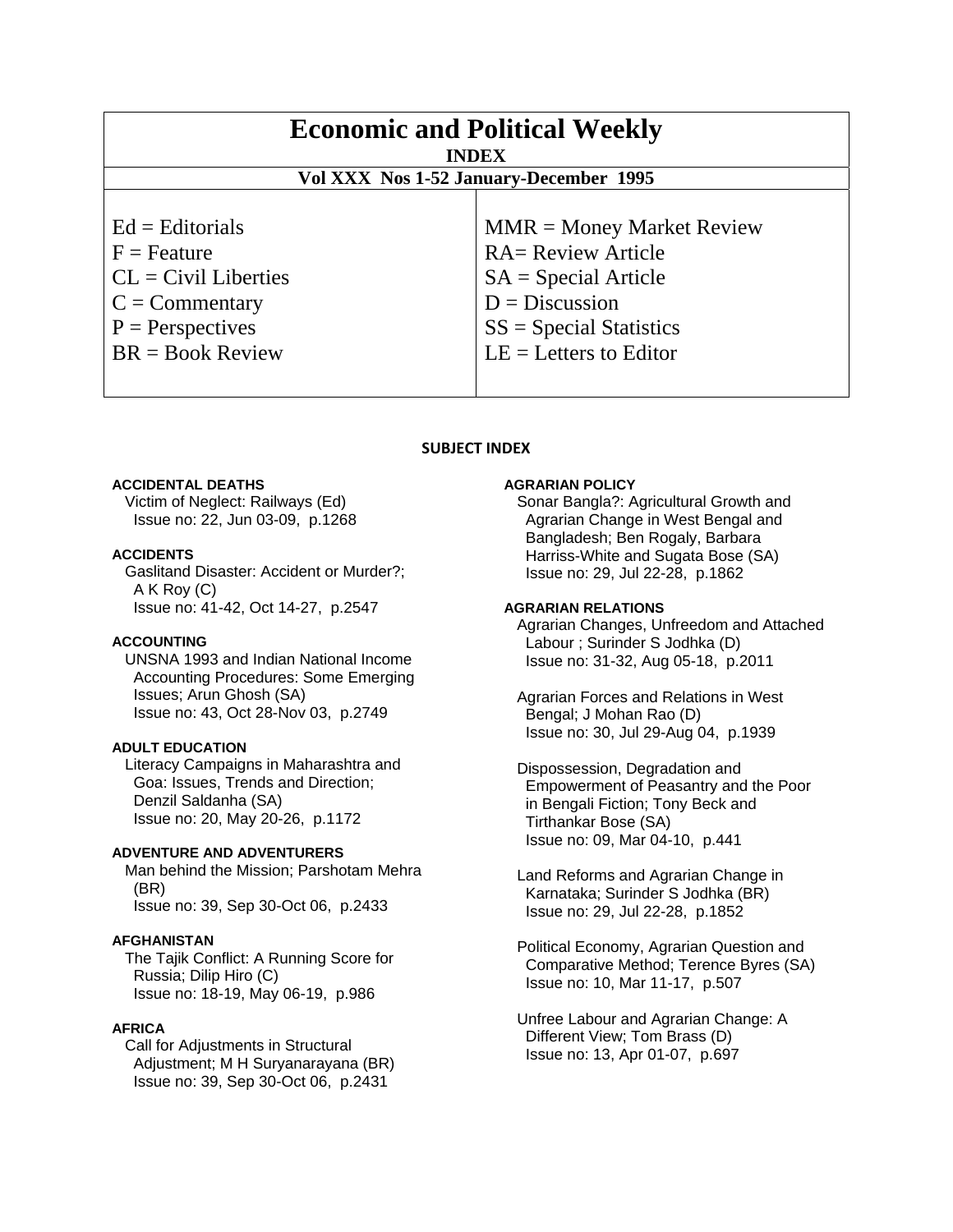# Economic and Political Weekly

**INDEX**

**Vol XXX Nos 1-52 January-December 1995**

| | |
|---|---|
| Ed = Editorials | MMR = Money Market Review |
| F = Feature | RA= Review Article |
| CL = Civil Liberties | SA = Special Article |
| C = Commentary | D = Discussion |
| P = Perspectives | SS = Special Statistics |
| BR = Book Review | LE = Letters to Editor |

## SUBJECT INDEX

**ACCIDENTAL DEATHS**

Victim of Neglect: Railways (Ed)
Issue no: 22, Jun 03-09, p.1268

**ACCIDENTS**

Gaslitand Disaster: Accident or Murder?; A K Roy (C)
Issue no: 41-42, Oct 14-27, p.2547

**ACCOUNTING**

UNSNA 1993 and Indian National Income Accounting Procedures: Some Emerging Issues; Arun Ghosh (SA)
Issue no: 43, Oct 28-Nov 03, p.2749

**ADULT EDUCATION**

Literacy Campaigns in Maharashtra and Goa: Issues, Trends and Direction; Denzil Saldanha (SA)
Issue no: 20, May 20-26, p.1172

**ADVENTURE AND ADVENTURERS**

Man behind the Mission; Parshotam Mehra (BR)
Issue no: 39, Sep 30-Oct 06, p.2433

**AFGHANISTAN**

The Tajik Conflict: A Running Score for Russia; Dilip Hiro (C)
Issue no: 18-19, May 06-19, p.986

**AFRICA**

Call for Adjustments in Structural Adjustment; M H Suryanarayana (BR)
Issue no: 39, Sep 30-Oct 06, p.2431

**AGRARIAN POLICY**

Sonar Bangla?: Agricultural Growth and Agrarian Change in West Bengal and Bangladesh; Ben Rogaly, Barbara Harriss-White and Sugata Bose (SA)
Issue no: 29, Jul 22-28, p.1862

**AGRARIAN RELATIONS**

Agrarian Changes, Unfreedom and Attached Labour ; Surinder S Jodhka (D)
Issue no: 31-32, Aug 05-18, p.2011

Agrarian Forces and Relations in West Bengal; J Mohan Rao (D)
Issue no: 30, Jul 29-Aug 04, p.1939

Dispossession, Degradation and Empowerment of Peasantry and the Poor in Bengali Fiction; Tony Beck and Tirthankar Bose (SA)
Issue no: 09, Mar 04-10, p.441

Land Reforms and Agrarian Change in Karnataka; Surinder S Jodhka (BR)
Issue no: 29, Jul 22-28, p.1852

Political Economy, Agrarian Question and Comparative Method; Terence Byres (SA)
Issue no: 10, Mar 11-17, p.507

Unfree Labour and Agrarian Change: A Different View; Tom Brass (D)
Issue no: 13, Apr 01-07, p.697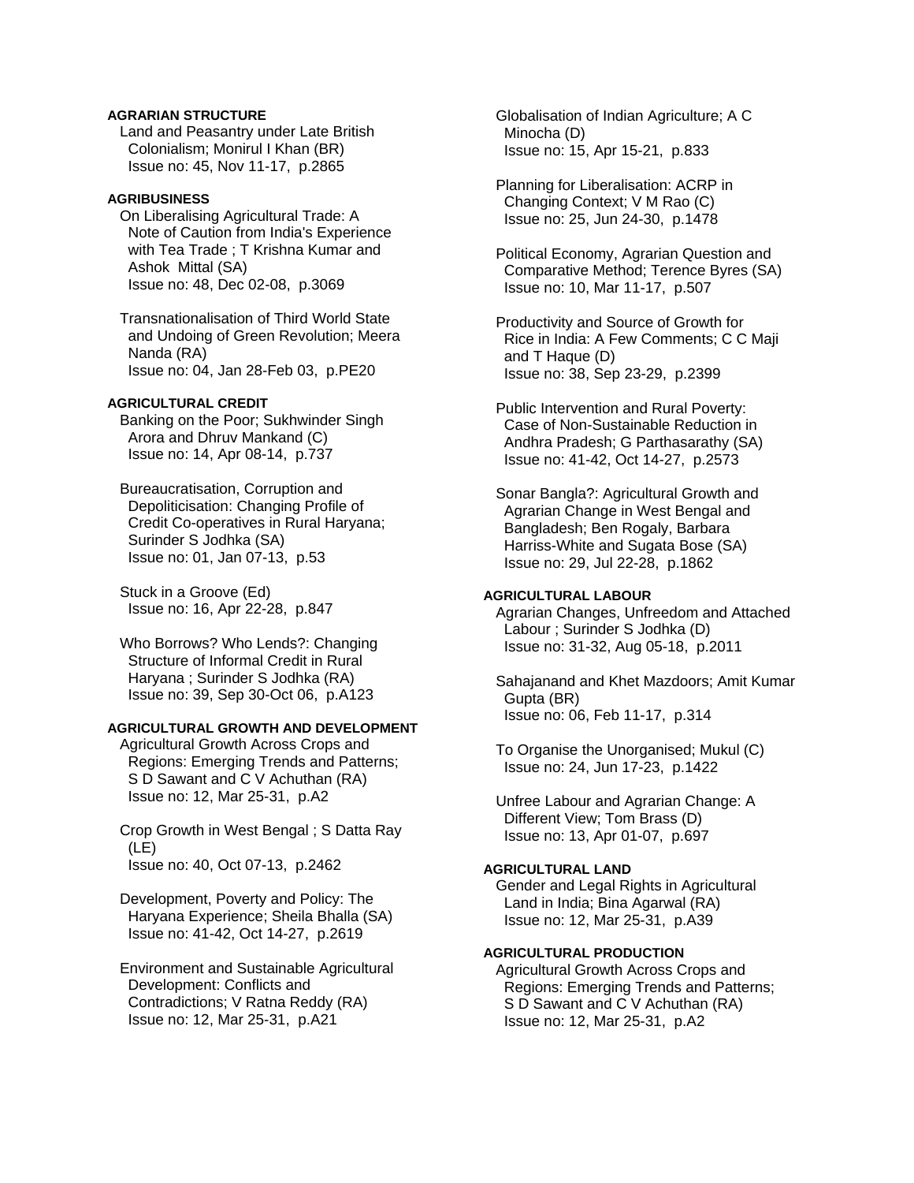**AGRARIAN STRUCTURE**

Land and Peasantry under Late British Colonialism; Monirul I Khan (BR)
Issue no: 45, Nov 11-17, p.2865

**AGRIBUSINESS**

On Liberalising Agricultural Trade: A Note of Caution from India's Experience with Tea Trade ; T Krishna Kumar and Ashok Mittal (SA)
Issue no: 48, Dec 02-08, p.3069

Transnationalisation of Third World State and Undoing of Green Revolution; Meera Nanda (RA)
Issue no: 04, Jan 28-Feb 03, p.PE20

**AGRICULTURAL CREDIT**

Banking on the Poor; Sukhwinder Singh Arora and Dhruv Mankand (C)
Issue no: 14, Apr 08-14, p.737

Bureaucratisation, Corruption and Depoliticisation: Changing Profile of Credit Co-operatives in Rural Haryana; Surinder S Jodhka (SA)
Issue no: 01, Jan 07-13, p.53

Stuck in a Groove (Ed)
Issue no: 16, Apr 22-28, p.847

Who Borrows? Who Lends?: Changing Structure of Informal Credit in Rural Haryana ; Surinder S Jodhka (RA)
Issue no: 39, Sep 30-Oct 06, p.A123

**AGRICULTURAL GROWTH AND DEVELOPMENT**

Agricultural Growth Across Crops and Regions: Emerging Trends and Patterns; S D Sawant and C V Achuthan (RA)
Issue no: 12, Mar 25-31, p.A2

Crop Growth in West Bengal ; S Datta Ray (LE)
Issue no: 40, Oct 07-13, p.2462

Development, Poverty and Policy: The Haryana Experience; Sheila Bhalla (SA)
Issue no: 41-42, Oct 14-27, p.2619

Environment and Sustainable Agricultural Development: Conflicts and Contradictions; V Ratna Reddy (RA)
Issue no: 12, Mar 25-31, p.A21

Globalisation of Indian Agriculture; A C Minocha (D)
Issue no: 15, Apr 15-21, p.833

Planning for Liberalisation: ACRP in Changing Context; V M Rao (C)
Issue no: 25, Jun 24-30, p.1478

Political Economy, Agrarian Question and Comparative Method; Terence Byres (SA)
Issue no: 10, Mar 11-17, p.507

Productivity and Source of Growth for Rice in India: A Few Comments; C C Maji and T Haque (D)
Issue no: 38, Sep 23-29, p.2399

Public Intervention and Rural Poverty: Case of Non-Sustainable Reduction in Andhra Pradesh; G Parthasarathy (SA)
Issue no: 41-42, Oct 14-27, p.2573

Sonar Bangla?: Agricultural Growth and Agrarian Change in West Bengal and Bangladesh; Ben Rogaly, Barbara Harriss-White and Sugata Bose (SA)
Issue no: 29, Jul 22-28, p.1862

**AGRICULTURAL LABOUR**

Agrarian Changes, Unfreedom and Attached Labour ; Surinder S Jodhka (D)
Issue no: 31-32, Aug 05-18, p.2011

Sahajanand and Khet Mazdoors; Amit Kumar Gupta (BR)
Issue no: 06, Feb 11-17, p.314

To Organise the Unorganised; Mukul (C)
Issue no: 24, Jun 17-23, p.1422

Unfree Labour and Agrarian Change: A Different View; Tom Brass (D)
Issue no: 13, Apr 01-07, p.697

**AGRICULTURAL LAND**

Gender and Legal Rights in Agricultural Land in India; Bina Agarwal (RA)
Issue no: 12, Mar 25-31, p.A39

**AGRICULTURAL PRODUCTION**

Agricultural Growth Across Crops and Regions: Emerging Trends and Patterns; S D Sawant and C V Achuthan (RA)
Issue no: 12, Mar 25-31, p.A2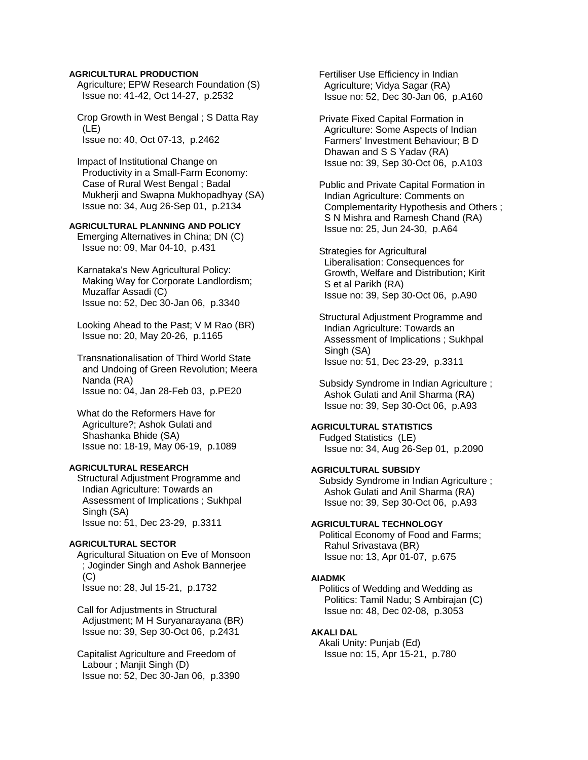**AGRICULTURAL PRODUCTION**

Agriculture; EPW Research Foundation (S)
Issue no: 41-42, Oct 14-27, p.2532

Crop Growth in West Bengal ; S Datta Ray (LE)
Issue no: 40, Oct 07-13, p.2462

Impact of Institutional Change on Productivity in a Small-Farm Economy: Case of Rural West Bengal ; Badal Mukherji and Swapna Mukhopadhyay (SA)
Issue no: 34, Aug 26-Sep 01, p.2134

**AGRICULTURAL PLANNING AND POLICY**

Emerging Alternatives in China; DN (C)
Issue no: 09, Mar 04-10, p.431

Karnataka's New Agricultural Policy: Making Way for Corporate Landlordism; Muzaffar Assadi (C)
Issue no: 52, Dec 30-Jan 06, p.3340

Looking Ahead to the Past; V M Rao (BR)
Issue no: 20, May 20-26, p.1165

Transnationalisation of Third World State and Undoing of Green Revolution; Meera Nanda (RA)
Issue no: 04, Jan 28-Feb 03, p.PE20

What do the Reformers Have for Agriculture?; Ashok Gulati and Shashanka Bhide (SA)
Issue no: 18-19, May 06-19, p.1089

**AGRICULTURAL RESEARCH**

Structural Adjustment Programme and Indian Agriculture: Towards an Assessment of Implications ; Sukhpal Singh (SA)
Issue no: 51, Dec 23-29, p.3311

**AGRICULTURAL SECTOR**

Agricultural Situation on Eve of Monsoon ; Joginder Singh and Ashok Bannerjee (C)
Issue no: 28, Jul 15-21, p.1732

Call for Adjustments in Structural Adjustment; M H Suryanarayana (BR)
Issue no: 39, Sep 30-Oct 06, p.2431

Capitalist Agriculture and Freedom of Labour ; Manjit Singh (D)
Issue no: 52, Dec 30-Jan 06, p.3390

Fertiliser Use Efficiency in Indian Agriculture; Vidya Sagar (RA)
Issue no: 52, Dec 30-Jan 06, p.A160

Private Fixed Capital Formation in Agriculture: Some Aspects of Indian Farmers' Investment Behaviour; B D Dhawan and S S Yadav (RA)
Issue no: 39, Sep 30-Oct 06, p.A103

Public and Private Capital Formation in Indian Agriculture: Comments on Complementarity Hypothesis and Others ; S N Mishra and Ramesh Chand (RA)
Issue no: 25, Jun 24-30, p.A64

Strategies for Agricultural Liberalisation: Consequences for Growth, Welfare and Distribution; Kirit S et al Parikh (RA)
Issue no: 39, Sep 30-Oct 06, p.A90

Structural Adjustment Programme and Indian Agriculture: Towards an Assessment of Implications ; Sukhpal Singh (SA)
Issue no: 51, Dec 23-29, p.3311

Subsidy Syndrome in Indian Agriculture ; Ashok Gulati and Anil Sharma (RA)
Issue no: 39, Sep 30-Oct 06, p.A93

**AGRICULTURAL STATISTICS**

Fudged Statistics (LE)
Issue no: 34, Aug 26-Sep 01, p.2090

**AGRICULTURAL SUBSIDY**

Subsidy Syndrome in Indian Agriculture ; Ashok Gulati and Anil Sharma (RA)
Issue no: 39, Sep 30-Oct 06, p.A93

**AGRICULTURAL TECHNOLOGY**

Political Economy of Food and Farms; Rahul Srivastava (BR)
Issue no: 13, Apr 01-07, p.675

**AIADMK**

Politics of Wedding and Wedding as Politics: Tamil Nadu; S Ambirajan (C)
Issue no: 48, Dec 02-08, p.3053

**AKALI DAL**

Akali Unity: Punjab (Ed)
Issue no: 15, Apr 15-21, p.780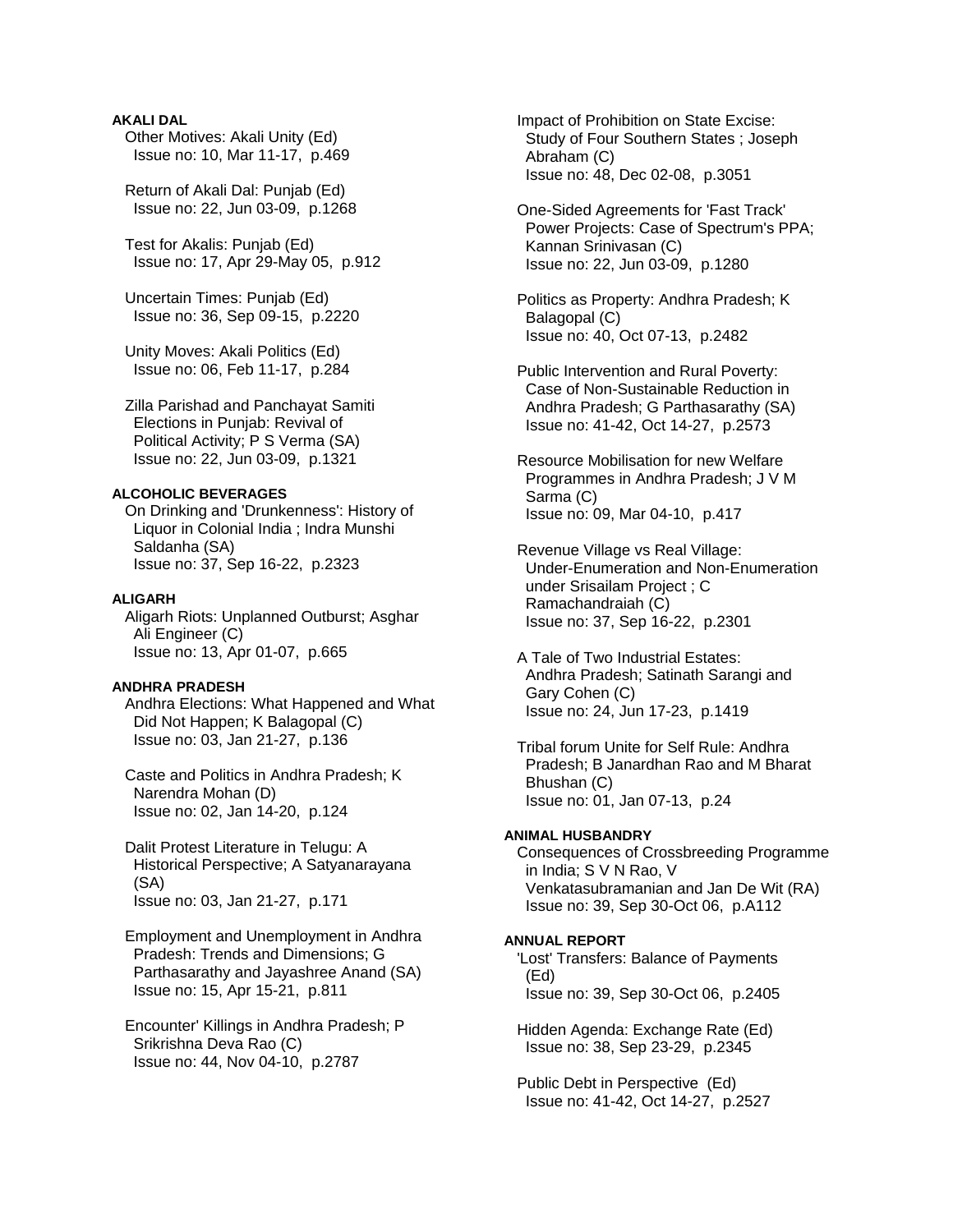**AKALI DAL**

Other Motives: Akali Unity (Ed)
Issue no: 10, Mar 11-17, p.469

Return of Akali Dal: Punjab (Ed)
Issue no: 22, Jun 03-09, p.1268

Test for Akalis: Punjab (Ed)
Issue no: 17, Apr 29-May 05, p.912

Uncertain Times: Punjab (Ed)
Issue no: 36, Sep 09-15, p.2220

Unity Moves: Akali Politics (Ed)
Issue no: 06, Feb 11-17, p.284

Zilla Parishad and Panchayat Samiti Elections in Punjab: Revival of Political Activity; P S Verma (SA)
Issue no: 22, Jun 03-09, p.1321

**ALCOHOLIC BEVERAGES**

On Drinking and 'Drunkenness': History of Liquor in Colonial India ; Indra Munshi Saldanha (SA)
Issue no: 37, Sep 16-22, p.2323

**ALIGARH**

Aligarh Riots: Unplanned Outburst; Asghar Ali Engineer (C)
Issue no: 13, Apr 01-07, p.665

**ANDHRA PRADESH**

Andhra Elections: What Happened and What Did Not Happen; K Balagopal (C)
Issue no: 03, Jan 21-27, p.136

Caste and Politics in Andhra Pradesh; K Narendra Mohan (D)
Issue no: 02, Jan 14-20, p.124

Dalit Protest Literature in Telugu: A Historical Perspective; A Satyanarayana (SA)
Issue no: 03, Jan 21-27, p.171

Employment and Unemployment in Andhra Pradesh: Trends and Dimensions; G Parthasarathy and Jayashree Anand (SA)
Issue no: 15, Apr 15-21, p.811

Encounter' Killings in Andhra Pradesh; P Srikrishna Deva Rao (C)
Issue no: 44, Nov 04-10, p.2787

Impact of Prohibition on State Excise: Study of Four Southern States ; Joseph Abraham (C)
Issue no: 48, Dec 02-08, p.3051

One-Sided Agreements for 'Fast Track' Power Projects: Case of Spectrum's PPA; Kannan Srinivasan (C)
Issue no: 22, Jun 03-09, p.1280

Politics as Property: Andhra Pradesh; K Balagopal (C)
Issue no: 40, Oct 07-13, p.2482

Public Intervention and Rural Poverty: Case of Non-Sustainable Reduction in Andhra Pradesh; G Parthasarathy (SA)
Issue no: 41-42, Oct 14-27, p.2573

Resource Mobilisation for new Welfare Programmes in Andhra Pradesh; J V M Sarma (C)
Issue no: 09, Mar 04-10, p.417

Revenue Village vs Real Village: Under-Enumeration and Non-Enumeration under Srisailam Project ; C Ramachandraiah (C)
Issue no: 37, Sep 16-22, p.2301

A Tale of Two Industrial Estates: Andhra Pradesh; Satinath Sarangi and Gary Cohen (C)
Issue no: 24, Jun 17-23, p.1419

Tribal forum Unite for Self Rule: Andhra Pradesh; B Janardhan Rao and M Bharat Bhushan (C)
Issue no: 01, Jan 07-13, p.24

**ANIMAL HUSBANDRY**

Consequences of Crossbreeding Programme in India; S V N Rao, V Venkatasubramanian and Jan De Wit (RA)
Issue no: 39, Sep 30-Oct 06, p.A112

**ANNUAL REPORT**

'Lost' Transfers: Balance of Payments (Ed)
Issue no: 39, Sep 30-Oct 06, p.2405

Hidden Agenda: Exchange Rate (Ed)
Issue no: 38, Sep 23-29, p.2345

Public Debt in Perspective (Ed)
Issue no: 41-42, Oct 14-27, p.2527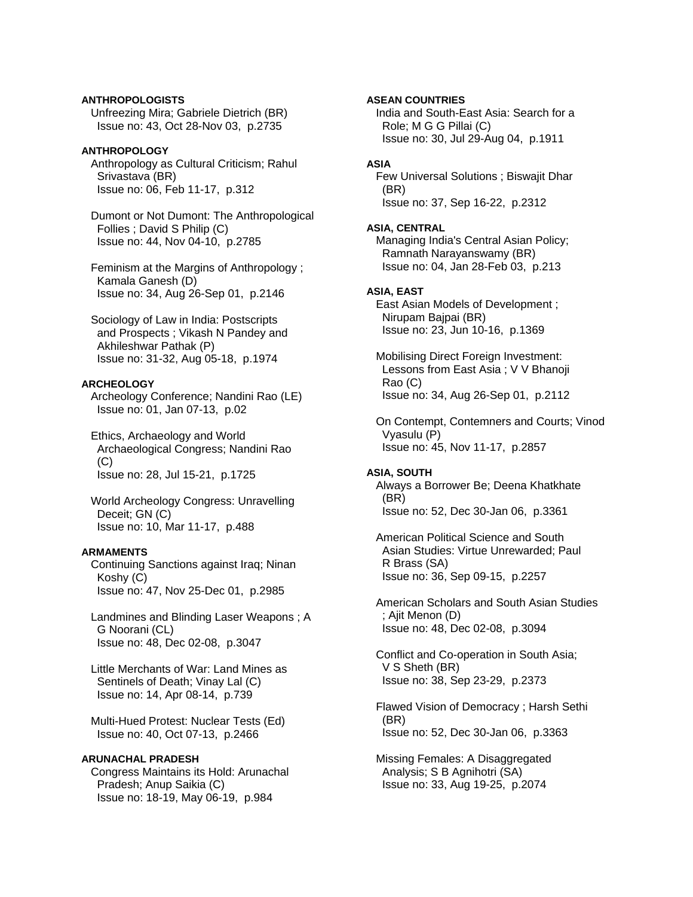**ANTHROPOLOGISTS**

Unfreezing Mira; Gabriele Dietrich (BR)
Issue no: 43, Oct 28-Nov 03, p.2735

**ANTHROPOLOGY**

Anthropology as Cultural Criticism; Rahul Srivastava (BR)
Issue no: 06, Feb 11-17, p.312

Dumont or Not Dumont: The Anthropological Follies ; David S Philip (C)
Issue no: 44, Nov 04-10, p.2785

Feminism at the Margins of Anthropology ; Kamala Ganesh (D)
Issue no: 34, Aug 26-Sep 01, p.2146

Sociology of Law in India: Postscripts and Prospects ; Vikash N Pandey and Akhileshwar Pathak (P)
Issue no: 31-32, Aug 05-18, p.1974

**ARCHEOLOGY**

Archeology Conference; Nandini Rao (LE)
Issue no: 01, Jan 07-13, p.02

Ethics, Archaeology and World Archaeological Congress; Nandini Rao (C)
Issue no: 28, Jul 15-21, p.1725

World Archeology Congress: Unravelling Deceit; GN (C)
Issue no: 10, Mar 11-17, p.488

**ARMAMENTS**

Continuing Sanctions against Iraq; Ninan Koshy (C)
Issue no: 47, Nov 25-Dec 01, p.2985

Landmines and Blinding Laser Weapons ; A G Noorani (CL)
Issue no: 48, Dec 02-08, p.3047

Little Merchants of War: Land Mines as Sentinels of Death; Vinay Lal (C)
Issue no: 14, Apr 08-14, p.739

Multi-Hued Protest: Nuclear Tests (Ed)
Issue no: 40, Oct 07-13, p.2466

**ARUNACHAL PRADESH**

Congress Maintains its Hold: Arunachal Pradesh; Anup Saikia (C)
Issue no: 18-19, May 06-19, p.984

**ASEAN COUNTRIES**

India and South-East Asia: Search for a Role; M G G Pillai (C)
Issue no: 30, Jul 29-Aug 04, p.1911

**ASIA**

Few Universal Solutions ; Biswajit Dhar (BR)
Issue no: 37, Sep 16-22, p.2312

**ASIA, CENTRAL**

Managing India's Central Asian Policy; Ramnath Narayanswamy (BR)
Issue no: 04, Jan 28-Feb 03, p.213

**ASIA, EAST**

East Asian Models of Development ; Nirupam Bajpai (BR)
Issue no: 23, Jun 10-16, p.1369

Mobilising Direct Foreign Investment: Lessons from East Asia ; V V Bhanoji Rao (C)
Issue no: 34, Aug 26-Sep 01, p.2112

On Contempt, Contemners and Courts; Vinod Vyasulu (P)
Issue no: 45, Nov 11-17, p.2857

**ASIA, SOUTH**

Always a Borrower Be; Deena Khatkhate (BR)
Issue no: 52, Dec 30-Jan 06, p.3361

American Political Science and South Asian Studies: Virtue Unrewarded; Paul R Brass (SA)
Issue no: 36, Sep 09-15, p.2257

American Scholars and South Asian Studies ; Ajit Menon (D)
Issue no: 48, Dec 02-08, p.3094

Conflict and Co-operation in South Asia; V S Sheth (BR)
Issue no: 38, Sep 23-29, p.2373

Flawed Vision of Democracy ; Harsh Sethi (BR)
Issue no: 52, Dec 30-Jan 06, p.3363

Missing Females: A Disaggregated Analysis; S B Agnihotri (SA)
Issue no: 33, Aug 19-25, p.2074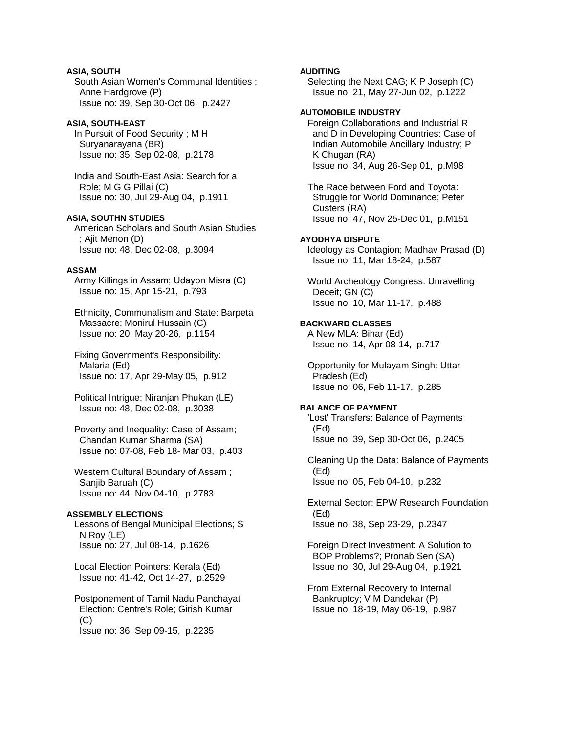**ASIA, SOUTH**

South Asian Women's Communal Identities ; Anne Hardgrove (P)
Issue no: 39, Sep 30-Oct 06, p.2427

**ASIA, SOUTH-EAST**

In Pursuit of Food Security ; M H Suryanarayana (BR)
Issue no: 35, Sep 02-08, p.2178

India and South-East Asia: Search for a Role; M G G Pillai (C)
Issue no: 30, Jul 29-Aug 04, p.1911

**ASIA, SOUTHN STUDIES**

American Scholars and South Asian Studies ; Ajit Menon (D)
Issue no: 48, Dec 02-08, p.3094

**ASSAM**

Army Killings in Assam; Udayon Misra (C)
Issue no: 15, Apr 15-21, p.793

Ethnicity, Communalism and State: Barpeta Massacre; Monirul Hussain (C)
Issue no: 20, May 20-26, p.1154

Fixing Government's Responsibility: Malaria (Ed)
Issue no: 17, Apr 29-May 05, p.912

Political Intrigue; Niranjan Phukan (LE)
Issue no: 48, Dec 02-08, p.3038

Poverty and Inequality: Case of Assam; Chandan Kumar Sharma (SA)
Issue no: 07-08, Feb 18- Mar 03, p.403

Western Cultural Boundary of Assam ; Sanjib Baruah (C)
Issue no: 44, Nov 04-10, p.2783

**ASSEMBLY ELECTIONS**

Lessons of Bengal Municipal Elections; S N Roy (LE)
Issue no: 27, Jul 08-14, p.1626

Local Election Pointers: Kerala (Ed)
Issue no: 41-42, Oct 14-27, p.2529

Postponement of Tamil Nadu Panchayat Election: Centre's Role; Girish Kumar (C)
Issue no: 36, Sep 09-15, p.2235

**AUDITING**

Selecting the Next CAG; K P Joseph (C)
Issue no: 21, May 27-Jun 02, p.1222

**AUTOMOBILE INDUSTRY**

Foreign Collaborations and Industrial R and D in Developing Countries: Case of Indian Automobile Ancillary Industry; P K Chugan (RA)
Issue no: 34, Aug 26-Sep 01, p.M98

The Race between Ford and Toyota: Struggle for World Dominance; Peter Custers (RA)
Issue no: 47, Nov 25-Dec 01, p.M151

**AYODHYA DISPUTE**

Ideology as Contagion; Madhav Prasad (D)
Issue no: 11, Mar 18-24, p.587

World Archeology Congress: Unravelling Deceit; GN (C)
Issue no: 10, Mar 11-17, p.488

**BACKWARD CLASSES**

A New MLA: Bihar (Ed)
Issue no: 14, Apr 08-14, p.717

Opportunity for Mulayam Singh: Uttar Pradesh (Ed)
Issue no: 06, Feb 11-17, p.285

**BALANCE OF PAYMENT**

'Lost' Transfers: Balance of Payments (Ed)
Issue no: 39, Sep 30-Oct 06, p.2405

Cleaning Up the Data: Balance of Payments (Ed)
Issue no: 05, Feb 04-10, p.232

External Sector; EPW Research Foundation (Ed)
Issue no: 38, Sep 23-29, p.2347

Foreign Direct Investment: A Solution to BOP Problems?; Pronab Sen (SA)
Issue no: 30, Jul 29-Aug 04, p.1921

From External Recovery to Internal Bankruptcy; V M Dandekar (P)
Issue no: 18-19, May 06-19, p.987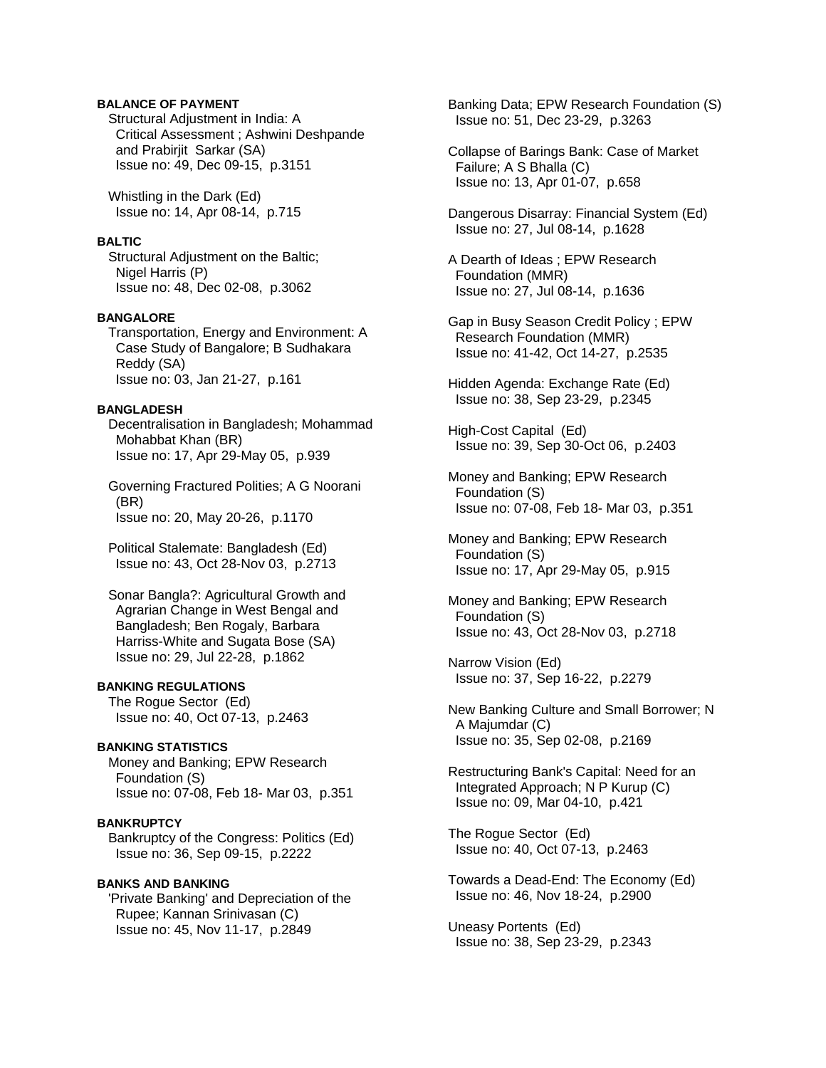**BALANCE OF PAYMENT**

Structural Adjustment in India: A Critical Assessment ; Ashwini Deshpande and Prabirjit Sarkar (SA)
Issue no: 49, Dec 09-15, p.3151

Whistling in the Dark (Ed)
Issue no: 14, Apr 08-14, p.715

**BALTIC**

Structural Adjustment on the Baltic; Nigel Harris (P)
Issue no: 48, Dec 02-08, p.3062

**BANGALORE**

Transportation, Energy and Environment: A Case Study of Bangalore; B Sudhakara Reddy (SA)
Issue no: 03, Jan 21-27, p.161

**BANGLADESH**

Decentralisation in Bangladesh; Mohammad Mohabbat Khan (BR)
Issue no: 17, Apr 29-May 05, p.939

Governing Fractured Polities; A G Noorani (BR)
Issue no: 20, May 20-26, p.1170

Political Stalemate: Bangladesh (Ed)
Issue no: 43, Oct 28-Nov 03, p.2713

Sonar Bangla?: Agricultural Growth and Agrarian Change in West Bengal and Bangladesh; Ben Rogaly, Barbara Harriss-White and Sugata Bose (SA)
Issue no: 29, Jul 22-28, p.1862

**BANKING REGULATIONS**

The Rogue Sector (Ed)
Issue no: 40, Oct 07-13, p.2463

**BANKING STATISTICS**

Money and Banking; EPW Research Foundation (S)
Issue no: 07-08, Feb 18- Mar 03, p.351

**BANKRUPTCY**

Bankruptcy of the Congress: Politics (Ed)
Issue no: 36, Sep 09-15, p.2222

**BANKS AND BANKING**

'Private Banking' and Depreciation of the Rupee; Kannan Srinivasan (C)
Issue no: 45, Nov 11-17, p.2849

Banking Data; EPW Research Foundation (S)
Issue no: 51, Dec 23-29, p.3263

Collapse of Barings Bank: Case of Market Failure; A S Bhalla (C)
Issue no: 13, Apr 01-07, p.658

Dangerous Disarray: Financial System (Ed)
Issue no: 27, Jul 08-14, p.1628

A Dearth of Ideas ; EPW Research Foundation (MMR)
Issue no: 27, Jul 08-14, p.1636

Gap in Busy Season Credit Policy ; EPW Research Foundation (MMR)
Issue no: 41-42, Oct 14-27, p.2535

Hidden Agenda: Exchange Rate (Ed)
Issue no: 38, Sep 23-29, p.2345

High-Cost Capital (Ed)
Issue no: 39, Sep 30-Oct 06, p.2403

Money and Banking; EPW Research Foundation (S)
Issue no: 07-08, Feb 18- Mar 03, p.351

Money and Banking; EPW Research Foundation (S)
Issue no: 17, Apr 29-May 05, p.915

Money and Banking; EPW Research Foundation (S)
Issue no: 43, Oct 28-Nov 03, p.2718

Narrow Vision (Ed)
Issue no: 37, Sep 16-22, p.2279

New Banking Culture and Small Borrower; N A Majumdar (C)
Issue no: 35, Sep 02-08, p.2169

Restructuring Bank's Capital: Need for an Integrated Approach; N P Kurup (C)
Issue no: 09, Mar 04-10, p.421

The Rogue Sector (Ed)
Issue no: 40, Oct 07-13, p.2463

Towards a Dead-End: The Economy (Ed)
Issue no: 46, Nov 18-24, p.2900

Uneasy Portents (Ed)
Issue no: 38, Sep 23-29, p.2343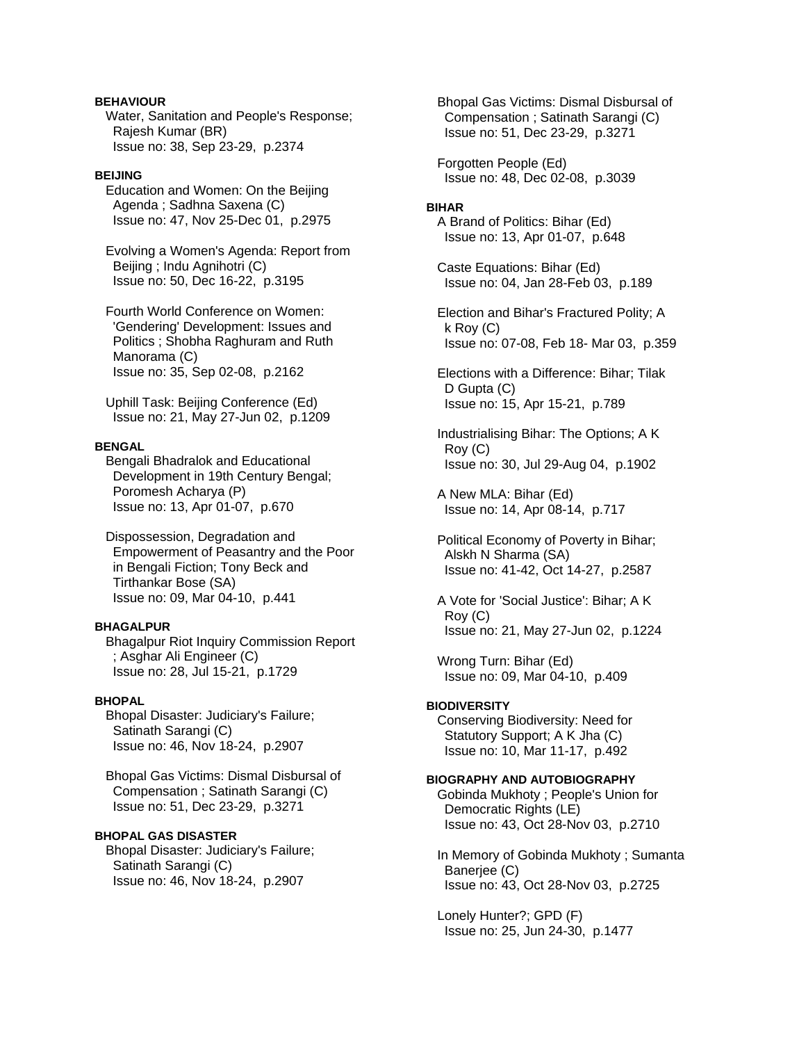**BEHAVIOUR**

Water, Sanitation and People's Response; Rajesh Kumar (BR)
Issue no: 38, Sep 23-29, p.2374

**BEIJING**

Education and Women: On the Beijing Agenda ; Sadhna Saxena (C)
Issue no: 47, Nov 25-Dec 01, p.2975

Evolving a Women's Agenda: Report from Beijing ; Indu Agnihotri (C)
Issue no: 50, Dec 16-22, p.3195

Fourth World Conference on Women: 'Gendering' Development: Issues and Politics ; Shobha Raghuram and Ruth Manorama (C)
Issue no: 35, Sep 02-08, p.2162

Uphill Task: Beijing Conference (Ed)
Issue no: 21, May 27-Jun 02, p.1209

**BENGAL**

Bengali Bhadralok and Educational Development in 19th Century Bengal; Poromesh Acharya (P)
Issue no: 13, Apr 01-07, p.670

Dispossession, Degradation and Empowerment of Peasantry and the Poor in Bengali Fiction; Tony Beck and Tirthankar Bose (SA)
Issue no: 09, Mar 04-10, p.441

**BHAGALPUR**

Bhagalpur Riot Inquiry Commission Report ; Asghar Ali Engineer (C)
Issue no: 28, Jul 15-21, p.1729

**BHOPAL**

Bhopal Disaster: Judiciary's Failure; Satinath Sarangi (C)
Issue no: 46, Nov 18-24, p.2907

Bhopal Gas Victims: Dismal Disbursal of Compensation ; Satinath Sarangi (C)
Issue no: 51, Dec 23-29, p.3271

**BHOPAL GAS DISASTER**

Bhopal Disaster: Judiciary's Failure; Satinath Sarangi (C)
Issue no: 46, Nov 18-24, p.2907

Bhopal Gas Victims: Dismal Disbursal of Compensation ; Satinath Sarangi (C)
Issue no: 51, Dec 23-29, p.3271

Forgotten People (Ed)
Issue no: 48, Dec 02-08, p.3039

**BIHAR**

A Brand of Politics: Bihar (Ed)
Issue no: 13, Apr 01-07, p.648

Caste Equations: Bihar (Ed)
Issue no: 04, Jan 28-Feb 03, p.189

Election and Bihar's Fractured Polity; A k Roy (C)
Issue no: 07-08, Feb 18- Mar 03, p.359

Elections with a Difference: Bihar; Tilak D Gupta (C)
Issue no: 15, Apr 15-21, p.789

Industrialising Bihar: The Options; A K Roy (C)
Issue no: 30, Jul 29-Aug 04, p.1902

A New MLA: Bihar (Ed)
Issue no: 14, Apr 08-14, p.717

Political Economy of Poverty in Bihar; Alskh N Sharma (SA)
Issue no: 41-42, Oct 14-27, p.2587

A Vote for 'Social Justice': Bihar; A K Roy (C)
Issue no: 21, May 27-Jun 02, p.1224

Wrong Turn: Bihar (Ed)
Issue no: 09, Mar 04-10, p.409

**BIODIVERSITY**

Conserving Biodiversity: Need for Statutory Support; A K Jha (C)
Issue no: 10, Mar 11-17, p.492

**BIOGRAPHY AND AUTOBIOGRAPHY**

Gobinda Mukhoty ; People's Union for Democratic Rights (LE)
Issue no: 43, Oct 28-Nov 03, p.2710

In Memory of Gobinda Mukhoty ; Sumanta Banerjee (C)
Issue no: 43, Oct 28-Nov 03, p.2725

Lonely Hunter?; GPD (F)
Issue no: 25, Jun 24-30, p.1477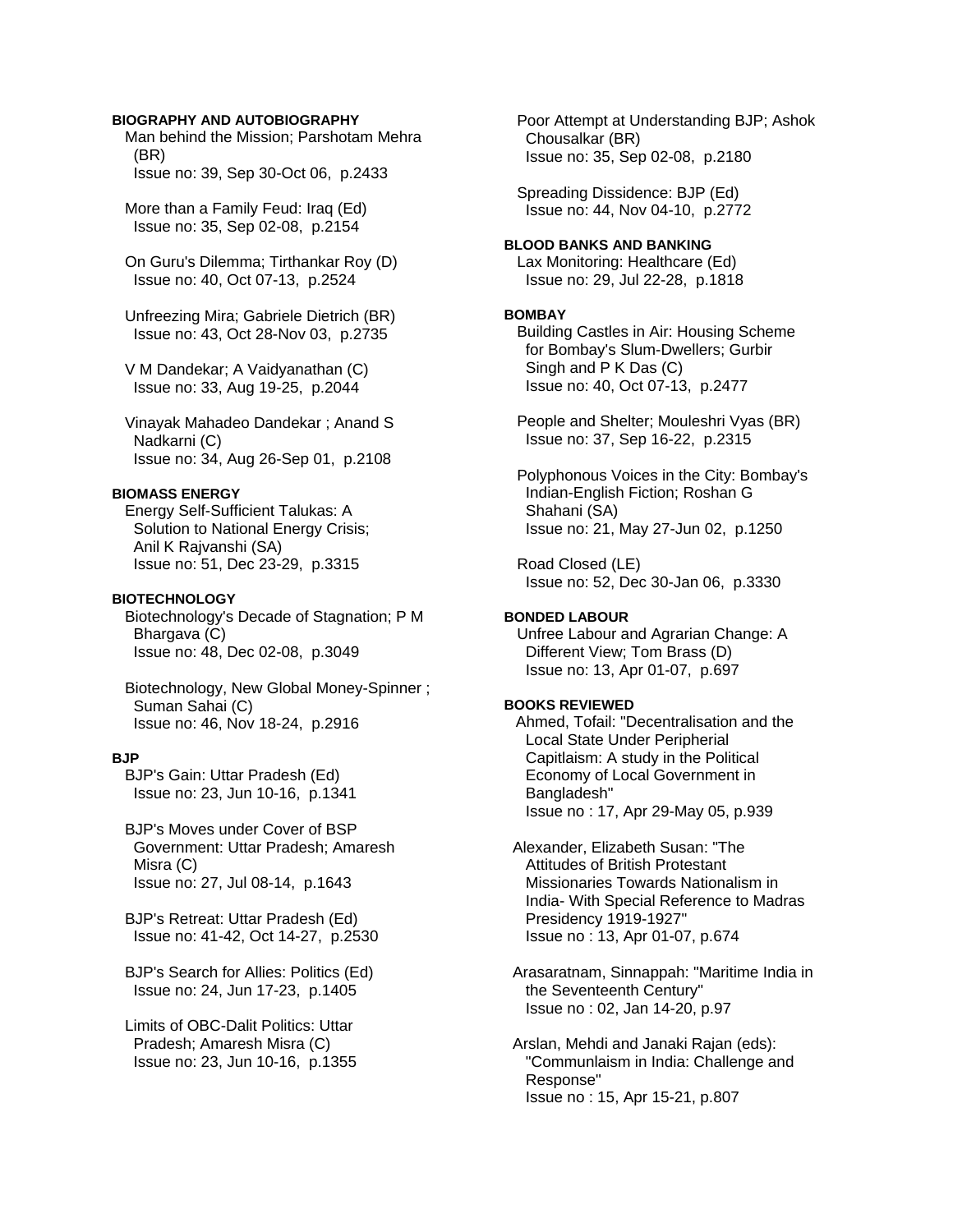**BIOGRAPHY AND AUTOBIOGRAPHY**

Man behind the Mission; Parshotam Mehra (BR)
Issue no: 39, Sep 30-Oct 06, p.2433

More than a Family Feud: Iraq (Ed)
Issue no: 35, Sep 02-08, p.2154

On Guru's Dilemma; Tirthankar Roy (D)
Issue no: 40, Oct 07-13, p.2524

Unfreezing Mira; Gabriele Dietrich (BR)
Issue no: 43, Oct 28-Nov 03, p.2735

V M Dandekar; A Vaidyanathan (C)
Issue no: 33, Aug 19-25, p.2044

Vinayak Mahadeo Dandekar ; Anand S Nadkarni (C)
Issue no: 34, Aug 26-Sep 01, p.2108

**BIOMASS ENERGY**

Energy Self-Sufficient Talukas: A Solution to National Energy Crisis; Anil K Rajvanshi (SA)
Issue no: 51, Dec 23-29, p.3315

**BIOTECHNOLOGY**

Biotechnology's Decade of Stagnation; P M Bhargava (C)
Issue no: 48, Dec 02-08, p.3049

Biotechnology, New Global Money-Spinner ; Suman Sahai (C)
Issue no: 46, Nov 18-24, p.2916

**BJP**

BJP's Gain: Uttar Pradesh (Ed)
Issue no: 23, Jun 10-16, p.1341

BJP's Moves under Cover of BSP Government: Uttar Pradesh; Amaresh Misra (C)
Issue no: 27, Jul 08-14, p.1643

BJP's Retreat: Uttar Pradesh (Ed)
Issue no: 41-42, Oct 14-27, p.2530

BJP's Search for Allies: Politics (Ed)
Issue no: 24, Jun 17-23, p.1405

Limits of OBC-Dalit Politics: Uttar Pradesh; Amaresh Misra (C)
Issue no: 23, Jun 10-16, p.1355

Poor Attempt at Understanding BJP; Ashok Chousalkar (BR)
Issue no: 35, Sep 02-08, p.2180

Spreading Dissidence: BJP (Ed)
Issue no: 44, Nov 04-10, p.2772

**BLOOD BANKS AND BANKING**

Lax Monitoring: Healthcare (Ed)
Issue no: 29, Jul 22-28, p.1818

**BOMBAY**

Building Castles in Air: Housing Scheme for Bombay's Slum-Dwellers; Gurbir Singh and P K Das (C)
Issue no: 40, Oct 07-13, p.2477

People and Shelter; Mouleshri Vyas (BR)
Issue no: 37, Sep 16-22, p.2315

Polyphonous Voices in the City: Bombay's Indian-English Fiction; Roshan G Shahani (SA)
Issue no: 21, May 27-Jun 02, p.1250

Road Closed (LE)
Issue no: 52, Dec 30-Jan 06, p.3330

**BONDED LABOUR**

Unfree Labour and Agrarian Change: A Different View; Tom Brass (D)
Issue no: 13, Apr 01-07, p.697

**BOOKS REVIEWED**

Ahmed, Tofail: "Decentralisation and the Local State Under Peripherial Capitlaism: A study in the Political Economy of Local Government in Bangladesh"
Issue no : 17, Apr 29-May 05, p.939

Alexander, Elizabeth Susan: "The Attitudes of British Protestant Missionaries Towards Nationalism in India- With Special Reference to Madras Presidency 1919-1927"
Issue no : 13, Apr 01-07, p.674

Arasaratnam, Sinnappah: "Maritime India in the Seventeenth Century"
Issue no : 02, Jan 14-20, p.97

Arslan, Mehdi and Janaki Rajan (eds): "Communlaism in India: Challenge and Response"
Issue no : 15, Apr 15-21, p.807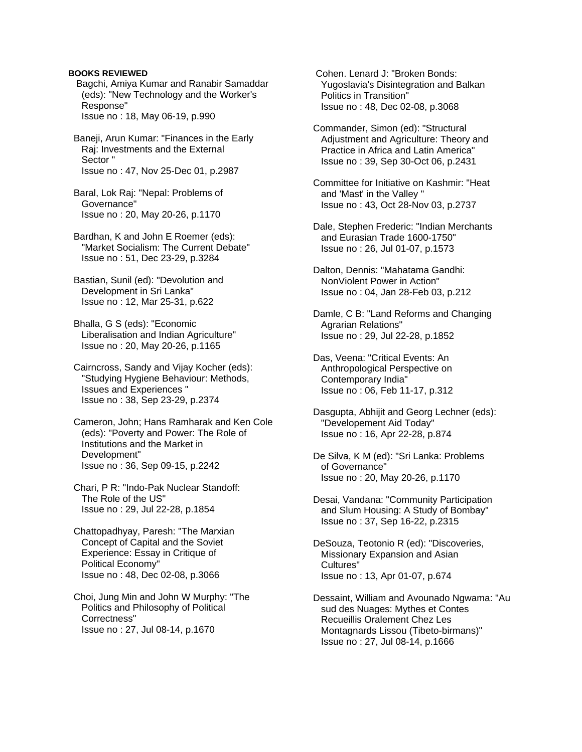**BOOKS REVIEWED**

Bagchi, Amiya Kumar and Ranabir Samaddar (eds): "New Technology and the Worker's Response"
Issue no : 18, May 06-19, p.990

Baneji, Arun Kumar: "Finances in the Early Raj: Investments and the External Sector "
Issue no : 47, Nov 25-Dec 01, p.2987

Baral, Lok Raj: "Nepal: Problems of Governance"
Issue no : 20, May 20-26, p.1170

Bardhan, K and John E Roemer (eds): "Market Socialism: The Current Debate"
Issue no : 51, Dec 23-29, p.3284

Bastian, Sunil (ed): "Devolution and Development in Sri Lanka"
Issue no : 12, Mar 25-31, p.622

Bhalla, G S (eds): "Economic Liberalisation and Indian Agriculture"
Issue no : 20, May 20-26, p.1165

Cairncross, Sandy and Vijay Kocher (eds): "Studying Hygiene Behaviour: Methods, Issues and Experiences "
Issue no : 38, Sep 23-29, p.2374

Cameron, John; Hans Ramharak and Ken Cole (eds): "Poverty and Power: The Role of Institutions and the Market in Development"
Issue no : 36, Sep 09-15, p.2242

Chari, P R: "Indo-Pak Nuclear Standoff: The Role of the US"
Issue no : 29, Jul 22-28, p.1854

Chattopadhyay, Paresh: "The Marxian Concept of Capital and the Soviet Experience: Essay in Critique of Political Economy"
Issue no : 48, Dec 02-08, p.3066

Choi, Jung Min and John W Murphy: "The Politics and Philosophy of Political Correctness"
Issue no : 27, Jul 08-14, p.1670

Cohen. Lenard J: "Broken Bonds: Yugoslavia's Disintegration and Balkan Politics in Transition"
Issue no : 48, Dec 02-08, p.3068

Commander, Simon (ed): "Structural Adjustment and Agriculture: Theory and Practice in Africa and Latin America"
Issue no : 39, Sep 30-Oct 06, p.2431

Committee for Initiative on Kashmir: "Heat and 'Mast' in the Valley "
Issue no : 43, Oct 28-Nov 03, p.2737

Dale, Stephen Frederic: "Indian Merchants and Eurasian Trade 1600-1750"
Issue no : 26, Jul 01-07, p.1573

Dalton, Dennis: "Mahatama Gandhi: NonViolent Power in Action"
Issue no : 04, Jan 28-Feb 03, p.212

Damle, C B: "Land Reforms and Changing Agrarian Relations"
Issue no : 29, Jul 22-28, p.1852

Das, Veena: "Critical Events: An Anthropological Perspective on Contemporary India"
Issue no : 06, Feb 11-17, p.312

Dasgupta, Abhijit and Georg Lechner (eds): "Developement Aid Today"
Issue no : 16, Apr 22-28, p.874

De Silva, K M (ed): "Sri Lanka: Problems of Governance"
Issue no : 20, May 20-26, p.1170

Desai, Vandana: "Community Participation and Slum Housing: A Study of Bombay"
Issue no : 37, Sep 16-22, p.2315

DeSouza, Teotonio R (ed): "Discoveries, Missionary Expansion and Asian Cultures"
Issue no : 13, Apr 01-07, p.674

Dessaint, William and Avounado Ngwama: "Au sud des Nuages: Mythes et Contes Recueillis Oralement Chez Les Montagnards Lissou (Tibeto-birmans)"
Issue no : 27, Jul 08-14, p.1666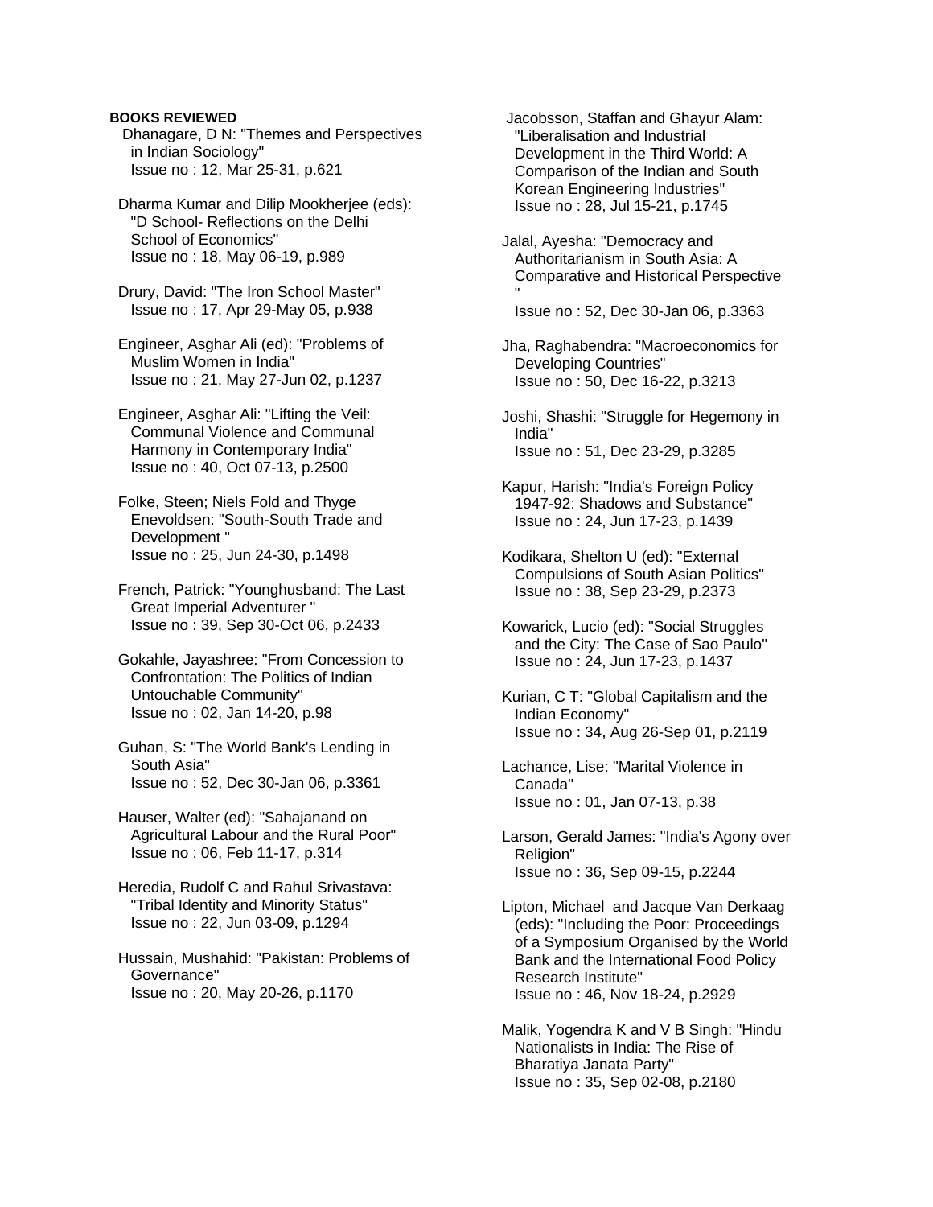**BOOKS REVIEWED**

Dhanagare, D N: "Themes and Perspectives in Indian Sociology"
Issue no : 12, Mar 25-31, p.621

Dharma Kumar and Dilip Mookherjee (eds): "D School- Reflections on the Delhi School of Economics"
Issue no : 18, May 06-19, p.989

Drury, David: "The Iron School Master"
Issue no : 17, Apr 29-May 05, p.938

Engineer, Asghar Ali (ed): "Problems of Muslim Women in India"
Issue no : 21, May 27-Jun 02, p.1237

Engineer, Asghar Ali: "Lifting the Veil: Communal Violence and Communal Harmony in Contemporary India"
Issue no : 40, Oct 07-13, p.2500

Folke, Steen; Niels Fold and Thyge Enevoldsen: "South-South Trade and Development "
Issue no : 25, Jun 24-30, p.1498

French, Patrick: "Younghusband: The Last Great Imperial Adventurer "
Issue no : 39, Sep 30-Oct 06, p.2433

Gokahle, Jayashree: "From Concession to Confrontation: The Politics of Indian Untouchable Community"
Issue no : 02, Jan 14-20, p.98

Guhan, S: "The World Bank's Lending in South Asia"
Issue no : 52, Dec 30-Jan 06, p.3361

Hauser, Walter (ed): "Sahajanand on Agricultural Labour and the Rural Poor"
Issue no : 06, Feb 11-17, p.314

Heredia, Rudolf C and Rahul Srivastava: "Tribal Identity and Minority Status"
Issue no : 22, Jun 03-09, p.1294

Hussain, Mushahid: "Pakistan: Problems of Governance"
Issue no : 20, May 20-26, p.1170

Jacobsson, Staffan and Ghayur Alam: "Liberalisation and Industrial Development in the Third World: A Comparison of the Indian and South Korean Engineering Industries"
Issue no : 28, Jul 15-21, p.1745

Jalal, Ayesha: "Democracy and Authoritarianism in South Asia: A Comparative and Historical Perspective "
Issue no : 52, Dec 30-Jan 06, p.3363

Jha, Raghabendra: "Macroeconomics for Developing Countries"
Issue no : 50, Dec 16-22, p.3213

Joshi, Shashi: "Struggle for Hegemony in India"
Issue no : 51, Dec 23-29, p.3285

Kapur, Harish: "India's Foreign Policy 1947-92: Shadows and Substance"
Issue no : 24, Jun 17-23, p.1439

Kodikara, Shelton U (ed): "External Compulsions of South Asian Politics"
Issue no : 38, Sep 23-29, p.2373

Kowarick, Lucio (ed): "Social Struggles and the City: The Case of Sao Paulo"
Issue no : 24, Jun 17-23, p.1437

Kurian, C T: "Global Capitalism and the Indian Economy"
Issue no : 34, Aug 26-Sep 01, p.2119

Lachance, Lise: "Marital Violence in Canada"
Issue no : 01, Jan 07-13, p.38

Larson, Gerald James: "India's Agony over Religion"
Issue no : 36, Sep 09-15, p.2244

Lipton, Michael and Jacque Van Derkaag (eds): "Including the Poor: Proceedings of a Symposium Organised by the World Bank and the International Food Policy Research Institute"
Issue no : 46, Nov 18-24, p.2929

Malik, Yogendra K and V B Singh: "Hindu Nationalists in India: The Rise of Bharatiya Janata Party"
Issue no : 35, Sep 02-08, p.2180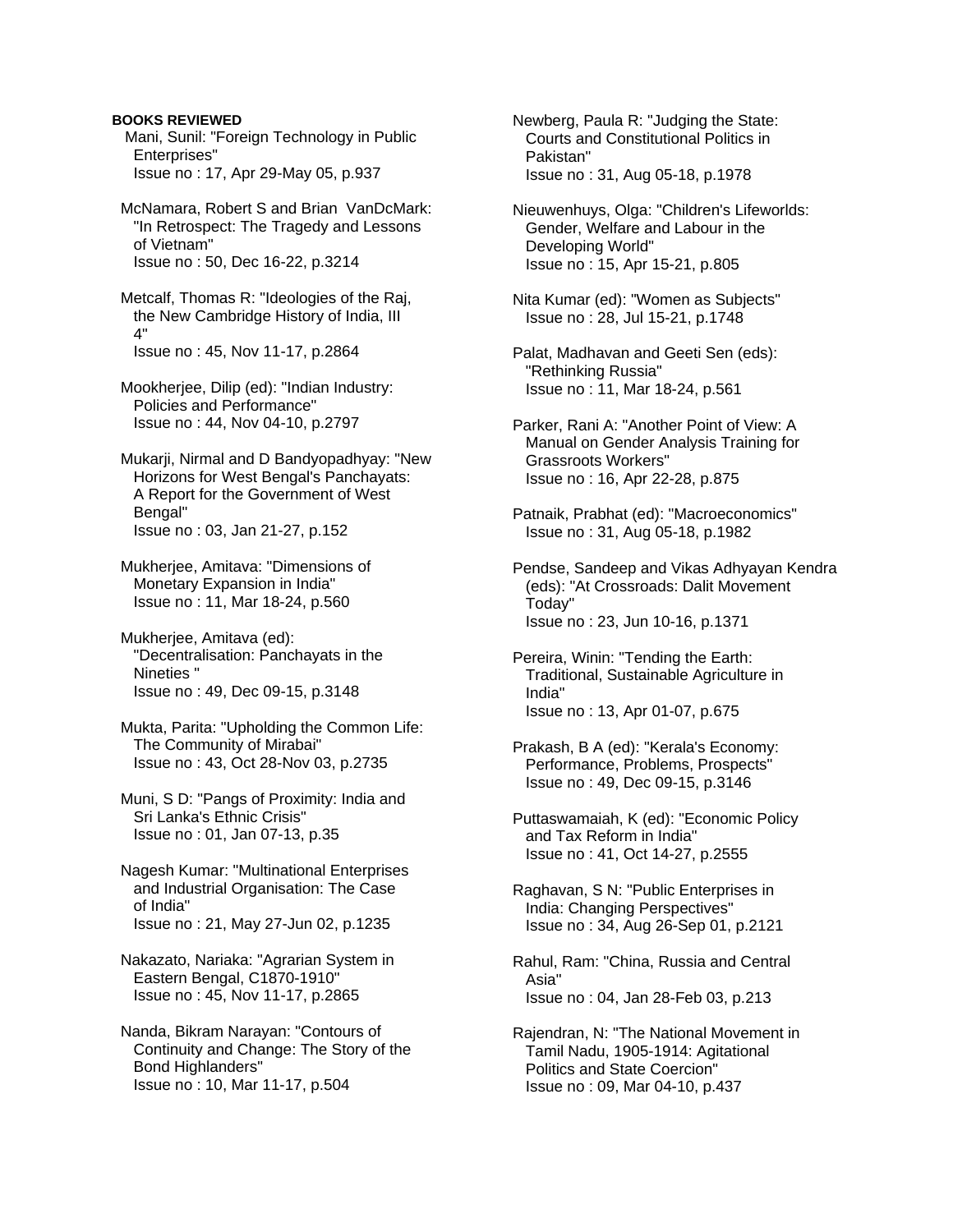**BOOKS REVIEWED**

Mani, Sunil: "Foreign Technology in Public Enterprises"
Issue no : 17, Apr 29-May 05, p.937

McNamara, Robert S and Brian VanDcMark: "In Retrospect: The Tragedy and Lessons of Vietnam"
Issue no : 50, Dec 16-22, p.3214

Metcalf, Thomas R: "Ideologies of the Raj, the New Cambridge History of India, III 4"
Issue no : 45, Nov 11-17, p.2864

Mookherjee, Dilip (ed): "Indian Industry: Policies and Performance"
Issue no : 44, Nov 04-10, p.2797

Mukarji, Nirmal and D Bandyopadhyay: "New Horizons for West Bengal's Panchayats: A Report for the Government of West Bengal"
Issue no : 03, Jan 21-27, p.152

Mukherjee, Amitava: "Dimensions of Monetary Expansion in India"
Issue no : 11, Mar 18-24, p.560

Mukherjee, Amitava (ed): "Decentralisation: Panchayats in the Nineties "
Issue no : 49, Dec 09-15, p.3148

Mukta, Parita: "Upholding the Common Life: The Community of Mirabai"
Issue no : 43, Oct 28-Nov 03, p.2735

Muni, S D: "Pangs of Proximity: India and Sri Lanka's Ethnic Crisis"
Issue no : 01, Jan 07-13, p.35

Nagesh Kumar: "Multinational Enterprises and Industrial Organisation: The Case of India"
Issue no : 21, May 27-Jun 02, p.1235

Nakazato, Nariaka: "Agrarian System in Eastern Bengal, C1870-1910"
Issue no : 45, Nov 11-17, p.2865

Nanda, Bikram Narayan: "Contours of Continuity and Change: The Story of the Bond Highlanders"
Issue no : 10, Mar 11-17, p.504

Newberg, Paula R: "Judging the State: Courts and Constitutional Politics in Pakistan"
Issue no : 31, Aug 05-18, p.1978

Nieuwenhuys, Olga: "Children's Lifeworlds: Gender, Welfare and Labour in the Developing World"
Issue no : 15, Apr 15-21, p.805

Nita Kumar (ed): "Women as Subjects"
Issue no : 28, Jul 15-21, p.1748

Palat, Madhavan and Geeti Sen (eds): "Rethinking Russia"
Issue no : 11, Mar 18-24, p.561

Parker, Rani A: "Another Point of View: A Manual on Gender Analysis Training for Grassroots Workers"
Issue no : 16, Apr 22-28, p.875

Patnaik, Prabhat (ed): "Macroeconomics"
Issue no : 31, Aug 05-18, p.1982

Pendse, Sandeep and Vikas Adhyayan Kendra (eds): "At Crossroads: Dalit Movement Today"
Issue no : 23, Jun 10-16, p.1371

Pereira, Winin: "Tending the Earth: Traditional, Sustainable Agriculture in India"
Issue no : 13, Apr 01-07, p.675

Prakash, B A (ed): "Kerala's Economy: Performance, Problems, Prospects"
Issue no : 49, Dec 09-15, p.3146

Puttaswamaiah, K (ed): "Economic Policy and Tax Reform in India"
Issue no : 41, Oct 14-27, p.2555

Raghavan, S N: "Public Enterprises in India: Changing Perspectives"
Issue no : 34, Aug 26-Sep 01, p.2121

Rahul, Ram: "China, Russia and Central Asia"
Issue no : 04, Jan 28-Feb 03, p.213

Rajendran, N: "The National Movement in Tamil Nadu, 1905-1914: Agitational Politics and State Coercion"
Issue no : 09, Mar 04-10, p.437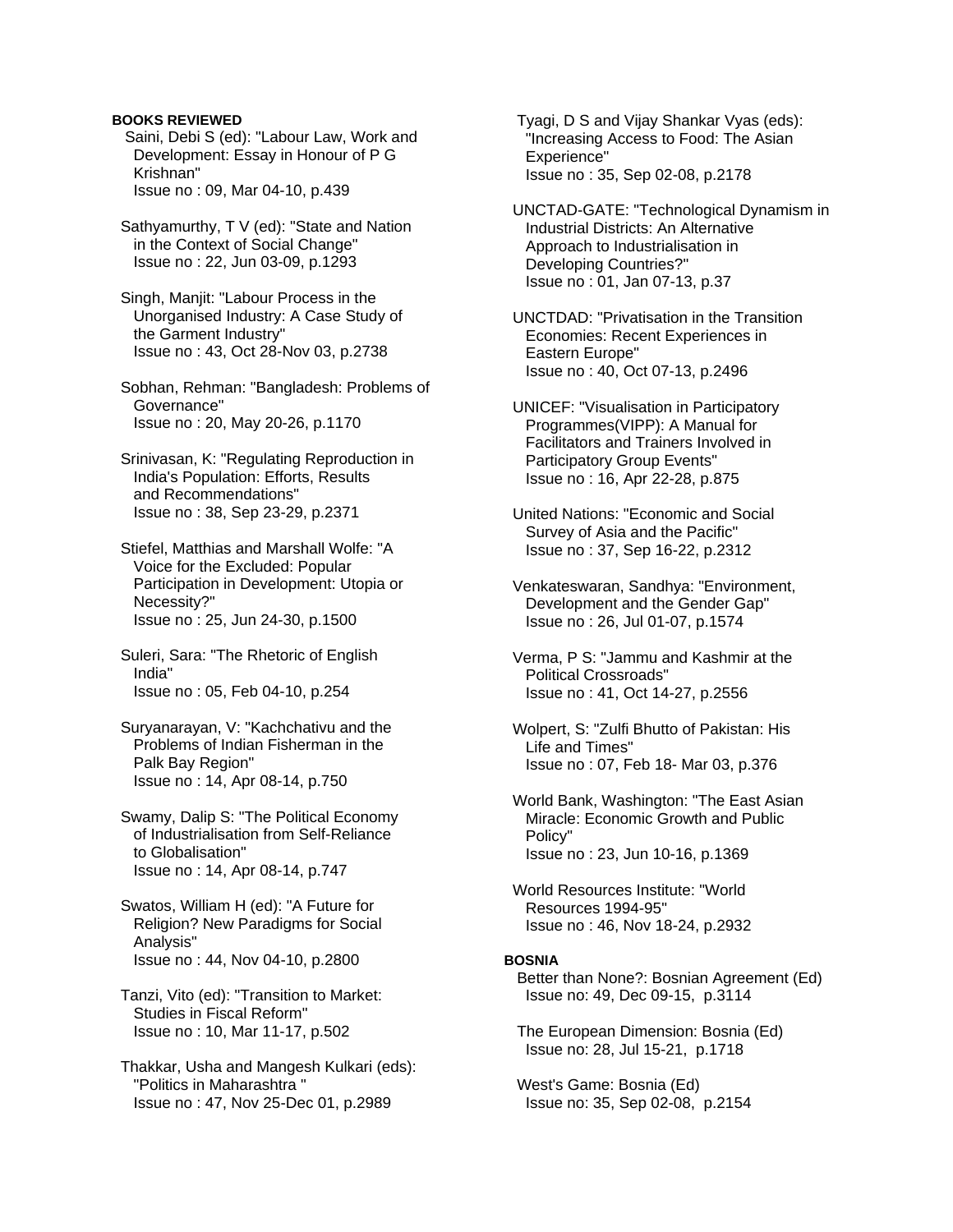**BOOKS REVIEWED**

Saini, Debi S (ed): "Labour Law, Work and Development: Essay in Honour of P G Krishnan"
Issue no : 09, Mar 04-10, p.439

Sathyamurthy, T V (ed): "State and Nation in the Context of Social Change"
Issue no : 22, Jun 03-09, p.1293

Singh, Manjit: "Labour Process in the Unorganised Industry: A Case Study of the Garment Industry"
Issue no : 43, Oct 28-Nov 03, p.2738

Sobhan, Rehman: "Bangladesh: Problems of Governance"
Issue no : 20, May 20-26, p.1170

Srinivasan, K: "Regulating Reproduction in India's Population: Efforts, Results and Recommendations"
Issue no : 38, Sep 23-29, p.2371

Stiefel, Matthias and Marshall Wolfe: "A Voice for the Excluded: Popular Participation in Development: Utopia or Necessity?"
Issue no : 25, Jun 24-30, p.1500

Suleri, Sara: "The Rhetoric of English India"
Issue no : 05, Feb 04-10, p.254

Suryanarayan, V: "Kachchativu and the Problems of Indian Fisherman in the Palk Bay Region"
Issue no : 14, Apr 08-14, p.750

Swamy, Dalip S: "The Political Economy of Industrialisation from Self-Reliance to Globalisation"
Issue no : 14, Apr 08-14, p.747

Swatos, William H (ed): "A Future for Religion? New Paradigms for Social Analysis"
Issue no : 44, Nov 04-10, p.2800

Tanzi, Vito (ed): "Transition to Market: Studies in Fiscal Reform"
Issue no : 10, Mar 11-17, p.502

Thakkar, Usha and Mangesh Kulkari (eds): "Politics in Maharashtra "
Issue no : 47, Nov 25-Dec 01, p.2989

Tyagi, D S and Vijay Shankar Vyas (eds): "Increasing Access to Food: The Asian Experience"
Issue no : 35, Sep 02-08, p.2178

UNCTAD-GATE: "Technological Dynamism in Industrial Districts: An Alternative Approach to Industrialisation in Developing Countries?"
Issue no : 01, Jan 07-13, p.37

UNCTDAD: "Privatisation in the Transition Economies: Recent Experiences in Eastern Europe"
Issue no : 40, Oct 07-13, p.2496

UNICEF: "Visualisation in Participatory Programmes(VIPP): A Manual for Facilitators and Trainers Involved in Participatory Group Events"
Issue no : 16, Apr 22-28, p.875

United Nations: "Economic and Social Survey of Asia and the Pacific"
Issue no : 37, Sep 16-22, p.2312

Venkateswaran, Sandhya: "Environment, Development and the Gender Gap"
Issue no : 26, Jul 01-07, p.1574

Verma, P S: "Jammu and Kashmir at the Political Crossroads"
Issue no : 41, Oct 14-27, p.2556

Wolpert, S: "Zulfi Bhutto of Pakistan: His Life and Times"
Issue no : 07, Feb 18- Mar 03, p.376

World Bank, Washington: "The East Asian Miracle: Economic Growth and Public Policy"
Issue no : 23, Jun 10-16, p.1369

World Resources Institute: "World Resources 1994-95"
Issue no : 46, Nov 18-24, p.2932

**BOSNIA**

Better than None?: Bosnian Agreement (Ed)
Issue no: 49, Dec 09-15, p.3114

The European Dimension: Bosnia (Ed)
Issue no: 28, Jul 15-21, p.1718

West's Game: Bosnia (Ed)
Issue no: 35, Sep 02-08, p.2154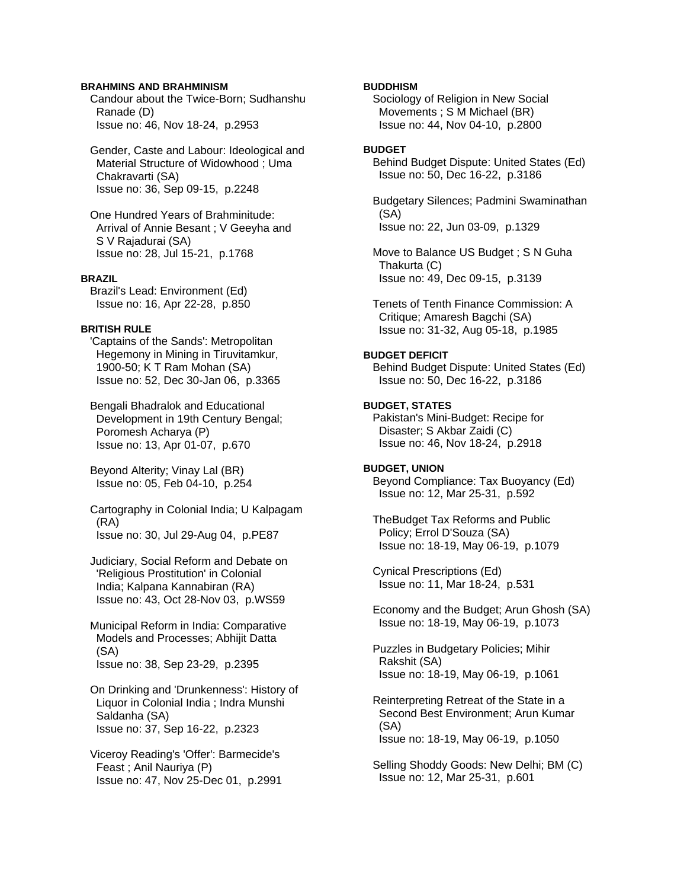**BRAHMINS AND BRAHMINISM**

Candour about the Twice-Born; Sudhanshu Ranade (D)
Issue no: 46, Nov 18-24, p.2953

Gender, Caste and Labour: Ideological and Material Structure of Widowhood ; Uma Chakravarti (SA)
Issue no: 36, Sep 09-15, p.2248

One Hundred Years of Brahminitude: Arrival of Annie Besant ; V Geeyha and S V Rajadurai (SA)
Issue no: 28, Jul 15-21, p.1768

**BRAZIL**

Brazil's Lead: Environment (Ed)
Issue no: 16, Apr 22-28, p.850

**BRITISH RULE**

'Captains of the Sands': Metropolitan Hegemony in Mining in Tiruvitamkur, 1900-50; K T Ram Mohan (SA)
Issue no: 52, Dec 30-Jan 06, p.3365

Bengali Bhadralok and Educational Development in 19th Century Bengal; Poromesh Acharya (P)
Issue no: 13, Apr 01-07, p.670

Beyond Alterity; Vinay Lal (BR)
Issue no: 05, Feb 04-10, p.254

Cartography in Colonial India; U Kalpagam (RA)
Issue no: 30, Jul 29-Aug 04, p.PE87

Judiciary, Social Reform and Debate on 'Religious Prostitution' in Colonial India; Kalpana Kannabiran (RA)
Issue no: 43, Oct 28-Nov 03, p.WS59

Municipal Reform in India: Comparative Models and Processes; Abhijit Datta (SA)
Issue no: 38, Sep 23-29, p.2395

On Drinking and 'Drunkenness': History of Liquor in Colonial India ; Indra Munshi Saldanha (SA)
Issue no: 37, Sep 16-22, p.2323

Viceroy Reading's 'Offer': Barmecide's Feast ; Anil Nauriya (P)
Issue no: 47, Nov 25-Dec 01, p.2991

**BUDDHISM**

Sociology of Religion in New Social Movements ; S M Michael (BR)
Issue no: 44, Nov 04-10, p.2800

**BUDGET**

Behind Budget Dispute: United States (Ed)
Issue no: 50, Dec 16-22, p.3186

Budgetary Silences; Padmini Swaminathan (SA)
Issue no: 22, Jun 03-09, p.1329

Move to Balance US Budget ; S N Guha Thakurta (C)
Issue no: 49, Dec 09-15, p.3139

Tenets of Tenth Finance Commission: A Critique; Amaresh Bagchi (SA)
Issue no: 31-32, Aug 05-18, p.1985

**BUDGET DEFICIT**

Behind Budget Dispute: United States (Ed)
Issue no: 50, Dec 16-22, p.3186

**BUDGET, STATES**

Pakistan's Mini-Budget: Recipe for Disaster; S Akbar Zaidi (C)
Issue no: 46, Nov 18-24, p.2918

**BUDGET, UNION**

Beyond Compliance: Tax Buoyancy (Ed)
Issue no: 12, Mar 25-31, p.592

TheBudget Tax Reforms and Public Policy; Errol D'Souza (SA)
Issue no: 18-19, May 06-19, p.1079

Cynical Prescriptions (Ed)
Issue no: 11, Mar 18-24, p.531

Economy and the Budget; Arun Ghosh (SA)
Issue no: 18-19, May 06-19, p.1073

Puzzles in Budgetary Policies; Mihir Rakshit (SA)
Issue no: 18-19, May 06-19, p.1061

Reinterpreting Retreat of the State in a Second Best Environment; Arun Kumar (SA)
Issue no: 18-19, May 06-19, p.1050

Selling Shoddy Goods: New Delhi; BM (C)
Issue no: 12, Mar 25-31, p.601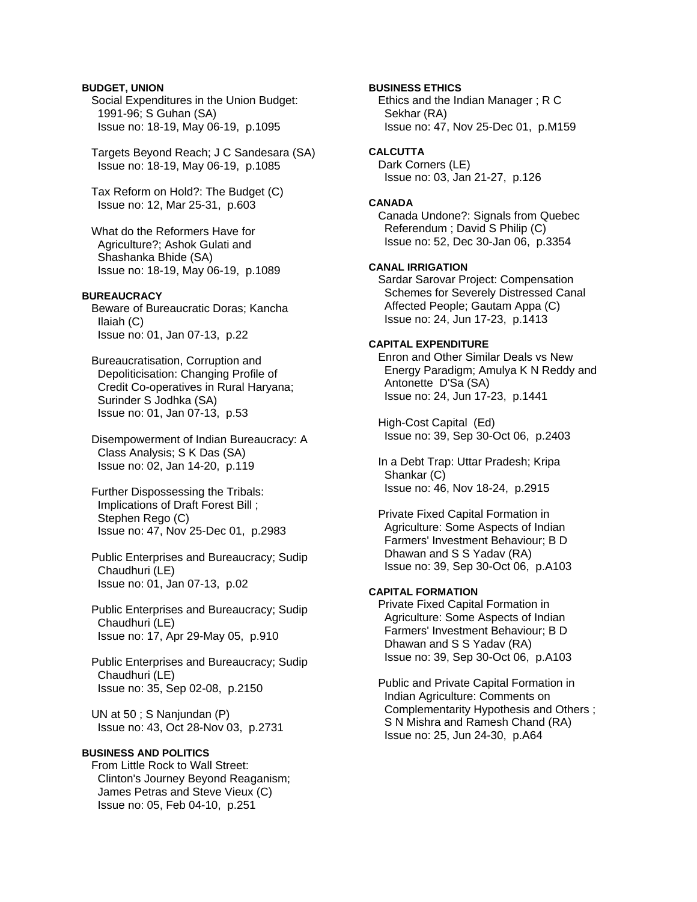**BUDGET, UNION**

Social Expenditures in the Union Budget: 1991-96; S Guhan (SA)
Issue no: 18-19, May 06-19, p.1095

Targets Beyond Reach; J C Sandesara (SA)
Issue no: 18-19, May 06-19, p.1085

Tax Reform on Hold?: The Budget (C)
Issue no: 12, Mar 25-31, p.603

What do the Reformers Have for Agriculture?; Ashok Gulati and Shashanka Bhide (SA)
Issue no: 18-19, May 06-19, p.1089

**BUREAUCRACY**

Beware of Bureaucratic Doras; Kancha Ilaiah (C)
Issue no: 01, Jan 07-13, p.22

Bureaucratisation, Corruption and Depoliticisation: Changing Profile of Credit Co-operatives in Rural Haryana; Surinder S Jodhka (SA)
Issue no: 01, Jan 07-13, p.53

Disempowerment of Indian Bureaucracy: A Class Analysis; S K Das (SA)
Issue no: 02, Jan 14-20, p.119

Further Dispossessing the Tribals: Implications of Draft Forest Bill ; Stephen Rego (C)
Issue no: 47, Nov 25-Dec 01, p.2983

Public Enterprises and Bureaucracy; Sudip Chaudhuri (LE)
Issue no: 01, Jan 07-13, p.02

Public Enterprises and Bureaucracy; Sudip Chaudhuri (LE)
Issue no: 17, Apr 29-May 05, p.910

Public Enterprises and Bureaucracy; Sudip Chaudhuri (LE)
Issue no: 35, Sep 02-08, p.2150

UN at 50 ; S Nanjundan (P)
Issue no: 43, Oct 28-Nov 03, p.2731

**BUSINESS AND POLITICS**

From Little Rock to Wall Street: Clinton's Journey Beyond Reaganism; James Petras and Steve Vieux (C)
Issue no: 05, Feb 04-10, p.251

**BUSINESS ETHICS**

Ethics and the Indian Manager ; R C Sekhar (RA)
Issue no: 47, Nov 25-Dec 01, p.M159

**CALCUTTA**

Dark Corners (LE)
Issue no: 03, Jan 21-27, p.126

**CANADA**

Canada Undone?: Signals from Quebec Referendum ; David S Philip (C)
Issue no: 52, Dec 30-Jan 06, p.3354

**CANAL IRRIGATION**

Sardar Sarovar Project: Compensation Schemes for Severely Distressed Canal Affected People; Gautam Appa (C)
Issue no: 24, Jun 17-23, p.1413

**CAPITAL EXPENDITURE**

Enron and Other Similar Deals vs New Energy Paradigm; Amulya K N Reddy and Antonette D'Sa (SA)
Issue no: 24, Jun 17-23, p.1441

High-Cost Capital (Ed)
Issue no: 39, Sep 30-Oct 06, p.2403

In a Debt Trap: Uttar Pradesh; Kripa Shankar (C)
Issue no: 46, Nov 18-24, p.2915

Private Fixed Capital Formation in Agriculture: Some Aspects of Indian Farmers' Investment Behaviour; B D Dhawan and S S Yadav (RA)
Issue no: 39, Sep 30-Oct 06, p.A103

**CAPITAL FORMATION**

Private Fixed Capital Formation in Agriculture: Some Aspects of Indian Farmers' Investment Behaviour; B D Dhawan and S S Yadav (RA)
Issue no: 39, Sep 30-Oct 06, p.A103

Public and Private Capital Formation in Indian Agriculture: Comments on Complementarity Hypothesis and Others ; S N Mishra and Ramesh Chand (RA)
Issue no: 25, Jun 24-30, p.A64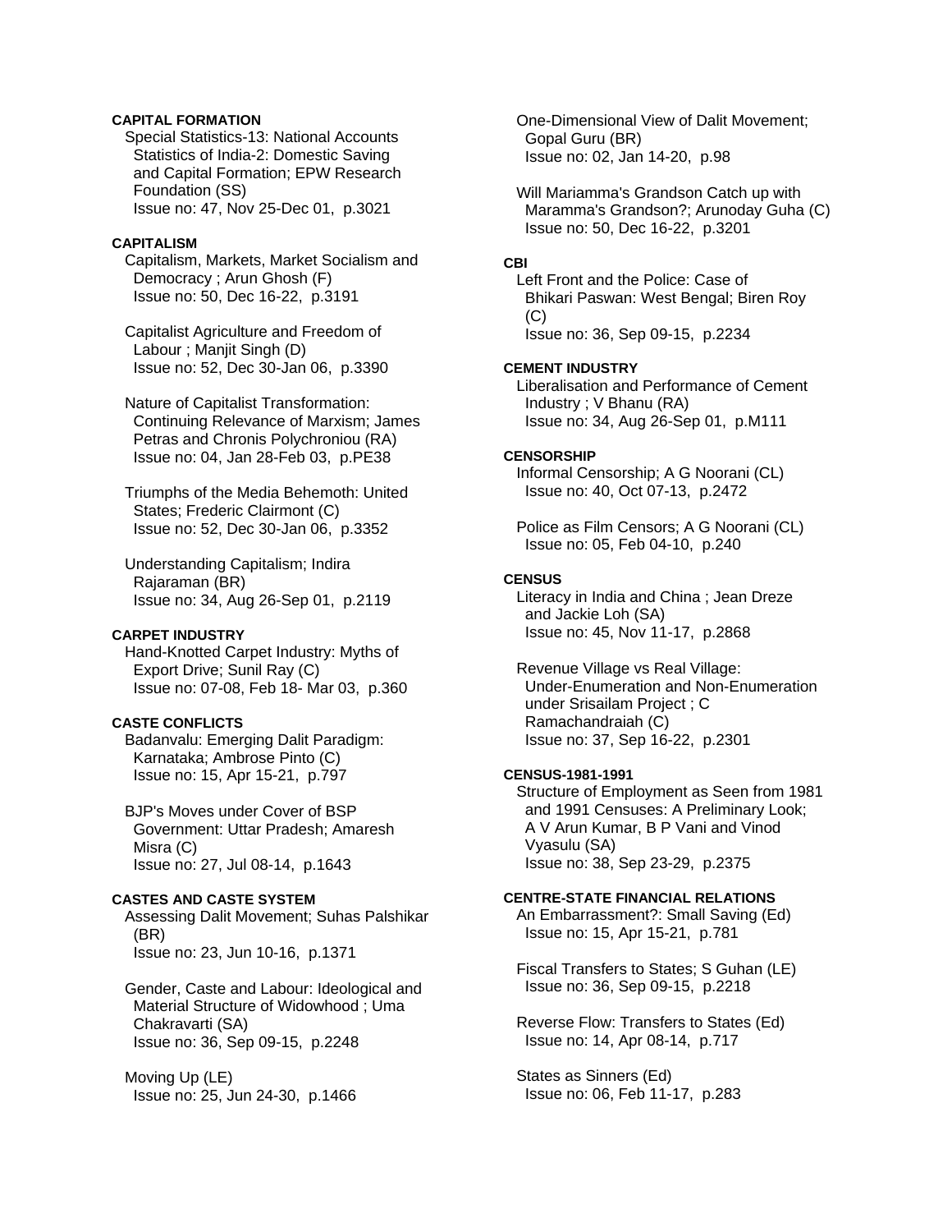**CAPITAL FORMATION**

Special Statistics-13: National Accounts Statistics of India-2: Domestic Saving and Capital Formation; EPW Research Foundation (SS)
Issue no: 47, Nov 25-Dec 01, p.3021

**CAPITALISM**

Capitalism, Markets, Market Socialism and Democracy ; Arun Ghosh (F)
Issue no: 50, Dec 16-22, p.3191

Capitalist Agriculture and Freedom of Labour ; Manjit Singh (D)
Issue no: 52, Dec 30-Jan 06, p.3390

Nature of Capitalist Transformation: Continuing Relevance of Marxism; James Petras and Chronis Polychroniou (RA)
Issue no: 04, Jan 28-Feb 03, p.PE38

Triumphs of the Media Behemoth: United States; Frederic Clairmont (C)
Issue no: 52, Dec 30-Jan 06, p.3352

Understanding Capitalism; Indira Rajaraman (BR)
Issue no: 34, Aug 26-Sep 01, p.2119

**CARPET INDUSTRY**

Hand-Knotted Carpet Industry: Myths of Export Drive; Sunil Ray (C)
Issue no: 07-08, Feb 18- Mar 03, p.360

**CASTE CONFLICTS**

Badanvalu: Emerging Dalit Paradigm: Karnataka; Ambrose Pinto (C)
Issue no: 15, Apr 15-21, p.797

BJP's Moves under Cover of BSP Government: Uttar Pradesh; Amaresh Misra (C)
Issue no: 27, Jul 08-14, p.1643

**CASTES AND CASTE SYSTEM**

Assessing Dalit Movement; Suhas Palshikar (BR)
Issue no: 23, Jun 10-16, p.1371

Gender, Caste and Labour: Ideological and Material Structure of Widowhood ; Uma Chakravarti (SA)
Issue no: 36, Sep 09-15, p.2248

Moving Up (LE)
Issue no: 25, Jun 24-30, p.1466

One-Dimensional View of Dalit Movement; Gopal Guru (BR)
Issue no: 02, Jan 14-20, p.98

Will Mariamma's Grandson Catch up with Maramma's Grandson?; Arunoday Guha (C)
Issue no: 50, Dec 16-22, p.3201

**CBI**

Left Front and the Police: Case of Bhikari Paswan: West Bengal; Biren Roy (C)
Issue no: 36, Sep 09-15, p.2234

**CEMENT INDUSTRY**

Liberalisation and Performance of Cement Industry ; V Bhanu (RA)
Issue no: 34, Aug 26-Sep 01, p.M111

**CENSORSHIP**

Informal Censorship; A G Noorani (CL)
Issue no: 40, Oct 07-13, p.2472

Police as Film Censors; A G Noorani (CL)
Issue no: 05, Feb 04-10, p.240

**CENSUS**

Literacy in India and China ; Jean Dreze and Jackie Loh (SA)
Issue no: 45, Nov 11-17, p.2868

Revenue Village vs Real Village: Under-Enumeration and Non-Enumeration under Srisailam Project ; C Ramachandraiah (C)
Issue no: 37, Sep 16-22, p.2301

**CENSUS-1981-1991**

Structure of Employment as Seen from 1981 and 1991 Censuses: A Preliminary Look; A V Arun Kumar, B P Vani and Vinod Vyasulu (SA)
Issue no: 38, Sep 23-29, p.2375

**CENTRE-STATE FINANCIAL RELATIONS**

An Embarrassment?: Small Saving (Ed)
Issue no: 15, Apr 15-21, p.781

Fiscal Transfers to States; S Guhan (LE)
Issue no: 36, Sep 09-15, p.2218

Reverse Flow: Transfers to States (Ed)
Issue no: 14, Apr 08-14, p.717

States as Sinners (Ed)
Issue no: 06, Feb 11-17, p.283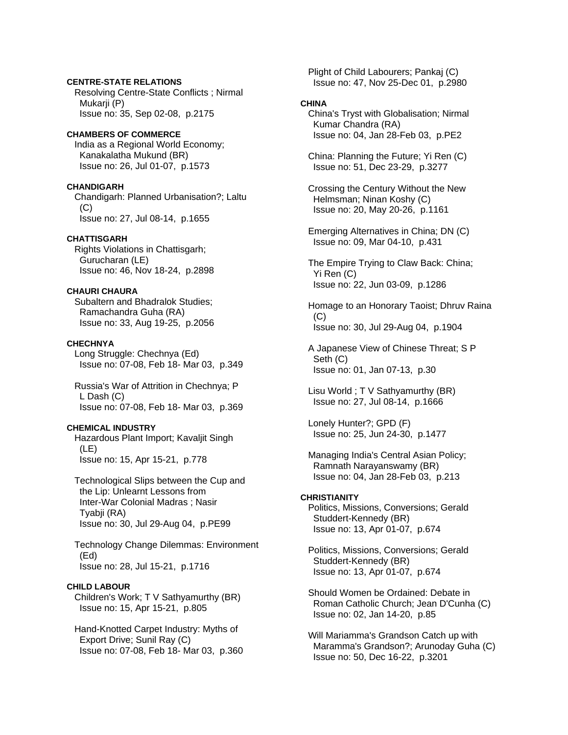**CENTRE-STATE RELATIONS**

Resolving Centre-State Conflicts ; Nirmal Mukarji (P)
Issue no: 35, Sep 02-08, p.2175

**CHAMBERS OF COMMERCE**

India as a Regional World Economy; Kanakalatha Mukund (BR)
Issue no: 26, Jul 01-07, p.1573

**CHANDIGARH**

Chandigarh: Planned Urbanisation?; Laltu (C)
Issue no: 27, Jul 08-14, p.1655

**CHATTISGARH**

Rights Violations in Chattisgarh; Gurucharan (LE)
Issue no: 46, Nov 18-24, p.2898

**CHAURI CHAURA**

Subaltern and Bhadralok Studies; Ramachandra Guha (RA)
Issue no: 33, Aug 19-25, p.2056

**CHECHNYA**

Long Struggle: Chechnya (Ed)
Issue no: 07-08, Feb 18- Mar 03, p.349

Russia's War of Attrition in Chechnya; P L Dash (C)
Issue no: 07-08, Feb 18- Mar 03, p.369

**CHEMICAL INDUSTRY**

Hazardous Plant Import; Kavaljit Singh (LE)
Issue no: 15, Apr 15-21, p.778

Technological Slips between the Cup and the Lip: Unlearnt Lessons from Inter-War Colonial Madras ; Nasir Tyabji (RA)
Issue no: 30, Jul 29-Aug 04, p.PE99

Technology Change Dilemmas: Environment (Ed)
Issue no: 28, Jul 15-21, p.1716

**CHILD LABOUR**

Children's Work; T V Sathyamurthy (BR)
Issue no: 15, Apr 15-21, p.805

Hand-Knotted Carpet Industry: Myths of Export Drive; Sunil Ray (C)
Issue no: 07-08, Feb 18- Mar 03, p.360

Plight of Child Labourers; Pankaj (C)
Issue no: 47, Nov 25-Dec 01, p.2980

**CHINA**

China's Tryst with Globalisation; Nirmal Kumar Chandra (RA)
Issue no: 04, Jan 28-Feb 03, p.PE2

China: Planning the Future; Yi Ren (C)
Issue no: 51, Dec 23-29, p.3277

Crossing the Century Without the New Helmsman; Ninan Koshy (C)
Issue no: 20, May 20-26, p.1161

Emerging Alternatives in China; DN (C)
Issue no: 09, Mar 04-10, p.431

The Empire Trying to Claw Back: China; Yi Ren (C)
Issue no: 22, Jun 03-09, p.1286

Homage to an Honorary Taoist; Dhruv Raina (C)
Issue no: 30, Jul 29-Aug 04, p.1904

A Japanese View of Chinese Threat; S P Seth (C)
Issue no: 01, Jan 07-13, p.30

Lisu World ; T V Sathyamurthy (BR)
Issue no: 27, Jul 08-14, p.1666

Lonely Hunter?; GPD (F)
Issue no: 25, Jun 24-30, p.1477

Managing India's Central Asian Policy; Ramnath Narayanswamy (BR)
Issue no: 04, Jan 28-Feb 03, p.213

**CHRISTIANITY**

Politics, Missions, Conversions; Gerald Studdert-Kennedy (BR)
Issue no: 13, Apr 01-07, p.674

Politics, Missions, Conversions; Gerald Studdert-Kennedy (BR)
Issue no: 13, Apr 01-07, p.674

Should Women be Ordained: Debate in Roman Catholic Church; Jean D'Cunha (C)
Issue no: 02, Jan 14-20, p.85

Will Mariamma's Grandson Catch up with Maramma's Grandson?; Arunoday Guha (C)
Issue no: 50, Dec 16-22, p.3201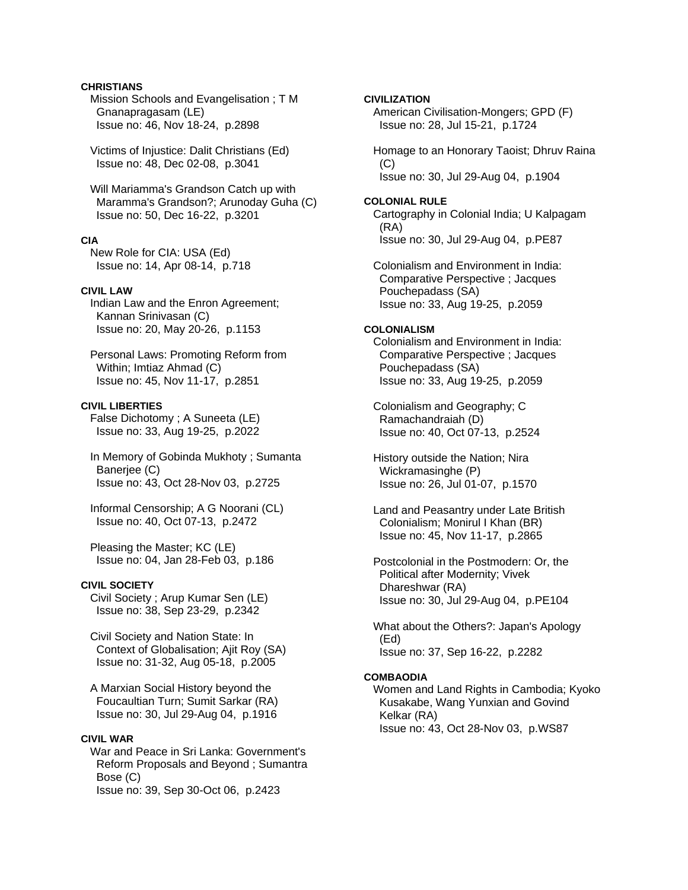**CHRISTIANS**

Mission Schools and Evangelisation ; T M Gnanapragasam (LE)
Issue no: 46, Nov 18-24, p.2898

Victims of Injustice: Dalit Christians (Ed)
Issue no: 48, Dec 02-08, p.3041

Will Mariamma's Grandson Catch up with Maramma's Grandson?; Arunoday Guha (C)
Issue no: 50, Dec 16-22, p.3201

**CIA**

New Role for CIA: USA (Ed)
Issue no: 14, Apr 08-14, p.718

**CIVIL LAW**

Indian Law and the Enron Agreement; Kannan Srinivasan (C)
Issue no: 20, May 20-26, p.1153

Personal Laws: Promoting Reform from Within; Imtiaz Ahmad (C)
Issue no: 45, Nov 11-17, p.2851

**CIVIL LIBERTIES**

False Dichotomy ; A Suneeta (LE)
Issue no: 33, Aug 19-25, p.2022

In Memory of Gobinda Mukhoty ; Sumanta Banerjee (C)
Issue no: 43, Oct 28-Nov 03, p.2725

Informal Censorship; A G Noorani (CL)
Issue no: 40, Oct 07-13, p.2472

Pleasing the Master; KC (LE)
Issue no: 04, Jan 28-Feb 03, p.186

**CIVIL SOCIETY**

Civil Society ; Arup Kumar Sen (LE)
Issue no: 38, Sep 23-29, p.2342

Civil Society and Nation State: In Context of Globalisation; Ajit Roy (SA)
Issue no: 31-32, Aug 05-18, p.2005

A Marxian Social History beyond the Foucaultian Turn; Sumit Sarkar (RA)
Issue no: 30, Jul 29-Aug 04, p.1916

**CIVIL WAR**

War and Peace in Sri Lanka: Government's Reform Proposals and Beyond ; Sumantra Bose (C)
Issue no: 39, Sep 30-Oct 06, p.2423

**CIVILIZATION**

American Civilisation-Mongers; GPD (F)
Issue no: 28, Jul 15-21, p.1724

Homage to an Honorary Taoist; Dhruv Raina (C)
Issue no: 30, Jul 29-Aug 04, p.1904

**COLONIAL RULE**

Cartography in Colonial India; U Kalpagam (RA)
Issue no: 30, Jul 29-Aug 04, p.PE87

Colonialism and Environment in India: Comparative Perspective ; Jacques Pouchepadass (SA)
Issue no: 33, Aug 19-25, p.2059

**COLONIALISM**

Colonialism and Environment in India: Comparative Perspective ; Jacques Pouchepadass (SA)
Issue no: 33, Aug 19-25, p.2059

Colonialism and Geography; C Ramachandraiah (D)
Issue no: 40, Oct 07-13, p.2524

History outside the Nation; Nira Wickramasinghe (P)
Issue no: 26, Jul 01-07, p.1570

Land and Peasantry under Late British Colonialism; Monirul I Khan (BR)
Issue no: 45, Nov 11-17, p.2865

Postcolonial in the Postmodern: Or, the Political after Modernity; Vivek Dhareshwar (RA)
Issue no: 30, Jul 29-Aug 04, p.PE104

What about the Others?: Japan's Apology (Ed)
Issue no: 37, Sep 16-22, p.2282

**COMBAODIA**

Women and Land Rights in Cambodia; Kyoko Kusakabe, Wang Yunxian and Govind Kelkar (RA)
Issue no: 43, Oct 28-Nov 03, p.WS87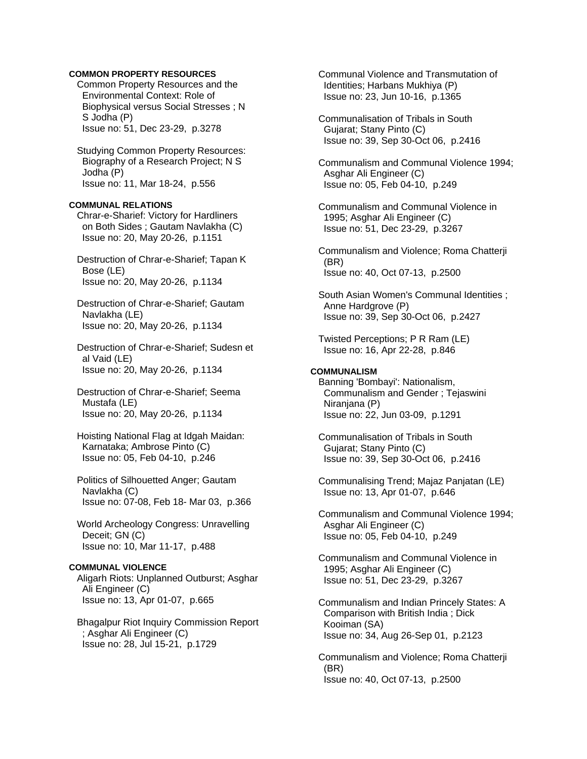**COMMON PROPERTY RESOURCES**

Common Property Resources and the Environmental Context: Role of Biophysical versus Social Stresses ; N S Jodha (P)
Issue no: 51, Dec 23-29, p.3278

Studying Common Property Resources: Biography of a Research Project; N S Jodha (P)
Issue no: 11, Mar 18-24, p.556

**COMMUNAL RELATIONS**

Chrar-e-Sharief: Victory for Hardliners on Both Sides ; Gautam Navlakha (C)
Issue no: 20, May 20-26, p.1151

Destruction of Chrar-e-Sharief; Tapan K Bose (LE)
Issue no: 20, May 20-26, p.1134

Destruction of Chrar-e-Sharief; Gautam Navlakha (LE)
Issue no: 20, May 20-26, p.1134

Destruction of Chrar-e-Sharief; Sudesn et al Vaid (LE)
Issue no: 20, May 20-26, p.1134

Destruction of Chrar-e-Sharief; Seema Mustafa (LE)
Issue no: 20, May 20-26, p.1134

Hoisting National Flag at Idgah Maidan: Karnataka; Ambrose Pinto (C)
Issue no: 05, Feb 04-10, p.246

Politics of Silhouetted Anger; Gautam Navlakha (C)
Issue no: 07-08, Feb 18- Mar 03, p.366

World Archeology Congress: Unravelling Deceit; GN (C)
Issue no: 10, Mar 11-17, p.488

**COMMUNAL VIOLENCE**

Aligarh Riots: Unplanned Outburst; Asghar Ali Engineer (C)
Issue no: 13, Apr 01-07, p.665

Bhagalpur Riot Inquiry Commission Report ; Asghar Ali Engineer (C)
Issue no: 28, Jul 15-21, p.1729

Communal Violence and Transmutation of Identities; Harbans Mukhiya (P)
Issue no: 23, Jun 10-16, p.1365

Communalisation of Tribals in South Gujarat; Stany Pinto (C)
Issue no: 39, Sep 30-Oct 06, p.2416

Communalism and Communal Violence 1994; Asghar Ali Engineer (C)
Issue no: 05, Feb 04-10, p.249

Communalism and Communal Violence in 1995; Asghar Ali Engineer (C)
Issue no: 51, Dec 23-29, p.3267

Communalism and Violence; Roma Chatterji (BR)
Issue no: 40, Oct 07-13, p.2500

South Asian Women's Communal Identities ; Anne Hardgrove (P)
Issue no: 39, Sep 30-Oct 06, p.2427

Twisted Perceptions; P R Ram (LE)
Issue no: 16, Apr 22-28, p.846

**COMMUNALISM**

Banning 'Bombayi': Nationalism, Communalism and Gender ; Tejaswini Niranjana (P)
Issue no: 22, Jun 03-09, p.1291

Communalisation of Tribals in South Gujarat; Stany Pinto (C)
Issue no: 39, Sep 30-Oct 06, p.2416

Communalising Trend; Majaz Panjatan (LE)
Issue no: 13, Apr 01-07, p.646

Communalism and Communal Violence 1994; Asghar Ali Engineer (C)
Issue no: 05, Feb 04-10, p.249

Communalism and Communal Violence in 1995; Asghar Ali Engineer (C)
Issue no: 51, Dec 23-29, p.3267

Communalism and Indian Princely States: A Comparison with British India ; Dick Kooiman (SA)
Issue no: 34, Aug 26-Sep 01, p.2123

Communalism and Violence; Roma Chatterji (BR)
Issue no: 40, Oct 07-13, p.2500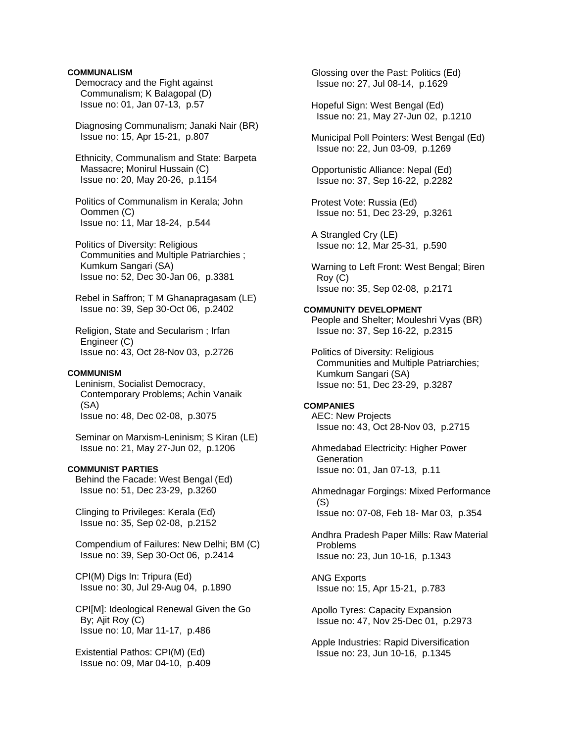**COMMUNALISM**

Democracy and the Fight against Communalism; K Balagopal (D)
Issue no: 01, Jan 07-13, p.57

Diagnosing Communalism; Janaki Nair (BR)
Issue no: 15, Apr 15-21, p.807

Ethnicity, Communalism and State: Barpeta Massacre; Monirul Hussain (C)
Issue no: 20, May 20-26, p.1154

Politics of Communalism in Kerala; John Oommen (C)
Issue no: 11, Mar 18-24, p.544

Politics of Diversity: Religious Communities and Multiple Patriarchies ; Kumkum Sangari (SA)
Issue no: 52, Dec 30-Jan 06, p.3381

Rebel in Saffron; T M Ghanapragasam (LE)
Issue no: 39, Sep 30-Oct 06, p.2402

Religion, State and Secularism ; Irfan Engineer (C)
Issue no: 43, Oct 28-Nov 03, p.2726

**COMMUNISM**

Leninism, Socialist Democracy, Contemporary Problems; Achin Vanaik (SA)
Issue no: 48, Dec 02-08, p.3075

Seminar on Marxism-Leninism; S Kiran (LE)
Issue no: 21, May 27-Jun 02, p.1206

**COMMUNIST PARTIES**

Behind the Facade: West Bengal (Ed)
Issue no: 51, Dec 23-29, p.3260

Clinging to Privileges: Kerala (Ed)
Issue no: 35, Sep 02-08, p.2152

Compendium of Failures: New Delhi; BM (C)
Issue no: 39, Sep 30-Oct 06, p.2414

CPI(M) Digs In: Tripura (Ed)
Issue no: 30, Jul 29-Aug 04, p.1890

CPI[M]: Ideological Renewal Given the Go By; Ajit Roy (C)
Issue no: 10, Mar 11-17, p.486

Existential Pathos: CPI(M) (Ed)
Issue no: 09, Mar 04-10, p.409

Glossing over the Past: Politics (Ed)
Issue no: 27, Jul 08-14, p.1629

Hopeful Sign: West Bengal (Ed)
Issue no: 21, May 27-Jun 02, p.1210

Municipal Poll Pointers: West Bengal (Ed)
Issue no: 22, Jun 03-09, p.1269

Opportunistic Alliance: Nepal (Ed)
Issue no: 37, Sep 16-22, p.2282

Protest Vote: Russia (Ed)
Issue no: 51, Dec 23-29, p.3261

A Strangled Cry (LE)
Issue no: 12, Mar 25-31, p.590

Warning to Left Front: West Bengal; Biren Roy (C)
Issue no: 35, Sep 02-08, p.2171

**COMMUNITY DEVELOPMENT**

People and Shelter; Mouleshri Vyas (BR)
Issue no: 37, Sep 16-22, p.2315

Politics of Diversity: Religious Communities and Multiple Patriarchies; Kumkum Sangari (SA)
Issue no: 51, Dec 23-29, p.3287

**COMPANIES**

AEC: New Projects
Issue no: 43, Oct 28-Nov 03, p.2715

Ahmedabad Electricity: Higher Power Generation
Issue no: 01, Jan 07-13, p.11

Ahmednagar Forgings: Mixed Performance (S)
Issue no: 07-08, Feb 18- Mar 03, p.354

Andhra Pradesh Paper Mills: Raw Material Problems
Issue no: 23, Jun 10-16, p.1343

ANG Exports
Issue no: 15, Apr 15-21, p.783

Apollo Tyres: Capacity Expansion
Issue no: 47, Nov 25-Dec 01, p.2973

Apple Industries: Rapid Diversification
Issue no: 23, Jun 10-16, p.1345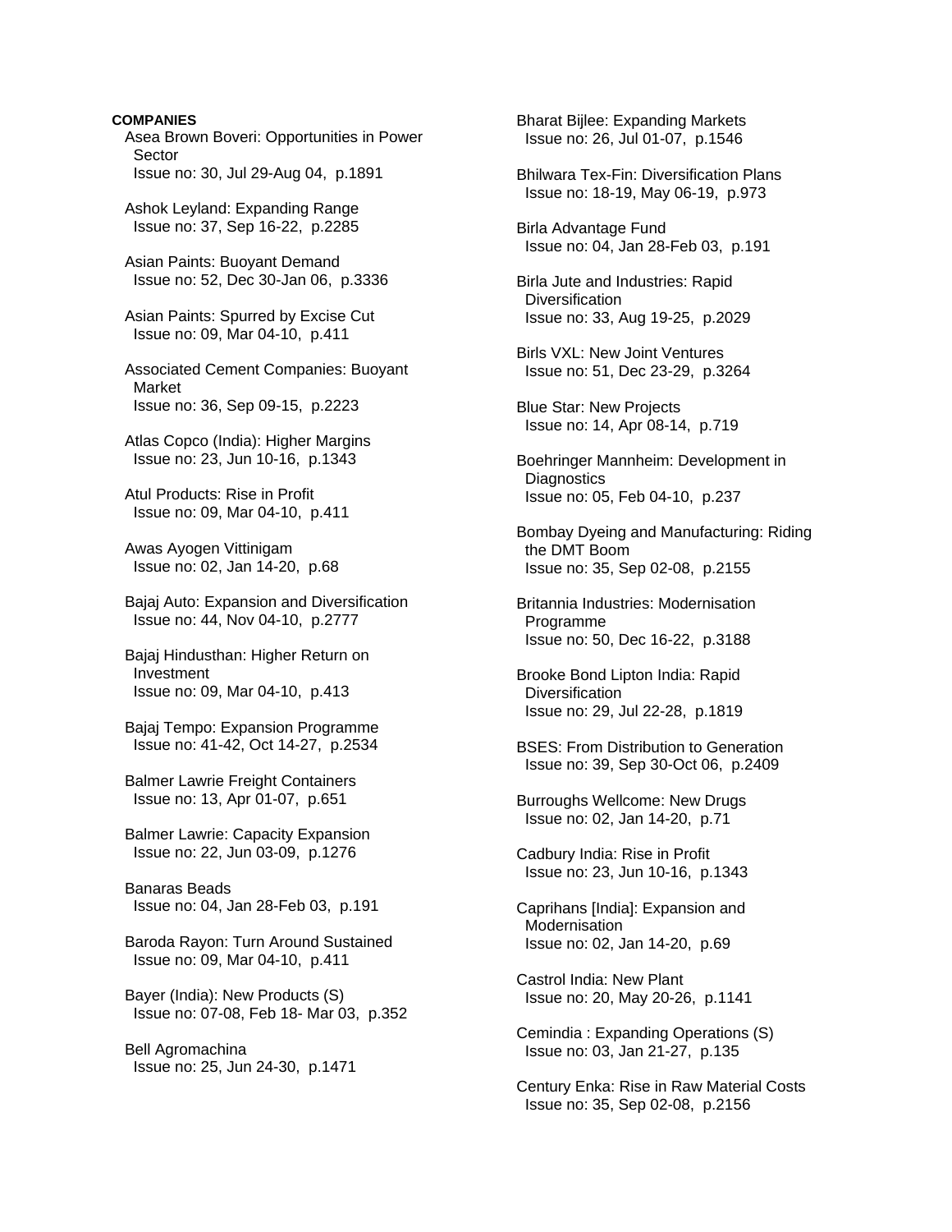**COMPANIES**

Asea Brown Boveri: Opportunities in Power Sector
Issue no: 30, Jul 29-Aug 04, p.1891

Ashok Leyland: Expanding Range
Issue no: 37, Sep 16-22, p.2285

Asian Paints: Buoyant Demand
Issue no: 52, Dec 30-Jan 06, p.3336

Asian Paints: Spurred by Excise Cut
Issue no: 09, Mar 04-10, p.411

Associated Cement Companies: Buoyant Market
Issue no: 36, Sep 09-15, p.2223

Atlas Copco (India): Higher Margins
Issue no: 23, Jun 10-16, p.1343

Atul Products: Rise in Profit
Issue no: 09, Mar 04-10, p.411

Awas Ayogen Vittinigam
Issue no: 02, Jan 14-20, p.68

Bajaj Auto: Expansion and Diversification
Issue no: 44, Nov 04-10, p.2777

Bajaj Hindusthan: Higher Return on Investment
Issue no: 09, Mar 04-10, p.413

Bajaj Tempo: Expansion Programme
Issue no: 41-42, Oct 14-27, p.2534

Balmer Lawrie Freight Containers
Issue no: 13, Apr 01-07, p.651

Balmer Lawrie: Capacity Expansion
Issue no: 22, Jun 03-09, p.1276

Banaras Beads
Issue no: 04, Jan 28-Feb 03, p.191

Baroda Rayon: Turn Around Sustained
Issue no: 09, Mar 04-10, p.411

Bayer (India): New Products (S)
Issue no: 07-08, Feb 18- Mar 03, p.352

Bell Agromachina
Issue no: 25, Jun 24-30, p.1471

Bharat Bijlee: Expanding Markets
Issue no: 26, Jul 01-07, p.1546

Bhilwara Tex-Fin: Diversification Plans
Issue no: 18-19, May 06-19, p.973

Birla Advantage Fund
Issue no: 04, Jan 28-Feb 03, p.191

Birla Jute and Industries: Rapid Diversification
Issue no: 33, Aug 19-25, p.2029

Birls VXL: New Joint Ventures
Issue no: 51, Dec 23-29, p.3264

Blue Star: New Projects
Issue no: 14, Apr 08-14, p.719

Boehringer Mannheim: Development in Diagnostics
Issue no: 05, Feb 04-10, p.237

Bombay Dyeing and Manufacturing: Riding the DMT Boom
Issue no: 35, Sep 02-08, p.2155

Britannia Industries: Modernisation Programme
Issue no: 50, Dec 16-22, p.3188

Brooke Bond Lipton India: Rapid Diversification
Issue no: 29, Jul 22-28, p.1819

BSES: From Distribution to Generation
Issue no: 39, Sep 30-Oct 06, p.2409

Burroughs Wellcome: New Drugs
Issue no: 02, Jan 14-20, p.71

Cadbury India: Rise in Profit
Issue no: 23, Jun 10-16, p.1343

Caprihans [India]: Expansion and Modernisation
Issue no: 02, Jan 14-20, p.69

Castrol India: New Plant
Issue no: 20, May 20-26, p.1141

Cemindia : Expanding Operations (S)
Issue no: 03, Jan 21-27, p.135

Century Enka: Rise in Raw Material Costs
Issue no: 35, Sep 02-08, p.2156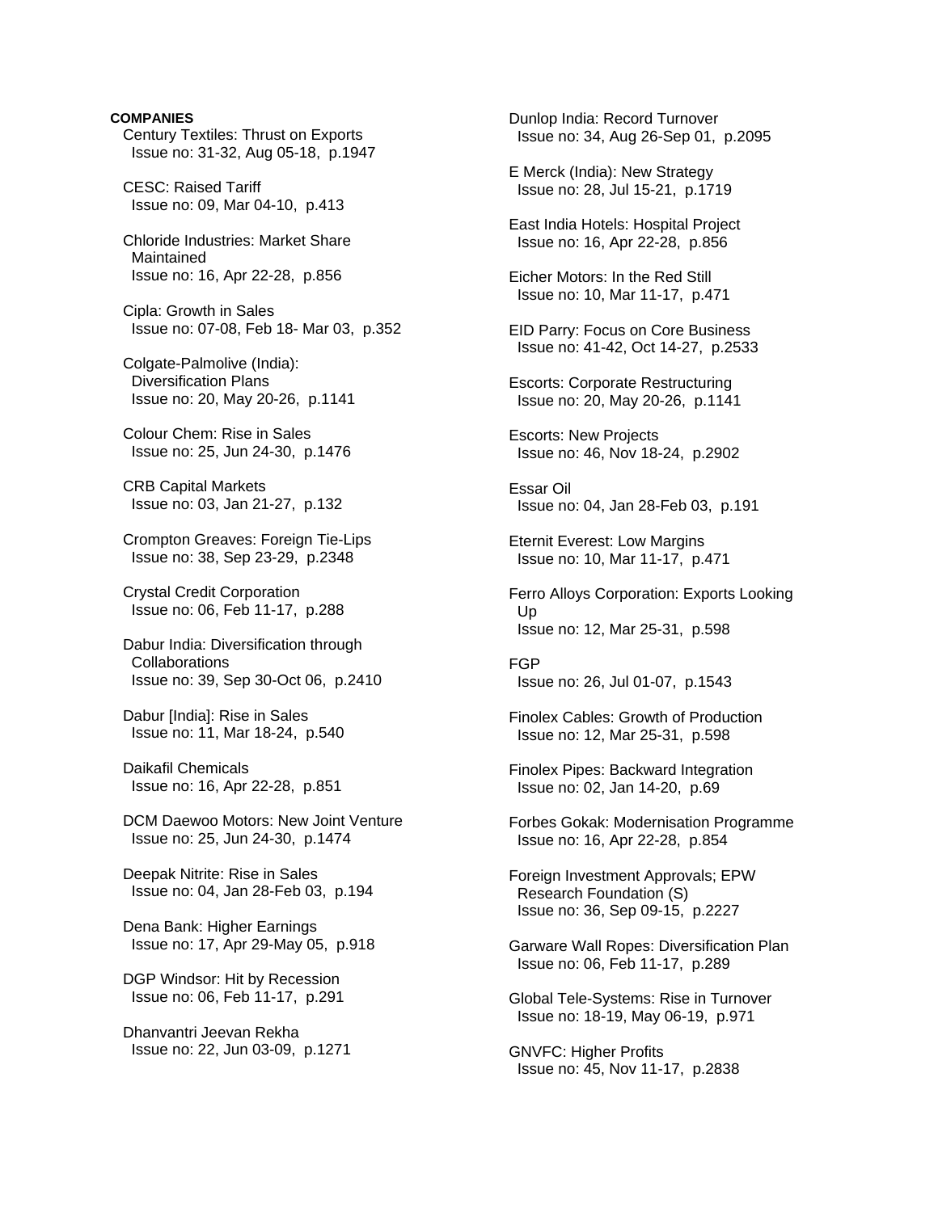**COMPANIES**

Century Textiles: Thrust on Exports
Issue no: 31-32, Aug 05-18, p.1947

CESC: Raised Tariff
Issue no: 09, Mar 04-10, p.413

Chloride Industries: Market Share Maintained
Issue no: 16, Apr 22-28, p.856

Cipla: Growth in Sales
Issue no: 07-08, Feb 18- Mar 03, p.352

Colgate-Palmolive (India): Diversification Plans
Issue no: 20, May 20-26, p.1141

Colour Chem: Rise in Sales
Issue no: 25, Jun 24-30, p.1476

CRB Capital Markets
Issue no: 03, Jan 21-27, p.132

Crompton Greaves: Foreign Tie-Lips
Issue no: 38, Sep 23-29, p.2348

Crystal Credit Corporation
Issue no: 06, Feb 11-17, p.288

Dabur India: Diversification through Collaborations
Issue no: 39, Sep 30-Oct 06, p.2410

Dabur [India]: Rise in Sales
Issue no: 11, Mar 18-24, p.540

Daikafil Chemicals
Issue no: 16, Apr 22-28, p.851

DCM Daewoo Motors: New Joint Venture
Issue no: 25, Jun 24-30, p.1474

Deepak Nitrite: Rise in Sales
Issue no: 04, Jan 28-Feb 03, p.194

Dena Bank: Higher Earnings
Issue no: 17, Apr 29-May 05, p.918

DGP Windsor: Hit by Recession
Issue no: 06, Feb 11-17, p.291

Dhanvantri Jeevan Rekha
Issue no: 22, Jun 03-09, p.1271

Dunlop India: Record Turnover
Issue no: 34, Aug 26-Sep 01, p.2095

E Merck (India): New Strategy
Issue no: 28, Jul 15-21, p.1719

East India Hotels: Hospital Project
Issue no: 16, Apr 22-28, p.856

Eicher Motors: In the Red Still
Issue no: 10, Mar 11-17, p.471

EID Parry: Focus on Core Business
Issue no: 41-42, Oct 14-27, p.2533

Escorts: Corporate Restructuring
Issue no: 20, May 20-26, p.1141

Escorts: New Projects
Issue no: 46, Nov 18-24, p.2902

Essar Oil
Issue no: 04, Jan 28-Feb 03, p.191

Eternit Everest: Low Margins
Issue no: 10, Mar 11-17, p.471

Ferro Alloys Corporation: Exports Looking Up
Issue no: 12, Mar 25-31, p.598

FGP
Issue no: 26, Jul 01-07, p.1543

Finolex Cables: Growth of Production
Issue no: 12, Mar 25-31, p.598

Finolex Pipes: Backward Integration
Issue no: 02, Jan 14-20, p.69

Forbes Gokak: Modernisation Programme
Issue no: 16, Apr 22-28, p.854

Foreign Investment Approvals; EPW Research Foundation (S)
Issue no: 36, Sep 09-15, p.2227

Garware Wall Ropes: Diversification Plan
Issue no: 06, Feb 11-17, p.289

Global Tele-Systems: Rise in Turnover
Issue no: 18-19, May 06-19, p.971

GNVFC: Higher Profits
Issue no: 45, Nov 11-17, p.2838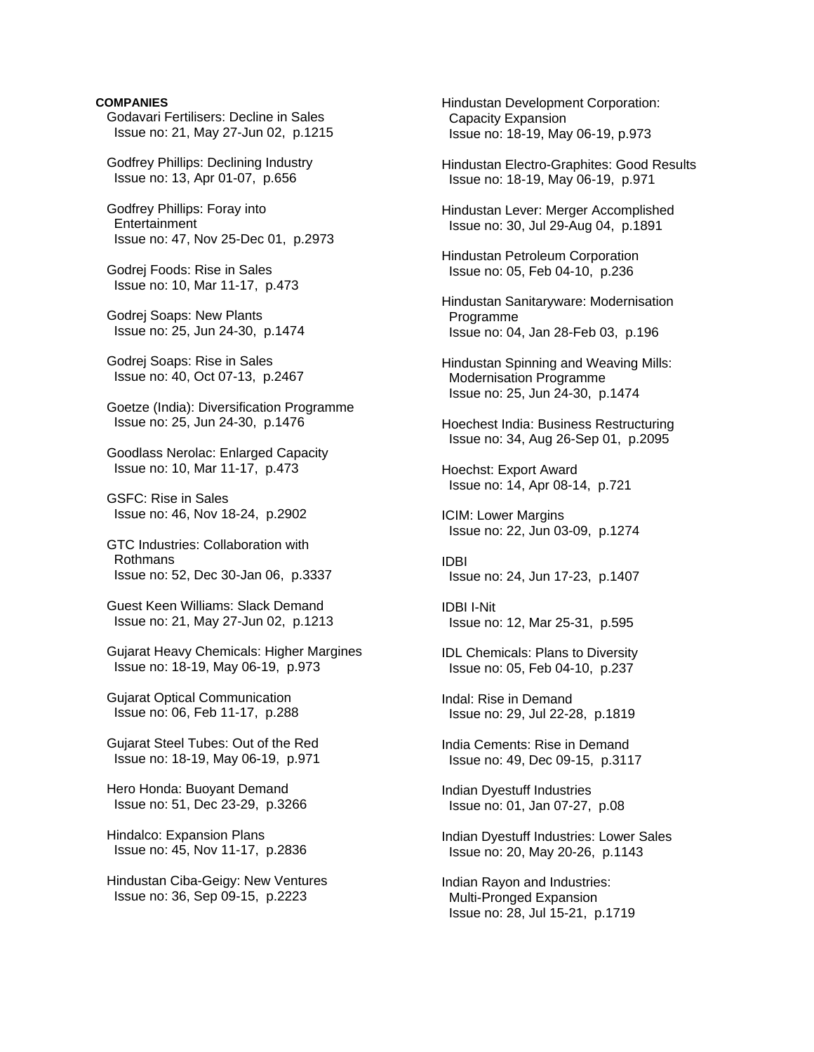**COMPANIES**

Godavari Fertilisers: Decline in Sales
Issue no: 21, May 27-Jun 02, p.1215

Godfrey Phillips: Declining Industry
Issue no: 13, Apr 01-07, p.656

Godfrey Phillips: Foray into Entertainment
Issue no: 47, Nov 25-Dec 01, p.2973

Godrej Foods: Rise in Sales
Issue no: 10, Mar 11-17, p.473

Godrej Soaps: New Plants
Issue no: 25, Jun 24-30, p.1474

Godrej Soaps: Rise in Sales
Issue no: 40, Oct 07-13, p.2467

Goetze (India): Diversification Programme
Issue no: 25, Jun 24-30, p.1476

Goodlass Nerolac: Enlarged Capacity
Issue no: 10, Mar 11-17, p.473

GSFC: Rise in Sales
Issue no: 46, Nov 18-24, p.2902

GTC Industries: Collaboration with Rothmans
Issue no: 52, Dec 30-Jan 06, p.3337

Guest Keen Williams: Slack Demand
Issue no: 21, May 27-Jun 02, p.1213

Gujarat Heavy Chemicals: Higher Margines
Issue no: 18-19, May 06-19, p.973

Gujarat Optical Communication
Issue no: 06, Feb 11-17, p.288

Gujarat Steel Tubes: Out of the Red
Issue no: 18-19, May 06-19, p.971

Hero Honda: Buoyant Demand
Issue no: 51, Dec 23-29, p.3266

Hindalco: Expansion Plans
Issue no: 45, Nov 11-17, p.2836

Hindustan Ciba-Geigy: New Ventures
Issue no: 36, Sep 09-15, p.2223

Hindustan Development Corporation: Capacity Expansion
Issue no: 18-19, May 06-19, p.973

Hindustan Electro-Graphites: Good Results
Issue no: 18-19, May 06-19, p.971

Hindustan Lever: Merger Accomplished
Issue no: 30, Jul 29-Aug 04, p.1891

Hindustan Petroleum Corporation
Issue no: 05, Feb 04-10, p.236

Hindustan Sanitaryware: Modernisation Programme
Issue no: 04, Jan 28-Feb 03, p.196

Hindustan Spinning and Weaving Mills: Modernisation Programme
Issue no: 25, Jun 24-30, p.1474

Hoechest India: Business Restructuring
Issue no: 34, Aug 26-Sep 01, p.2095

Hoechst: Export Award
Issue no: 14, Apr 08-14, p.721

ICIM: Lower Margins
Issue no: 22, Jun 03-09, p.1274

IDBI
Issue no: 24, Jun 17-23, p.1407

IDBI I-Nit
Issue no: 12, Mar 25-31, p.595

IDL Chemicals: Plans to Diversity
Issue no: 05, Feb 04-10, p.237

Indal: Rise in Demand
Issue no: 29, Jul 22-28, p.1819

India Cements: Rise in Demand
Issue no: 49, Dec 09-15, p.3117

Indian Dyestuff Industries
Issue no: 01, Jan 07-27, p.08

Indian Dyestuff Industries: Lower Sales
Issue no: 20, May 20-26, p.1143

Indian Rayon and Industries: Multi-Pronged Expansion
Issue no: 28, Jul 15-21, p.1719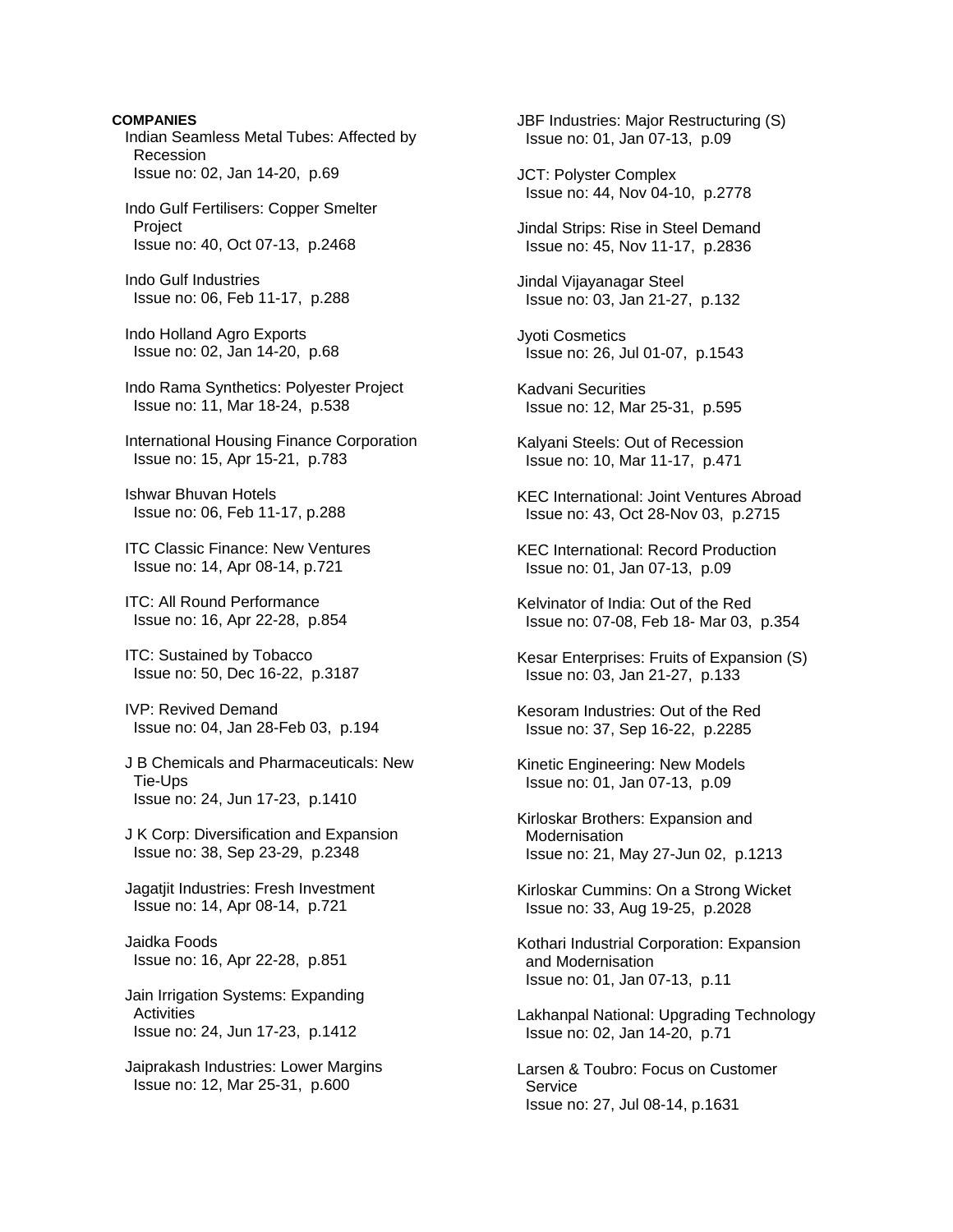**COMPANIES**

Indian Seamless Metal Tubes: Affected by Recession
Issue no: 02, Jan 14-20, p.69

Indo Gulf Fertilisers: Copper Smelter Project
Issue no: 40, Oct 07-13, p.2468

Indo Gulf Industries
Issue no: 06, Feb 11-17, p.288

Indo Holland Agro Exports
Issue no: 02, Jan 14-20, p.68

Indo Rama Synthetics: Polyester Project
Issue no: 11, Mar 18-24, p.538

International Housing Finance Corporation
Issue no: 15, Apr 15-21, p.783

Ishwar Bhuvan Hotels
Issue no: 06, Feb 11-17, p.288

ITC Classic Finance: New Ventures
Issue no: 14, Apr 08-14, p.721

ITC: All Round Performance
Issue no: 16, Apr 22-28, p.854

ITC: Sustained by Tobacco
Issue no: 50, Dec 16-22, p.3187

IVP: Revived Demand
Issue no: 04, Jan 28-Feb 03, p.194

J B Chemicals and Pharmaceuticals: New Tie-Ups
Issue no: 24, Jun 17-23, p.1410

J K Corp: Diversification and Expansion
Issue no: 38, Sep 23-29, p.2348

Jagatjit Industries: Fresh Investment
Issue no: 14, Apr 08-14, p.721

Jaidka Foods
Issue no: 16, Apr 22-28, p.851

Jain Irrigation Systems: Expanding Activities
Issue no: 24, Jun 17-23, p.1412

Jaiprakash Industries: Lower Margins
Issue no: 12, Mar 25-31, p.600

JBF Industries: Major Restructuring (S)
Issue no: 01, Jan 07-13, p.09

JCT: Polyster Complex
Issue no: 44, Nov 04-10, p.2778

Jindal Strips: Rise in Steel Demand
Issue no: 45, Nov 11-17, p.2836

Jindal Vijayanagar Steel
Issue no: 03, Jan 21-27, p.132

Jyoti Cosmetics
Issue no: 26, Jul 01-07, p.1543

Kadvani Securities
Issue no: 12, Mar 25-31, p.595

Kalyani Steels: Out of Recession
Issue no: 10, Mar 11-17, p.471

KEC International: Joint Ventures Abroad
Issue no: 43, Oct 28-Nov 03, p.2715

KEC International: Record Production
Issue no: 01, Jan 07-13, p.09

Kelvinator of India: Out of the Red
Issue no: 07-08, Feb 18- Mar 03, p.354

Kesar Enterprises: Fruits of Expansion (S)
Issue no: 03, Jan 21-27, p.133

Kesoram Industries: Out of the Red
Issue no: 37, Sep 16-22, p.2285

Kinetic Engineering: New Models
Issue no: 01, Jan 07-13, p.09

Kirloskar Brothers: Expansion and Modernisation
Issue no: 21, May 27-Jun 02, p.1213

Kirloskar Cummins: On a Strong Wicket
Issue no: 33, Aug 19-25, p.2028

Kothari Industrial Corporation: Expansion and Modernisation
Issue no: 01, Jan 07-13, p.11

Lakhanpal National: Upgrading Technology
Issue no: 02, Jan 14-20, p.71

Larsen & Toubro: Focus on Customer Service
Issue no: 27, Jul 08-14, p.1631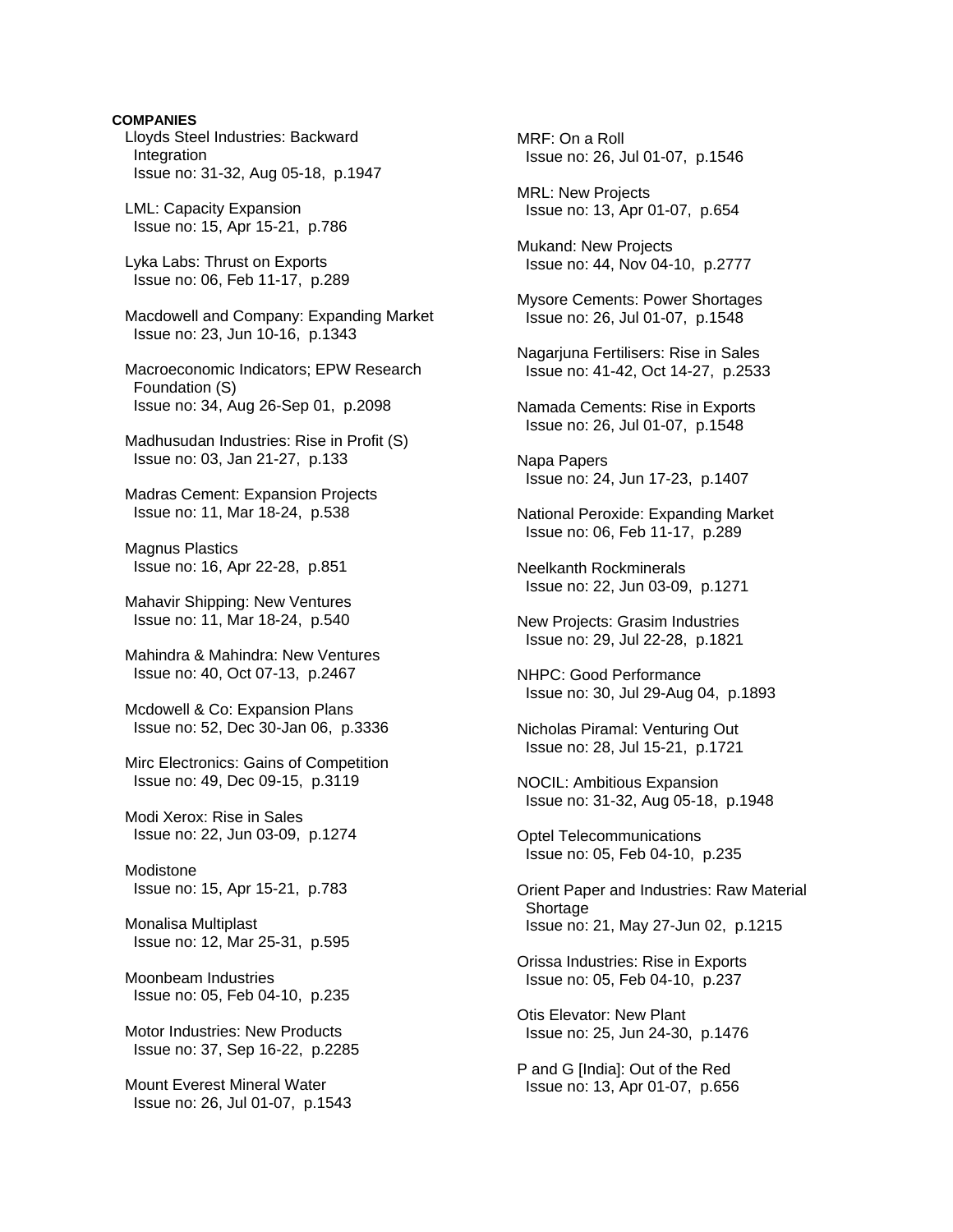**COMPANIES**

Lloyds Steel Industries: Backward Integration
Issue no: 31-32, Aug 05-18, p.1947

LML: Capacity Expansion
Issue no: 15, Apr 15-21, p.786

Lyka Labs: Thrust on Exports
Issue no: 06, Feb 11-17, p.289

Macdowell and Company: Expanding Market
Issue no: 23, Jun 10-16, p.1343

Macroeconomic Indicators; EPW Research Foundation (S)
Issue no: 34, Aug 26-Sep 01, p.2098

Madhusudan Industries: Rise in Profit (S)
Issue no: 03, Jan 21-27, p.133

Madras Cement: Expansion Projects
Issue no: 11, Mar 18-24, p.538

Magnus Plastics
Issue no: 16, Apr 22-28, p.851

Mahavir Shipping: New Ventures
Issue no: 11, Mar 18-24, p.540

Mahindra & Mahindra: New Ventures
Issue no: 40, Oct 07-13, p.2467

Mcdowell & Co: Expansion Plans
Issue no: 52, Dec 30-Jan 06, p.3336

Mirc Electronics: Gains of Competition
Issue no: 49, Dec 09-15, p.3119

Modi Xerox: Rise in Sales
Issue no: 22, Jun 03-09, p.1274

Modistone
Issue no: 15, Apr 15-21, p.783

Monalisa Multiplast
Issue no: 12, Mar 25-31, p.595

Moonbeam Industries
Issue no: 05, Feb 04-10, p.235

Motor Industries: New Products
Issue no: 37, Sep 16-22, p.2285

Mount Everest Mineral Water
Issue no: 26, Jul 01-07, p.1543

MRF: On a Roll
Issue no: 26, Jul 01-07, p.1546

MRL: New Projects
Issue no: 13, Apr 01-07, p.654

Mukand: New Projects
Issue no: 44, Nov 04-10, p.2777

Mysore Cements: Power Shortages
Issue no: 26, Jul 01-07, p.1548

Nagarjuna Fertilisers: Rise in Sales
Issue no: 41-42, Oct 14-27, p.2533

Namada Cements: Rise in Exports
Issue no: 26, Jul 01-07, p.1548

Napa Papers
Issue no: 24, Jun 17-23, p.1407

National Peroxide: Expanding Market
Issue no: 06, Feb 11-17, p.289

Neelkanth Rockminerals
Issue no: 22, Jun 03-09, p.1271

New Projects: Grasim Industries
Issue no: 29, Jul 22-28, p.1821

NHPC: Good Performance
Issue no: 30, Jul 29-Aug 04, p.1893

Nicholas Piramal: Venturing Out
Issue no: 28, Jul 15-21, p.1721

NOCIL: Ambitious Expansion
Issue no: 31-32, Aug 05-18, p.1948

Optel Telecommunications
Issue no: 05, Feb 04-10, p.235

Orient Paper and Industries: Raw Material Shortage
Issue no: 21, May 27-Jun 02, p.1215

Orissa Industries: Rise in Exports
Issue no: 05, Feb 04-10, p.237

Otis Elevator: New Plant
Issue no: 25, Jun 24-30, p.1476

P and G [India]: Out of the Red
Issue no: 13, Apr 01-07, p.656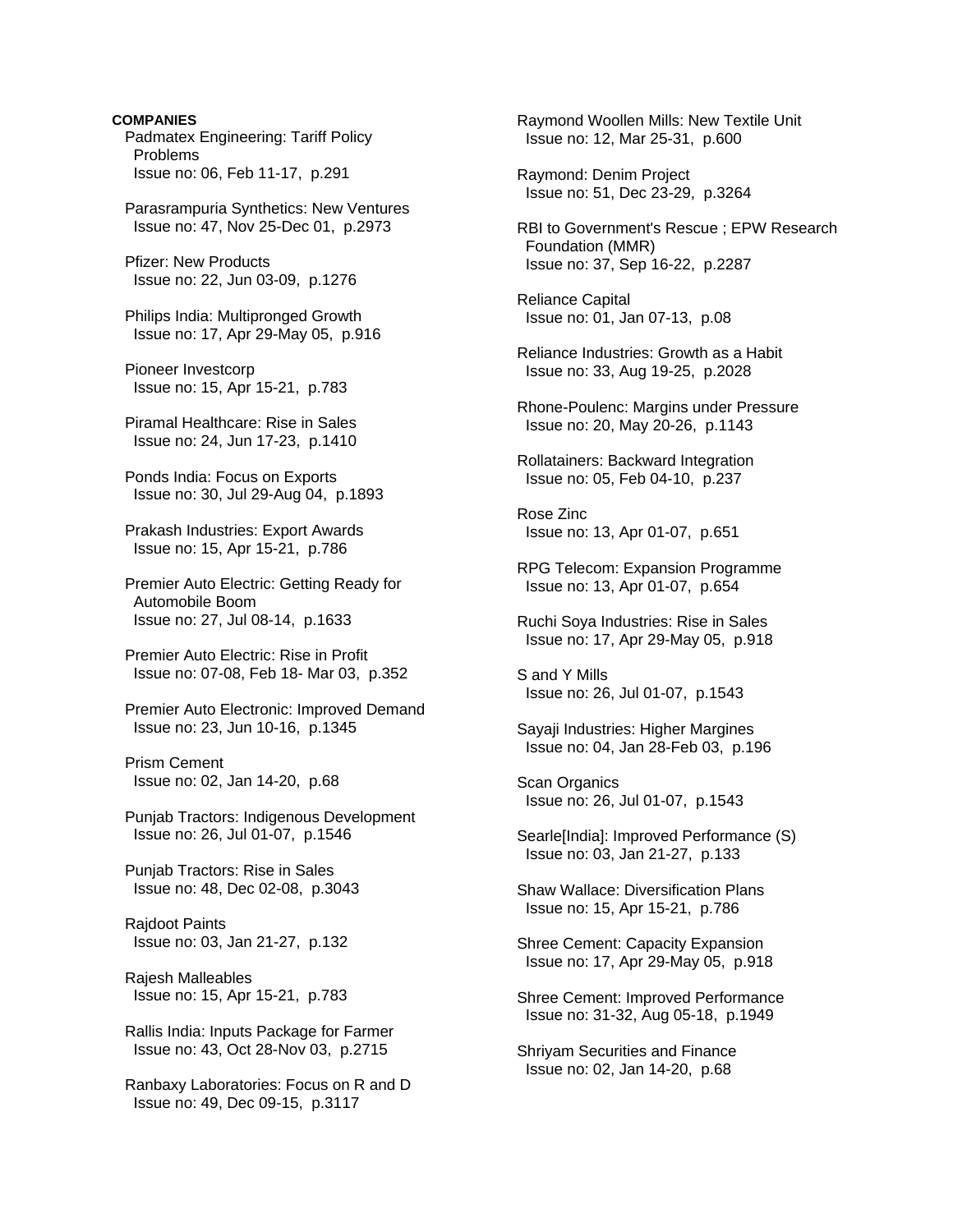**COMPANIES**

Padmatex Engineering: Tariff Policy Problems
Issue no: 06, Feb 11-17, p.291

Parasrampuria Synthetics: New Ventures
Issue no: 47, Nov 25-Dec 01, p.2973

Pfizer: New Products
Issue no: 22, Jun 03-09, p.1276

Philips India: Multipronged Growth
Issue no: 17, Apr 29-May 05, p.916

Pioneer Investcorp
Issue no: 15, Apr 15-21, p.783

Piramal Healthcare: Rise in Sales
Issue no: 24, Jun 17-23, p.1410

Ponds India: Focus on Exports
Issue no: 30, Jul 29-Aug 04, p.1893

Prakash Industries: Export Awards
Issue no: 15, Apr 15-21, p.786

Premier Auto Electric: Getting Ready for Automobile Boom
Issue no: 27, Jul 08-14, p.1633

Premier Auto Electric: Rise in Profit
Issue no: 07-08, Feb 18- Mar 03, p.352

Premier Auto Electronic: Improved Demand
Issue no: 23, Jun 10-16, p.1345

Prism Cement
Issue no: 02, Jan 14-20, p.68

Punjab Tractors: Indigenous Development
Issue no: 26, Jul 01-07, p.1546

Punjab Tractors: Rise in Sales
Issue no: 48, Dec 02-08, p.3043

Rajdoot Paints
Issue no: 03, Jan 21-27, p.132

Rajesh Malleables
Issue no: 15, Apr 15-21, p.783

Rallis India: Inputs Package for Farmer
Issue no: 43, Oct 28-Nov 03, p.2715

Ranbaxy Laboratories: Focus on R and D
Issue no: 49, Dec 09-15, p.3117

Raymond Woollen Mills: New Textile Unit
Issue no: 12, Mar 25-31, p.600

Raymond: Denim Project
Issue no: 51, Dec 23-29, p.3264

RBI to Government's Rescue ; EPW Research Foundation (MMR)
Issue no: 37, Sep 16-22, p.2287

Reliance Capital
Issue no: 01, Jan 07-13, p.08

Reliance Industries: Growth as a Habit
Issue no: 33, Aug 19-25, p.2028

Rhone-Poulenc: Margins under Pressure
Issue no: 20, May 20-26, p.1143

Rollatainers: Backward Integration
Issue no: 05, Feb 04-10, p.237

Rose Zinc
Issue no: 13, Apr 01-07, p.651

RPG Telecom: Expansion Programme
Issue no: 13, Apr 01-07, p.654

Ruchi Soya Industries: Rise in Sales
Issue no: 17, Apr 29-May 05, p.918

S and Y Mills
Issue no: 26, Jul 01-07, p.1543

Sayaji Industries: Higher Margines
Issue no: 04, Jan 28-Feb 03, p.196

Scan Organics
Issue no: 26, Jul 01-07, p.1543

Searle[India]: Improved Performance (S)
Issue no: 03, Jan 21-27, p.133

Shaw Wallace: Diversification Plans
Issue no: 15, Apr 15-21, p.786

Shree Cement: Capacity Expansion
Issue no: 17, Apr 29-May 05, p.918

Shree Cement: Improved Performance
Issue no: 31-32, Aug 05-18, p.1949

Shriyam Securities and Finance
Issue no: 02, Jan 14-20, p.68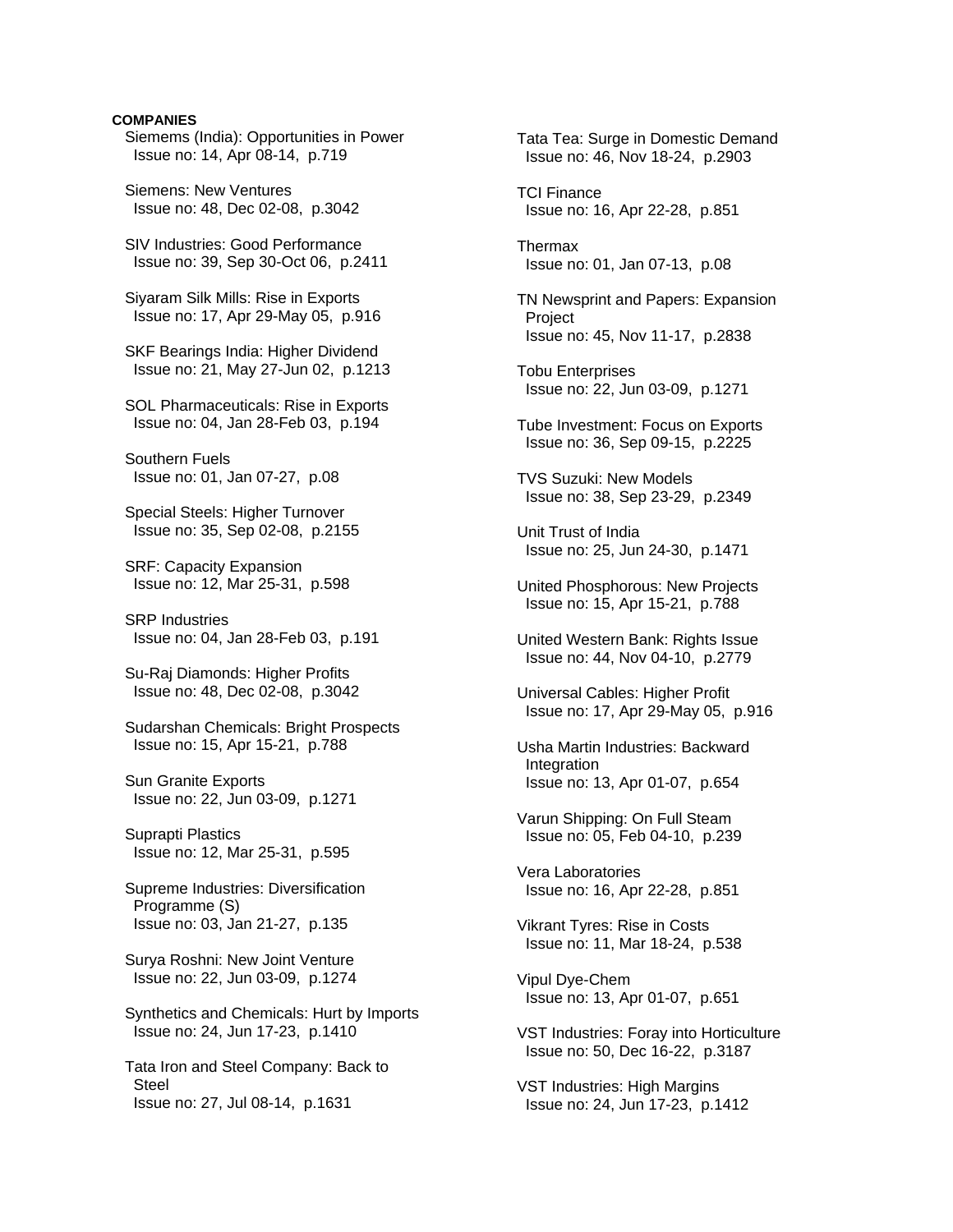**COMPANIES**

Siemems (India): Opportunities in Power
Issue no: 14, Apr 08-14, p.719

Siemens: New Ventures
Issue no: 48, Dec 02-08, p.3042

SIV Industries: Good Performance
Issue no: 39, Sep 30-Oct 06, p.2411

Siyaram Silk Mills: Rise in Exports
Issue no: 17, Apr 29-May 05, p.916

SKF Bearings India: Higher Dividend
Issue no: 21, May 27-Jun 02, p.1213

SOL Pharmaceuticals: Rise in Exports
Issue no: 04, Jan 28-Feb 03, p.194

Southern Fuels
Issue no: 01, Jan 07-27, p.08

Special Steels: Higher Turnover
Issue no: 35, Sep 02-08, p.2155

SRF: Capacity Expansion
Issue no: 12, Mar 25-31, p.598

SRP Industries
Issue no: 04, Jan 28-Feb 03, p.191

Su-Raj Diamonds: Higher Profits
Issue no: 48, Dec 02-08, p.3042

Sudarshan Chemicals: Bright Prospects
Issue no: 15, Apr 15-21, p.788

Sun Granite Exports
Issue no: 22, Jun 03-09, p.1271

Suprapti Plastics
Issue no: 12, Mar 25-31, p.595

Supreme Industries: Diversification Programme (S)
Issue no: 03, Jan 21-27, p.135

Surya Roshni: New Joint Venture
Issue no: 22, Jun 03-09, p.1274

Synthetics and Chemicals: Hurt by Imports
Issue no: 24, Jun 17-23, p.1410

Tata Iron and Steel Company: Back to Steel
Issue no: 27, Jul 08-14, p.1631

Tata Tea: Surge in Domestic Demand
Issue no: 46, Nov 18-24, p.2903

TCI Finance
Issue no: 16, Apr 22-28, p.851

Thermax
Issue no: 01, Jan 07-13, p.08

TN Newsprint and Papers: Expansion Project
Issue no: 45, Nov 11-17, p.2838

Tobu Enterprises
Issue no: 22, Jun 03-09, p.1271

Tube Investment: Focus on Exports
Issue no: 36, Sep 09-15, p.2225

TVS Suzuki: New Models
Issue no: 38, Sep 23-29, p.2349

Unit Trust of India
Issue no: 25, Jun 24-30, p.1471

United Phosphorous: New Projects
Issue no: 15, Apr 15-21, p.788

United Western Bank: Rights Issue
Issue no: 44, Nov 04-10, p.2779

Universal Cables: Higher Profit
Issue no: 17, Apr 29-May 05, p.916

Usha Martin Industries: Backward Integration
Issue no: 13, Apr 01-07, p.654

Varun Shipping: On Full Steam
Issue no: 05, Feb 04-10, p.239

Vera Laboratories
Issue no: 16, Apr 22-28, p.851

Vikrant Tyres: Rise in Costs
Issue no: 11, Mar 18-24, p.538

Vipul Dye-Chem
Issue no: 13, Apr 01-07, p.651

VST Industries: Foray into Horticulture
Issue no: 50, Dec 16-22, p.3187

VST Industries: High Margins
Issue no: 24, Jun 17-23, p.1412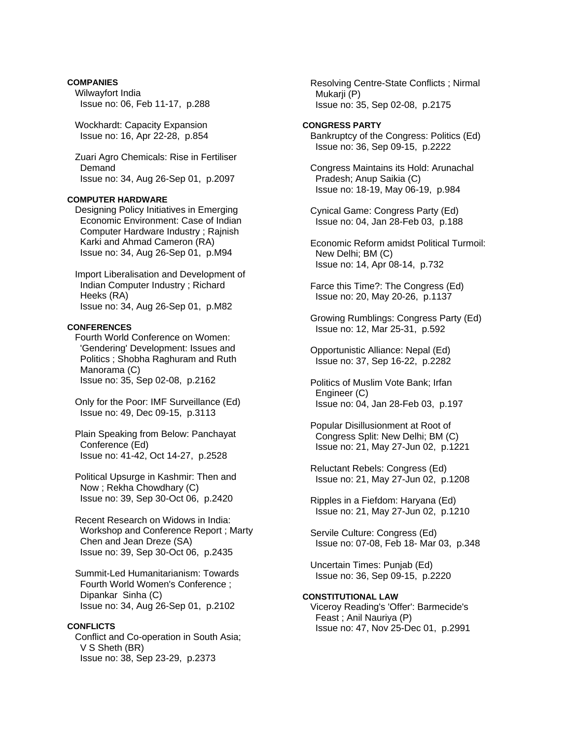**COMPANIES**

Wilwayfort India
Issue no: 06, Feb 11-17, p.288

Wockhardt: Capacity Expansion
Issue no: 16, Apr 22-28, p.854

Zuari Agro Chemicals: Rise in Fertiliser Demand
Issue no: 34, Aug 26-Sep 01, p.2097

**COMPUTER HARDWARE**

Designing Policy Initiatives in Emerging Economic Environment: Case of Indian Computer Hardware Industry ; Rajnish Karki and Ahmad Cameron (RA)
Issue no: 34, Aug 26-Sep 01, p.M94

Import Liberalisation and Development of Indian Computer Industry ; Richard Heeks (RA)
Issue no: 34, Aug 26-Sep 01, p.M82

**CONFERENCES**

Fourth World Conference on Women: 'Gendering' Development: Issues and Politics ; Shobha Raghuram and Ruth Manorama (C)
Issue no: 35, Sep 02-08, p.2162

Only for the Poor: IMF Surveillance (Ed)
Issue no: 49, Dec 09-15, p.3113

Plain Speaking from Below: Panchayat Conference (Ed)
Issue no: 41-42, Oct 14-27, p.2528

Political Upsurge in Kashmir: Then and Now ; Rekha Chowdhary (C)
Issue no: 39, Sep 30-Oct 06, p.2420

Recent Research on Widows in India: Workshop and Conference Report ; Marty Chen and Jean Dreze (SA)
Issue no: 39, Sep 30-Oct 06, p.2435

Summit-Led Humanitarianism: Towards Fourth World Women's Conference ; Dipankar Sinha (C)
Issue no: 34, Aug 26-Sep 01, p.2102

**CONFLICTS**

Conflict and Co-operation in South Asia; V S Sheth (BR)
Issue no: 38, Sep 23-29, p.2373

Resolving Centre-State Conflicts ; Nirmal Mukarji (P)
Issue no: 35, Sep 02-08, p.2175

**CONGRESS PARTY**

Bankruptcy of the Congress: Politics (Ed)
Issue no: 36, Sep 09-15, p.2222

Congress Maintains its Hold: Arunachal Pradesh; Anup Saikia (C)
Issue no: 18-19, May 06-19, p.984

Cynical Game: Congress Party (Ed)
Issue no: 04, Jan 28-Feb 03, p.188

Economic Reform amidst Political Turmoil: New Delhi; BM (C)
Issue no: 14, Apr 08-14, p.732

Farce this Time?: The Congress (Ed)
Issue no: 20, May 20-26, p.1137

Growing Rumblings: Congress Party (Ed)
Issue no: 12, Mar 25-31, p.592

Opportunistic Alliance: Nepal (Ed)
Issue no: 37, Sep 16-22, p.2282

Politics of Muslim Vote Bank; Irfan Engineer (C)
Issue no: 04, Jan 28-Feb 03, p.197

Popular Disillusionment at Root of Congress Split: New Delhi; BM (C)
Issue no: 21, May 27-Jun 02, p.1221

Reluctant Rebels: Congress (Ed)
Issue no: 21, May 27-Jun 02, p.1208

Ripples in a Fiefdom: Haryana (Ed)
Issue no: 21, May 27-Jun 02, p.1210

Servile Culture: Congress (Ed)
Issue no: 07-08, Feb 18- Mar 03, p.348

Uncertain Times: Punjab (Ed)
Issue no: 36, Sep 09-15, p.2220

**CONSTITUTIONAL LAW**

Viceroy Reading's 'Offer': Barmecide's Feast ; Anil Nauriya (P)
Issue no: 47, Nov 25-Dec 01, p.2991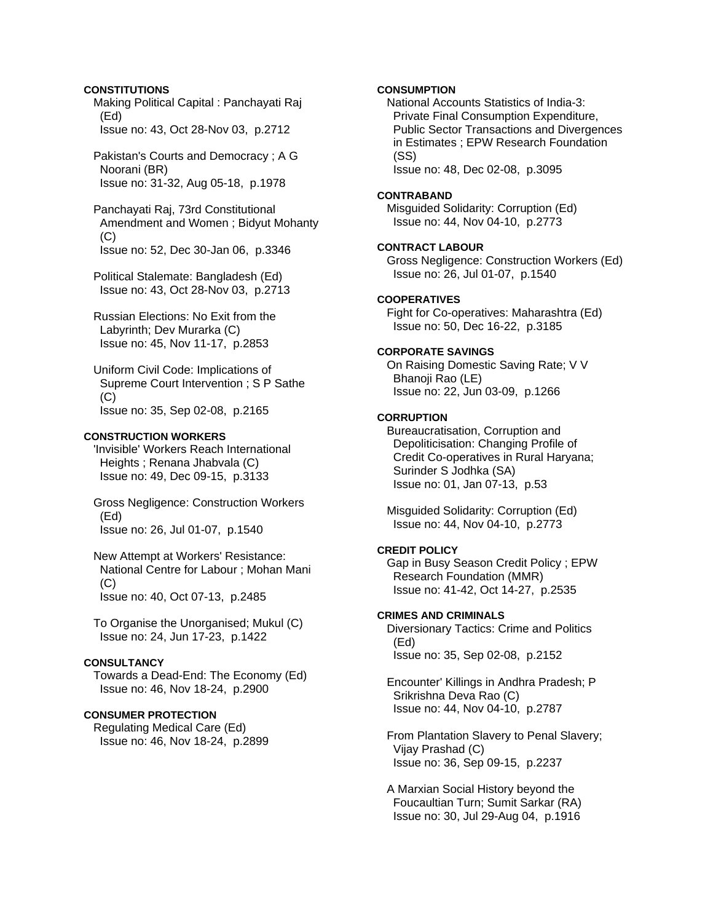**CONSTITUTIONS**

Making Political Capital : Panchayati Raj (Ed)
Issue no: 43, Oct 28-Nov 03, p.2712

Pakistan's Courts and Democracy ; A G Noorani (BR)
Issue no: 31-32, Aug 05-18, p.1978

Panchayati Raj, 73rd Constitutional Amendment and Women ; Bidyut Mohanty (C)
Issue no: 52, Dec 30-Jan 06, p.3346

Political Stalemate: Bangladesh (Ed)
Issue no: 43, Oct 28-Nov 03, p.2713

Russian Elections: No Exit from the Labyrinth; Dev Murarka (C)
Issue no: 45, Nov 11-17, p.2853

Uniform Civil Code: Implications of Supreme Court Intervention ; S P Sathe (C)
Issue no: 35, Sep 02-08, p.2165

**CONSTRUCTION WORKERS**

'Invisible' Workers Reach International Heights ; Renana Jhabvala (C)
Issue no: 49, Dec 09-15, p.3133

Gross Negligence: Construction Workers (Ed)
Issue no: 26, Jul 01-07, p.1540

New Attempt at Workers' Resistance: National Centre for Labour ; Mohan Mani (C)
Issue no: 40, Oct 07-13, p.2485

To Organise the Unorganised; Mukul (C)
Issue no: 24, Jun 17-23, p.1422

**CONSULTANCY**

Towards a Dead-End: The Economy (Ed)
Issue no: 46, Nov 18-24, p.2900

**CONSUMER PROTECTION**

Regulating Medical Care (Ed)
Issue no: 46, Nov 18-24, p.2899

**CONSUMPTION**

National Accounts Statistics of India-3: Private Final Consumption Expenditure, Public Sector Transactions and Divergences in Estimates ; EPW Research Foundation (SS)
Issue no: 48, Dec 02-08, p.3095

**CONTRABAND**

Misguided Solidarity: Corruption (Ed)
Issue no: 44, Nov 04-10, p.2773

**CONTRACT LABOUR**

Gross Negligence: Construction Workers (Ed)
Issue no: 26, Jul 01-07, p.1540

**COOPERATIVES**

Fight for Co-operatives: Maharashtra (Ed)
Issue no: 50, Dec 16-22, p.3185

**CORPORATE SAVINGS**

On Raising Domestic Saving Rate; V V Bhanoji Rao (LE)
Issue no: 22, Jun 03-09, p.1266

**CORRUPTION**

Bureaucratisation, Corruption and Depoliticisation: Changing Profile of Credit Co-operatives in Rural Haryana; Surinder S Jodhka (SA)
Issue no: 01, Jan 07-13, p.53

Misguided Solidarity: Corruption (Ed)
Issue no: 44, Nov 04-10, p.2773

**CREDIT POLICY**

Gap in Busy Season Credit Policy ; EPW Research Foundation (MMR)
Issue no: 41-42, Oct 14-27, p.2535

**CRIMES AND CRIMINALS**

Diversionary Tactics: Crime and Politics (Ed)
Issue no: 35, Sep 02-08, p.2152

Encounter' Killings in Andhra Pradesh; P Srikrishna Deva Rao (C)
Issue no: 44, Nov 04-10, p.2787

From Plantation Slavery to Penal Slavery; Vijay Prashad (C)
Issue no: 36, Sep 09-15, p.2237

A Marxian Social History beyond the Foucaultian Turn; Sumit Sarkar (RA)
Issue no: 30, Jul 29-Aug 04, p.1916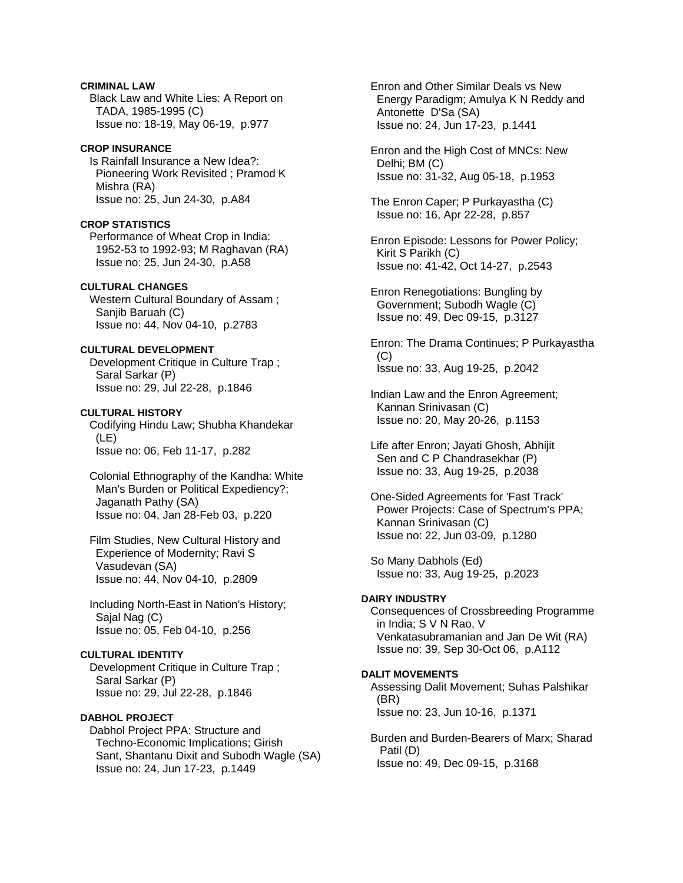**CRIMINAL LAW**

Black Law and White Lies: A Report on TADA, 1985-1995 (C)
Issue no: 18-19, May 06-19, p.977

**CROP INSURANCE**

Is Rainfall Insurance a New Idea?: Pioneering Work Revisited ; Pramod K Mishra (RA)
Issue no: 25, Jun 24-30, p.A84

**CROP STATISTICS**

Performance of Wheat Crop in India: 1952-53 to 1992-93; M Raghavan (RA)
Issue no: 25, Jun 24-30, p.A58

**CULTURAL CHANGES**

Western Cultural Boundary of Assam ; Sanjib Baruah (C)
Issue no: 44, Nov 04-10, p.2783

**CULTURAL DEVELOPMENT**

Development Critique in Culture Trap ; Saral Sarkar (P)
Issue no: 29, Jul 22-28, p.1846

**CULTURAL HISTORY**

Codifying Hindu Law; Shubha Khandekar (LE)
Issue no: 06, Feb 11-17, p.282

Colonial Ethnography of the Kandha: White Man's Burden or Political Expediency?; Jaganath Pathy (SA)
Issue no: 04, Jan 28-Feb 03, p.220

Film Studies, New Cultural History and Experience of Modernity; Ravi S Vasudevan (SA)
Issue no: 44, Nov 04-10, p.2809

Including North-East in Nation's History; Sajal Nag (C)
Issue no: 05, Feb 04-10, p.256

**CULTURAL IDENTITY**

Development Critique in Culture Trap ; Saral Sarkar (P)
Issue no: 29, Jul 22-28, p.1846

**DABHOL PROJECT**

Dabhol Project PPA: Structure and Techno-Economic Implications; Girish Sant, Shantanu Dixit and Subodh Wagle (SA)
Issue no: 24, Jun 17-23, p.1449

Enron and Other Similar Deals vs New Energy Paradigm; Amulya K N Reddy and Antonette D'Sa (SA)
Issue no: 24, Jun 17-23, p.1441

Enron and the High Cost of MNCs: New Delhi; BM (C)
Issue no: 31-32, Aug 05-18, p.1953

The Enron Caper; P Purkayastha (C)
Issue no: 16, Apr 22-28, p.857

Enron Episode: Lessons for Power Policy; Kirit S Parikh (C)
Issue no: 41-42, Oct 14-27, p.2543

Enron Renegotiations: Bungling by Government; Subodh Wagle (C)
Issue no: 49, Dec 09-15, p.3127

Enron: The Drama Continues; P Purkayastha (C)
Issue no: 33, Aug 19-25, p.2042

Indian Law and the Enron Agreement; Kannan Srinivasan (C)
Issue no: 20, May 20-26, p.1153

Life after Enron; Jayati Ghosh, Abhijit Sen and C P Chandrasekhar (P)
Issue no: 33, Aug 19-25, p.2038

One-Sided Agreements for 'Fast Track' Power Projects: Case of Spectrum's PPA; Kannan Srinivasan (C)
Issue no: 22, Jun 03-09, p.1280

So Many Dabhols (Ed)
Issue no: 33, Aug 19-25, p.2023

**DAIRY INDUSTRY**

Consequences of Crossbreeding Programme in India; S V N Rao, V Venkatasubramanian and Jan De Wit (RA)
Issue no: 39, Sep 30-Oct 06, p.A112

**DALIT MOVEMENTS**

Assessing Dalit Movement; Suhas Palshikar (BR)
Issue no: 23, Jun 10-16, p.1371

Burden and Burden-Bearers of Marx; Sharad Patil (D)
Issue no: 49, Dec 09-15, p.3168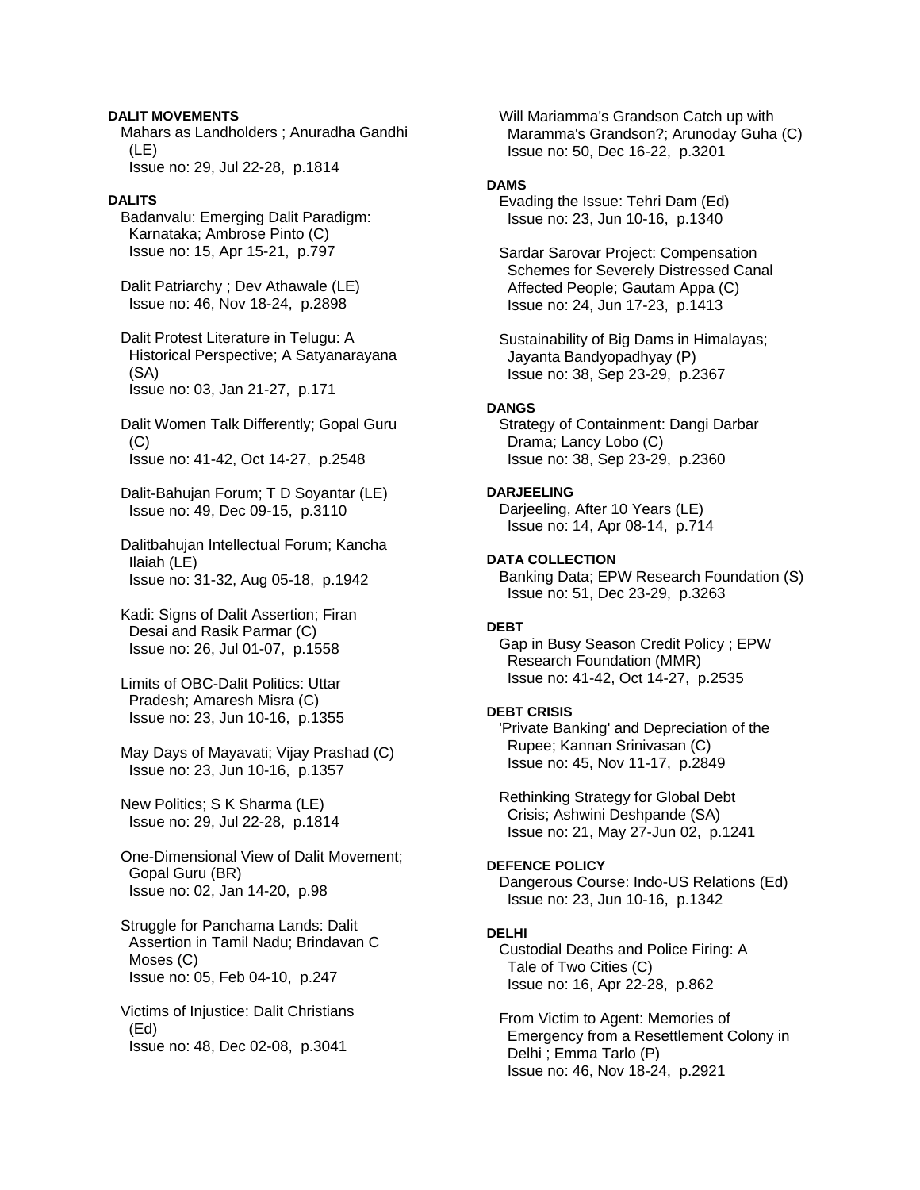**DALIT MOVEMENTS**

Mahars as Landholders ; Anuradha Gandhi (LE)
Issue no: 29, Jul 22-28, p.1814

**DALITS**

Badanvalu: Emerging Dalit Paradigm: Karnataka; Ambrose Pinto (C)
Issue no: 15, Apr 15-21, p.797

Dalit Patriarchy ; Dev Athawale (LE)
Issue no: 46, Nov 18-24, p.2898

Dalit Protest Literature in Telugu: A Historical Perspective; A Satyanarayana (SA)
Issue no: 03, Jan 21-27, p.171

Dalit Women Talk Differently; Gopal Guru (C)
Issue no: 41-42, Oct 14-27, p.2548

Dalit-Bahujan Forum; T D Soyantar (LE)
Issue no: 49, Dec 09-15, p.3110

Dalitbahujan Intellectual Forum; Kancha Ilaiah (LE)
Issue no: 31-32, Aug 05-18, p.1942

Kadi: Signs of Dalit Assertion; Firan Desai and Rasik Parmar (C)
Issue no: 26, Jul 01-07, p.1558

Limits of OBC-Dalit Politics: Uttar Pradesh; Amaresh Misra (C)
Issue no: 23, Jun 10-16, p.1355

May Days of Mayavati; Vijay Prashad (C)
Issue no: 23, Jun 10-16, p.1357

New Politics; S K Sharma (LE)
Issue no: 29, Jul 22-28, p.1814

One-Dimensional View of Dalit Movement; Gopal Guru (BR)
Issue no: 02, Jan 14-20, p.98

Struggle for Panchama Lands: Dalit Assertion in Tamil Nadu; Brindavan C Moses (C)
Issue no: 05, Feb 04-10, p.247

Victims of Injustice: Dalit Christians (Ed)
Issue no: 48, Dec 02-08, p.3041

Will Mariamma's Grandson Catch up with Maramma's Grandson?; Arunoday Guha (C)
Issue no: 50, Dec 16-22, p.3201

**DAMS**

Evading the Issue: Tehri Dam (Ed)
Issue no: 23, Jun 10-16, p.1340

Sardar Sarovar Project: Compensation Schemes for Severely Distressed Canal Affected People; Gautam Appa (C)
Issue no: 24, Jun 17-23, p.1413

Sustainability of Big Dams in Himalayas; Jayanta Bandyopadhyay (P)
Issue no: 38, Sep 23-29, p.2367

**DANGS**

Strategy of Containment: Dangi Darbar Drama; Lancy Lobo (C)
Issue no: 38, Sep 23-29, p.2360

**DARJEELING**

Darjeeling, After 10 Years (LE)
Issue no: 14, Apr 08-14, p.714

**DATA COLLECTION**

Banking Data; EPW Research Foundation (S)
Issue no: 51, Dec 23-29, p.3263

**DEBT**

Gap in Busy Season Credit Policy ; EPW Research Foundation (MMR)
Issue no: 41-42, Oct 14-27, p.2535

**DEBT CRISIS**

'Private Banking' and Depreciation of the Rupee; Kannan Srinivasan (C)
Issue no: 45, Nov 11-17, p.2849

Rethinking Strategy for Global Debt Crisis; Ashwini Deshpande (SA)
Issue no: 21, May 27-Jun 02, p.1241

**DEFENCE POLICY**

Dangerous Course: Indo-US Relations (Ed)
Issue no: 23, Jun 10-16, p.1342

**DELHI**

Custodial Deaths and Police Firing: A Tale of Two Cities (C)
Issue no: 16, Apr 22-28, p.862

From Victim to Agent: Memories of Emergency from a Resettlement Colony in Delhi ; Emma Tarlo (P)
Issue no: 46, Nov 18-24, p.2921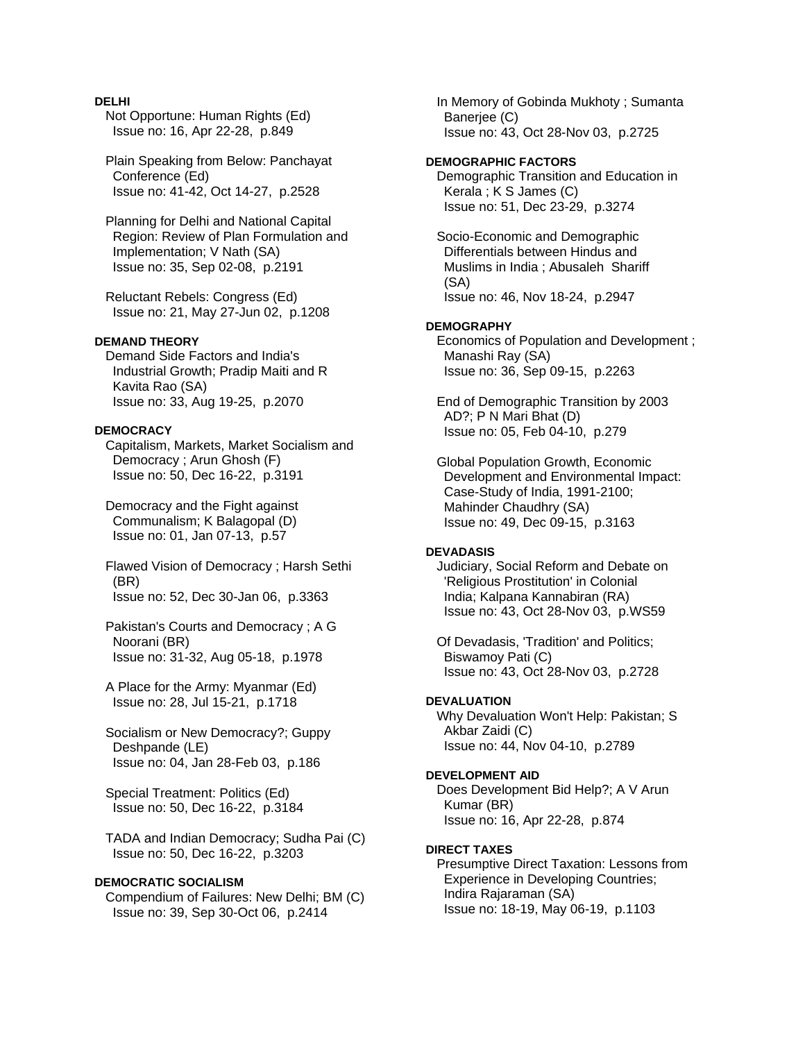**DELHI**

Not Opportune: Human Rights (Ed)
Issue no: 16, Apr 22-28, p.849

Plain Speaking from Below: Panchayat Conference (Ed)
Issue no: 41-42, Oct 14-27, p.2528

Planning for Delhi and National Capital Region: Review of Plan Formulation and Implementation; V Nath (SA)
Issue no: 35, Sep 02-08, p.2191

Reluctant Rebels: Congress (Ed)
Issue no: 21, May 27-Jun 02, p.1208

**DEMAND THEORY**

Demand Side Factors and India's Industrial Growth; Pradip Maiti and R Kavita Rao (SA)
Issue no: 33, Aug 19-25, p.2070

**DEMOCRACY**

Capitalism, Markets, Market Socialism and Democracy ; Arun Ghosh (F)
Issue no: 50, Dec 16-22, p.3191

Democracy and the Fight against Communalism; K Balagopal (D)
Issue no: 01, Jan 07-13, p.57

Flawed Vision of Democracy ; Harsh Sethi (BR)
Issue no: 52, Dec 30-Jan 06, p.3363

Pakistan's Courts and Democracy ; A G Noorani (BR)
Issue no: 31-32, Aug 05-18, p.1978

A Place for the Army: Myanmar (Ed)
Issue no: 28, Jul 15-21, p.1718

Socialism or New Democracy?; Guppy Deshpande (LE)
Issue no: 04, Jan 28-Feb 03, p.186

Special Treatment: Politics (Ed)
Issue no: 50, Dec 16-22, p.3184

TADA and Indian Democracy; Sudha Pai (C)
Issue no: 50, Dec 16-22, p.3203

**DEMOCRATIC SOCIALISM**

Compendium of Failures: New Delhi; BM (C)
Issue no: 39, Sep 30-Oct 06, p.2414

In Memory of Gobinda Mukhoty ; Sumanta Banerjee (C)
Issue no: 43, Oct 28-Nov 03, p.2725

**DEMOGRAPHIC FACTORS**

Demographic Transition and Education in Kerala ; K S James (C)
Issue no: 51, Dec 23-29, p.3274

Socio-Economic and Demographic Differentials between Hindus and Muslims in India ; Abusaleh Shariff (SA)
Issue no: 46, Nov 18-24, p.2947

**DEMOGRAPHY**

Economics of Population and Development ; Manashi Ray (SA)
Issue no: 36, Sep 09-15, p.2263

End of Demographic Transition by 2003 AD?; P N Mari Bhat (D)
Issue no: 05, Feb 04-10, p.279

Global Population Growth, Economic Development and Environmental Impact: Case-Study of India, 1991-2100; Mahinder Chaudhry (SA)
Issue no: 49, Dec 09-15, p.3163

**DEVADASIS**

Judiciary, Social Reform and Debate on 'Religious Prostitution' in Colonial India; Kalpana Kannabiran (RA)
Issue no: 43, Oct 28-Nov 03, p.WS59

Of Devadasis, 'Tradition' and Politics; Biswamoy Pati (C)
Issue no: 43, Oct 28-Nov 03, p.2728

**DEVALUATION**

Why Devaluation Won't Help: Pakistan; S Akbar Zaidi (C)
Issue no: 44, Nov 04-10, p.2789

**DEVELOPMENT AID**

Does Development Bid Help?; A V Arun Kumar (BR)
Issue no: 16, Apr 22-28, p.874

**DIRECT TAXES**

Presumptive Direct Taxation: Lessons from Experience in Developing Countries; Indira Rajaraman (SA)
Issue no: 18-19, May 06-19, p.1103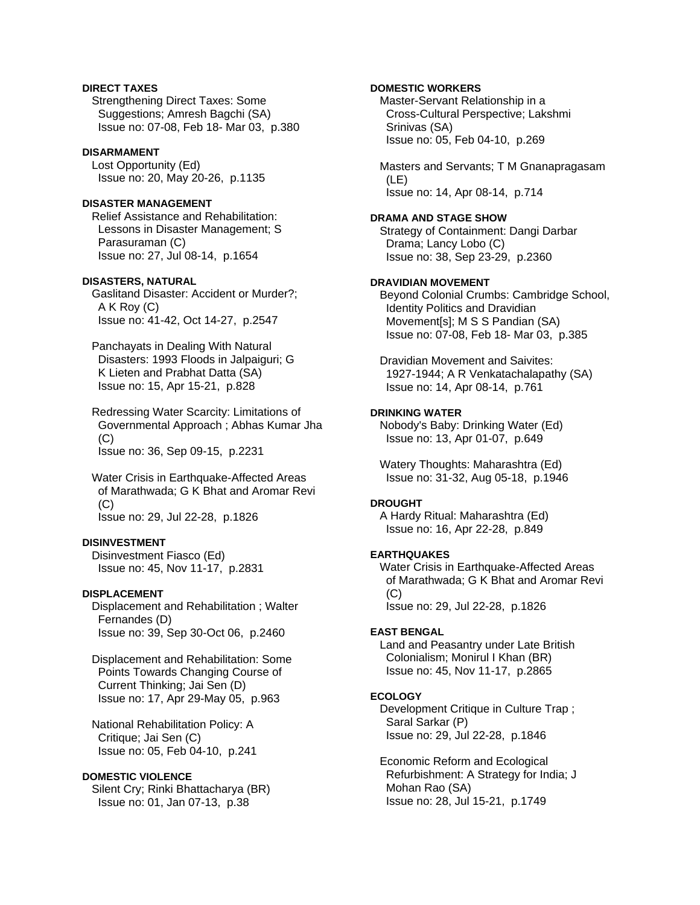**DIRECT TAXES**

Strengthening Direct Taxes: Some Suggestions; Amresh Bagchi (SA)
Issue no: 07-08, Feb 18- Mar 03, p.380

**DISARMAMENT**

Lost Opportunity (Ed)
Issue no: 20, May 20-26, p.1135

**DISASTER MANAGEMENT**

Relief Assistance and Rehabilitation: Lessons in Disaster Management; S Parasuraman (C)
Issue no: 27, Jul 08-14, p.1654

**DISASTERS, NATURAL**

Gaslitand Disaster: Accident or Murder?; A K Roy (C)
Issue no: 41-42, Oct 14-27, p.2547

Panchayats in Dealing With Natural Disasters: 1993 Floods in Jalpaiguri; G K Lieten and Prabhat Datta (SA)
Issue no: 15, Apr 15-21, p.828

Redressing Water Scarcity: Limitations of Governmental Approach ; Abhas Kumar Jha (C)
Issue no: 36, Sep 09-15, p.2231

Water Crisis in Earthquake-Affected Areas of Marathwada; G K Bhat and Aromar Revi (C)
Issue no: 29, Jul 22-28, p.1826

**DISINVESTMENT**

Disinvestment Fiasco (Ed)
Issue no: 45, Nov 11-17, p.2831

**DISPLACEMENT**

Displacement and Rehabilitation ; Walter Fernandes (D)
Issue no: 39, Sep 30-Oct 06, p.2460

Displacement and Rehabilitation: Some Points Towards Changing Course of Current Thinking; Jai Sen (D)
Issue no: 17, Apr 29-May 05, p.963

National Rehabilitation Policy: A Critique; Jai Sen (C)
Issue no: 05, Feb 04-10, p.241

**DOMESTIC VIOLENCE**

Silent Cry; Rinki Bhattacharya (BR)
Issue no: 01, Jan 07-13, p.38

**DOMESTIC WORKERS**

Master-Servant Relationship in a Cross-Cultural Perspective; Lakshmi Srinivas (SA)
Issue no: 05, Feb 04-10, p.269

Masters and Servants; T M Gnanapragasam (LE)
Issue no: 14, Apr 08-14, p.714

**DRAMA AND STAGE SHOW**

Strategy of Containment: Dangi Darbar Drama; Lancy Lobo (C)
Issue no: 38, Sep 23-29, p.2360

**DRAVIDIAN MOVEMENT**

Beyond Colonial Crumbs: Cambridge School, Identity Politics and Dravidian Movement[s]; M S S Pandian (SA)
Issue no: 07-08, Feb 18- Mar 03, p.385

Dravidian Movement and Saivites: 1927-1944; A R Venkatachalapathy (SA)
Issue no: 14, Apr 08-14, p.761

**DRINKING WATER**

Nobody's Baby: Drinking Water (Ed)
Issue no: 13, Apr 01-07, p.649

Watery Thoughts: Maharashtra (Ed)
Issue no: 31-32, Aug 05-18, p.1946

**DROUGHT**

A Hardy Ritual: Maharashtra (Ed)
Issue no: 16, Apr 22-28, p.849

**EARTHQUAKES**

Water Crisis in Earthquake-Affected Areas of Marathwada; G K Bhat and Aromar Revi (C)
Issue no: 29, Jul 22-28, p.1826

**EAST BENGAL**

Land and Peasantry under Late British Colonialism; Monirul I Khan (BR)
Issue no: 45, Nov 11-17, p.2865

**ECOLOGY**

Development Critique in Culture Trap ; Saral Sarkar (P)
Issue no: 29, Jul 22-28, p.1846

Economic Reform and Ecological Refurbishment: A Strategy for India; J Mohan Rao (SA)
Issue no: 28, Jul 15-21, p.1749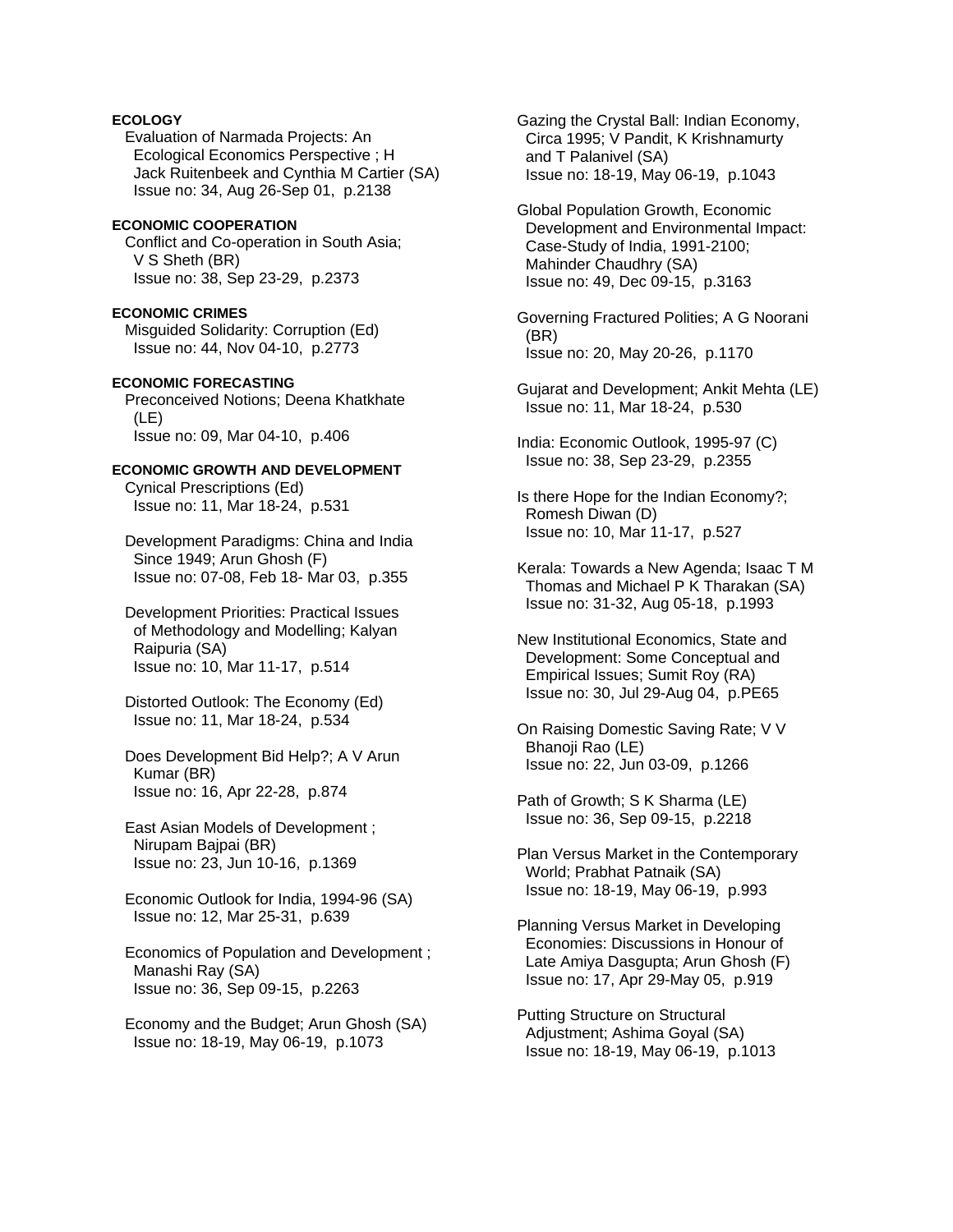**ECOLOGY**

Evaluation of Narmada Projects: An Ecological Economics Perspective ; H Jack Ruitenbeek and Cynthia M Cartier (SA)
Issue no: 34, Aug 26-Sep 01, p.2138

**ECONOMIC COOPERATION**

Conflict and Co-operation in South Asia; V S Sheth (BR)
Issue no: 38, Sep 23-29, p.2373

**ECONOMIC CRIMES**

Misguided Solidarity: Corruption (Ed)
Issue no: 44, Nov 04-10, p.2773

**ECONOMIC FORECASTING**

Preconceived Notions; Deena Khatkhate (LE)
Issue no: 09, Mar 04-10, p.406

**ECONOMIC GROWTH AND DEVELOPMENT**

Cynical Prescriptions (Ed)
Issue no: 11, Mar 18-24, p.531

Development Paradigms: China and India Since 1949; Arun Ghosh (F)
Issue no: 07-08, Feb 18- Mar 03, p.355

Development Priorities: Practical Issues of Methodology and Modelling; Kalyan Raipuria (SA)
Issue no: 10, Mar 11-17, p.514

Distorted Outlook: The Economy (Ed)
Issue no: 11, Mar 18-24, p.534

Does Development Bid Help?; A V Arun Kumar (BR)
Issue no: 16, Apr 22-28, p.874

East Asian Models of Development ; Nirupam Bajpai (BR)
Issue no: 23, Jun 10-16, p.1369

Economic Outlook for India, 1994-96 (SA)
Issue no: 12, Mar 25-31, p.639

Economics of Population and Development ; Manashi Ray (SA)
Issue no: 36, Sep 09-15, p.2263

Economy and the Budget; Arun Ghosh (SA)
Issue no: 18-19, May 06-19, p.1073

Gazing the Crystal Ball: Indian Economy, Circa 1995; V Pandit, K Krishnamurty and T Palanivel (SA)
Issue no: 18-19, May 06-19, p.1043

Global Population Growth, Economic Development and Environmental Impact: Case-Study of India, 1991-2100; Mahinder Chaudhry (SA)
Issue no: 49, Dec 09-15, p.3163

Governing Fractured Polities; A G Noorani (BR)
Issue no: 20, May 20-26, p.1170

Gujarat and Development; Ankit Mehta (LE)
Issue no: 11, Mar 18-24, p.530

India: Economic Outlook, 1995-97 (C)
Issue no: 38, Sep 23-29, p.2355

Is there Hope for the Indian Economy?; Romesh Diwan (D)
Issue no: 10, Mar 11-17, p.527

Kerala: Towards a New Agenda; Isaac T M Thomas and Michael P K Tharakan (SA)
Issue no: 31-32, Aug 05-18, p.1993

New Institutional Economics, State and Development: Some Conceptual and Empirical Issues; Sumit Roy (RA)
Issue no: 30, Jul 29-Aug 04, p.PE65

On Raising Domestic Saving Rate; V V Bhanoji Rao (LE)
Issue no: 22, Jun 03-09, p.1266

Path of Growth; S K Sharma (LE)
Issue no: 36, Sep 09-15, p.2218

Plan Versus Market in the Contemporary World; Prabhat Patnaik (SA)
Issue no: 18-19, May 06-19, p.993

Planning Versus Market in Developing Economies: Discussions in Honour of Late Amiya Dasgupta; Arun Ghosh (F)
Issue no: 17, Apr 29-May 05, p.919

Putting Structure on Structural Adjustment; Ashima Goyal (SA)
Issue no: 18-19, May 06-19, p.1013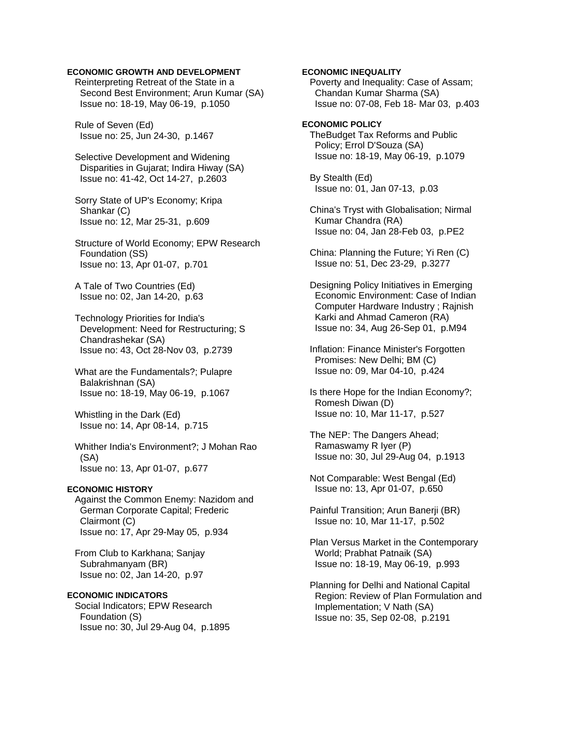**ECONOMIC GROWTH AND DEVELOPMENT**

Reinterpreting Retreat of the State in a Second Best Environment; Arun Kumar (SA)
Issue no: 18-19, May 06-19, p.1050

Rule of Seven (Ed)
Issue no: 25, Jun 24-30, p.1467

Selective Development and Widening Disparities in Gujarat; Indira Hiway (SA)
Issue no: 41-42, Oct 14-27, p.2603

Sorry State of UP's Economy; Kripa Shankar (C)
Issue no: 12, Mar 25-31, p.609

Structure of World Economy; EPW Research Foundation (SS)
Issue no: 13, Apr 01-07, p.701

A Tale of Two Countries (Ed)
Issue no: 02, Jan 14-20, p.63

Technology Priorities for India's Development: Need for Restructuring; S Chandrashekar (SA)
Issue no: 43, Oct 28-Nov 03, p.2739

What are the Fundamentals?; Pulapre Balakrishnan (SA)
Issue no: 18-19, May 06-19, p.1067

Whistling in the Dark (Ed)
Issue no: 14, Apr 08-14, p.715

Whither India's Environment?; J Mohan Rao (SA)
Issue no: 13, Apr 01-07, p.677

**ECONOMIC HISTORY**

Against the Common Enemy: Nazidom and German Corporate Capital; Frederic Clairmont (C)
Issue no: 17, Apr 29-May 05, p.934

From Club to Karkhana; Sanjay Subrahmanyam (BR)
Issue no: 02, Jan 14-20, p.97

**ECONOMIC INDICATORS**

Social Indicators; EPW Research Foundation (S)
Issue no: 30, Jul 29-Aug 04, p.1895

**ECONOMIC INEQUALITY**

Poverty and Inequality: Case of Assam; Chandan Kumar Sharma (SA)
Issue no: 07-08, Feb 18- Mar 03, p.403

**ECONOMIC POLICY**

TheBudget Tax Reforms and Public Policy; Errol D'Souza (SA)
Issue no: 18-19, May 06-19, p.1079

By Stealth (Ed)
Issue no: 01, Jan 07-13, p.03

China's Tryst with Globalisation; Nirmal Kumar Chandra (RA)
Issue no: 04, Jan 28-Feb 03, p.PE2

China: Planning the Future; Yi Ren (C)
Issue no: 51, Dec 23-29, p.3277

Designing Policy Initiatives in Emerging Economic Environment: Case of Indian Computer Hardware Industry ; Rajnish Karki and Ahmad Cameron (RA)
Issue no: 34, Aug 26-Sep 01, p.M94

Inflation: Finance Minister's Forgotten Promises: New Delhi; BM (C)
Issue no: 09, Mar 04-10, p.424

Is there Hope for the Indian Economy?; Romesh Diwan (D)
Issue no: 10, Mar 11-17, p.527

The NEP: The Dangers Ahead; Ramaswamy R Iyer (P)
Issue no: 30, Jul 29-Aug 04, p.1913

Not Comparable: West Bengal (Ed)
Issue no: 13, Apr 01-07, p.650

Painful Transition; Arun Banerji (BR)
Issue no: 10, Mar 11-17, p.502

Plan Versus Market in the Contemporary World; Prabhat Patnaik (SA)
Issue no: 18-19, May 06-19, p.993

Planning for Delhi and National Capital Region: Review of Plan Formulation and Implementation; V Nath (SA)
Issue no: 35, Sep 02-08, p.2191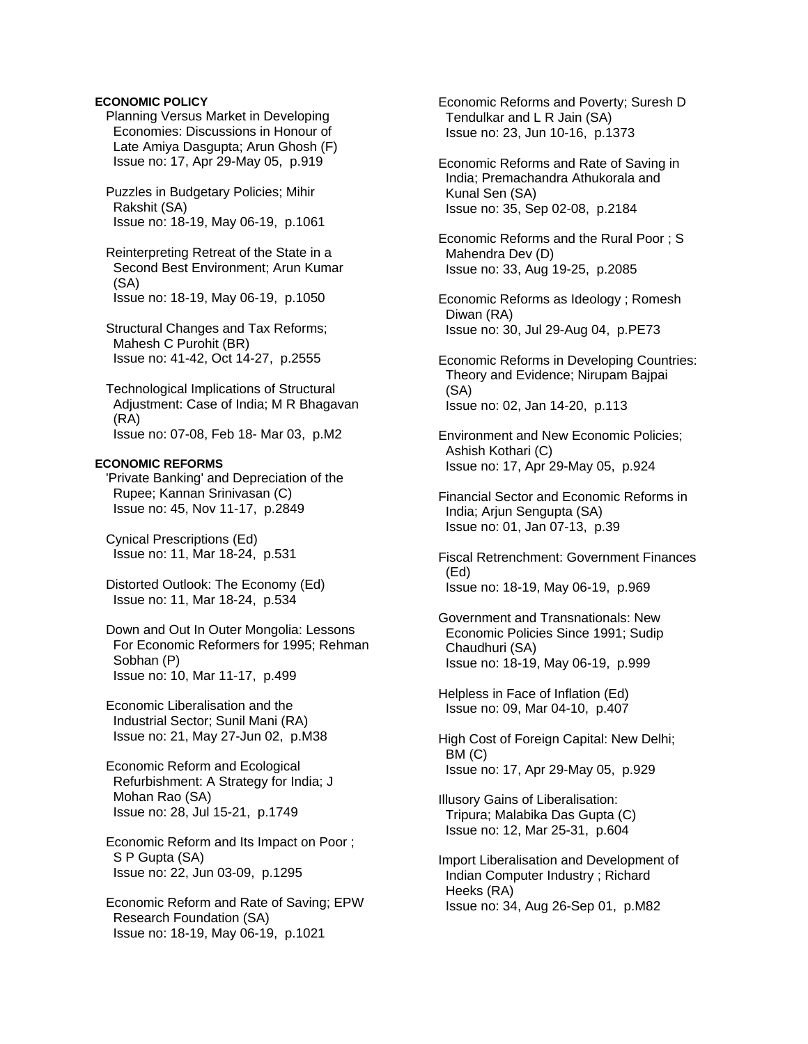**ECONOMIC POLICY**

Planning Versus Market in Developing Economies: Discussions in Honour of Late Amiya Dasgupta; Arun Ghosh (F)
Issue no: 17, Apr 29-May 05, p.919

Puzzles in Budgetary Policies; Mihir Rakshit (SA)
Issue no: 18-19, May 06-19, p.1061

Reinterpreting Retreat of the State in a Second Best Environment; Arun Kumar (SA)
Issue no: 18-19, May 06-19, p.1050

Structural Changes and Tax Reforms; Mahesh C Purohit (BR)
Issue no: 41-42, Oct 14-27, p.2555

Technological Implications of Structural Adjustment: Case of India; M R Bhagavan (RA)
Issue no: 07-08, Feb 18- Mar 03, p.M2

**ECONOMIC REFORMS**

'Private Banking' and Depreciation of the Rupee; Kannan Srinivasan (C)
Issue no: 45, Nov 11-17, p.2849

Cynical Prescriptions (Ed)
Issue no: 11, Mar 18-24, p.531

Distorted Outlook: The Economy (Ed)
Issue no: 11, Mar 18-24, p.534

Down and Out In Outer Mongolia: Lessons For Economic Reformers for 1995; Rehman Sobhan (P)
Issue no: 10, Mar 11-17, p.499

Economic Liberalisation and the Industrial Sector; Sunil Mani (RA)
Issue no: 21, May 27-Jun 02, p.M38

Economic Reform and Ecological Refurbishment: A Strategy for India; J Mohan Rao (SA)
Issue no: 28, Jul 15-21, p.1749

Economic Reform and Its Impact on Poor ; S P Gupta (SA)
Issue no: 22, Jun 03-09, p.1295

Economic Reform and Rate of Saving; EPW Research Foundation (SA)
Issue no: 18-19, May 06-19, p.1021

Economic Reforms and Poverty; Suresh D Tendulkar and L R Jain (SA)
Issue no: 23, Jun 10-16, p.1373

Economic Reforms and Rate of Saving in India; Premachandra Athukorala and Kunal Sen (SA)
Issue no: 35, Sep 02-08, p.2184

Economic Reforms and the Rural Poor ; S Mahendra Dev (D)
Issue no: 33, Aug 19-25, p.2085

Economic Reforms as Ideology ; Romesh Diwan (RA)
Issue no: 30, Jul 29-Aug 04, p.PE73

Economic Reforms in Developing Countries: Theory and Evidence; Nirupam Bajpai (SA)
Issue no: 02, Jan 14-20, p.113

Environment and New Economic Policies; Ashish Kothari (C)
Issue no: 17, Apr 29-May 05, p.924

Financial Sector and Economic Reforms in India; Arjun Sengupta (SA)
Issue no: 01, Jan 07-13, p.39

Fiscal Retrenchment: Government Finances (Ed)
Issue no: 18-19, May 06-19, p.969

Government and Transnationals: New Economic Policies Since 1991; Sudip Chaudhuri (SA)
Issue no: 18-19, May 06-19, p.999

Helpless in Face of Inflation (Ed)
Issue no: 09, Mar 04-10, p.407

High Cost of Foreign Capital: New Delhi; BM (C)
Issue no: 17, Apr 29-May 05, p.929

Illusory Gains of Liberalisation: Tripura; Malabika Das Gupta (C)
Issue no: 12, Mar 25-31, p.604

Import Liberalisation and Development of Indian Computer Industry ; Richard Heeks (RA)
Issue no: 34, Aug 26-Sep 01, p.M82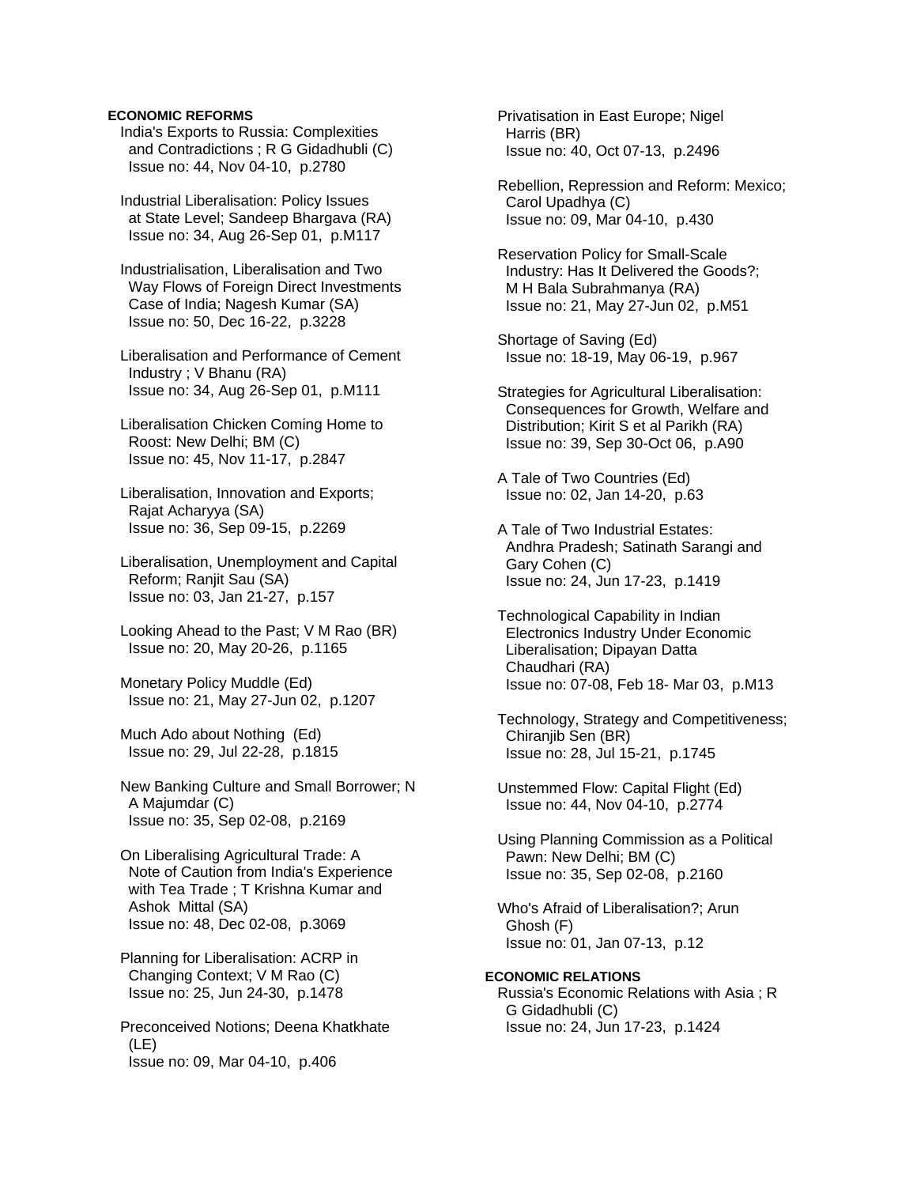## ECONOMIC REFORMS

India's Exports to Russia: Complexities and Contradictions ; R G Gidadhubli (C)
Issue no: 44, Nov 04-10, p.2780

Industrial Liberalisation: Policy Issues at State Level; Sandeep Bhargava (RA)
Issue no: 34, Aug 26-Sep 01, p.M117

Industrialisation, Liberalisation and Two Way Flows of Foreign Direct Investments Case of India; Nagesh Kumar (SA)
Issue no: 50, Dec 16-22, p.3228

Liberalisation and Performance of Cement Industry ; V Bhanu (RA)
Issue no: 34, Aug 26-Sep 01, p.M111

Liberalisation Chicken Coming Home to Roost: New Delhi; BM (C)
Issue no: 45, Nov 11-17, p.2847

Liberalisation, Innovation and Exports; Rajat Acharyya (SA)
Issue no: 36, Sep 09-15, p.2269

Liberalisation, Unemployment and Capital Reform; Ranjit Sau (SA)
Issue no: 03, Jan 21-27, p.157

Looking Ahead to the Past; V M Rao (BR)
Issue no: 20, May 20-26, p.1165

Monetary Policy Muddle (Ed)
Issue no: 21, May 27-Jun 02, p.1207

Much Ado about Nothing (Ed)
Issue no: 29, Jul 22-28, p.1815

New Banking Culture and Small Borrower; N A Majumdar (C)
Issue no: 35, Sep 02-08, p.2169

On Liberalising Agricultural Trade: A Note of Caution from India's Experience with Tea Trade ; T Krishna Kumar and Ashok Mittal (SA)
Issue no: 48, Dec 02-08, p.3069

Planning for Liberalisation: ACRP in Changing Context; V M Rao (C)
Issue no: 25, Jun 24-30, p.1478

Preconceived Notions; Deena Khatkhate (LE)
Issue no: 09, Mar 04-10, p.406

Privatisation in East Europe; Nigel Harris (BR)
Issue no: 40, Oct 07-13, p.2496

Rebellion, Repression and Reform: Mexico; Carol Upadhya (C)
Issue no: 09, Mar 04-10, p.430

Reservation Policy for Small-Scale Industry: Has It Delivered the Goods?; M H Bala Subrahmanya (RA)
Issue no: 21, May 27-Jun 02, p.M51

Shortage of Saving (Ed)
Issue no: 18-19, May 06-19, p.967

Strategies for Agricultural Liberalisation: Consequences for Growth, Welfare and Distribution; Kirit S et al Parikh (RA)
Issue no: 39, Sep 30-Oct 06, p.A90

A Tale of Two Countries (Ed)
Issue no: 02, Jan 14-20, p.63

A Tale of Two Industrial Estates: Andhra Pradesh; Satinath Sarangi and Gary Cohen (C)
Issue no: 24, Jun 17-23, p.1419

Technological Capability in Indian Electronics Industry Under Economic Liberalisation; Dipayan Datta Chaudhari (RA)
Issue no: 07-08, Feb 18- Mar 03, p.M13

Technology, Strategy and Competitiveness; Chiranjib Sen (BR)
Issue no: 28, Jul 15-21, p.1745

Unstemmed Flow: Capital Flight (Ed)
Issue no: 44, Nov 04-10, p.2774

Using Planning Commission as a Political Pawn: New Delhi; BM (C)
Issue no: 35, Sep 02-08, p.2160

Who's Afraid of Liberalisation?; Arun Ghosh (F)
Issue no: 01, Jan 07-13, p.12

## ECONOMIC RELATIONS

Russia's Economic Relations with Asia ; R G Gidadhubli (C)
Issue no: 24, Jun 17-23, p.1424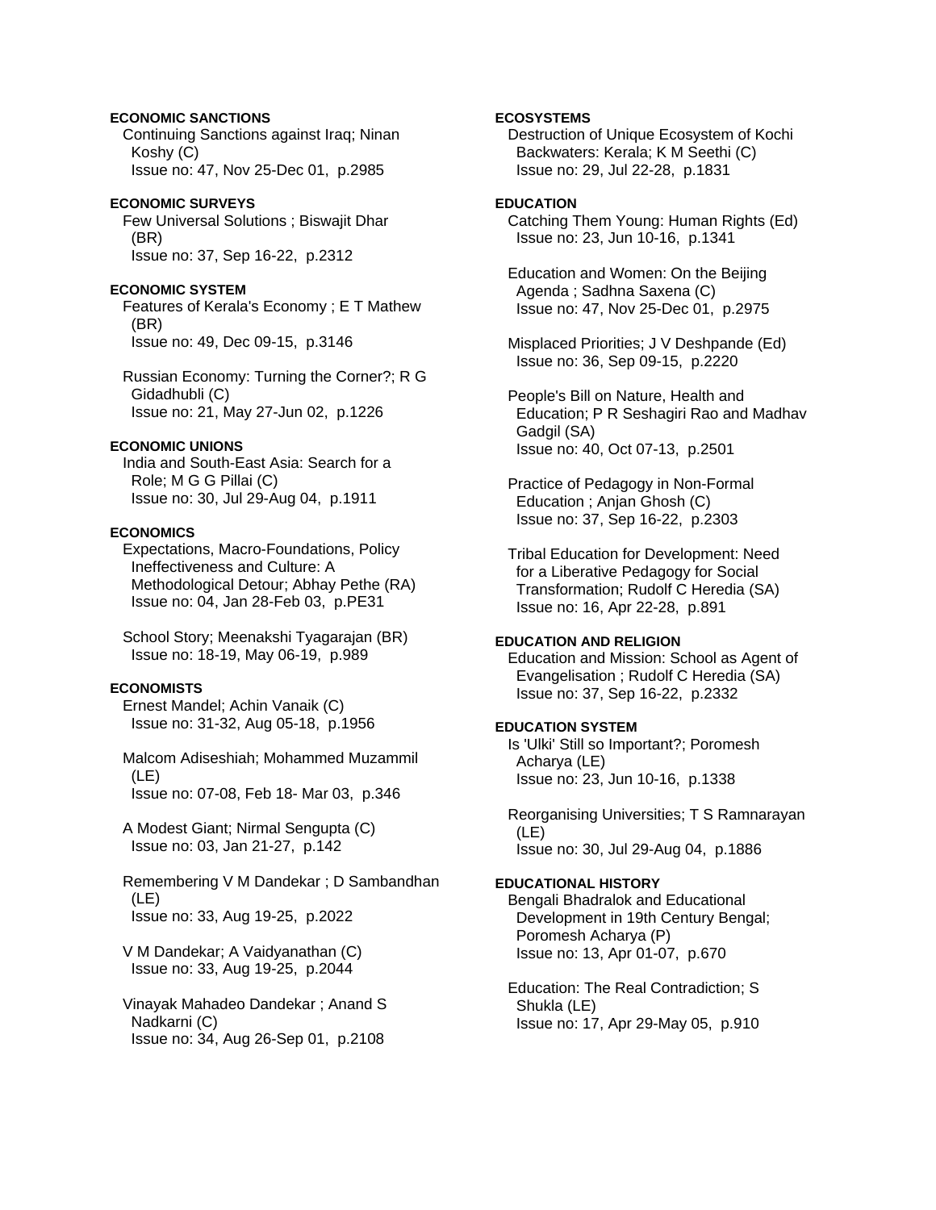**ECONOMIC SANCTIONS**

Continuing Sanctions against Iraq; Ninan Koshy (C)
Issue no: 47, Nov 25-Dec 01, p.2985

**ECONOMIC SURVEYS**

Few Universal Solutions ; Biswajit Dhar (BR)
Issue no: 37, Sep 16-22, p.2312

**ECONOMIC SYSTEM**

Features of Kerala's Economy ; E T Mathew (BR)
Issue no: 49, Dec 09-15, p.3146

Russian Economy: Turning the Corner?; R G Gidadhubli (C)
Issue no: 21, May 27-Jun 02, p.1226

**ECONOMIC UNIONS**

India and South-East Asia: Search for a Role; M G G Pillai (C)
Issue no: 30, Jul 29-Aug 04, p.1911

**ECONOMICS**

Expectations, Macro-Foundations, Policy Ineffectiveness and Culture: A Methodological Detour; Abhay Pethe (RA)
Issue no: 04, Jan 28-Feb 03, p.PE31

School Story; Meenakshi Tyagarajan (BR)
Issue no: 18-19, May 06-19, p.989

**ECONOMISTS**

Ernest Mandel; Achin Vanaik (C)
Issue no: 31-32, Aug 05-18, p.1956

Malcom Adiseshiah; Mohammed Muzammil (LE)
Issue no: 07-08, Feb 18- Mar 03, p.346

A Modest Giant; Nirmal Sengupta (C)
Issue no: 03, Jan 21-27, p.142

Remembering V M Dandekar ; D Sambandhan (LE)
Issue no: 33, Aug 19-25, p.2022

V M Dandekar; A Vaidyanathan (C)
Issue no: 33, Aug 19-25, p.2044

Vinayak Mahadeo Dandekar ; Anand S Nadkarni (C)
Issue no: 34, Aug 26-Sep 01, p.2108

**ECOSYSTEMS**

Destruction of Unique Ecosystem of Kochi Backwaters: Kerala; K M Seethi (C)
Issue no: 29, Jul 22-28, p.1831

**EDUCATION**

Catching Them Young: Human Rights (Ed)
Issue no: 23, Jun 10-16, p.1341

Education and Women: On the Beijing Agenda ; Sadhna Saxena (C)
Issue no: 47, Nov 25-Dec 01, p.2975

Misplaced Priorities; J V Deshpande (Ed)
Issue no: 36, Sep 09-15, p.2220

People's Bill on Nature, Health and Education; P R Seshagiri Rao and Madhav Gadgil (SA)
Issue no: 40, Oct 07-13, p.2501

Practice of Pedagogy in Non-Formal Education ; Anjan Ghosh (C)
Issue no: 37, Sep 16-22, p.2303

Tribal Education for Development: Need for a Liberative Pedagogy for Social Transformation; Rudolf C Heredia (SA)
Issue no: 16, Apr 22-28, p.891

**EDUCATION AND RELIGION**

Education and Mission: School as Agent of Evangelisation ; Rudolf C Heredia (SA)
Issue no: 37, Sep 16-22, p.2332

**EDUCATION SYSTEM**

Is 'Ulki' Still so Important?; Poromesh Acharya (LE)
Issue no: 23, Jun 10-16, p.1338

Reorganising Universities; T S Ramnarayan (LE)
Issue no: 30, Jul 29-Aug 04, p.1886

**EDUCATIONAL HISTORY**

Bengali Bhadralok and Educational Development in 19th Century Bengal; Poromesh Acharya (P)
Issue no: 13, Apr 01-07, p.670

Education: The Real Contradiction; S Shukla (LE)
Issue no: 17, Apr 29-May 05, p.910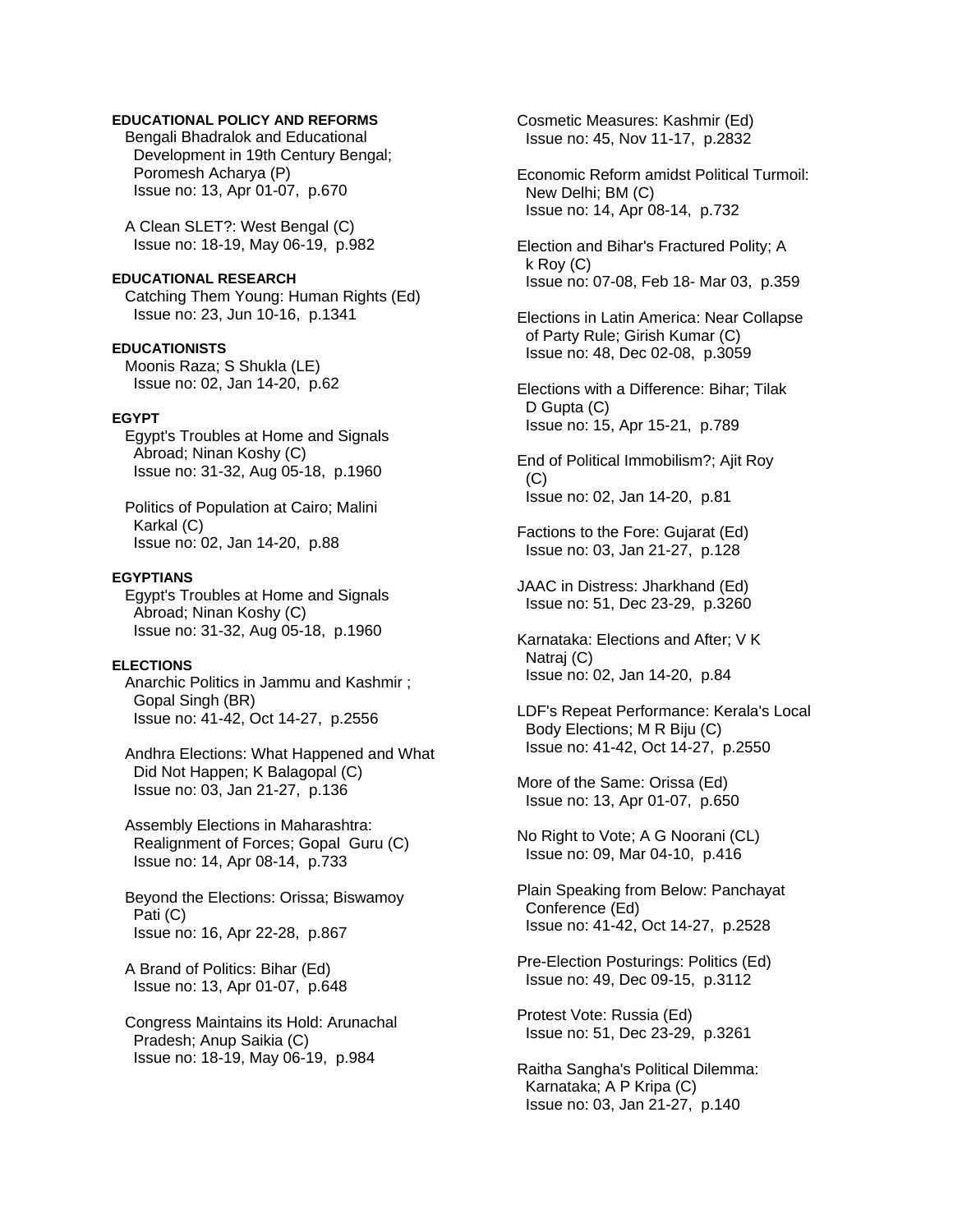**EDUCATIONAL POLICY AND REFORMS**

Bengali Bhadralok and Educational Development in 19th Century Bengal; Poromesh Acharya (P)
Issue no: 13, Apr 01-07, p.670

A Clean SLET?: West Bengal (C)
Issue no: 18-19, May 06-19, p.982

**EDUCATIONAL RESEARCH**

Catching Them Young: Human Rights (Ed)
Issue no: 23, Jun 10-16, p.1341

**EDUCATIONISTS**

Moonis Raza; S Shukla (LE)
Issue no: 02, Jan 14-20, p.62

**EGYPT**

Egypt's Troubles at Home and Signals Abroad; Ninan Koshy (C)
Issue no: 31-32, Aug 05-18, p.1960

Politics of Population at Cairo; Malini Karkal (C)
Issue no: 02, Jan 14-20, p.88

**EGYPTIANS**

Egypt's Troubles at Home and Signals Abroad; Ninan Koshy (C)
Issue no: 31-32, Aug 05-18, p.1960

**ELECTIONS**

Anarchic Politics in Jammu and Kashmir ; Gopal Singh (BR)
Issue no: 41-42, Oct 14-27, p.2556

Andhra Elections: What Happened and What Did Not Happen; K Balagopal (C)
Issue no: 03, Jan 21-27, p.136

Assembly Elections in Maharashtra: Realignment of Forces; Gopal Guru (C)
Issue no: 14, Apr 08-14, p.733

Beyond the Elections: Orissa; Biswamoy Pati (C)
Issue no: 16, Apr 22-28, p.867

A Brand of Politics: Bihar (Ed)
Issue no: 13, Apr 01-07, p.648

Congress Maintains its Hold: Arunachal Pradesh; Anup Saikia (C)
Issue no: 18-19, May 06-19, p.984

Cosmetic Measures: Kashmir (Ed)
Issue no: 45, Nov 11-17, p.2832

Economic Reform amidst Political Turmoil: New Delhi; BM (C)
Issue no: 14, Apr 08-14, p.732

Election and Bihar's Fractured Polity; A k Roy (C)
Issue no: 07-08, Feb 18- Mar 03, p.359

Elections in Latin America: Near Collapse of Party Rule; Girish Kumar (C)
Issue no: 48, Dec 02-08, p.3059

Elections with a Difference: Bihar; Tilak D Gupta (C)
Issue no: 15, Apr 15-21, p.789

End of Political Immobilism?; Ajit Roy (C)
Issue no: 02, Jan 14-20, p.81

Factions to the Fore: Gujarat (Ed)
Issue no: 03, Jan 21-27, p.128

JAAC in Distress: Jharkhand (Ed)
Issue no: 51, Dec 23-29, p.3260

Karnataka: Elections and After; V K Natraj (C)
Issue no: 02, Jan 14-20, p.84

LDF's Repeat Performance: Kerala's Local Body Elections; M R Biju (C)
Issue no: 41-42, Oct 14-27, p.2550

More of the Same: Orissa (Ed)
Issue no: 13, Apr 01-07, p.650

No Right to Vote; A G Noorani (CL)
Issue no: 09, Mar 04-10, p.416

Plain Speaking from Below: Panchayat Conference (Ed)
Issue no: 41-42, Oct 14-27, p.2528

Pre-Election Posturings: Politics (Ed)
Issue no: 49, Dec 09-15, p.3112

Protest Vote: Russia (Ed)
Issue no: 51, Dec 23-29, p.3261

Raitha Sangha's Political Dilemma: Karnataka; A P Kripa (C)
Issue no: 03, Jan 21-27, p.140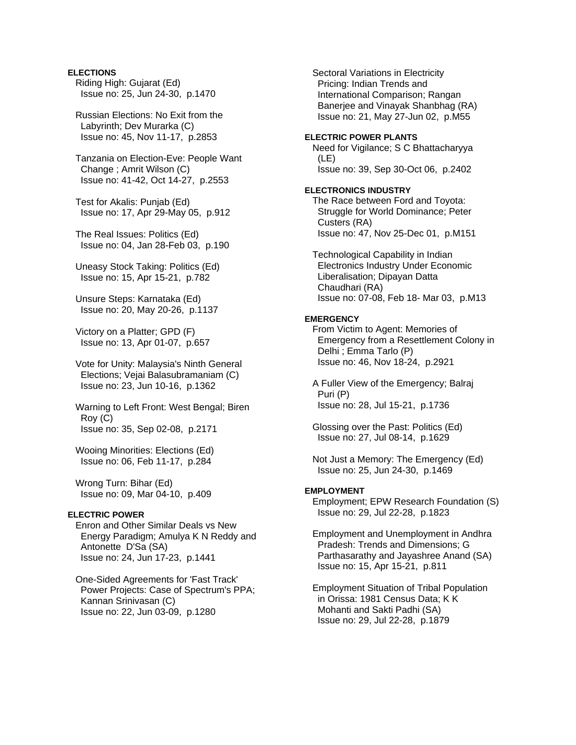**ELECTIONS**

Riding High: Gujarat (Ed)
Issue no: 25, Jun 24-30, p.1470

Russian Elections: No Exit from the Labyrinth; Dev Murarka (C)
Issue no: 45, Nov 11-17, p.2853

Tanzania on Election-Eve: People Want Change ; Amrit Wilson (C)
Issue no: 41-42, Oct 14-27, p.2553

Test for Akalis: Punjab (Ed)
Issue no: 17, Apr 29-May 05, p.912

The Real Issues: Politics (Ed)
Issue no: 04, Jan 28-Feb 03, p.190

Uneasy Stock Taking: Politics (Ed)
Issue no: 15, Apr 15-21, p.782

Unsure Steps: Karnataka (Ed)
Issue no: 20, May 20-26, p.1137

Victory on a Platter; GPD (F)
Issue no: 13, Apr 01-07, p.657

Vote for Unity: Malaysia's Ninth General Elections; Vejai Balasubramaniam (C)
Issue no: 23, Jun 10-16, p.1362

Warning to Left Front: West Bengal; Biren Roy (C)
Issue no: 35, Sep 02-08, p.2171

Wooing Minorities: Elections (Ed)
Issue no: 06, Feb 11-17, p.284

Wrong Turn: Bihar (Ed)
Issue no: 09, Mar 04-10, p.409

**ELECTRIC POWER**

Enron and Other Similar Deals vs New Energy Paradigm; Amulya K N Reddy and Antonette D'Sa (SA)
Issue no: 24, Jun 17-23, p.1441

One-Sided Agreements for 'Fast Track' Power Projects: Case of Spectrum's PPA; Kannan Srinivasan (C)
Issue no: 22, Jun 03-09, p.1280

Sectoral Variations in Electricity Pricing: Indian Trends and International Comparison; Rangan Banerjee and Vinayak Shanbhag (RA)
Issue no: 21, May 27-Jun 02, p.M55

**ELECTRIC POWER PLANTS**

Need for Vigilance; S C Bhattacharyya (LE)
Issue no: 39, Sep 30-Oct 06, p.2402

**ELECTRONICS INDUSTRY**

The Race between Ford and Toyota: Struggle for World Dominance; Peter Custers (RA)
Issue no: 47, Nov 25-Dec 01, p.M151

Technological Capability in Indian Electronics Industry Under Economic Liberalisation; Dipayan Datta Chaudhari (RA)
Issue no: 07-08, Feb 18- Mar 03, p.M13

**EMERGENCY**

From Victim to Agent: Memories of Emergency from a Resettlement Colony in Delhi ; Emma Tarlo (P)
Issue no: 46, Nov 18-24, p.2921

A Fuller View of the Emergency; Balraj Puri (P)
Issue no: 28, Jul 15-21, p.1736

Glossing over the Past: Politics (Ed)
Issue no: 27, Jul 08-14, p.1629

Not Just a Memory: The Emergency (Ed)
Issue no: 25, Jun 24-30, p.1469

**EMPLOYMENT**

Employment; EPW Research Foundation (S)
Issue no: 29, Jul 22-28, p.1823

Employment and Unemployment in Andhra Pradesh: Trends and Dimensions; G Parthasarathy and Jayashree Anand (SA)
Issue no: 15, Apr 15-21, p.811

Employment Situation of Tribal Population in Orissa: 1981 Census Data; K K Mohanti and Sakti Padhi (SA)
Issue no: 29, Jul 22-28, p.1879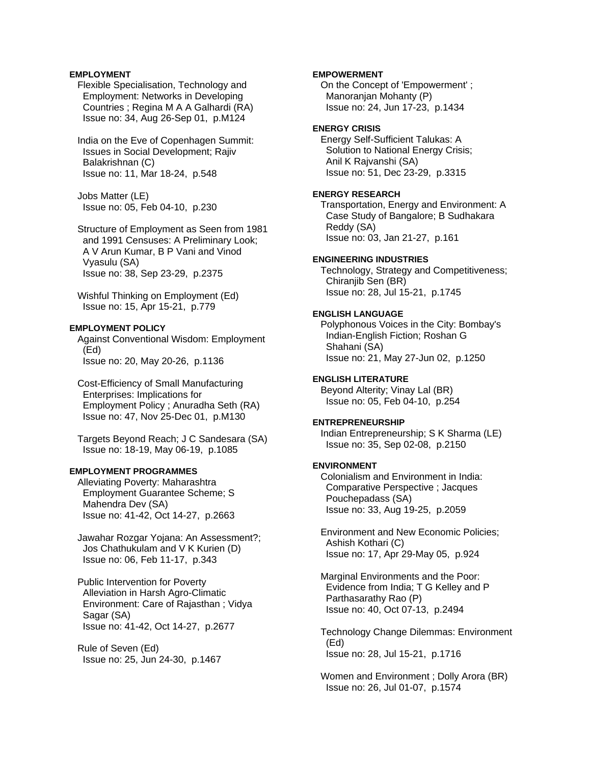**EMPLOYMENT**

Flexible Specialisation, Technology and Employment: Networks in Developing Countries ; Regina M A A Galhardi (RA)
Issue no: 34, Aug 26-Sep 01, p.M124

India on the Eve of Copenhagen Summit: Issues in Social Development; Rajiv Balakrishnan (C)
Issue no: 11, Mar 18-24, p.548

Jobs Matter (LE)
Issue no: 05, Feb 04-10, p.230

Structure of Employment as Seen from 1981 and 1991 Censuses: A Preliminary Look; A V Arun Kumar, B P Vani and Vinod Vyasulu (SA)
Issue no: 38, Sep 23-29, p.2375

Wishful Thinking on Employment (Ed)
Issue no: 15, Apr 15-21, p.779

**EMPLOYMENT POLICY**

Against Conventional Wisdom: Employment (Ed)
Issue no: 20, May 20-26, p.1136

Cost-Efficiency of Small Manufacturing Enterprises: Implications for Employment Policy ; Anuradha Seth (RA)
Issue no: 47, Nov 25-Dec 01, p.M130

Targets Beyond Reach; J C Sandesara (SA)
Issue no: 18-19, May 06-19, p.1085

**EMPLOYMENT PROGRAMMES**

Alleviating Poverty: Maharashtra Employment Guarantee Scheme; S Mahendra Dev (SA)
Issue no: 41-42, Oct 14-27, p.2663

Jawahar Rozgar Yojana: An Assessment?; Jos Chathukulam and V K Kurien (D)
Issue no: 06, Feb 11-17, p.343

Public Intervention for Poverty Alleviation in Harsh Agro-Climatic Environment: Care of Rajasthan ; Vidya Sagar (SA)
Issue no: 41-42, Oct 14-27, p.2677

Rule of Seven (Ed)
Issue no: 25, Jun 24-30, p.1467

**EMPOWERMENT**

On the Concept of 'Empowerment' ; Manoranjan Mohanty (P)
Issue no: 24, Jun 17-23, p.1434

**ENERGY CRISIS**

Energy Self-Sufficient Talukas: A Solution to National Energy Crisis; Anil K Rajvanshi (SA)
Issue no: 51, Dec 23-29, p.3315

**ENERGY RESEARCH**

Transportation, Energy and Environment: A Case Study of Bangalore; B Sudhakara Reddy (SA)
Issue no: 03, Jan 21-27, p.161

**ENGINEERING INDUSTRIES**

Technology, Strategy and Competitiveness; Chiranjib Sen (BR)
Issue no: 28, Jul 15-21, p.1745

**ENGLISH LANGUAGE**

Polyphonous Voices in the City: Bombay's Indian-English Fiction; Roshan G Shahani (SA)
Issue no: 21, May 27-Jun 02, p.1250

**ENGLISH LITERATURE**

Beyond Alterity; Vinay Lal (BR)
Issue no: 05, Feb 04-10, p.254

**ENTREPRENEURSHIP**

Indian Entrepreneurship; S K Sharma (LE)
Issue no: 35, Sep 02-08, p.2150

**ENVIRONMENT**

Colonialism and Environment in India: Comparative Perspective ; Jacques Pouchepadass (SA)
Issue no: 33, Aug 19-25, p.2059

Environment and New Economic Policies; Ashish Kothari (C)
Issue no: 17, Apr 29-May 05, p.924

Marginal Environments and the Poor: Evidence from India; T G Kelley and P Parthasarathy Rao (P)
Issue no: 40, Oct 07-13, p.2494

Technology Change Dilemmas: Environment (Ed)
Issue no: 28, Jul 15-21, p.1716

Women and Environment ; Dolly Arora (BR)
Issue no: 26, Jul 01-07, p.1574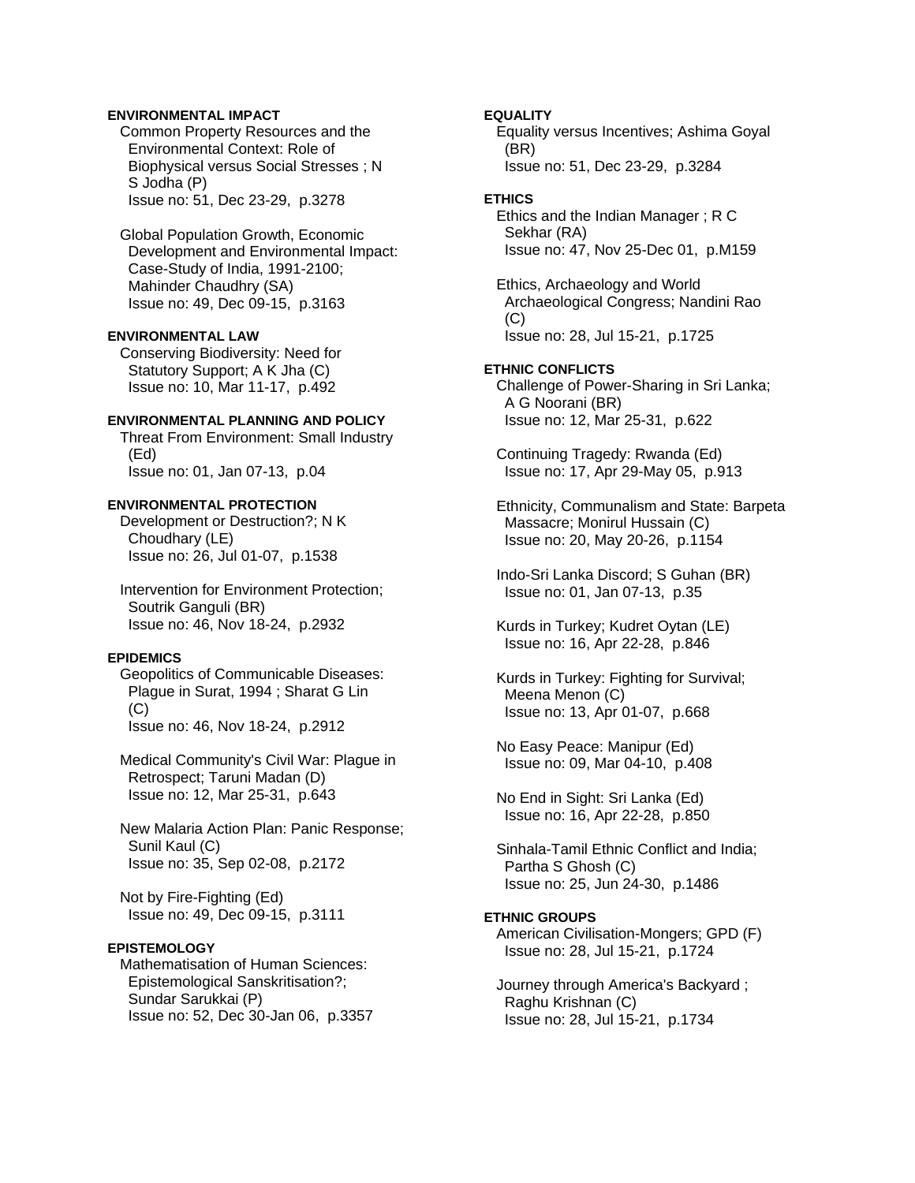**ENVIRONMENTAL IMPACT**

Common Property Resources and the Environmental Context: Role of Biophysical versus Social Stresses ; N S Jodha (P)
Issue no: 51, Dec 23-29, p.3278

Global Population Growth, Economic Development and Environmental Impact: Case-Study of India, 1991-2100; Mahinder Chaudhry (SA)
Issue no: 49, Dec 09-15, p.3163

**ENVIRONMENTAL LAW**

Conserving Biodiversity: Need for Statutory Support; A K Jha (C)
Issue no: 10, Mar 11-17, p.492

**ENVIRONMENTAL PLANNING AND POLICY**

Threat From Environment: Small Industry (Ed)
Issue no: 01, Jan 07-13, p.04

**ENVIRONMENTAL PROTECTION**

Development or Destruction?; N K Choudhary (LE)
Issue no: 26, Jul 01-07, p.1538

Intervention for Environment Protection; Soutrik Ganguli (BR)
Issue no: 46, Nov 18-24, p.2932

**EPIDEMICS**

Geopolitics of Communicable Diseases: Plague in Surat, 1994 ; Sharat G Lin (C)
Issue no: 46, Nov 18-24, p.2912

Medical Community's Civil War: Plague in Retrospect; Taruni Madan (D)
Issue no: 12, Mar 25-31, p.643

New Malaria Action Plan: Panic Response; Sunil Kaul (C)
Issue no: 35, Sep 02-08, p.2172

Not by Fire-Fighting (Ed)
Issue no: 49, Dec 09-15, p.3111

**EPISTEMOLOGY**

Mathematisation of Human Sciences: Epistemological Sanskritisation?; Sundar Sarukkai (P)
Issue no: 52, Dec 30-Jan 06, p.3357

**EQUALITY**

Equality versus Incentives; Ashima Goyal (BR)
Issue no: 51, Dec 23-29, p.3284

**ETHICS**

Ethics and the Indian Manager ; R C Sekhar (RA)
Issue no: 47, Nov 25-Dec 01, p.M159

Ethics, Archaeology and World Archaeological Congress; Nandini Rao (C)
Issue no: 28, Jul 15-21, p.1725

**ETHNIC CONFLICTS**

Challenge of Power-Sharing in Sri Lanka; A G Noorani (BR)
Issue no: 12, Mar 25-31, p.622

Continuing Tragedy: Rwanda (Ed)
Issue no: 17, Apr 29-May 05, p.913

Ethnicity, Communalism and State: Barpeta Massacre; Monirul Hussain (C)
Issue no: 20, May 20-26, p.1154

Indo-Sri Lanka Discord; S Guhan (BR)
Issue no: 01, Jan 07-13, p.35

Kurds in Turkey; Kudret Oytan (LE)
Issue no: 16, Apr 22-28, p.846

Kurds in Turkey: Fighting for Survival; Meena Menon (C)
Issue no: 13, Apr 01-07, p.668

No Easy Peace: Manipur (Ed)
Issue no: 09, Mar 04-10, p.408

No End in Sight: Sri Lanka (Ed)
Issue no: 16, Apr 22-28, p.850

Sinhala-Tamil Ethnic Conflict and India; Partha S Ghosh (C)
Issue no: 25, Jun 24-30, p.1486

**ETHNIC GROUPS**

American Civilisation-Mongers; GPD (F)
Issue no: 28, Jul 15-21, p.1724

Journey through America's Backyard ; Raghu Krishnan (C)
Issue no: 28, Jul 15-21, p.1734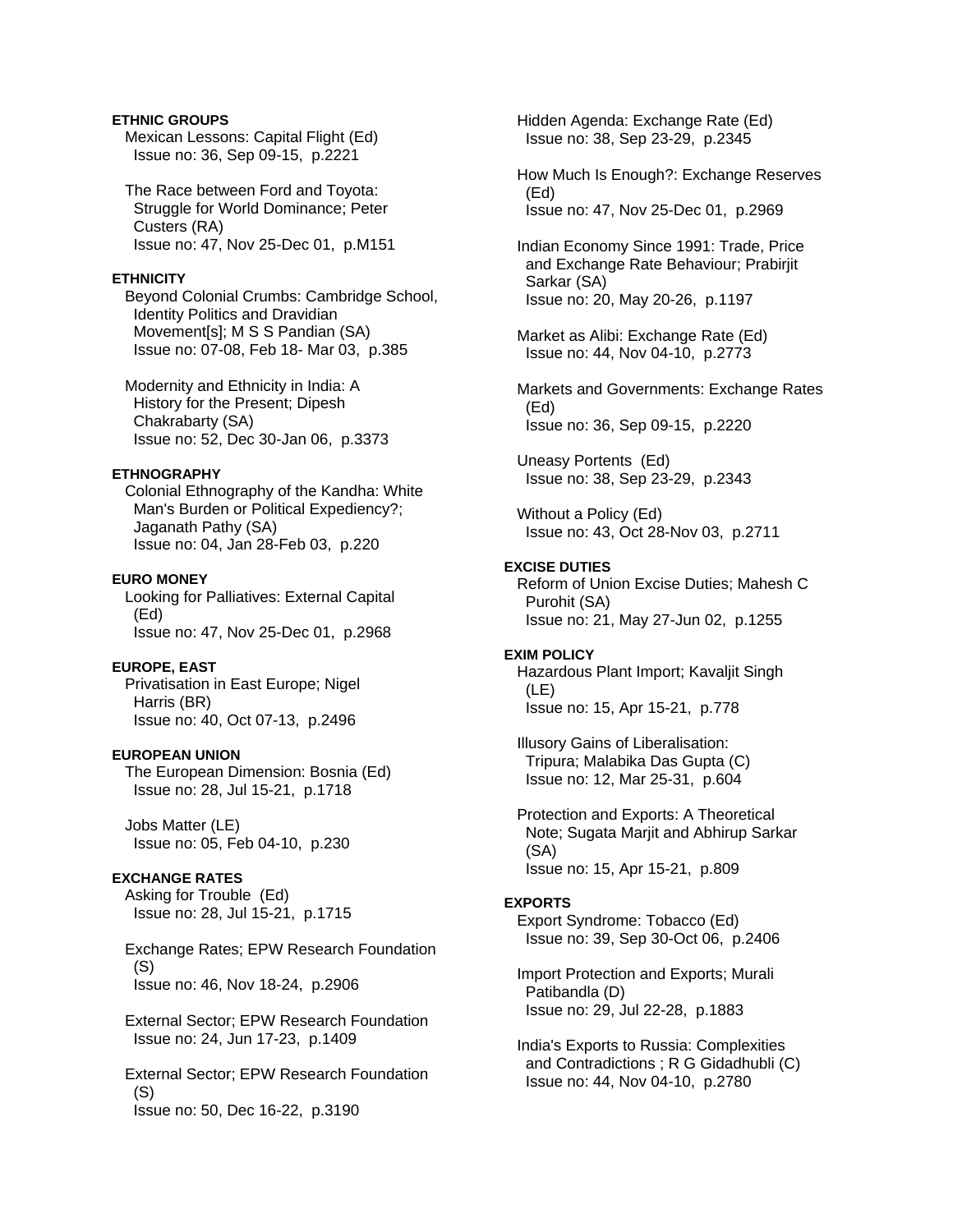**ETHNIC GROUPS**

Mexican Lessons: Capital Flight (Ed)
Issue no: 36, Sep 09-15, p.2221

The Race between Ford and Toyota: Struggle for World Dominance; Peter Custers (RA)
Issue no: 47, Nov 25-Dec 01, p.M151

**ETHNICITY**

Beyond Colonial Crumbs: Cambridge School, Identity Politics and Dravidian Movement[s]; M S S Pandian (SA)
Issue no: 07-08, Feb 18- Mar 03, p.385

Modernity and Ethnicity in India: A History for the Present; Dipesh Chakrabarty (SA)
Issue no: 52, Dec 30-Jan 06, p.3373

**ETHNOGRAPHY**

Colonial Ethnography of the Kandha: White Man's Burden or Political Expediency?; Jaganath Pathy (SA)
Issue no: 04, Jan 28-Feb 03, p.220

**EURO MONEY**

Looking for Palliatives: External Capital (Ed)
Issue no: 47, Nov 25-Dec 01, p.2968

**EUROPE, EAST**

Privatisation in East Europe; Nigel Harris (BR)
Issue no: 40, Oct 07-13, p.2496

**EUROPEAN UNION**

The European Dimension: Bosnia (Ed)
Issue no: 28, Jul 15-21, p.1718

Jobs Matter (LE)
Issue no: 05, Feb 04-10, p.230

**EXCHANGE RATES**

Asking for Trouble (Ed)
Issue no: 28, Jul 15-21, p.1715

Exchange Rates; EPW Research Foundation (S)
Issue no: 46, Nov 18-24, p.2906

External Sector; EPW Research Foundation
Issue no: 24, Jun 17-23, p.1409

External Sector; EPW Research Foundation (S)
Issue no: 50, Dec 16-22, p.3190

Hidden Agenda: Exchange Rate (Ed)
Issue no: 38, Sep 23-29, p.2345

How Much Is Enough?: Exchange Reserves (Ed)
Issue no: 47, Nov 25-Dec 01, p.2969

Indian Economy Since 1991: Trade, Price and Exchange Rate Behaviour; Prabirjit Sarkar (SA)
Issue no: 20, May 20-26, p.1197

Market as Alibi: Exchange Rate (Ed)
Issue no: 44, Nov 04-10, p.2773

Markets and Governments: Exchange Rates (Ed)
Issue no: 36, Sep 09-15, p.2220

Uneasy Portents (Ed)
Issue no: 38, Sep 23-29, p.2343

Without a Policy (Ed)
Issue no: 43, Oct 28-Nov 03, p.2711

**EXCISE DUTIES**

Reform of Union Excise Duties; Mahesh C Purohit (SA)
Issue no: 21, May 27-Jun 02, p.1255

**EXIM POLICY**

Hazardous Plant Import; Kavaljit Singh (LE)
Issue no: 15, Apr 15-21, p.778

Illusory Gains of Liberalisation: Tripura; Malabika Das Gupta (C)
Issue no: 12, Mar 25-31, p.604

Protection and Exports: A Theoretical Note; Sugata Marjit and Abhirup Sarkar (SA)
Issue no: 15, Apr 15-21, p.809

**EXPORTS**

Export Syndrome: Tobacco (Ed)
Issue no: 39, Sep 30-Oct 06, p.2406

Import Protection and Exports; Murali Patibandla (D)
Issue no: 29, Jul 22-28, p.1883

India's Exports to Russia: Complexities and Contradictions ; R G Gidadhubli (C)
Issue no: 44, Nov 04-10, p.2780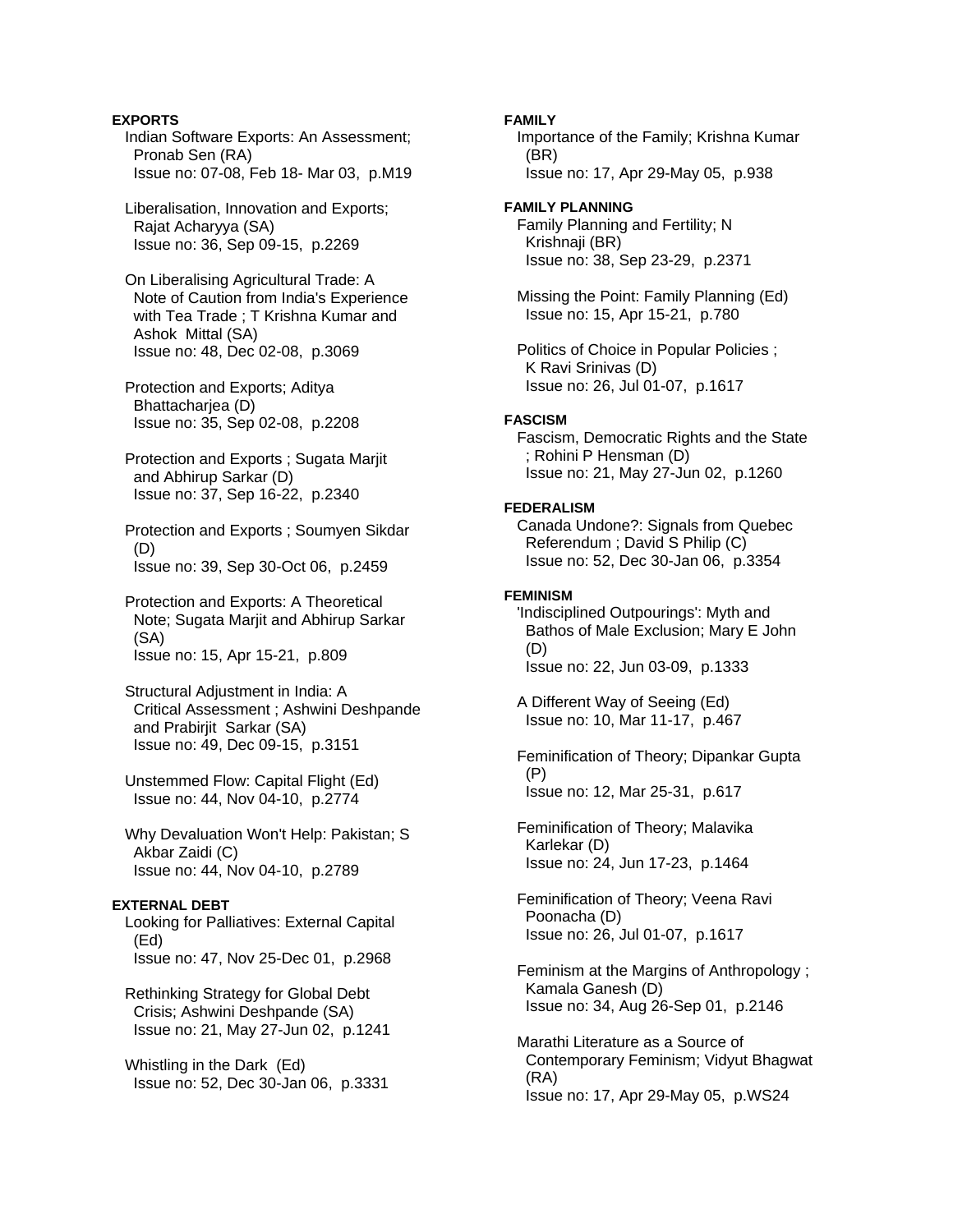**EXPORTS**

Indian Software Exports: An Assessment; Pronab Sen (RA)
Issue no: 07-08, Feb 18- Mar 03, p.M19

Liberalisation, Innovation and Exports; Rajat Acharyya (SA)
Issue no: 36, Sep 09-15, p.2269

On Liberalising Agricultural Trade: A Note of Caution from India's Experience with Tea Trade ; T Krishna Kumar and Ashok Mittal (SA)
Issue no: 48, Dec 02-08, p.3069

Protection and Exports; Aditya Bhattacharjea (D)
Issue no: 35, Sep 02-08, p.2208

Protection and Exports ; Sugata Marjit and Abhirup Sarkar (D)
Issue no: 37, Sep 16-22, p.2340

Protection and Exports ; Soumyen Sikdar (D)
Issue no: 39, Sep 30-Oct 06, p.2459

Protection and Exports: A Theoretical Note; Sugata Marjit and Abhirup Sarkar (SA)
Issue no: 15, Apr 15-21, p.809

Structural Adjustment in India: A Critical Assessment ; Ashwini Deshpande and Prabirjit Sarkar (SA)
Issue no: 49, Dec 09-15, p.3151

Unstemmed Flow: Capital Flight (Ed)
Issue no: 44, Nov 04-10, p.2774

Why Devaluation Won't Help: Pakistan; S Akbar Zaidi (C)
Issue no: 44, Nov 04-10, p.2789

**EXTERNAL DEBT**

Looking for Palliatives: External Capital (Ed)
Issue no: 47, Nov 25-Dec 01, p.2968

Rethinking Strategy for Global Debt Crisis; Ashwini Deshpande (SA)
Issue no: 21, May 27-Jun 02, p.1241

Whistling in the Dark (Ed)
Issue no: 52, Dec 30-Jan 06, p.3331

**FAMILY**

Importance of the Family; Krishna Kumar (BR)
Issue no: 17, Apr 29-May 05, p.938

**FAMILY PLANNING**

Family Planning and Fertility; N Krishnaji (BR)
Issue no: 38, Sep 23-29, p.2371

Missing the Point: Family Planning (Ed)
Issue no: 15, Apr 15-21, p.780

Politics of Choice in Popular Policies ; K Ravi Srinivas (D)
Issue no: 26, Jul 01-07, p.1617

**FASCISM**

Fascism, Democratic Rights and the State ; Rohini P Hensman (D)
Issue no: 21, May 27-Jun 02, p.1260

**FEDERALISM**

Canada Undone?: Signals from Quebec Referendum ; David S Philip (C)
Issue no: 52, Dec 30-Jan 06, p.3354

**FEMINISM**

'Indisciplined Outpourings': Myth and Bathos of Male Exclusion; Mary E John (D)
Issue no: 22, Jun 03-09, p.1333

A Different Way of Seeing (Ed)
Issue no: 10, Mar 11-17, p.467

Feminification of Theory; Dipankar Gupta (P)
Issue no: 12, Mar 25-31, p.617

Feminification of Theory; Malavika Karlekar (D)
Issue no: 24, Jun 17-23, p.1464

Feminification of Theory; Veena Ravi Poonacha (D)
Issue no: 26, Jul 01-07, p.1617

Feminism at the Margins of Anthropology ; Kamala Ganesh (D)
Issue no: 34, Aug 26-Sep 01, p.2146

Marathi Literature as a Source of Contemporary Feminism; Vidyut Bhagwat (RA)
Issue no: 17, Apr 29-May 05, p.WS24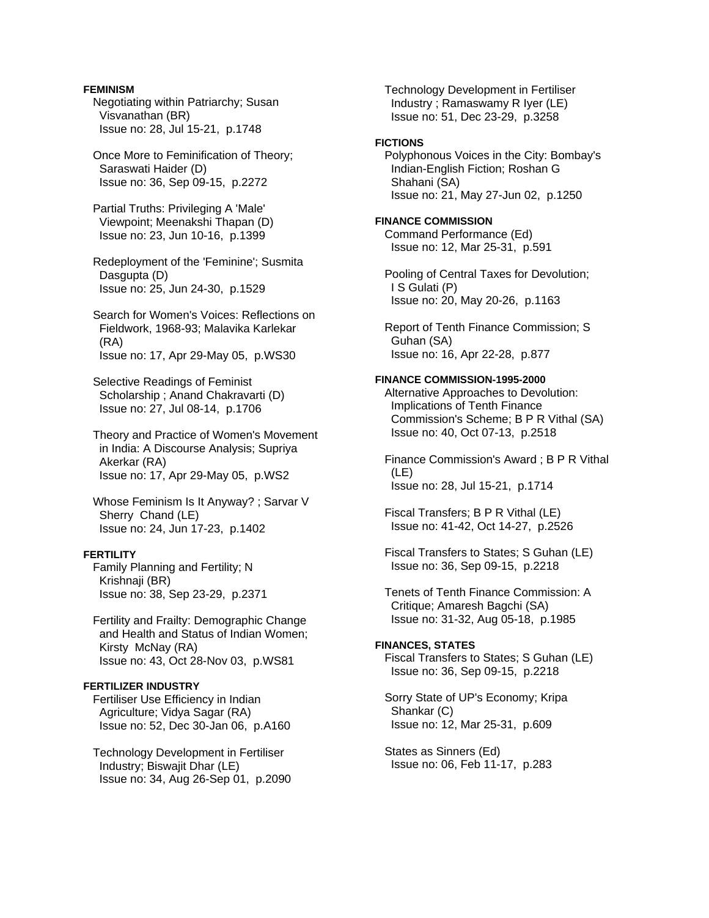**FEMINISM**

Negotiating within Patriarchy; Susan Visvanathan (BR)
Issue no: 28, Jul 15-21, p.1748

Once More to Feminification of Theory; Saraswati Haider (D)
Issue no: 36, Sep 09-15, p.2272

Partial Truths: Privileging A 'Male' Viewpoint; Meenakshi Thapan (D)
Issue no: 23, Jun 10-16, p.1399

Redeployment of the 'Feminine'; Susmita Dasgupta (D)
Issue no: 25, Jun 24-30, p.1529

Search for Women's Voices: Reflections on Fieldwork, 1968-93; Malavika Karlekar (RA)
Issue no: 17, Apr 29-May 05, p.WS30

Selective Readings of Feminist Scholarship ; Anand Chakravarti (D)
Issue no: 27, Jul 08-14, p.1706

Theory and Practice of Women's Movement in India: A Discourse Analysis; Supriya Akerkar (RA)
Issue no: 17, Apr 29-May 05, p.WS2

Whose Feminism Is It Anyway? ; Sarvar V Sherry Chand (LE)
Issue no: 24, Jun 17-23, p.1402

**FERTILITY**

Family Planning and Fertility; N Krishnaji (BR)
Issue no: 38, Sep 23-29, p.2371

Fertility and Frailty: Demographic Change and Health and Status of Indian Women; Kirsty McNay (RA)
Issue no: 43, Oct 28-Nov 03, p.WS81

**FERTILIZER INDUSTRY**

Fertiliser Use Efficiency in Indian Agriculture; Vidya Sagar (RA)
Issue no: 52, Dec 30-Jan 06, p.A160

Technology Development in Fertiliser Industry; Biswajit Dhar (LE)
Issue no: 34, Aug 26-Sep 01, p.2090

Technology Development in Fertiliser Industry ; Ramaswamy R Iyer (LE)
Issue no: 51, Dec 23-29, p.3258

**FICTIONS**

Polyphonous Voices in the City: Bombay's Indian-English Fiction; Roshan G Shahani (SA)
Issue no: 21, May 27-Jun 02, p.1250

**FINANCE COMMISSION**

Command Performance (Ed)
Issue no: 12, Mar 25-31, p.591

Pooling of Central Taxes for Devolution; I S Gulati (P)
Issue no: 20, May 20-26, p.1163

Report of Tenth Finance Commission; S Guhan (SA)
Issue no: 16, Apr 22-28, p.877

**FINANCE COMMISSION-1995-2000**

Alternative Approaches to Devolution: Implications of Tenth Finance Commission's Scheme; B P R Vithal (SA)
Issue no: 40, Oct 07-13, p.2518

Finance Commission's Award ; B P R Vithal (LE)
Issue no: 28, Jul 15-21, p.1714

Fiscal Transfers; B P R Vithal (LE)
Issue no: 41-42, Oct 14-27, p.2526

Fiscal Transfers to States; S Guhan (LE)
Issue no: 36, Sep 09-15, p.2218

Tenets of Tenth Finance Commission: A Critique; Amaresh Bagchi (SA)
Issue no: 31-32, Aug 05-18, p.1985

**FINANCES, STATES**

Fiscal Transfers to States; S Guhan (LE)
Issue no: 36, Sep 09-15, p.2218

Sorry State of UP's Economy; Kripa Shankar (C)
Issue no: 12, Mar 25-31, p.609

States as Sinners (Ed)
Issue no: 06, Feb 11-17, p.283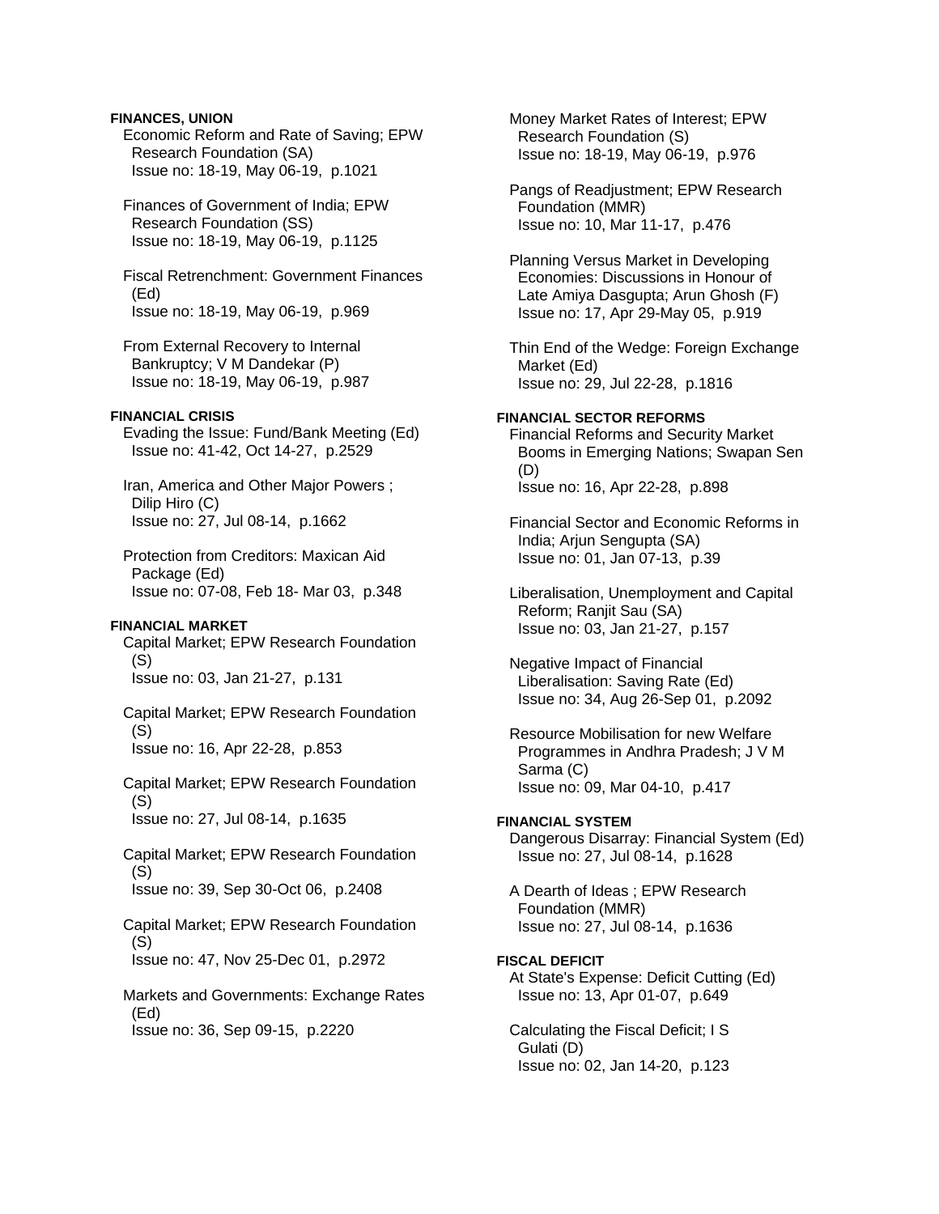**FINANCES, UNION**

Economic Reform and Rate of Saving; EPW Research Foundation (SA)
Issue no: 18-19, May 06-19, p.1021

Finances of Government of India; EPW Research Foundation (SS)
Issue no: 18-19, May 06-19, p.1125

Fiscal Retrenchment: Government Finances (Ed)
Issue no: 18-19, May 06-19, p.969

From External Recovery to Internal Bankruptcy; V M Dandekar (P)
Issue no: 18-19, May 06-19, p.987

**FINANCIAL CRISIS**

Evading the Issue: Fund/Bank Meeting (Ed)
Issue no: 41-42, Oct 14-27, p.2529

Iran, America and Other Major Powers ; Dilip Hiro (C)
Issue no: 27, Jul 08-14, p.1662

Protection from Creditors: Maxican Aid Package (Ed)
Issue no: 07-08, Feb 18- Mar 03, p.348

**FINANCIAL MARKET**

Capital Market; EPW Research Foundation (S)
Issue no: 03, Jan 21-27, p.131

Capital Market; EPW Research Foundation (S)
Issue no: 16, Apr 22-28, p.853

Capital Market; EPW Research Foundation (S)
Issue no: 27, Jul 08-14, p.1635

Capital Market; EPW Research Foundation (S)
Issue no: 39, Sep 30-Oct 06, p.2408

Capital Market; EPW Research Foundation (S)
Issue no: 47, Nov 25-Dec 01, p.2972

Markets and Governments: Exchange Rates (Ed)
Issue no: 36, Sep 09-15, p.2220

Money Market Rates of Interest; EPW Research Foundation (S)
Issue no: 18-19, May 06-19, p.976

Pangs of Readjustment; EPW Research Foundation (MMR)
Issue no: 10, Mar 11-17, p.476

Planning Versus Market in Developing Economies: Discussions in Honour of Late Amiya Dasgupta; Arun Ghosh (F)
Issue no: 17, Apr 29-May 05, p.919

Thin End of the Wedge: Foreign Exchange Market (Ed)
Issue no: 29, Jul 22-28, p.1816

**FINANCIAL SECTOR REFORMS**

Financial Reforms and Security Market Booms in Emerging Nations; Swapan Sen (D)
Issue no: 16, Apr 22-28, p.898

Financial Sector and Economic Reforms in India; Arjun Sengupta (SA)
Issue no: 01, Jan 07-13, p.39

Liberalisation, Unemployment and Capital Reform; Ranjit Sau (SA)
Issue no: 03, Jan 21-27, p.157

Negative Impact of Financial Liberalisation: Saving Rate (Ed)
Issue no: 34, Aug 26-Sep 01, p.2092

Resource Mobilisation for new Welfare Programmes in Andhra Pradesh; J V M Sarma (C)
Issue no: 09, Mar 04-10, p.417

**FINANCIAL SYSTEM**

Dangerous Disarray: Financial System (Ed)
Issue no: 27, Jul 08-14, p.1628

A Dearth of Ideas ; EPW Research Foundation (MMR)
Issue no: 27, Jul 08-14, p.1636

**FISCAL DEFICIT**

At State's Expense: Deficit Cutting (Ed)
Issue no: 13, Apr 01-07, p.649

Calculating the Fiscal Deficit; I S Gulati (D)
Issue no: 02, Jan 14-20, p.123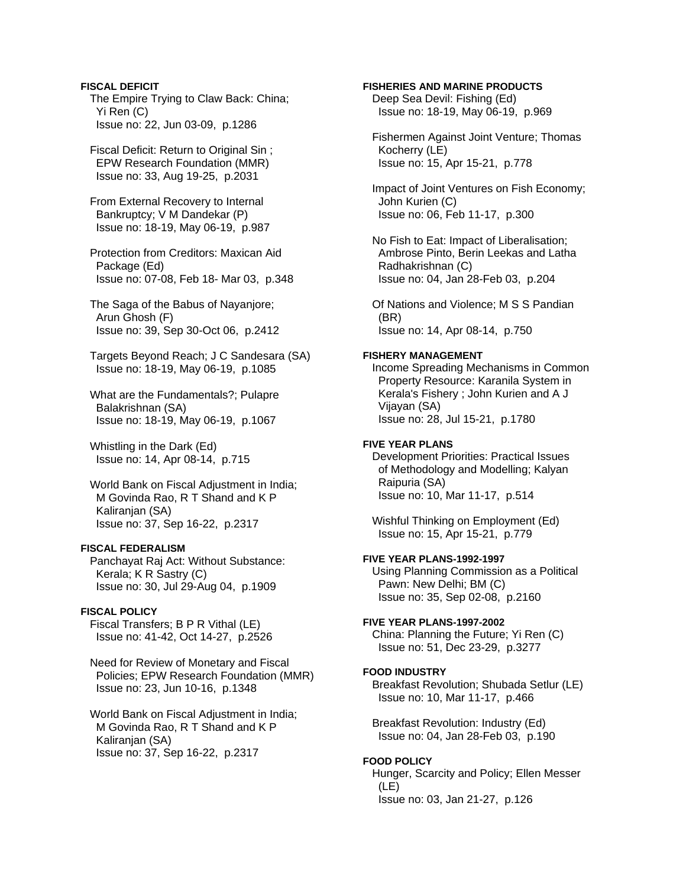**FISCAL DEFICIT**

The Empire Trying to Claw Back: China; Yi Ren (C)
Issue no: 22, Jun 03-09, p.1286

Fiscal Deficit: Return to Original Sin ; EPW Research Foundation (MMR)
Issue no: 33, Aug 19-25, p.2031

From External Recovery to Internal Bankruptcy; V M Dandekar (P)
Issue no: 18-19, May 06-19, p.987

Protection from Creditors: Maxican Aid Package (Ed)
Issue no: 07-08, Feb 18- Mar 03, p.348

The Saga of the Babus of Nayanjore; Arun Ghosh (F)
Issue no: 39, Sep 30-Oct 06, p.2412

Targets Beyond Reach; J C Sandesara (SA)
Issue no: 18-19, May 06-19, p.1085

What are the Fundamentals?; Pulapre Balakrishnan (SA)
Issue no: 18-19, May 06-19, p.1067

Whistling in the Dark (Ed)
Issue no: 14, Apr 08-14, p.715

World Bank on Fiscal Adjustment in India; M Govinda Rao, R T Shand and K P Kaliranjan (SA)
Issue no: 37, Sep 16-22, p.2317

**FISCAL FEDERALISM**

Panchayat Raj Act: Without Substance: Kerala; K R Sastry (C)
Issue no: 30, Jul 29-Aug 04, p.1909

**FISCAL POLICY**

Fiscal Transfers; B P R Vithal (LE)
Issue no: 41-42, Oct 14-27, p.2526

Need for Review of Monetary and Fiscal Policies; EPW Research Foundation (MMR)
Issue no: 23, Jun 10-16, p.1348

World Bank on Fiscal Adjustment in India; M Govinda Rao, R T Shand and K P Kaliranjan (SA)
Issue no: 37, Sep 16-22, p.2317

**FISHERIES AND MARINE PRODUCTS**

Deep Sea Devil: Fishing (Ed)
Issue no: 18-19, May 06-19, p.969

Fishermen Against Joint Venture; Thomas Kocherry (LE)
Issue no: 15, Apr 15-21, p.778

Impact of Joint Ventures on Fish Economy; John Kurien (C)
Issue no: 06, Feb 11-17, p.300

No Fish to Eat: Impact of Liberalisation; Ambrose Pinto, Berin Leekas and Latha Radhakrishnan (C)
Issue no: 04, Jan 28-Feb 03, p.204

Of Nations and Violence; M S S Pandian (BR)
Issue no: 14, Apr 08-14, p.750

**FISHERY MANAGEMENT**

Income Spreading Mechanisms in Common Property Resource: Karanila System in Kerala's Fishery ; John Kurien and A J Vijayan (SA)
Issue no: 28, Jul 15-21, p.1780

**FIVE YEAR PLANS**

Development Priorities: Practical Issues of Methodology and Modelling; Kalyan Raipuria (SA)
Issue no: 10, Mar 11-17, p.514

Wishful Thinking on Employment (Ed)
Issue no: 15, Apr 15-21, p.779

**FIVE YEAR PLANS-1992-1997**

Using Planning Commission as a Political Pawn: New Delhi; BM (C)
Issue no: 35, Sep 02-08, p.2160

**FIVE YEAR PLANS-1997-2002**

China: Planning the Future; Yi Ren (C)
Issue no: 51, Dec 23-29, p.3277

**FOOD INDUSTRY**

Breakfast Revolution; Shubada Setlur (LE)
Issue no: 10, Mar 11-17, p.466

Breakfast Revolution: Industry (Ed)
Issue no: 04, Jan 28-Feb 03, p.190

**FOOD POLICY**

Hunger, Scarcity and Policy; Ellen Messer (LE)
Issue no: 03, Jan 21-27, p.126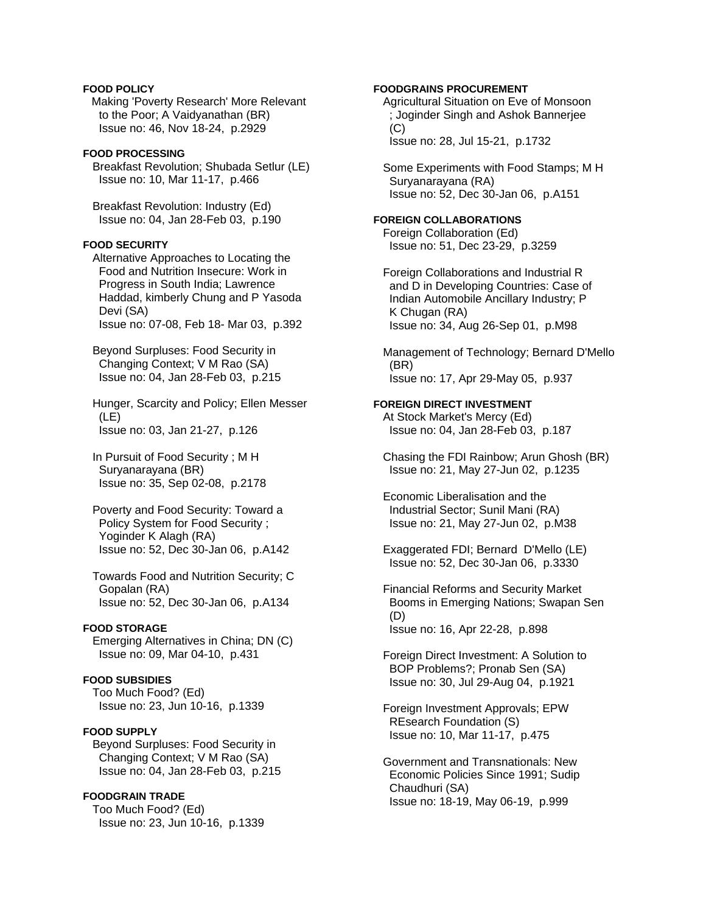**FOOD POLICY**

Making 'Poverty Research' More Relevant to the Poor; A Vaidyanathan (BR)
Issue no: 46, Nov 18-24, p.2929

**FOOD PROCESSING**

Breakfast Revolution; Shubada Setlur (LE)
Issue no: 10, Mar 11-17, p.466

Breakfast Revolution: Industry (Ed)
Issue no: 04, Jan 28-Feb 03, p.190

**FOOD SECURITY**

Alternative Approaches to Locating the Food and Nutrition Insecure: Work in Progress in South India; Lawrence Haddad, kimberly Chung and P Yasoda Devi (SA)
Issue no: 07-08, Feb 18- Mar 03, p.392

Beyond Surpluses: Food Security in Changing Context; V M Rao (SA)
Issue no: 04, Jan 28-Feb 03, p.215

Hunger, Scarcity and Policy; Ellen Messer (LE)
Issue no: 03, Jan 21-27, p.126

In Pursuit of Food Security ; M H Suryanarayana (BR)
Issue no: 35, Sep 02-08, p.2178

Poverty and Food Security: Toward a Policy System for Food Security ; Yoginder K Alagh (RA)
Issue no: 52, Dec 30-Jan 06, p.A142

Towards Food and Nutrition Security; C Gopalan (RA)
Issue no: 52, Dec 30-Jan 06, p.A134

**FOOD STORAGE**

Emerging Alternatives in China; DN (C)
Issue no: 09, Mar 04-10, p.431

**FOOD SUBSIDIES**

Too Much Food? (Ed)
Issue no: 23, Jun 10-16, p.1339

**FOOD SUPPLY**

Beyond Surpluses: Food Security in Changing Context; V M Rao (SA)
Issue no: 04, Jan 28-Feb 03, p.215

**FOODGRAIN TRADE**

Too Much Food? (Ed)
Issue no: 23, Jun 10-16, p.1339

**FOODGRAINS PROCUREMENT**

Agricultural Situation on Eve of Monsoon ; Joginder Singh and Ashok Bannerjee (C)
Issue no: 28, Jul 15-21, p.1732

Some Experiments with Food Stamps; M H Suryanarayana (RA)
Issue no: 52, Dec 30-Jan 06, p.A151

**FOREIGN COLLABORATIONS**

Foreign Collaboration (Ed)
Issue no: 51, Dec 23-29, p.3259

Foreign Collaborations and Industrial R and D in Developing Countries: Case of Indian Automobile Ancillary Industry; P K Chugan (RA)
Issue no: 34, Aug 26-Sep 01, p.M98

Management of Technology; Bernard D'Mello (BR)
Issue no: 17, Apr 29-May 05, p.937

**FOREIGN DIRECT INVESTMENT**

At Stock Market's Mercy (Ed)
Issue no: 04, Jan 28-Feb 03, p.187

Chasing the FDI Rainbow; Arun Ghosh (BR)
Issue no: 21, May 27-Jun 02, p.1235

Economic Liberalisation and the Industrial Sector; Sunil Mani (RA)
Issue no: 21, May 27-Jun 02, p.M38

Exaggerated FDI; Bernard D'Mello (LE)
Issue no: 52, Dec 30-Jan 06, p.3330

Financial Reforms and Security Market Booms in Emerging Nations; Swapan Sen (D)
Issue no: 16, Apr 22-28, p.898

Foreign Direct Investment: A Solution to BOP Problems?; Pronab Sen (SA)
Issue no: 30, Jul 29-Aug 04, p.1921

Foreign Investment Approvals; EPW REsearch Foundation (S)
Issue no: 10, Mar 11-17, p.475

Government and Transnationals: New Economic Policies Since 1991; Sudip Chaudhuri (SA)
Issue no: 18-19, May 06-19, p.999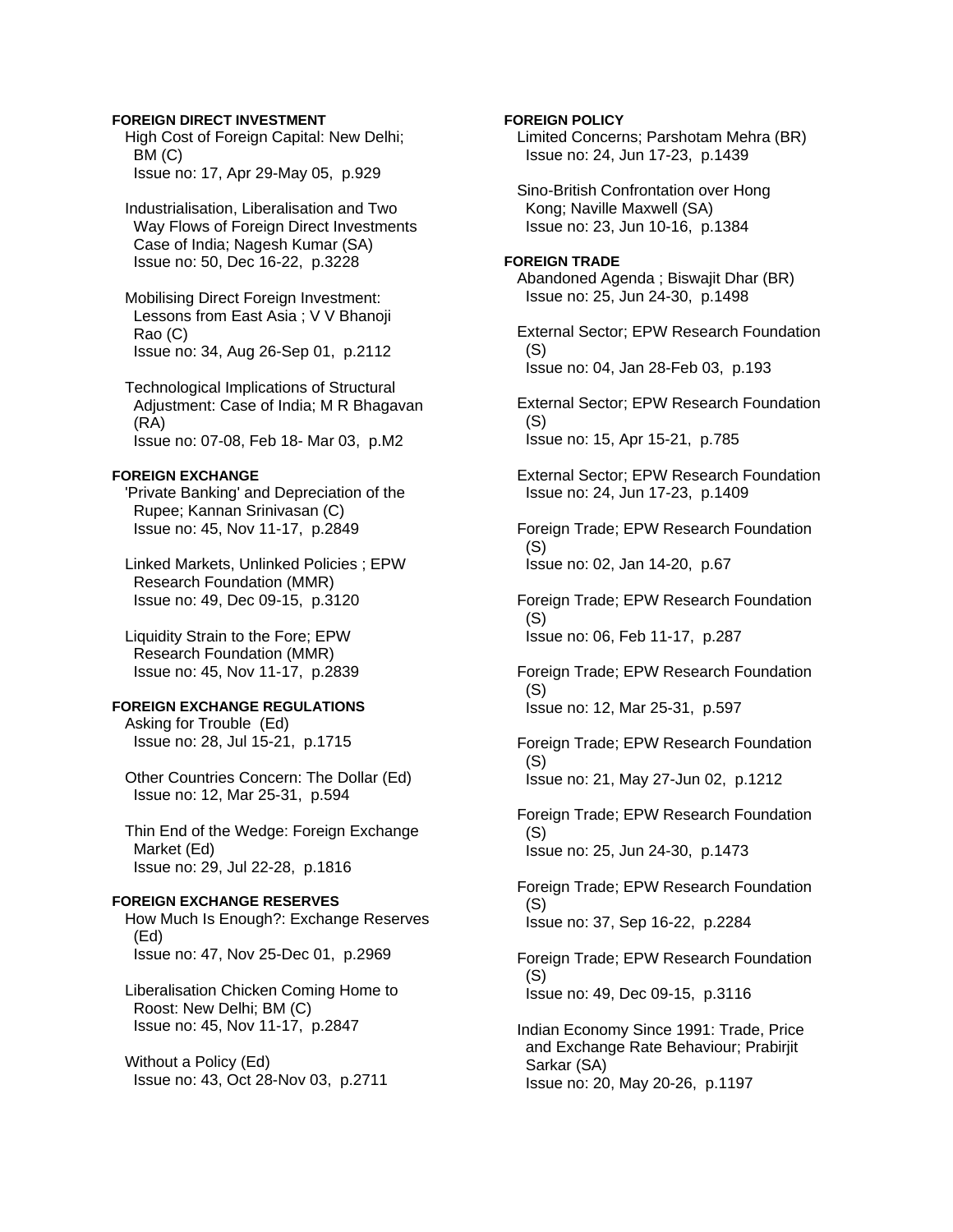**FOREIGN DIRECT INVESTMENT**

High Cost of Foreign Capital: New Delhi; BM (C)
Issue no: 17, Apr 29-May 05, p.929

Industrialisation, Liberalisation and Two Way Flows of Foreign Direct Investments Case of India; Nagesh Kumar (SA)
Issue no: 50, Dec 16-22, p.3228

Mobilising Direct Foreign Investment: Lessons from East Asia ; V V Bhanoji Rao (C)
Issue no: 34, Aug 26-Sep 01, p.2112

Technological Implications of Structural Adjustment: Case of India; M R Bhagavan (RA)
Issue no: 07-08, Feb 18- Mar 03, p.M2

**FOREIGN EXCHANGE**

'Private Banking' and Depreciation of the Rupee; Kannan Srinivasan (C)
Issue no: 45, Nov 11-17, p.2849

Linked Markets, Unlinked Policies ; EPW Research Foundation (MMR)
Issue no: 49, Dec 09-15, p.3120

Liquidity Strain to the Fore; EPW Research Foundation (MMR)
Issue no: 45, Nov 11-17, p.2839

**FOREIGN EXCHANGE REGULATIONS**

Asking for Trouble (Ed)
Issue no: 28, Jul 15-21, p.1715

Other Countries Concern: The Dollar (Ed)
Issue no: 12, Mar 25-31, p.594

Thin End of the Wedge: Foreign Exchange Market (Ed)
Issue no: 29, Jul 22-28, p.1816

**FOREIGN EXCHANGE RESERVES**

How Much Is Enough?: Exchange Reserves (Ed)
Issue no: 47, Nov 25-Dec 01, p.2969

Liberalisation Chicken Coming Home to Roost: New Delhi; BM (C)
Issue no: 45, Nov 11-17, p.2847

Without a Policy (Ed)
Issue no: 43, Oct 28-Nov 03, p.2711

**FOREIGN POLICY**

Limited Concerns; Parshotam Mehra (BR)
Issue no: 24, Jun 17-23, p.1439

Sino-British Confrontation over Hong Kong; Naville Maxwell (SA)
Issue no: 23, Jun 10-16, p.1384

**FOREIGN TRADE**

Abandoned Agenda ; Biswajit Dhar (BR)
Issue no: 25, Jun 24-30, p.1498

External Sector; EPW Research Foundation (S)
Issue no: 04, Jan 28-Feb 03, p.193

External Sector; EPW Research Foundation (S)
Issue no: 15, Apr 15-21, p.785

External Sector; EPW Research Foundation
Issue no: 24, Jun 17-23, p.1409

Foreign Trade; EPW Research Foundation (S)
Issue no: 02, Jan 14-20, p.67

Foreign Trade; EPW Research Foundation (S)
Issue no: 06, Feb 11-17, p.287

Foreign Trade; EPW Research Foundation (S)
Issue no: 12, Mar 25-31, p.597

Foreign Trade; EPW Research Foundation (S)
Issue no: 21, May 27-Jun 02, p.1212

Foreign Trade; EPW Research Foundation (S)
Issue no: 25, Jun 24-30, p.1473

Foreign Trade; EPW Research Foundation (S)
Issue no: 37, Sep 16-22, p.2284

Foreign Trade; EPW Research Foundation (S)
Issue no: 49, Dec 09-15, p.3116

Indian Economy Since 1991: Trade, Price and Exchange Rate Behaviour; Prabirjit Sarkar (SA)
Issue no: 20, May 20-26, p.1197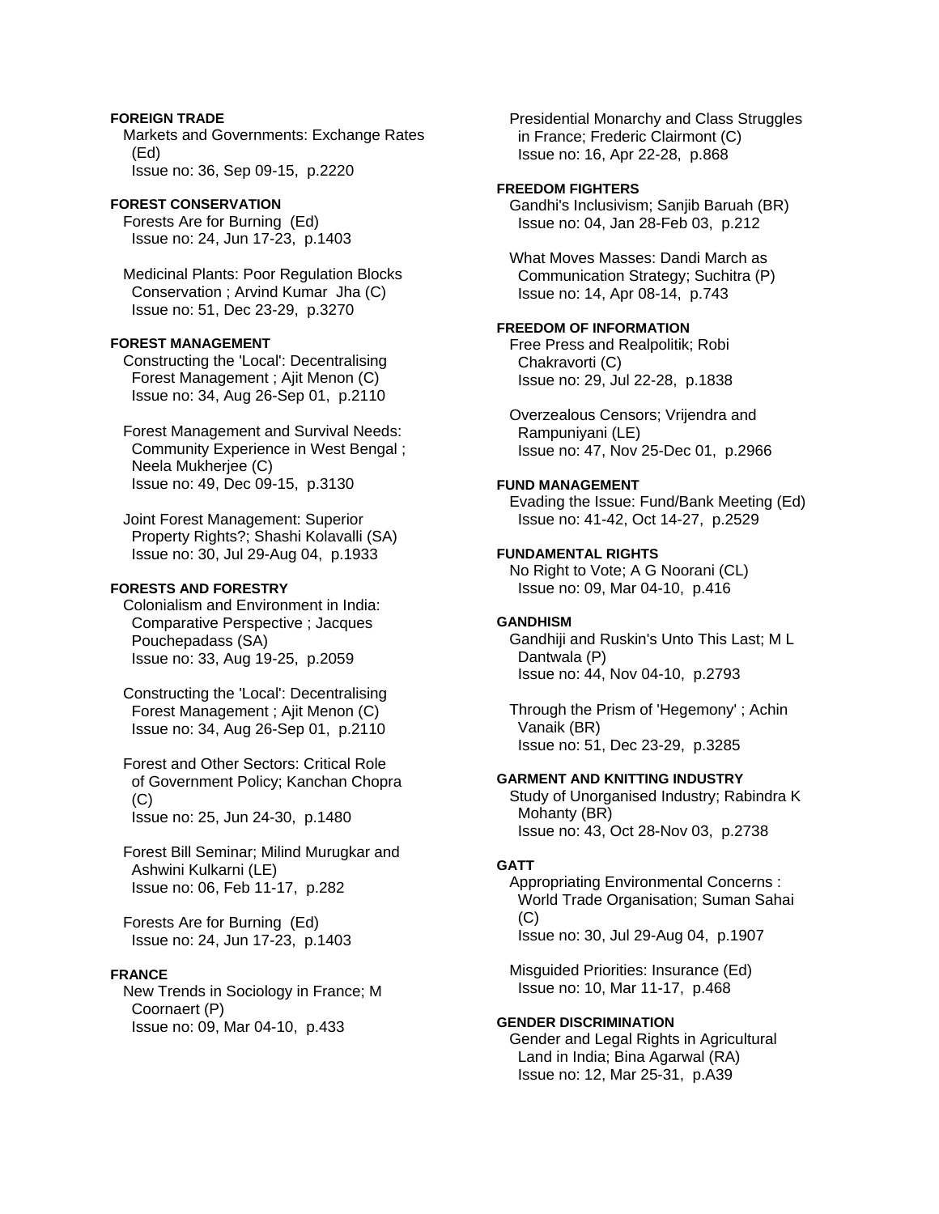**FOREIGN TRADE**

Markets and Governments: Exchange Rates (Ed)
Issue no: 36, Sep 09-15, p.2220

**FOREST CONSERVATION**

Forests Are for Burning (Ed)
Issue no: 24, Jun 17-23, p.1403

Medicinal Plants: Poor Regulation Blocks Conservation ; Arvind Kumar Jha (C)
Issue no: 51, Dec 23-29, p.3270

**FOREST MANAGEMENT**

Constructing the 'Local': Decentralising Forest Management ; Ajit Menon (C)
Issue no: 34, Aug 26-Sep 01, p.2110

Forest Management and Survival Needs: Community Experience in West Bengal ; Neela Mukherjee (C)
Issue no: 49, Dec 09-15, p.3130

Joint Forest Management: Superior Property Rights?; Shashi Kolavalli (SA)
Issue no: 30, Jul 29-Aug 04, p.1933

**FORESTS AND FORESTRY**

Colonialism and Environment in India: Comparative Perspective ; Jacques Pouchepadass (SA)
Issue no: 33, Aug 19-25, p.2059

Constructing the 'Local': Decentralising Forest Management ; Ajit Menon (C)
Issue no: 34, Aug 26-Sep 01, p.2110

Forest and Other Sectors: Critical Role of Government Policy; Kanchan Chopra (C)
Issue no: 25, Jun 24-30, p.1480

Forest Bill Seminar; Milind Murugkar and Ashwini Kulkarni (LE)
Issue no: 06, Feb 11-17, p.282

Forests Are for Burning (Ed)
Issue no: 24, Jun 17-23, p.1403

**FRANCE**

New Trends in Sociology in France; M Coornaert (P)
Issue no: 09, Mar 04-10, p.433

Presidential Monarchy and Class Struggles in France; Frederic Clairmont (C)
Issue no: 16, Apr 22-28, p.868

**FREEDOM FIGHTERS**

Gandhi's Inclusivism; Sanjib Baruah (BR)
Issue no: 04, Jan 28-Feb 03, p.212

What Moves Masses: Dandi March as Communication Strategy; Suchitra (P)
Issue no: 14, Apr 08-14, p.743

**FREEDOM OF INFORMATION**

Free Press and Realpolitik; Robi Chakravorti (C)
Issue no: 29, Jul 22-28, p.1838

Overzealous Censors; Vrijendra and Rampuniyani (LE)
Issue no: 47, Nov 25-Dec 01, p.2966

**FUND MANAGEMENT**

Evading the Issue: Fund/Bank Meeting (Ed)
Issue no: 41-42, Oct 14-27, p.2529

**FUNDAMENTAL RIGHTS**

No Right to Vote; A G Noorani (CL)
Issue no: 09, Mar 04-10, p.416

**GANDHISM**

Gandhiji and Ruskin's Unto This Last; M L Dantwala (P)
Issue no: 44, Nov 04-10, p.2793

Through the Prism of 'Hegemony' ; Achin Vanaik (BR)
Issue no: 51, Dec 23-29, p.3285

**GARMENT AND KNITTING INDUSTRY**

Study of Unorganised Industry; Rabindra K Mohanty (BR)
Issue no: 43, Oct 28-Nov 03, p.2738

**GATT**

Appropriating Environmental Concerns : World Trade Organisation; Suman Sahai (C)
Issue no: 30, Jul 29-Aug 04, p.1907

Misguided Priorities: Insurance (Ed)
Issue no: 10, Mar 11-17, p.468

**GENDER DISCRIMINATION**

Gender and Legal Rights in Agricultural Land in India; Bina Agarwal (RA)
Issue no: 12, Mar 25-31, p.A39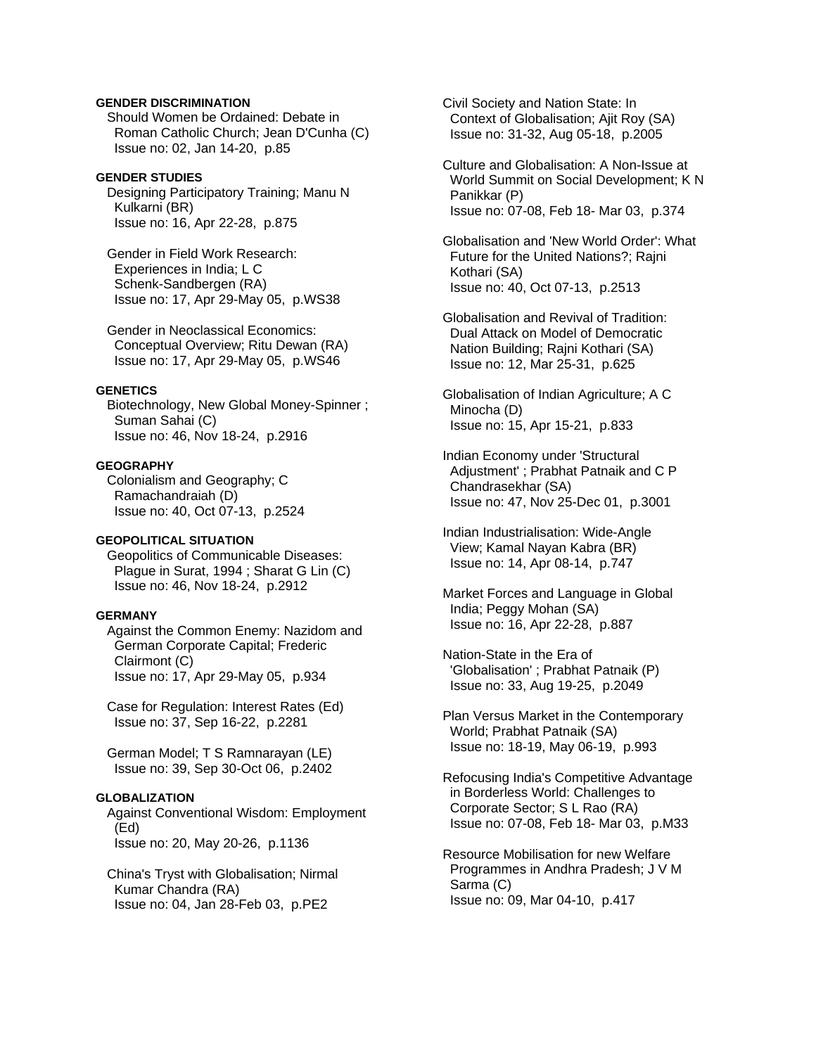**GENDER DISCRIMINATION**

Should Women be Ordained: Debate in Roman Catholic Church; Jean D'Cunha (C)
Issue no: 02, Jan 14-20, p.85

**GENDER STUDIES**

Designing Participatory Training; Manu N Kulkarni (BR)
Issue no: 16, Apr 22-28, p.875

Gender in Field Work Research: Experiences in India; L C Schenk-Sandbergen (RA)
Issue no: 17, Apr 29-May 05, p.WS38

Gender in Neoclassical Economics: Conceptual Overview; Ritu Dewan (RA)
Issue no: 17, Apr 29-May 05, p.WS46

**GENETICS**

Biotechnology, New Global Money-Spinner ; Suman Sahai (C)
Issue no: 46, Nov 18-24, p.2916

**GEOGRAPHY**

Colonialism and Geography; C Ramachandraiah (D)
Issue no: 40, Oct 07-13, p.2524

**GEOPOLITICAL SITUATION**

Geopolitics of Communicable Diseases: Plague in Surat, 1994 ; Sharat G Lin (C)
Issue no: 46, Nov 18-24, p.2912

**GERMANY**

Against the Common Enemy: Nazidom and German Corporate Capital; Frederic Clairmont (C)
Issue no: 17, Apr 29-May 05, p.934

Case for Regulation: Interest Rates (Ed)
Issue no: 37, Sep 16-22, p.2281

German Model; T S Ramnarayan (LE)
Issue no: 39, Sep 30-Oct 06, p.2402

**GLOBALIZATION**

Against Conventional Wisdom: Employment (Ed)
Issue no: 20, May 20-26, p.1136

China's Tryst with Globalisation; Nirmal Kumar Chandra (RA)
Issue no: 04, Jan 28-Feb 03, p.PE2

Civil Society and Nation State: In Context of Globalisation; Ajit Roy (SA)
Issue no: 31-32, Aug 05-18, p.2005

Culture and Globalisation: A Non-Issue at World Summit on Social Development; K N Panikkar (P)
Issue no: 07-08, Feb 18- Mar 03, p.374

Globalisation and 'New World Order': What Future for the United Nations?; Rajni Kothari (SA)
Issue no: 40, Oct 07-13, p.2513

Globalisation and Revival of Tradition: Dual Attack on Model of Democratic Nation Building; Rajni Kothari (SA)
Issue no: 12, Mar 25-31, p.625

Globalisation of Indian Agriculture; A C Minocha (D)
Issue no: 15, Apr 15-21, p.833

Indian Economy under 'Structural Adjustment' ; Prabhat Patnaik and C P Chandrasekhar (SA)
Issue no: 47, Nov 25-Dec 01, p.3001

Indian Industrialisation: Wide-Angle View; Kamal Nayan Kabra (BR)
Issue no: 14, Apr 08-14, p.747

Market Forces and Language in Global India; Peggy Mohan (SA)
Issue no: 16, Apr 22-28, p.887

Nation-State in the Era of 'Globalisation' ; Prabhat Patnaik (P)
Issue no: 33, Aug 19-25, p.2049

Plan Versus Market in the Contemporary World; Prabhat Patnaik (SA)
Issue no: 18-19, May 06-19, p.993

Refocusing India's Competitive Advantage in Borderless World: Challenges to Corporate Sector; S L Rao (RA)
Issue no: 07-08, Feb 18- Mar 03, p.M33

Resource Mobilisation for new Welfare Programmes in Andhra Pradesh; J V M Sarma (C)
Issue no: 09, Mar 04-10, p.417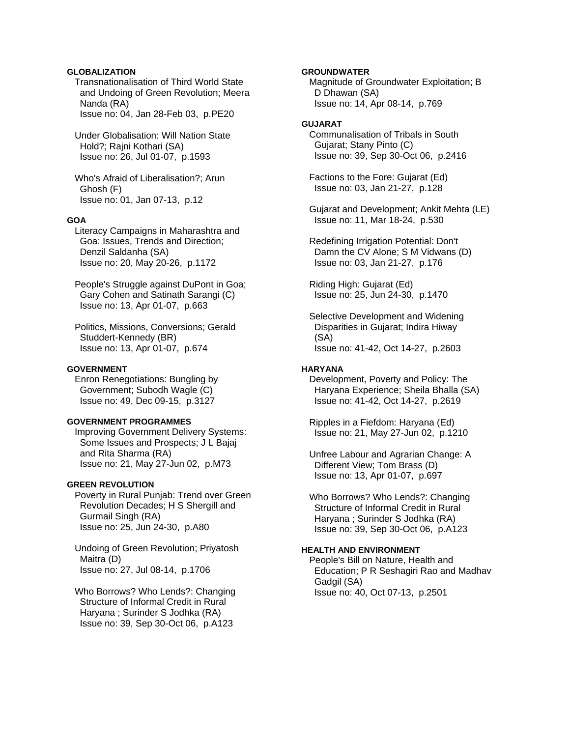**GLOBALIZATION**

Transnationalisation of Third World State and Undoing of Green Revolution; Meera Nanda (RA)
Issue no: 04, Jan 28-Feb 03, p.PE20

Under Globalisation: Will Nation State Hold?; Rajni Kothari (SA)
Issue no: 26, Jul 01-07, p.1593

Who's Afraid of Liberalisation?; Arun Ghosh (F)
Issue no: 01, Jan 07-13, p.12

**GOA**

Literacy Campaigns in Maharashtra and Goa: Issues, Trends and Direction; Denzil Saldanha (SA)
Issue no: 20, May 20-26, p.1172

People's Struggle against DuPont in Goa; Gary Cohen and Satinath Sarangi (C)
Issue no: 13, Apr 01-07, p.663

Politics, Missions, Conversions; Gerald Studdert-Kennedy (BR)
Issue no: 13, Apr 01-07, p.674

**GOVERNMENT**

Enron Renegotiations: Bungling by Government; Subodh Wagle (C)
Issue no: 49, Dec 09-15, p.3127

**GOVERNMENT PROGRAMMES**

Improving Government Delivery Systems: Some Issues and Prospects; J L Bajaj and Rita Sharma (RA)
Issue no: 21, May 27-Jun 02, p.M73

**GREEN REVOLUTION**

Poverty in Rural Punjab: Trend over Green Revolution Decades; H S Shergill and Gurmail Singh (RA)
Issue no: 25, Jun 24-30, p.A80

Undoing of Green Revolution; Priyatosh Maitra (D)
Issue no: 27, Jul 08-14, p.1706

Who Borrows? Who Lends?: Changing Structure of Informal Credit in Rural Haryana ; Surinder S Jodhka (RA)
Issue no: 39, Sep 30-Oct 06, p.A123

**GROUNDWATER**

Magnitude of Groundwater Exploitation; B D Dhawan (SA)
Issue no: 14, Apr 08-14, p.769

**GUJARAT**

Communalisation of Tribals in South Gujarat; Stany Pinto (C)
Issue no: 39, Sep 30-Oct 06, p.2416

Factions to the Fore: Gujarat (Ed)
Issue no: 03, Jan 21-27, p.128

Gujarat and Development; Ankit Mehta (LE)
Issue no: 11, Mar 18-24, p.530

Redefining Irrigation Potential: Don't Damn the CV Alone; S M Vidwans (D)
Issue no: 03, Jan 21-27, p.176

Riding High: Gujarat (Ed)
Issue no: 25, Jun 24-30, p.1470

Selective Development and Widening Disparities in Gujarat; Indira Hiway (SA)
Issue no: 41-42, Oct 14-27, p.2603

**HARYANA**

Development, Poverty and Policy: The Haryana Experience; Sheila Bhalla (SA)
Issue no: 41-42, Oct 14-27, p.2619

Ripples in a Fiefdom: Haryana (Ed)
Issue no: 21, May 27-Jun 02, p.1210

Unfree Labour and Agrarian Change: A Different View; Tom Brass (D)
Issue no: 13, Apr 01-07, p.697

Who Borrows? Who Lends?: Changing Structure of Informal Credit in Rural Haryana ; Surinder S Jodhka (RA)
Issue no: 39, Sep 30-Oct 06, p.A123

**HEALTH AND ENVIRONMENT**

People's Bill on Nature, Health and Education; P R Seshagiri Rao and Madhav Gadgil (SA)
Issue no: 40, Oct 07-13, p.2501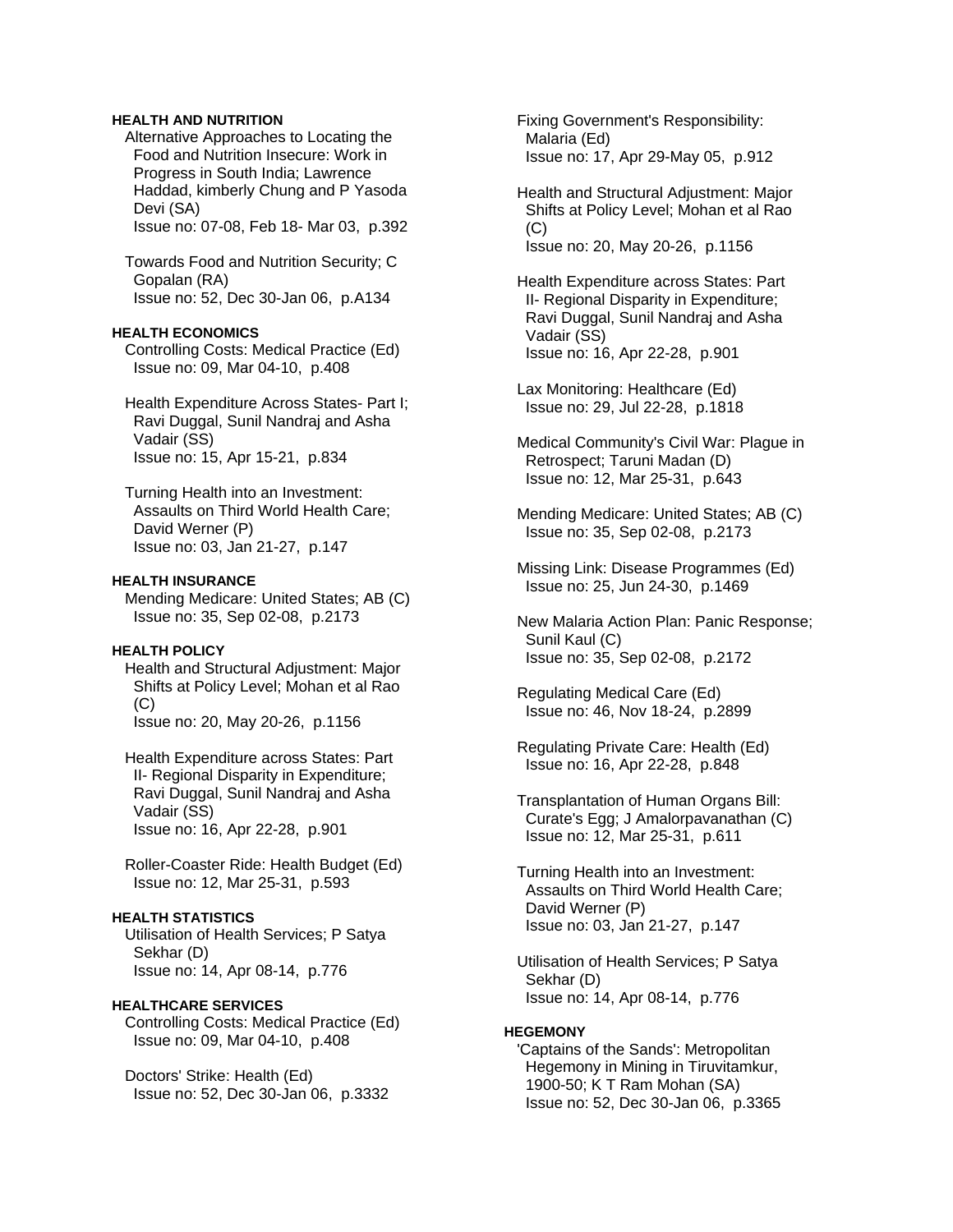**HEALTH AND NUTRITION**

Alternative Approaches to Locating the Food and Nutrition Insecure: Work in Progress in South India; Lawrence Haddad, kimberly Chung and P Yasoda Devi (SA)
Issue no: 07-08, Feb 18- Mar 03, p.392

Towards Food and Nutrition Security; C Gopalan (RA)
Issue no: 52, Dec 30-Jan 06, p.A134

**HEALTH ECONOMICS**

Controlling Costs: Medical Practice (Ed)
Issue no: 09, Mar 04-10, p.408

Health Expenditure Across States- Part I; Ravi Duggal, Sunil Nandraj and Asha Vadair (SS)
Issue no: 15, Apr 15-21, p.834

Turning Health into an Investment: Assaults on Third World Health Care; David Werner (P)
Issue no: 03, Jan 21-27, p.147

**HEALTH INSURANCE**

Mending Medicare: United States; AB (C)
Issue no: 35, Sep 02-08, p.2173

**HEALTH POLICY**

Health and Structural Adjustment: Major Shifts at Policy Level; Mohan et al Rao (C)
Issue no: 20, May 20-26, p.1156

Health Expenditure across States: Part II- Regional Disparity in Expenditure; Ravi Duggal, Sunil Nandraj and Asha Vadair (SS)
Issue no: 16, Apr 22-28, p.901

Roller-Coaster Ride: Health Budget (Ed)
Issue no: 12, Mar 25-31, p.593

**HEALTH STATISTICS**

Utilisation of Health Services; P Satya Sekhar (D)
Issue no: 14, Apr 08-14, p.776

**HEALTHCARE SERVICES**

Controlling Costs: Medical Practice (Ed)
Issue no: 09, Mar 04-10, p.408

Doctors' Strike: Health (Ed)
Issue no: 52, Dec 30-Jan 06, p.3332

Fixing Government's Responsibility: Malaria (Ed)
Issue no: 17, Apr 29-May 05, p.912

Health and Structural Adjustment: Major Shifts at Policy Level; Mohan et al Rao (C)
Issue no: 20, May 20-26, p.1156

Health Expenditure across States: Part II- Regional Disparity in Expenditure; Ravi Duggal, Sunil Nandraj and Asha Vadair (SS)
Issue no: 16, Apr 22-28, p.901

Lax Monitoring: Healthcare (Ed)
Issue no: 29, Jul 22-28, p.1818

Medical Community's Civil War: Plague in Retrospect; Taruni Madan (D)
Issue no: 12, Mar 25-31, p.643

Mending Medicare: United States; AB (C)
Issue no: 35, Sep 02-08, p.2173

Missing Link: Disease Programmes (Ed)
Issue no: 25, Jun 24-30, p.1469

New Malaria Action Plan: Panic Response; Sunil Kaul (C)
Issue no: 35, Sep 02-08, p.2172

Regulating Medical Care (Ed)
Issue no: 46, Nov 18-24, p.2899

Regulating Private Care: Health (Ed)
Issue no: 16, Apr 22-28, p.848

Transplantation of Human Organs Bill: Curate's Egg; J Amalorpavanathan (C)
Issue no: 12, Mar 25-31, p.611

Turning Health into an Investment: Assaults on Third World Health Care; David Werner (P)
Issue no: 03, Jan 21-27, p.147

Utilisation of Health Services; P Satya Sekhar (D)
Issue no: 14, Apr 08-14, p.776

**HEGEMONY**

'Captains of the Sands': Metropolitan Hegemony in Mining in Tiruvitamkur, 1900-50; K T Ram Mohan (SA)
Issue no: 52, Dec 30-Jan 06, p.3365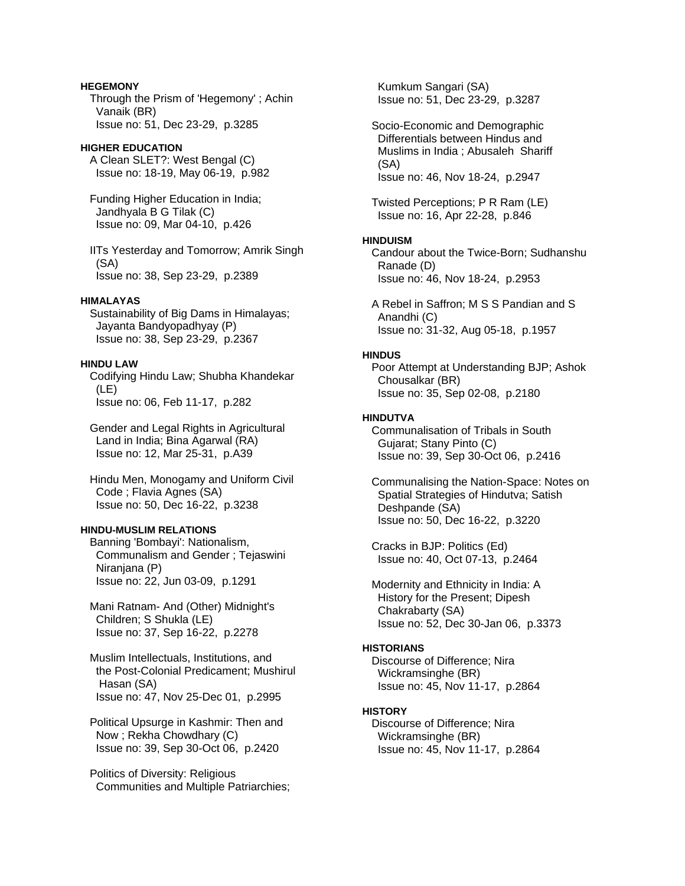**HEGEMONY**

Through the Prism of 'Hegemony' ; Achin Vanaik (BR)
Issue no: 51, Dec 23-29, p.3285

**HIGHER EDUCATION**

A Clean SLET?: West Bengal (C)
Issue no: 18-19, May 06-19, p.982

Funding Higher Education in India; Jandhyala B G Tilak (C)
Issue no: 09, Mar 04-10, p.426

IITs Yesterday and Tomorrow; Amrik Singh (SA)
Issue no: 38, Sep 23-29, p.2389

**HIMALAYAS**

Sustainability of Big Dams in Himalayas; Jayanta Bandyopadhyay (P)
Issue no: 38, Sep 23-29, p.2367

**HINDU LAW**

Codifying Hindu Law; Shubha Khandekar (LE)
Issue no: 06, Feb 11-17, p.282

Gender and Legal Rights in Agricultural Land in India; Bina Agarwal (RA)
Issue no: 12, Mar 25-31, p.A39

Hindu Men, Monogamy and Uniform Civil Code ; Flavia Agnes (SA)
Issue no: 50, Dec 16-22, p.3238

**HINDU-MUSLIM RELATIONS**

Banning 'Bombayi': Nationalism, Communalism and Gender ; Tejaswini Niranjana (P)
Issue no: 22, Jun 03-09, p.1291

Mani Ratnam- And (Other) Midnight's Children; S Shukla (LE)
Issue no: 37, Sep 16-22, p.2278

Muslim Intellectuals, Institutions, and the Post-Colonial Predicament; Mushirul Hasan (SA)
Issue no: 47, Nov 25-Dec 01, p.2995

Political Upsurge in Kashmir: Then and Now ; Rekha Chowdhary (C)
Issue no: 39, Sep 30-Oct 06, p.2420

Politics of Diversity: Religious Communities and Multiple Patriarchies; Kumkum Sangari (SA)
Issue no: 51, Dec 23-29, p.3287

Socio-Economic and Demographic Differentials between Hindus and Muslims in India ; Abusaleh Shariff (SA)
Issue no: 46, Nov 18-24, p.2947

Twisted Perceptions; P R Ram (LE)
Issue no: 16, Apr 22-28, p.846

**HINDUISM**

Candour about the Twice-Born; Sudhanshu Ranade (D)
Issue no: 46, Nov 18-24, p.2953

A Rebel in Saffron; M S S Pandian and S Anandhi (C)
Issue no: 31-32, Aug 05-18, p.1957

**HINDUS**

Poor Attempt at Understanding BJP; Ashok Chousalkar (BR)
Issue no: 35, Sep 02-08, p.2180

**HINDUTVA**

Communalisation of Tribals in South Gujarat; Stany Pinto (C)
Issue no: 39, Sep 30-Oct 06, p.2416

Communalising the Nation-Space: Notes on Spatial Strategies of Hindutva; Satish Deshpande (SA)
Issue no: 50, Dec 16-22, p.3220

Cracks in BJP: Politics (Ed)
Issue no: 40, Oct 07-13, p.2464

Modernity and Ethnicity in India: A History for the Present; Dipesh Chakrabarty (SA)
Issue no: 52, Dec 30-Jan 06, p.3373

**HISTORIANS**

Discourse of Difference; Nira Wickramsinghe (BR)
Issue no: 45, Nov 11-17, p.2864

**HISTORY**

Discourse of Difference; Nira Wickramsinghe (BR)
Issue no: 45, Nov 11-17, p.2864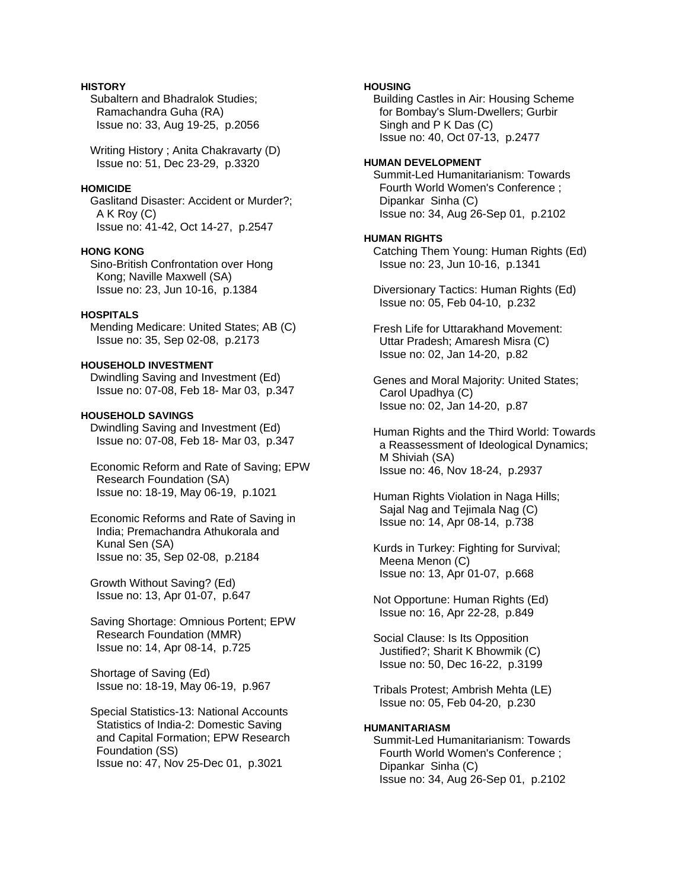**HISTORY**

Subaltern and Bhadralok Studies; Ramachandra Guha (RA)
Issue no: 33, Aug 19-25, p.2056

Writing History ; Anita Chakravarty (D)
Issue no: 51, Dec 23-29, p.3320

**HOMICIDE**

Gaslitand Disaster: Accident or Murder?; A K Roy (C)
Issue no: 41-42, Oct 14-27, p.2547

**HONG KONG**

Sino-British Confrontation over Hong Kong; Naville Maxwell (SA)
Issue no: 23, Jun 10-16, p.1384

**HOSPITALS**

Mending Medicare: United States; AB (C)
Issue no: 35, Sep 02-08, p.2173

**HOUSEHOLD INVESTMENT**

Dwindling Saving and Investment (Ed)
Issue no: 07-08, Feb 18- Mar 03, p.347

**HOUSEHOLD SAVINGS**

Dwindling Saving and Investment (Ed)
Issue no: 07-08, Feb 18- Mar 03, p.347

Economic Reform and Rate of Saving; EPW Research Foundation (SA)
Issue no: 18-19, May 06-19, p.1021

Economic Reforms and Rate of Saving in India; Premachandra Athukorala and Kunal Sen (SA)
Issue no: 35, Sep 02-08, p.2184

Growth Without Saving? (Ed)
Issue no: 13, Apr 01-07, p.647

Saving Shortage: Omnious Portent; EPW Research Foundation (MMR)
Issue no: 14, Apr 08-14, p.725

Shortage of Saving (Ed)
Issue no: 18-19, May 06-19, p.967

Special Statistics-13: National Accounts Statistics of India-2: Domestic Saving and Capital Formation; EPW Research Foundation (SS)
Issue no: 47, Nov 25-Dec 01, p.3021

**HOUSING**

Building Castles in Air: Housing Scheme for Bombay's Slum-Dwellers; Gurbir Singh and P K Das (C)
Issue no: 40, Oct 07-13, p.2477

**HUMAN DEVELOPMENT**

Summit-Led Humanitarianism: Towards Fourth World Women's Conference ; Dipankar Sinha (C)
Issue no: 34, Aug 26-Sep 01, p.2102

**HUMAN RIGHTS**

Catching Them Young: Human Rights (Ed)
Issue no: 23, Jun 10-16, p.1341

Diversionary Tactics: Human Rights (Ed)
Issue no: 05, Feb 04-10, p.232

Fresh Life for Uttarakhand Movement: Uttar Pradesh; Amaresh Misra (C)
Issue no: 02, Jan 14-20, p.82

Genes and Moral Majority: United States; Carol Upadhya (C)
Issue no: 02, Jan 14-20, p.87

Human Rights and the Third World: Towards a Reassessment of Ideological Dynamics; M Shiviah (SA)
Issue no: 46, Nov 18-24, p.2937

Human Rights Violation in Naga Hills; Sajal Nag and Tejimala Nag (C)
Issue no: 14, Apr 08-14, p.738

Kurds in Turkey: Fighting for Survival; Meena Menon (C)
Issue no: 13, Apr 01-07, p.668

Not Opportune: Human Rights (Ed)
Issue no: 16, Apr 22-28, p.849

Social Clause: Is Its Opposition Justified?; Sharit K Bhowmik (C)
Issue no: 50, Dec 16-22, p.3199

Tribals Protest; Ambrish Mehta (LE)
Issue no: 05, Feb 04-20, p.230

**HUMANITARIASM**

Summit-Led Humanitarianism: Towards Fourth World Women's Conference ; Dipankar Sinha (C)
Issue no: 34, Aug 26-Sep 01, p.2102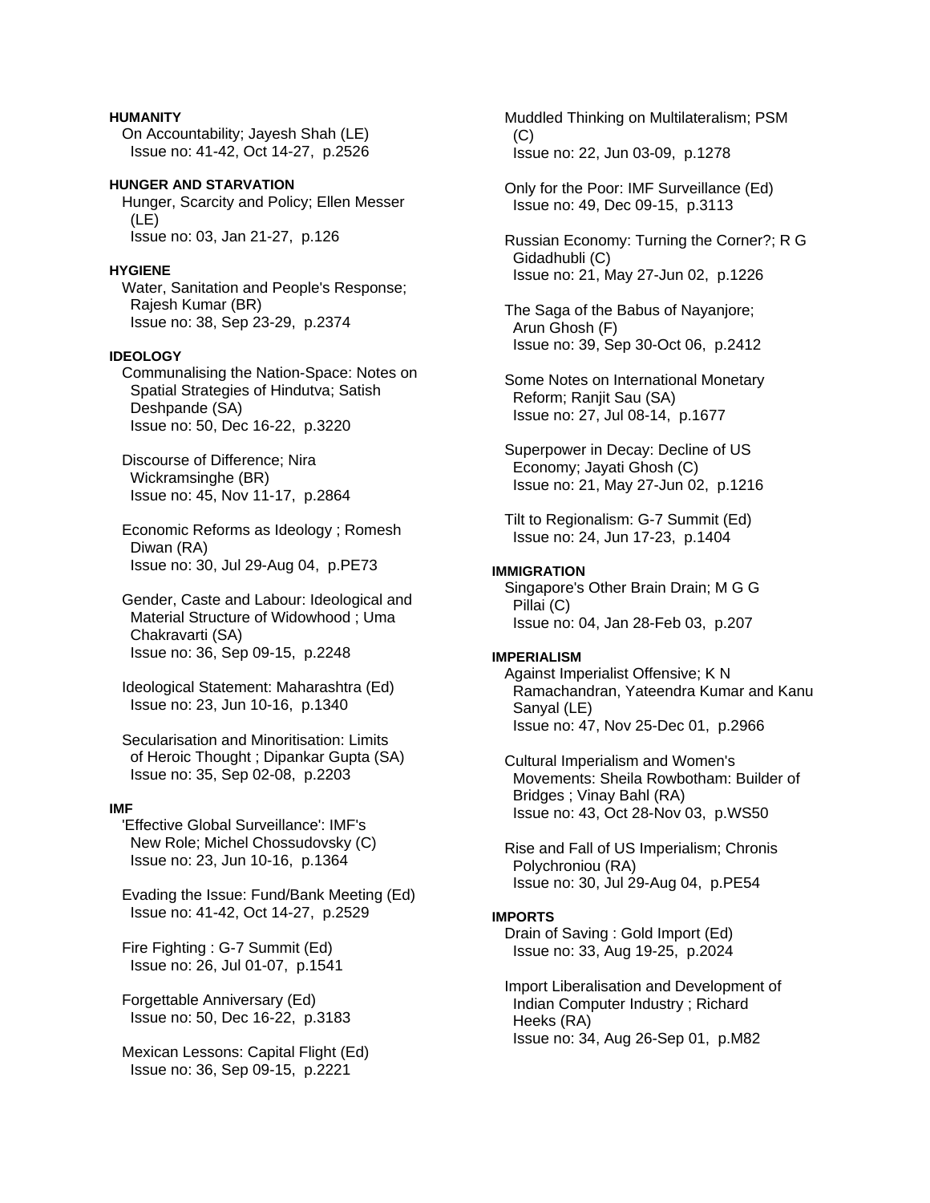**HUMANITY**

On Accountability; Jayesh Shah (LE)
Issue no: 41-42, Oct 14-27, p.2526

**HUNGER AND STARVATION**

Hunger, Scarcity and Policy; Ellen Messer (LE)
Issue no: 03, Jan 21-27, p.126

**HYGIENE**

Water, Sanitation and People's Response; Rajesh Kumar (BR)
Issue no: 38, Sep 23-29, p.2374

**IDEOLOGY**

Communalising the Nation-Space: Notes on Spatial Strategies of Hindutva; Satish Deshpande (SA)
Issue no: 50, Dec 16-22, p.3220

Discourse of Difference; Nira Wickramsinghe (BR)
Issue no: 45, Nov 11-17, p.2864

Economic Reforms as Ideology ; Romesh Diwan (RA)
Issue no: 30, Jul 29-Aug 04, p.PE73

Gender, Caste and Labour: Ideological and Material Structure of Widowhood ; Uma Chakravarti (SA)
Issue no: 36, Sep 09-15, p.2248

Ideological Statement: Maharashtra (Ed)
Issue no: 23, Jun 10-16, p.1340

Secularisation and Minoritisation: Limits of Heroic Thought ; Dipankar Gupta (SA)
Issue no: 35, Sep 02-08, p.2203

**IMF**

'Effective Global Surveillance': IMF's New Role; Michel Chossudovsky (C)
Issue no: 23, Jun 10-16, p.1364

Evading the Issue: Fund/Bank Meeting (Ed)
Issue no: 41-42, Oct 14-27, p.2529

Fire Fighting : G-7 Summit (Ed)
Issue no: 26, Jul 01-07, p.1541

Forgettable Anniversary (Ed)
Issue no: 50, Dec 16-22, p.3183

Mexican Lessons: Capital Flight (Ed)
Issue no: 36, Sep 09-15, p.2221

Muddled Thinking on Multilateralism; PSM (C)
Issue no: 22, Jun 03-09, p.1278

Only for the Poor: IMF Surveillance (Ed)
Issue no: 49, Dec 09-15, p.3113

Russian Economy: Turning the Corner?; R G Gidadhubli (C)
Issue no: 21, May 27-Jun 02, p.1226

The Saga of the Babus of Nayanjore; Arun Ghosh (F)
Issue no: 39, Sep 30-Oct 06, p.2412

Some Notes on International Monetary Reform; Ranjit Sau (SA)
Issue no: 27, Jul 08-14, p.1677

Superpower in Decay: Decline of US Economy; Jayati Ghosh (C)
Issue no: 21, May 27-Jun 02, p.1216

Tilt to Regionalism: G-7 Summit (Ed)
Issue no: 24, Jun 17-23, p.1404

**IMMIGRATION**

Singapore's Other Brain Drain; M G G Pillai (C)
Issue no: 04, Jan 28-Feb 03, p.207

**IMPERIALISM**

Against Imperialist Offensive; K N Ramachandran, Yateendra Kumar and Kanu Sanyal (LE)
Issue no: 47, Nov 25-Dec 01, p.2966

Cultural Imperialism and Women's Movements: Sheila Rowbotham: Builder of Bridges ; Vinay Bahl (RA)
Issue no: 43, Oct 28-Nov 03, p.WS50

Rise and Fall of US Imperialism; Chronis Polychroniou (RA)
Issue no: 30, Jul 29-Aug 04, p.PE54

**IMPORTS**

Drain of Saving : Gold Import (Ed)
Issue no: 33, Aug 19-25, p.2024

Import Liberalisation and Development of Indian Computer Industry ; Richard Heeks (RA)
Issue no: 34, Aug 26-Sep 01, p.M82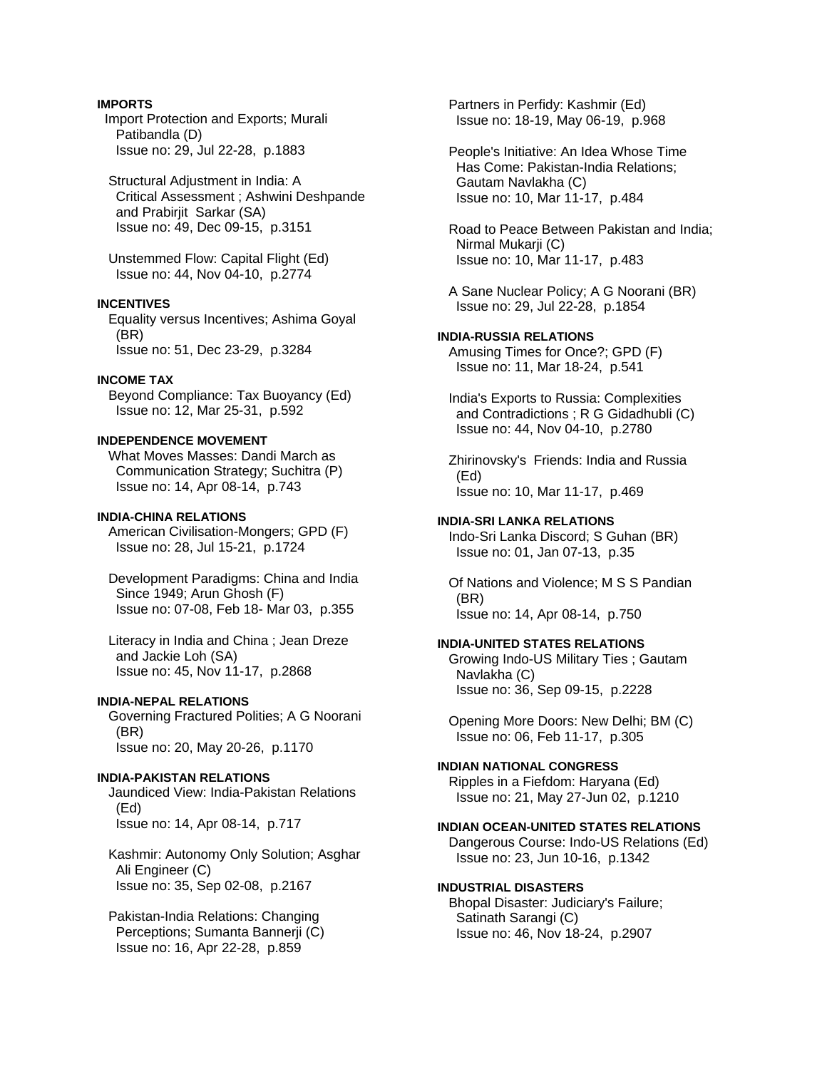**IMPORTS**

Import Protection and Exports; Murali Patibandla (D)
Issue no: 29, Jul 22-28, p.1883

Structural Adjustment in India: A Critical Assessment ; Ashwini Deshpande and Prabirjit Sarkar (SA)
Issue no: 49, Dec 09-15, p.3151

Unstemmed Flow: Capital Flight (Ed)
Issue no: 44, Nov 04-10, p.2774

**INCENTIVES**

Equality versus Incentives; Ashima Goyal (BR)
Issue no: 51, Dec 23-29, p.3284

**INCOME TAX**

Beyond Compliance: Tax Buoyancy (Ed)
Issue no: 12, Mar 25-31, p.592

**INDEPENDENCE MOVEMENT**

What Moves Masses: Dandi March as Communication Strategy; Suchitra (P)
Issue no: 14, Apr 08-14, p.743

**INDIA-CHINA RELATIONS**

American Civilisation-Mongers; GPD (F)
Issue no: 28, Jul 15-21, p.1724

Development Paradigms: China and India Since 1949; Arun Ghosh (F)
Issue no: 07-08, Feb 18- Mar 03, p.355

Literacy in India and China ; Jean Dreze and Jackie Loh (SA)
Issue no: 45, Nov 11-17, p.2868

**INDIA-NEPAL RELATIONS**

Governing Fractured Polities; A G Noorani (BR)
Issue no: 20, May 20-26, p.1170

**INDIA-PAKISTAN RELATIONS**

Jaundiced View: India-Pakistan Relations (Ed)
Issue no: 14, Apr 08-14, p.717

Kashmir: Autonomy Only Solution; Asghar Ali Engineer (C)
Issue no: 35, Sep 02-08, p.2167

Pakistan-India Relations: Changing Perceptions; Sumanta Bannerji (C)
Issue no: 16, Apr 22-28, p.859

Partners in Perfidy: Kashmir (Ed)
Issue no: 18-19, May 06-19, p.968

People's Initiative: An Idea Whose Time Has Come: Pakistan-India Relations; Gautam Navlakha (C)
Issue no: 10, Mar 11-17, p.484

Road to Peace Between Pakistan and India; Nirmal Mukarji (C)
Issue no: 10, Mar 11-17, p.483

A Sane Nuclear Policy; A G Noorani (BR)
Issue no: 29, Jul 22-28, p.1854

**INDIA-RUSSIA RELATIONS**

Amusing Times for Once?; GPD (F)
Issue no: 11, Mar 18-24, p.541

India's Exports to Russia: Complexities and Contradictions ; R G Gidadhubli (C)
Issue no: 44, Nov 04-10, p.2780

Zhirinovsky's Friends: India and Russia (Ed)
Issue no: 10, Mar 11-17, p.469

**INDIA-SRI LANKA RELATIONS**

Indo-Sri Lanka Discord; S Guhan (BR)
Issue no: 01, Jan 07-13, p.35

Of Nations and Violence; M S S Pandian (BR)
Issue no: 14, Apr 08-14, p.750

**INDIA-UNITED STATES RELATIONS**

Growing Indo-US Military Ties ; Gautam Navlakha (C)
Issue no: 36, Sep 09-15, p.2228

Opening More Doors: New Delhi; BM (C)
Issue no: 06, Feb 11-17, p.305

**INDIAN NATIONAL CONGRESS**

Ripples in a Fiefdom: Haryana (Ed)
Issue no: 21, May 27-Jun 02, p.1210

**INDIAN OCEAN-UNITED STATES RELATIONS**

Dangerous Course: Indo-US Relations (Ed)
Issue no: 23, Jun 10-16, p.1342

**INDUSTRIAL DISASTERS**

Bhopal Disaster: Judiciary's Failure; Satinath Sarangi (C)
Issue no: 46, Nov 18-24, p.2907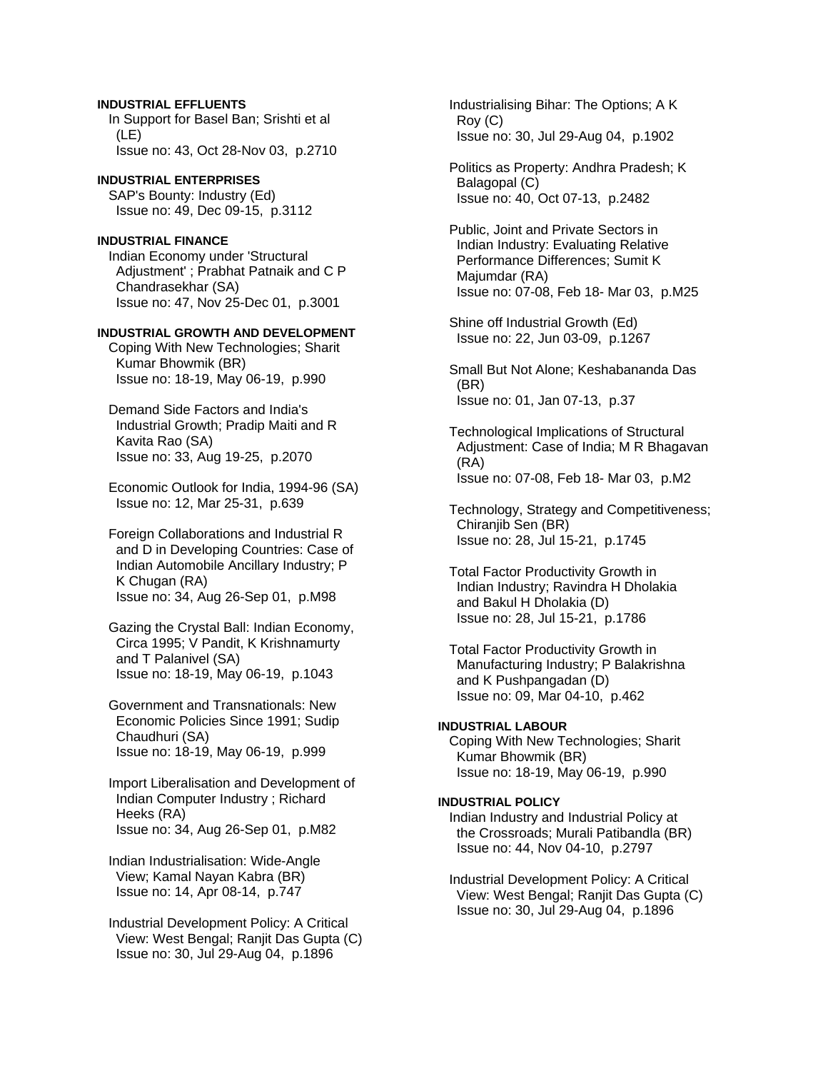**INDUSTRIAL EFFLUENTS**

In Support for Basel Ban; Srishti et al (LE)
Issue no: 43, Oct 28-Nov 03, p.2710

**INDUSTRIAL ENTERPRISES**

SAP's Bounty: Industry (Ed)
Issue no: 49, Dec 09-15, p.3112

**INDUSTRIAL FINANCE**

Indian Economy under 'Structural Adjustment' ; Prabhat Patnaik and C P Chandrasekhar (SA)
Issue no: 47, Nov 25-Dec 01, p.3001

**INDUSTRIAL GROWTH AND DEVELOPMENT**

Coping With New Technologies; Sharit Kumar Bhowmik (BR)
Issue no: 18-19, May 06-19, p.990

Demand Side Factors and India's Industrial Growth; Pradip Maiti and R Kavita Rao (SA)
Issue no: 33, Aug 19-25, p.2070

Economic Outlook for India, 1994-96 (SA)
Issue no: 12, Mar 25-31, p.639

Foreign Collaborations and Industrial R and D in Developing Countries: Case of Indian Automobile Ancillary Industry; P K Chugan (RA)
Issue no: 34, Aug 26-Sep 01, p.M98

Gazing the Crystal Ball: Indian Economy, Circa 1995; V Pandit, K Krishnamurty and T Palanivel (SA)
Issue no: 18-19, May 06-19, p.1043

Government and Transnationals: New Economic Policies Since 1991; Sudip Chaudhuri (SA)
Issue no: 18-19, May 06-19, p.999

Import Liberalisation and Development of Indian Computer Industry ; Richard Heeks (RA)
Issue no: 34, Aug 26-Sep 01, p.M82

Indian Industrialisation: Wide-Angle View; Kamal Nayan Kabra (BR)
Issue no: 14, Apr 08-14, p.747

Industrial Development Policy: A Critical View: West Bengal; Ranjit Das Gupta (C)
Issue no: 30, Jul 29-Aug 04, p.1896

Industrialising Bihar: The Options; A K Roy (C)
Issue no: 30, Jul 29-Aug 04, p.1902

Politics as Property: Andhra Pradesh; K Balagopal (C)
Issue no: 40, Oct 07-13, p.2482

Public, Joint and Private Sectors in Indian Industry: Evaluating Relative Performance Differences; Sumit K Majumdar (RA)
Issue no: 07-08, Feb 18- Mar 03, p.M25

Shine off Industrial Growth (Ed)
Issue no: 22, Jun 03-09, p.1267

Small But Not Alone; Keshabananda Das (BR)
Issue no: 01, Jan 07-13, p.37

Technological Implications of Structural Adjustment: Case of India; M R Bhagavan (RA)
Issue no: 07-08, Feb 18- Mar 03, p.M2

Technology, Strategy and Competitiveness; Chiranjib Sen (BR)
Issue no: 28, Jul 15-21, p.1745

Total Factor Productivity Growth in Indian Industry; Ravindra H Dholakia and Bakul H Dholakia (D)
Issue no: 28, Jul 15-21, p.1786

Total Factor Productivity Growth in Manufacturing Industry; P Balakrishna and K Pushpangadan (D)
Issue no: 09, Mar 04-10, p.462

**INDUSTRIAL LABOUR**

Coping With New Technologies; Sharit Kumar Bhowmik (BR)
Issue no: 18-19, May 06-19, p.990

**INDUSTRIAL POLICY**

Indian Industry and Industrial Policy at the Crossroads; Murali Patibandla (BR)
Issue no: 44, Nov 04-10, p.2797

Industrial Development Policy: A Critical View: West Bengal; Ranjit Das Gupta (C)
Issue no: 30, Jul 29-Aug 04, p.1896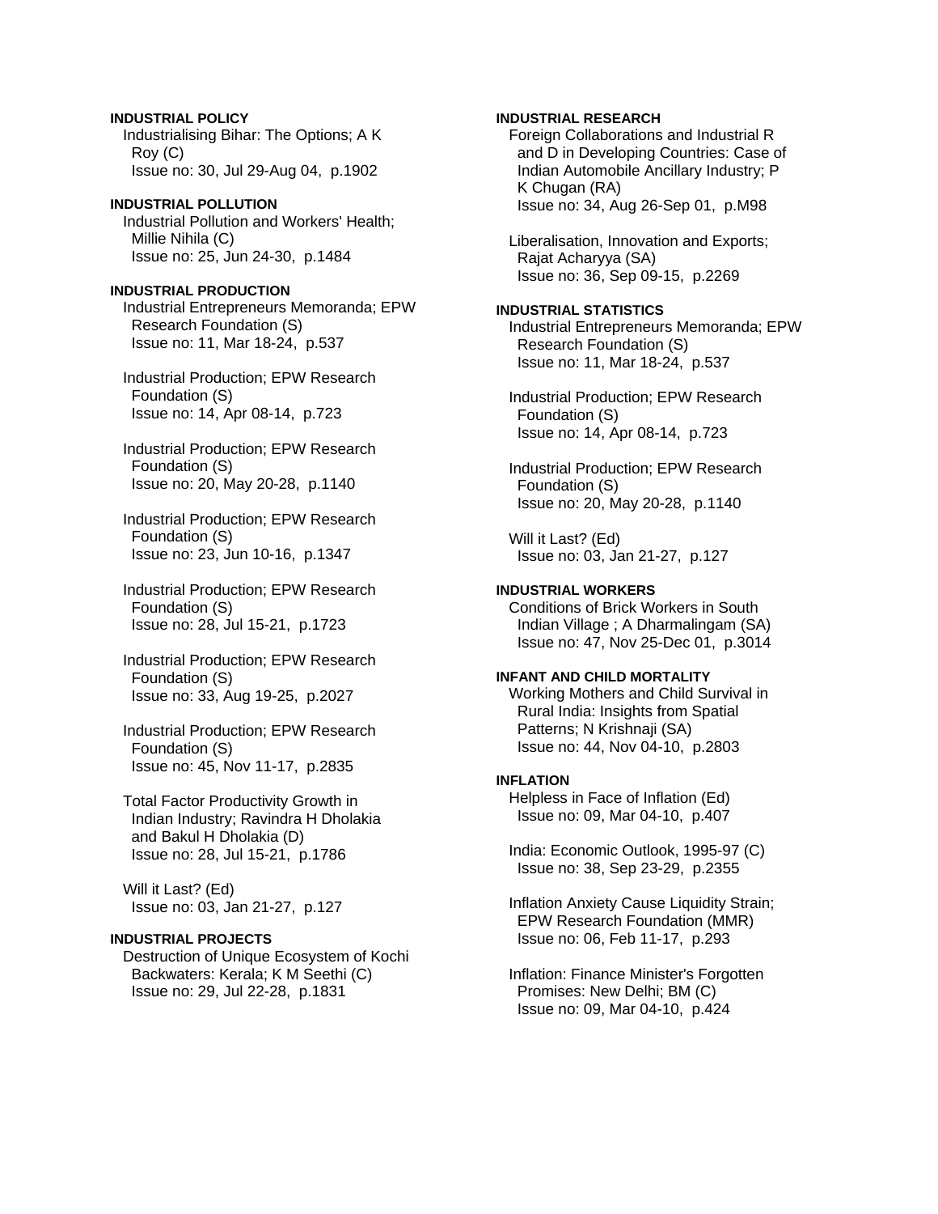**INDUSTRIAL POLICY**

Industrialising Bihar: The Options; A K Roy (C)
Issue no: 30, Jul 29-Aug 04, p.1902

**INDUSTRIAL POLLUTION**

Industrial Pollution and Workers' Health; Millie Nihila (C)
Issue no: 25, Jun 24-30, p.1484

**INDUSTRIAL PRODUCTION**

Industrial Entrepreneurs Memoranda; EPW Research Foundation (S)
Issue no: 11, Mar 18-24, p.537

Industrial Production; EPW Research Foundation (S)
Issue no: 14, Apr 08-14, p.723

Industrial Production; EPW Research Foundation (S)
Issue no: 20, May 20-28, p.1140

Industrial Production; EPW Research Foundation (S)
Issue no: 23, Jun 10-16, p.1347

Industrial Production; EPW Research Foundation (S)
Issue no: 28, Jul 15-21, p.1723

Industrial Production; EPW Research Foundation (S)
Issue no: 33, Aug 19-25, p.2027

Industrial Production; EPW Research Foundation (S)
Issue no: 45, Nov 11-17, p.2835

Total Factor Productivity Growth in Indian Industry; Ravindra H Dholakia and Bakul H Dholakia (D)
Issue no: 28, Jul 15-21, p.1786

Will it Last? (Ed)
Issue no: 03, Jan 21-27, p.127

**INDUSTRIAL PROJECTS**

Destruction of Unique Ecosystem of Kochi Backwaters: Kerala; K M Seethi (C)
Issue no: 29, Jul 22-28, p.1831

**INDUSTRIAL RESEARCH**

Foreign Collaborations and Industrial R and D in Developing Countries: Case of Indian Automobile Ancillary Industry; P K Chugan (RA)
Issue no: 34, Aug 26-Sep 01, p.M98

Liberalisation, Innovation and Exports; Rajat Acharyya (SA)
Issue no: 36, Sep 09-15, p.2269

**INDUSTRIAL STATISTICS**

Industrial Entrepreneurs Memoranda; EPW Research Foundation (S)
Issue no: 11, Mar 18-24, p.537

Industrial Production; EPW Research Foundation (S)
Issue no: 14, Apr 08-14, p.723

Industrial Production; EPW Research Foundation (S)
Issue no: 20, May 20-28, p.1140

Will it Last? (Ed)
Issue no: 03, Jan 21-27, p.127

**INDUSTRIAL WORKERS**

Conditions of Brick Workers in South Indian Village ; A Dharmalingam (SA)
Issue no: 47, Nov 25-Dec 01, p.3014

**INFANT AND CHILD MORTALITY**

Working Mothers and Child Survival in Rural India: Insights from Spatial Patterns; N Krishnaji (SA)
Issue no: 44, Nov 04-10, p.2803

**INFLATION**

Helpless in Face of Inflation (Ed)
Issue no: 09, Mar 04-10, p.407

India: Economic Outlook, 1995-97 (C)
Issue no: 38, Sep 23-29, p.2355

Inflation Anxiety Cause Liquidity Strain; EPW Research Foundation (MMR)
Issue no: 06, Feb 11-17, p.293

Inflation: Finance Minister's Forgotten Promises: New Delhi; BM (C)
Issue no: 09, Mar 04-10, p.424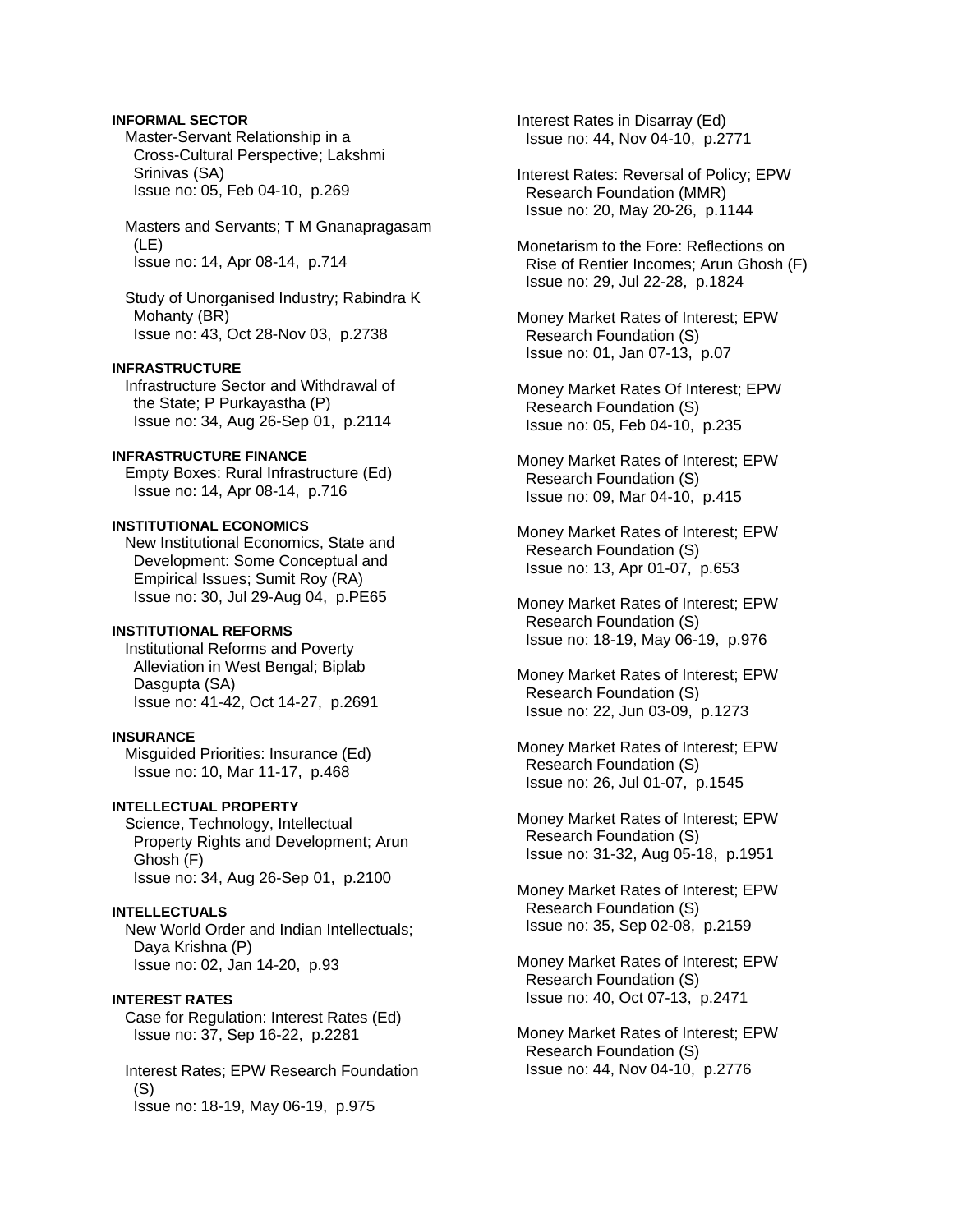**INFORMAL SECTOR**

Master-Servant Relationship in a Cross-Cultural Perspective; Lakshmi Srinivas (SA)
Issue no: 05, Feb 04-10, p.269

Masters and Servants; T M Gnanapragasam (LE)
Issue no: 14, Apr 08-14, p.714

Study of Unorganised Industry; Rabindra K Mohanty (BR)
Issue no: 43, Oct 28-Nov 03, p.2738

**INFRASTRUCTURE**

Infrastructure Sector and Withdrawal of the State; P Purkayastha (P)
Issue no: 34, Aug 26-Sep 01, p.2114

**INFRASTRUCTURE FINANCE**

Empty Boxes: Rural Infrastructure (Ed)
Issue no: 14, Apr 08-14, p.716

**INSTITUTIONAL ECONOMICS**

New Institutional Economics, State and Development: Some Conceptual and Empirical Issues; Sumit Roy (RA)
Issue no: 30, Jul 29-Aug 04, p.PE65

**INSTITUTIONAL REFORMS**

Institutional Reforms and Poverty Alleviation in West Bengal; Biplab Dasgupta (SA)
Issue no: 41-42, Oct 14-27, p.2691

**INSURANCE**

Misguided Priorities: Insurance (Ed)
Issue no: 10, Mar 11-17, p.468

**INTELLECTUAL PROPERTY**

Science, Technology, Intellectual Property Rights and Development; Arun Ghosh (F)
Issue no: 34, Aug 26-Sep 01, p.2100

**INTELLECTUALS**

New World Order and Indian Intellectuals; Daya Krishna (P)
Issue no: 02, Jan 14-20, p.93

**INTEREST RATES**

Case for Regulation: Interest Rates (Ed)
Issue no: 37, Sep 16-22, p.2281

Interest Rates; EPW Research Foundation (S)
Issue no: 18-19, May 06-19, p.975

Interest Rates in Disarray (Ed)
Issue no: 44, Nov 04-10, p.2771

Interest Rates: Reversal of Policy; EPW Research Foundation (MMR)
Issue no: 20, May 20-26, p.1144

Monetarism to the Fore: Reflections on Rise of Rentier Incomes; Arun Ghosh (F)
Issue no: 29, Jul 22-28, p.1824

Money Market Rates of Interest; EPW Research Foundation (S)
Issue no: 01, Jan 07-13, p.07

Money Market Rates Of Interest; EPW Research Foundation (S)
Issue no: 05, Feb 04-10, p.235

Money Market Rates of Interest; EPW Research Foundation (S)
Issue no: 09, Mar 04-10, p.415

Money Market Rates of Interest; EPW Research Foundation (S)
Issue no: 13, Apr 01-07, p.653

Money Market Rates of Interest; EPW Research Foundation (S)
Issue no: 18-19, May 06-19, p.976

Money Market Rates of Interest; EPW Research Foundation (S)
Issue no: 22, Jun 03-09, p.1273

Money Market Rates of Interest; EPW Research Foundation (S)
Issue no: 26, Jul 01-07, p.1545

Money Market Rates of Interest; EPW Research Foundation (S)
Issue no: 31-32, Aug 05-18, p.1951

Money Market Rates of Interest; EPW Research Foundation (S)
Issue no: 35, Sep 02-08, p.2159

Money Market Rates of Interest; EPW Research Foundation (S)
Issue no: 40, Oct 07-13, p.2471

Money Market Rates of Interest; EPW Research Foundation (S)
Issue no: 44, Nov 04-10, p.2776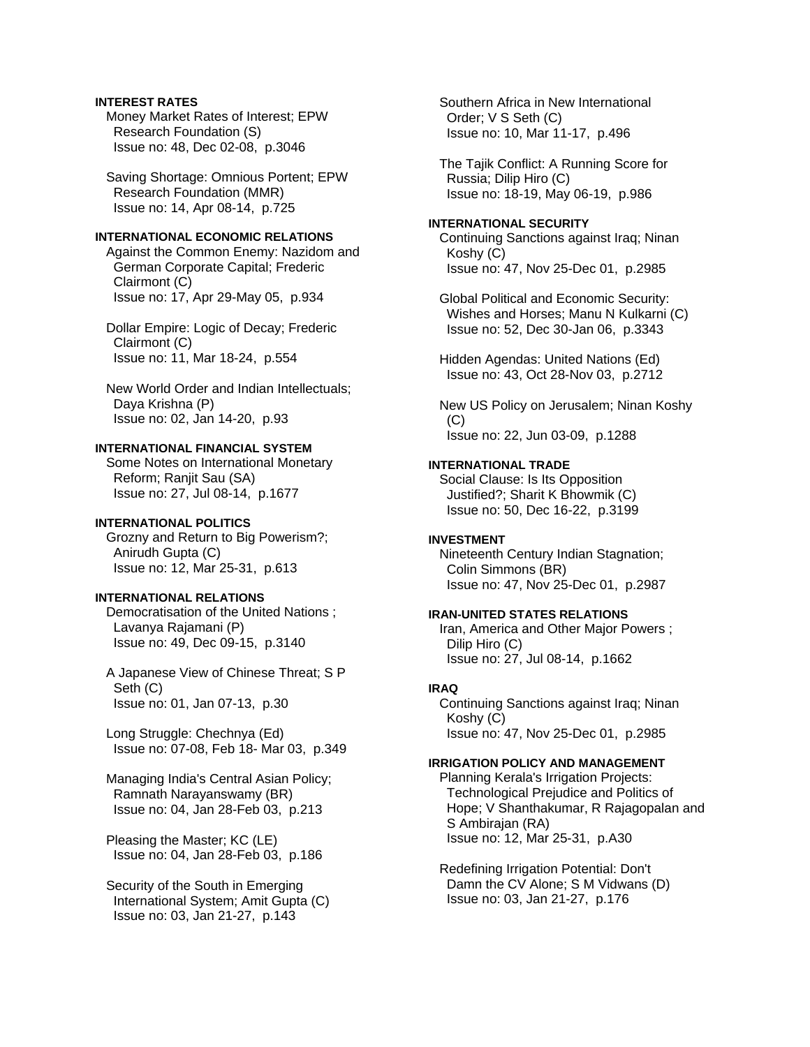**INTEREST RATES**

Money Market Rates of Interest; EPW Research Foundation (S)
Issue no: 48, Dec 02-08, p.3046

Saving Shortage: Omnious Portent; EPW Research Foundation (MMR)
Issue no: 14, Apr 08-14, p.725

**INTERNATIONAL ECONOMIC RELATIONS**

Against the Common Enemy: Nazidom and German Corporate Capital; Frederic Clairmont (C)
Issue no: 17, Apr 29-May 05, p.934

Dollar Empire: Logic of Decay; Frederic Clairmont (C)
Issue no: 11, Mar 18-24, p.554

New World Order and Indian Intellectuals; Daya Krishna (P)
Issue no: 02, Jan 14-20, p.93

**INTERNATIONAL FINANCIAL SYSTEM**

Some Notes on International Monetary Reform; Ranjit Sau (SA)
Issue no: 27, Jul 08-14, p.1677

**INTERNATIONAL POLITICS**

Grozny and Return to Big Powerism?; Anirudh Gupta (C)
Issue no: 12, Mar 25-31, p.613

**INTERNATIONAL RELATIONS**

Democratisation of the United Nations ; Lavanya Rajamani (P)
Issue no: 49, Dec 09-15, p.3140

A Japanese View of Chinese Threat; S P Seth (C)
Issue no: 01, Jan 07-13, p.30

Long Struggle: Chechnya (Ed)
Issue no: 07-08, Feb 18- Mar 03, p.349

Managing India's Central Asian Policy; Ramnath Narayanswamy (BR)
Issue no: 04, Jan 28-Feb 03, p.213

Pleasing the Master; KC (LE)
Issue no: 04, Jan 28-Feb 03, p.186

Security of the South in Emerging International System; Amit Gupta (C)
Issue no: 03, Jan 21-27, p.143

Southern Africa in New International Order; V S Seth (C)
Issue no: 10, Mar 11-17, p.496

The Tajik Conflict: A Running Score for Russia; Dilip Hiro (C)
Issue no: 18-19, May 06-19, p.986

**INTERNATIONAL SECURITY**

Continuing Sanctions against Iraq; Ninan Koshy (C)
Issue no: 47, Nov 25-Dec 01, p.2985

Global Political and Economic Security: Wishes and Horses; Manu N Kulkarni (C)
Issue no: 52, Dec 30-Jan 06, p.3343

Hidden Agendas: United Nations (Ed)
Issue no: 43, Oct 28-Nov 03, p.2712

New US Policy on Jerusalem; Ninan Koshy (C)
Issue no: 22, Jun 03-09, p.1288

**INTERNATIONAL TRADE**

Social Clause: Is Its Opposition Justified?; Sharit K Bhowmik (C)
Issue no: 50, Dec 16-22, p.3199

**INVESTMENT**

Nineteenth Century Indian Stagnation; Colin Simmons (BR)
Issue no: 47, Nov 25-Dec 01, p.2987

**IRAN-UNITED STATES RELATIONS**

Iran, America and Other Major Powers ; Dilip Hiro (C)
Issue no: 27, Jul 08-14, p.1662

**IRAQ**

Continuing Sanctions against Iraq; Ninan Koshy (C)
Issue no: 47, Nov 25-Dec 01, p.2985

**IRRIGATION POLICY AND MANAGEMENT**

Planning Kerala's Irrigation Projects: Technological Prejudice and Politics of Hope; V Shanthakumar, R Rajagopalan and S Ambirajan (RA)
Issue no: 12, Mar 25-31, p.A30

Redefining Irrigation Potential: Don't Damn the CV Alone; S M Vidwans (D)
Issue no: 03, Jan 21-27, p.176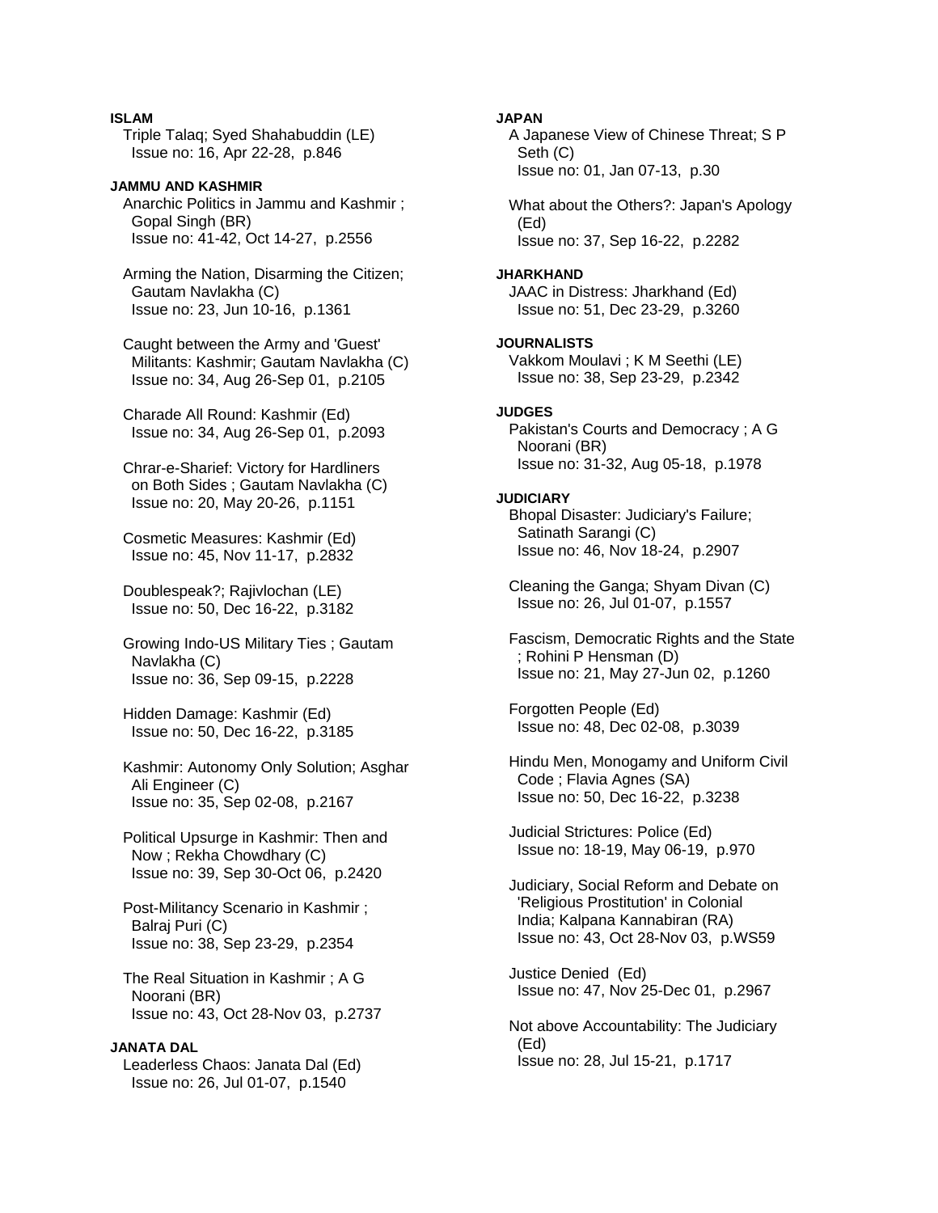**ISLAN**

Triple Talaq; Syed Shahabuddin (LE)
Issue no: 16, Apr 22-28, p.846

**JAMMU AND KASHMIR**

Anarchic Politics in Jammu and Kashmir ; Gopal Singh (BR)
Issue no: 41-42, Oct 14-27, p.2556

Arming the Nation, Disarming the Citizen; Gautam Navlakha (C)
Issue no: 23, Jun 10-16, p.1361

Caught between the Army and 'Guest' Militants: Kashmir; Gautam Navlakha (C)
Issue no: 34, Aug 26-Sep 01, p.2105

Charade All Round: Kashmir (Ed)
Issue no: 34, Aug 26-Sep 01, p.2093

Chrar-e-Sharief: Victory for Hardliners on Both Sides ; Gautam Navlakha (C)
Issue no: 20, May 20-26, p.1151

Cosmetic Measures: Kashmir (Ed)
Issue no: 45, Nov 11-17, p.2832

Doublespeak?; Rajivlochan (LE)
Issue no: 50, Dec 16-22, p.3182

Growing Indo-US Military Ties ; Gautam Navlakha (C)
Issue no: 36, Sep 09-15, p.2228

Hidden Damage: Kashmir (Ed)
Issue no: 50, Dec 16-22, p.3185

Kashmir: Autonomy Only Solution; Asghar Ali Engineer (C)
Issue no: 35, Sep 02-08, p.2167

Political Upsurge in Kashmir: Then and Now ; Rekha Chowdhary (C)
Issue no: 39, Sep 30-Oct 06, p.2420

Post-Militancy Scenario in Kashmir ; Balraj Puri (C)
Issue no: 38, Sep 23-29, p.2354

The Real Situation in Kashmir ; A G Noorani (BR)
Issue no: 43, Oct 28-Nov 03, p.2737

**JANATA DAL**

Leaderless Chaos: Janata Dal (Ed)
Issue no: 26, Jul 01-07, p.1540

**JAPAN**

A Japanese View of Chinese Threat; S P Seth (C)
Issue no: 01, Jan 07-13, p.30

What about the Others?: Japan's Apology (Ed)
Issue no: 37, Sep 16-22, p.2282

**JHARKHAND**

JAAC in Distress: Jharkhand (Ed)
Issue no: 51, Dec 23-29, p.3260

**JOURNALISTS**

Vakkom Moulavi ; K M Seethi (LE)
Issue no: 38, Sep 23-29, p.2342

**JUDGES**

Pakistan's Courts and Democracy ; A G Noorani (BR)
Issue no: 31-32, Aug 05-18, p.1978

**JUDICIARY**

Bhopal Disaster: Judiciary's Failure; Satinath Sarangi (C)
Issue no: 46, Nov 18-24, p.2907

Cleaning the Ganga; Shyam Divan (C)
Issue no: 26, Jul 01-07, p.1557

Fascism, Democratic Rights and the State ; Rohini P Hensman (D)
Issue no: 21, May 27-Jun 02, p.1260

Forgotten People (Ed)
Issue no: 48, Dec 02-08, p.3039

Hindu Men, Monogamy and Uniform Civil Code ; Flavia Agnes (SA)
Issue no: 50, Dec 16-22, p.3238

Judicial Strictures: Police (Ed)
Issue no: 18-19, May 06-19, p.970

Judiciary, Social Reform and Debate on 'Religious Prostitution' in Colonial India; Kalpana Kannabiran (RA)
Issue no: 43, Oct 28-Nov 03, p.WS59

Justice Denied (Ed)
Issue no: 47, Nov 25-Dec 01, p.2967

Not above Accountability: The Judiciary (Ed)
Issue no: 28, Jul 15-21, p.1717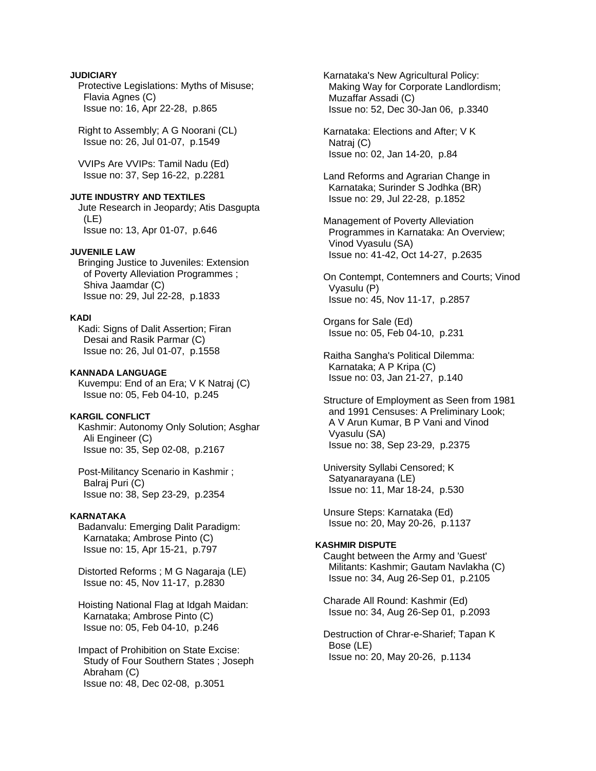**JUDICIARY**

Protective Legislations: Myths of Misuse; Flavia Agnes (C)
Issue no: 16, Apr 22-28, p.865

Right to Assembly; A G Noorani (CL)
Issue no: 26, Jul 01-07, p.1549

VVIPs Are VVIPs: Tamil Nadu (Ed)
Issue no: 37, Sep 16-22, p.2281

**JUTE INDUSTRY AND TEXTILES**

Jute Research in Jeopardy; Atis Dasgupta (LE)
Issue no: 13, Apr 01-07, p.646

**JUVENILE LAW**

Bringing Justice to Juveniles: Extension of Poverty Alleviation Programmes ; Shiva Jaamdar (C)
Issue no: 29, Jul 22-28, p.1833

**KADI**

Kadi: Signs of Dalit Assertion; Firan Desai and Rasik Parmar (C)
Issue no: 26, Jul 01-07, p.1558

**KANNADA LANGUAGE**

Kuvempu: End of an Era; V K Natraj (C)
Issue no: 05, Feb 04-10, p.245

**KARGIL CONFLICT**

Kashmir: Autonomy Only Solution; Asghar Ali Engineer (C)
Issue no: 35, Sep 02-08, p.2167

Post-Militancy Scenario in Kashmir ; Balraj Puri (C)
Issue no: 38, Sep 23-29, p.2354

**KARNATAKA**

Badanvalu: Emerging Dalit Paradigm: Karnataka; Ambrose Pinto (C)
Issue no: 15, Apr 15-21, p.797

Distorted Reforms ; M G Nagaraja (LE)
Issue no: 45, Nov 11-17, p.2830

Hoisting National Flag at Idgah Maidan: Karnataka; Ambrose Pinto (C)
Issue no: 05, Feb 04-10, p.246

Impact of Prohibition on State Excise: Study of Four Southern States ; Joseph Abraham (C)
Issue no: 48, Dec 02-08, p.3051

Karnataka's New Agricultural Policy: Making Way for Corporate Landlordism; Muzaffar Assadi (C)
Issue no: 52, Dec 30-Jan 06, p.3340

Karnataka: Elections and After; V K Natraj (C)
Issue no: 02, Jan 14-20, p.84

Land Reforms and Agrarian Change in Karnataka; Surinder S Jodhka (BR)
Issue no: 29, Jul 22-28, p.1852

Management of Poverty Alleviation Programmes in Karnataka: An Overview; Vinod Vyasulu (SA)
Issue no: 41-42, Oct 14-27, p.2635

On Contempt, Contemners and Courts; Vinod Vyasulu (P)
Issue no: 45, Nov 11-17, p.2857

Organs for Sale (Ed)
Issue no: 05, Feb 04-10, p.231

Raitha Sangha's Political Dilemma: Karnataka; A P Kripa (C)
Issue no: 03, Jan 21-27, p.140

Structure of Employment as Seen from 1981 and 1991 Censuses: A Preliminary Look; A V Arun Kumar, B P Vani and Vinod Vyasulu (SA)
Issue no: 38, Sep 23-29, p.2375

University Syllabi Censored; K Satyanarayana (LE)
Issue no: 11, Mar 18-24, p.530

Unsure Steps: Karnataka (Ed)
Issue no: 20, May 20-26, p.1137

**KASHMIR DISPUTE**

Caught between the Army and 'Guest' Militants: Kashmir; Gautam Navlakha (C)
Issue no: 34, Aug 26-Sep 01, p.2105

Charade All Round: Kashmir (Ed)
Issue no: 34, Aug 26-Sep 01, p.2093

Destruction of Chrar-e-Sharief; Tapan K Bose (LE)
Issue no: 20, May 20-26, p.1134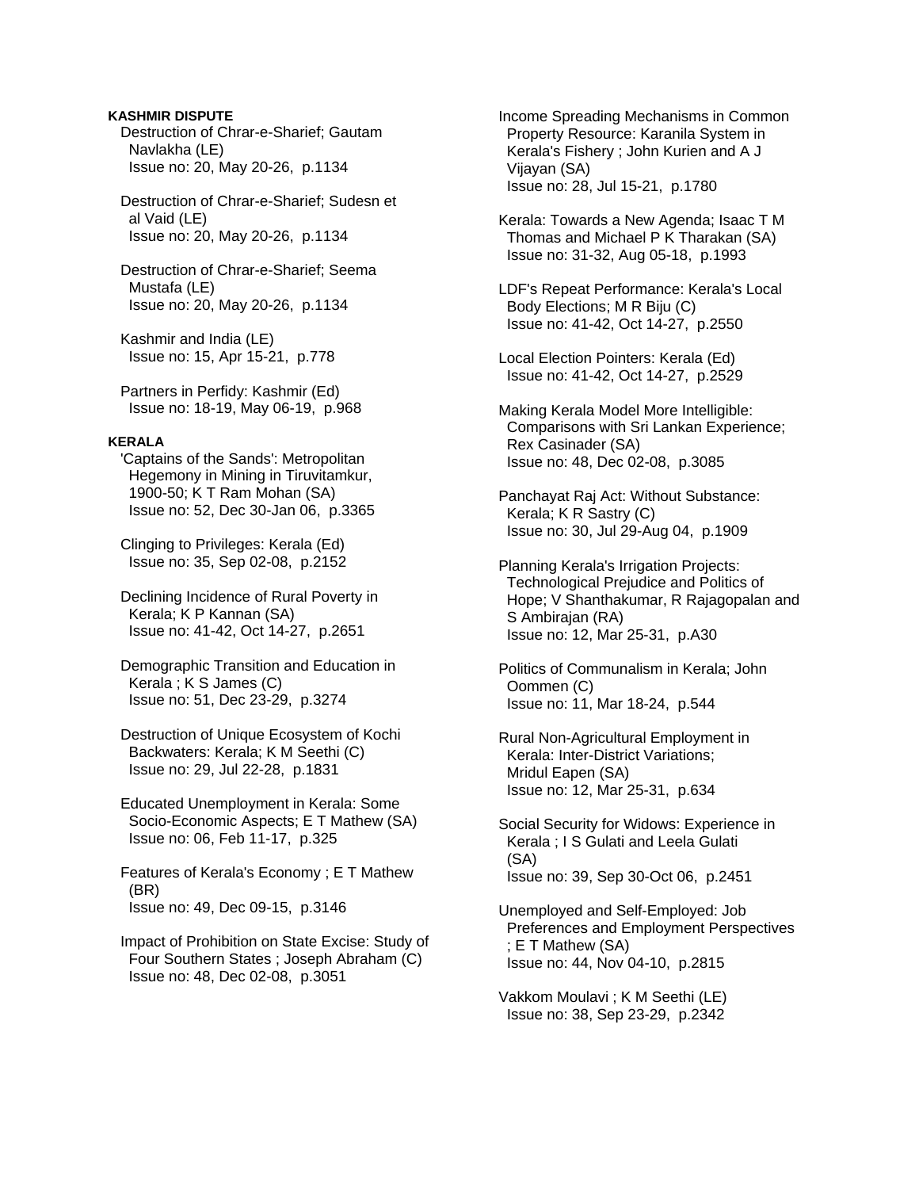**KASHMIR DISPUTE**

Destruction of Chrar-e-Sharief; Gautam Navlakha (LE)
Issue no: 20, May 20-26, p.1134

Destruction of Chrar-e-Sharief; Sudesn et al Vaid (LE)
Issue no: 20, May 20-26, p.1134

Destruction of Chrar-e-Sharief; Seema Mustafa (LE)
Issue no: 20, May 20-26, p.1134

Kashmir and India (LE)
Issue no: 15, Apr 15-21, p.778

Partners in Perfidy: Kashmir (Ed)
Issue no: 18-19, May 06-19, p.968

**KERALA**

'Captains of the Sands': Metropolitan Hegemony in Mining in Tiruvitamkur, 1900-50; K T Ram Mohan (SA)
Issue no: 52, Dec 30-Jan 06, p.3365

Clinging to Privileges: Kerala (Ed)
Issue no: 35, Sep 02-08, p.2152

Declining Incidence of Rural Poverty in Kerala; K P Kannan (SA)
Issue no: 41-42, Oct 14-27, p.2651

Demographic Transition and Education in Kerala ; K S James (C)
Issue no: 51, Dec 23-29, p.3274

Destruction of Unique Ecosystem of Kochi Backwaters: Kerala; K M Seethi (C)
Issue no: 29, Jul 22-28, p.1831

Educated Unemployment in Kerala: Some Socio-Economic Aspects; E T Mathew (SA)
Issue no: 06, Feb 11-17, p.325

Features of Kerala's Economy ; E T Mathew (BR)
Issue no: 49, Dec 09-15, p.3146

Impact of Prohibition on State Excise: Study of Four Southern States ; Joseph Abraham (C)
Issue no: 48, Dec 02-08, p.3051

Income Spreading Mechanisms in Common Property Resource: Karanila System in Kerala's Fishery ; John Kurien and A J Vijayan (SA)
Issue no: 28, Jul 15-21, p.1780

Kerala: Towards a New Agenda; Isaac T M Thomas and Michael P K Tharakan (SA)
Issue no: 31-32, Aug 05-18, p.1993

LDF's Repeat Performance: Kerala's Local Body Elections; M R Biju (C)
Issue no: 41-42, Oct 14-27, p.2550

Local Election Pointers: Kerala (Ed)
Issue no: 41-42, Oct 14-27, p.2529

Making Kerala Model More Intelligible: Comparisons with Sri Lankan Experience; Rex Casinader (SA)
Issue no: 48, Dec 02-08, p.3085

Panchayat Raj Act: Without Substance: Kerala; K R Sastry (C)
Issue no: 30, Jul 29-Aug 04, p.1909

Planning Kerala's Irrigation Projects: Technological Prejudice and Politics of Hope; V Shanthakumar, R Rajagopalan and S Ambirajan (RA)
Issue no: 12, Mar 25-31, p.A30

Politics of Communalism in Kerala; John Oommen (C)
Issue no: 11, Mar 18-24, p.544

Rural Non-Agricultural Employment in Kerala: Inter-District Variations; Mridul Eapen (SA)
Issue no: 12, Mar 25-31, p.634

Social Security for Widows: Experience in Kerala ; I S Gulati and Leela Gulati (SA)
Issue no: 39, Sep 30-Oct 06, p.2451

Unemployed and Self-Employed: Job Preferences and Employment Perspectives ; E T Mathew (SA)
Issue no: 44, Nov 04-10, p.2815

Vakkom Moulavi ; K M Seethi (LE)
Issue no: 38, Sep 23-29, p.2342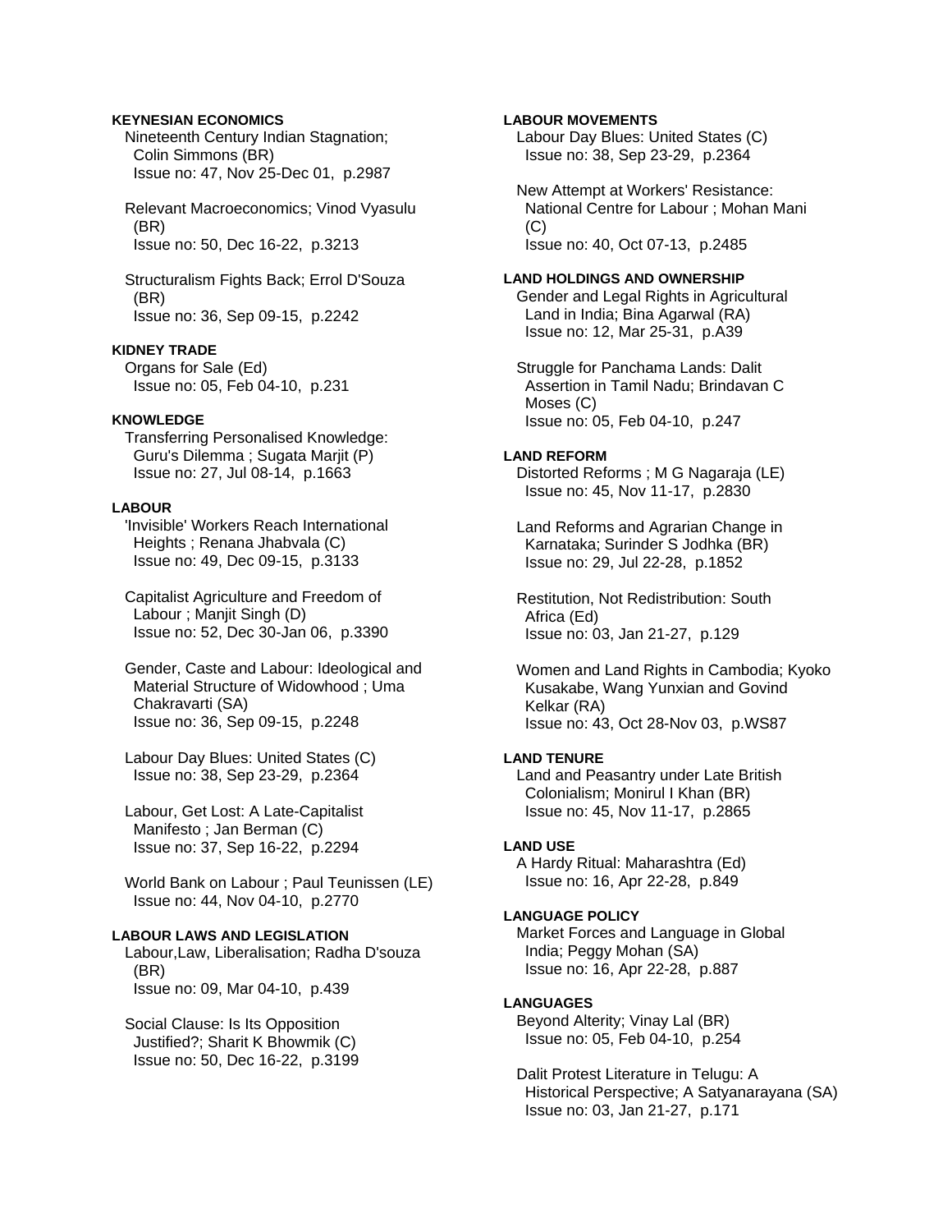**KEYNESIAN ECONOMICS**

Nineteenth Century Indian Stagnation; Colin Simmons (BR)
Issue no: 47, Nov 25-Dec 01, p.2987

Relevant Macroeconomics; Vinod Vyasulu (BR)
Issue no: 50, Dec 16-22, p.3213

Structuralism Fights Back; Errol D'Souza (BR)
Issue no: 36, Sep 09-15, p.2242

**KIDNEY TRADE**

Organs for Sale (Ed)
Issue no: 05, Feb 04-10, p.231

**KNOWLEDGE**

Transferring Personalised Knowledge: Guru's Dilemma ; Sugata Marjit (P)
Issue no: 27, Jul 08-14, p.1663

**LABOUR**

'Invisible' Workers Reach International Heights ; Renana Jhabvala (C)
Issue no: 49, Dec 09-15, p.3133

Capitalist Agriculture and Freedom of Labour ; Manjit Singh (D)
Issue no: 52, Dec 30-Jan 06, p.3390

Gender, Caste and Labour: Ideological and Material Structure of Widowhood ; Uma Chakravarti (SA)
Issue no: 36, Sep 09-15, p.2248

Labour Day Blues: United States (C)
Issue no: 38, Sep 23-29, p.2364

Labour, Get Lost: A Late-Capitalist Manifesto ; Jan Berman (C)
Issue no: 37, Sep 16-22, p.2294

World Bank on Labour ; Paul Teunissen (LE)
Issue no: 44, Nov 04-10, p.2770

**LABOUR LAWS AND LEGISLATION**

Labour,Law, Liberalisation; Radha D'souza (BR)
Issue no: 09, Mar 04-10, p.439

Social Clause: Is Its Opposition Justified?; Sharit K Bhowmik (C)
Issue no: 50, Dec 16-22, p.3199

**LABOUR MOVEMENTS**

Labour Day Blues: United States (C)
Issue no: 38, Sep 23-29, p.2364

New Attempt at Workers' Resistance: National Centre for Labour ; Mohan Mani (C)
Issue no: 40, Oct 07-13, p.2485

**LAND HOLDINGS AND OWNERSHIP**

Gender and Legal Rights in Agricultural Land in India; Bina Agarwal (RA)
Issue no: 12, Mar 25-31, p.A39

Struggle for Panchama Lands: Dalit Assertion in Tamil Nadu; Brindavan C Moses (C)
Issue no: 05, Feb 04-10, p.247

**LAND REFORM**

Distorted Reforms ; M G Nagaraja (LE)
Issue no: 45, Nov 11-17, p.2830

Land Reforms and Agrarian Change in Karnataka; Surinder S Jodhka (BR)
Issue no: 29, Jul 22-28, p.1852

Restitution, Not Redistribution: South Africa (Ed)
Issue no: 03, Jan 21-27, p.129

Women and Land Rights in Cambodia; Kyoko Kusakabe, Wang Yunxian and Govind Kelkar (RA)
Issue no: 43, Oct 28-Nov 03, p.WS87

**LAND TENURE**

Land and Peasantry under Late British Colonialism; Monirul I Khan (BR)
Issue no: 45, Nov 11-17, p.2865

**LAND USE**

A Hardy Ritual: Maharashtra (Ed)
Issue no: 16, Apr 22-28, p.849

**LANGUAGE POLICY**

Market Forces and Language in Global India; Peggy Mohan (SA)
Issue no: 16, Apr 22-28, p.887

**LANGUAGES**

Beyond Alterity; Vinay Lal (BR)
Issue no: 05, Feb 04-10, p.254

Dalit Protest Literature in Telugu: A Historical Perspective; A Satyanarayana (SA)
Issue no: 03, Jan 21-27, p.171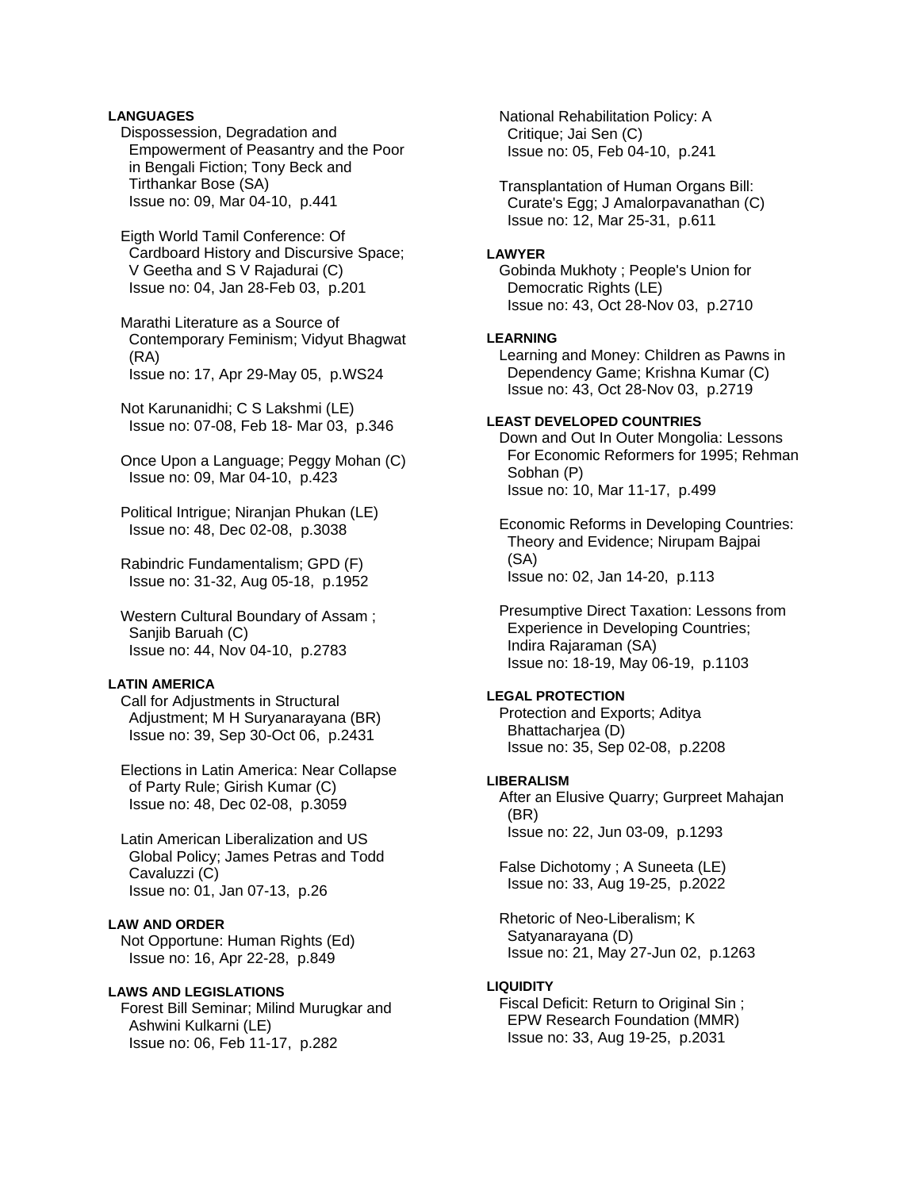**LANGUAGES**

Dispossession, Degradation and Empowerment of Peasantry and the Poor in Bengali Fiction; Tony Beck and Tirthankar Bose (SA)
Issue no: 09, Mar 04-10, p.441

Eigth World Tamil Conference: Of Cardboard History and Discursive Space; V Geetha and S V Rajadurai (C)
Issue no: 04, Jan 28-Feb 03, p.201

Marathi Literature as a Source of Contemporary Feminism; Vidyut Bhagwat (RA)
Issue no: 17, Apr 29-May 05, p.WS24

Not Karunanidhi; C S Lakshmi (LE)
Issue no: 07-08, Feb 18- Mar 03, p.346

Once Upon a Language; Peggy Mohan (C)
Issue no: 09, Mar 04-10, p.423

Political Intrigue; Niranjan Phukan (LE)
Issue no: 48, Dec 02-08, p.3038

Rabindric Fundamentalism; GPD (F)
Issue no: 31-32, Aug 05-18, p.1952

Western Cultural Boundary of Assam ; Sanjib Baruah (C)
Issue no: 44, Nov 04-10, p.2783

**LATIN AMERICA**

Call for Adjustments in Structural Adjustment; M H Suryanarayana (BR)
Issue no: 39, Sep 30-Oct 06, p.2431

Elections in Latin America: Near Collapse of Party Rule; Girish Kumar (C)
Issue no: 48, Dec 02-08, p.3059

Latin American Liberalization and US Global Policy; James Petras and Todd Cavaluzzi (C)
Issue no: 01, Jan 07-13, p.26

**LAW AND ORDER**

Not Opportune: Human Rights (Ed)
Issue no: 16, Apr 22-28, p.849

**LAWS AND LEGISLATIONS**

Forest Bill Seminar; Milind Murugkar and Ashwini Kulkarni (LE)
Issue no: 06, Feb 11-17, p.282

National Rehabilitation Policy: A Critique; Jai Sen (C)
Issue no: 05, Feb 04-10, p.241

Transplantation of Human Organs Bill: Curate's Egg; J Amalorpavanathan (C)
Issue no: 12, Mar 25-31, p.611

**LAWYER**

Gobinda Mukhoty ; People's Union for Democratic Rights (LE)
Issue no: 43, Oct 28-Nov 03, p.2710

**LEARNING**

Learning and Money: Children as Pawns in Dependency Game; Krishna Kumar (C)
Issue no: 43, Oct 28-Nov 03, p.2719

**LEAST DEVELOPED COUNTRIES**

Down and Out In Outer Mongolia: Lessons For Economic Reformers for 1995; Rehman Sobhan (P)
Issue no: 10, Mar 11-17, p.499

Economic Reforms in Developing Countries: Theory and Evidence; Nirupam Bajpai (SA)
Issue no: 02, Jan 14-20, p.113

Presumptive Direct Taxation: Lessons from Experience in Developing Countries; Indira Rajaraman (SA)
Issue no: 18-19, May 06-19, p.1103

**LEGAL PROTECTION**

Protection and Exports; Aditya Bhattacharjea (D)
Issue no: 35, Sep 02-08, p.2208

**LIBERALISM**

After an Elusive Quarry; Gurpreet Mahajan (BR)
Issue no: 22, Jun 03-09, p.1293

False Dichotomy ; A Suneeta (LE)
Issue no: 33, Aug 19-25, p.2022

Rhetoric of Neo-Liberalism; K Satyanarayana (D)
Issue no: 21, May 27-Jun 02, p.1263

**LIQUIDITY**

Fiscal Deficit: Return to Original Sin ; EPW Research Foundation (MMR)
Issue no: 33, Aug 19-25, p.2031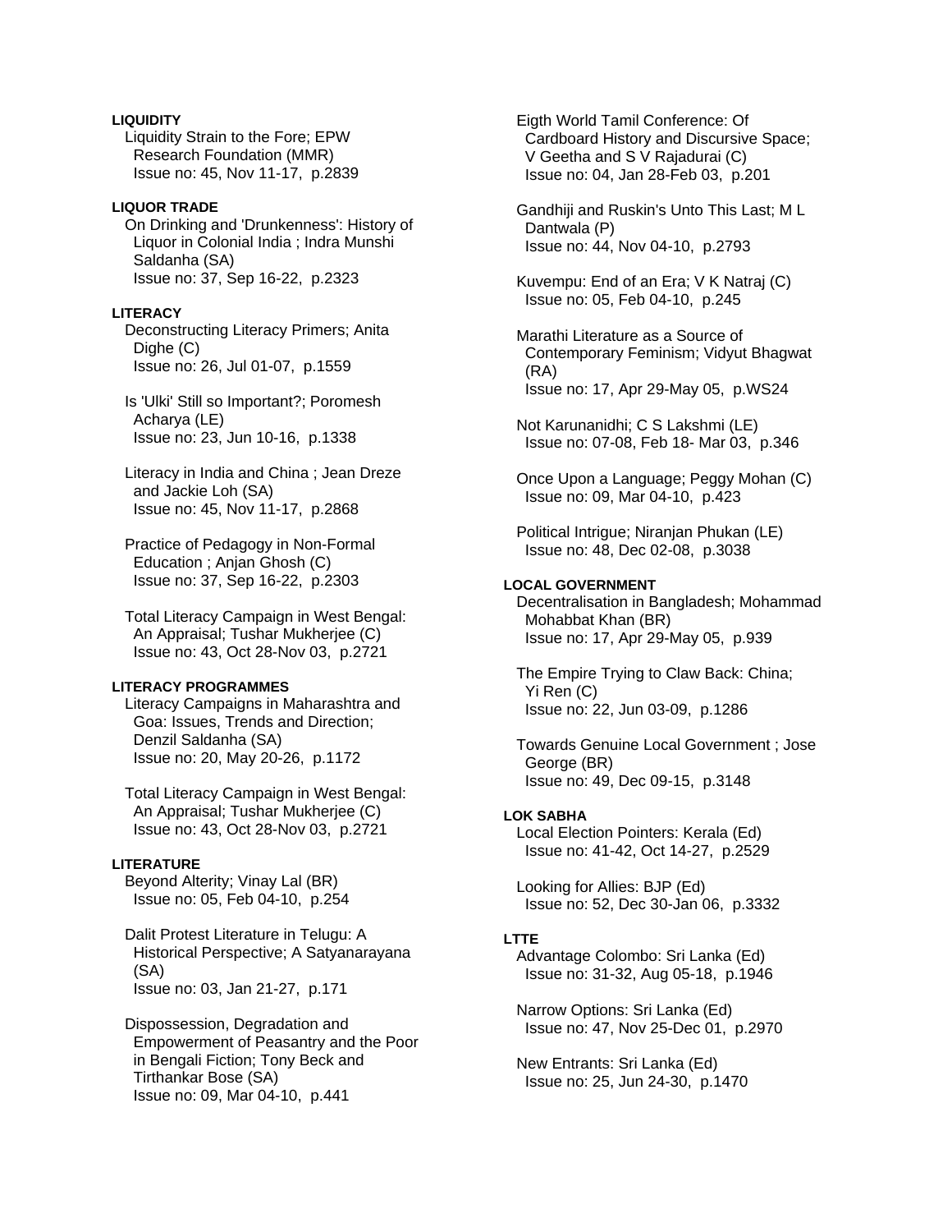**LIQUIDITY**

Liquidity Strain to the Fore; EPW Research Foundation (MMR)
Issue no: 45, Nov 11-17, p.2839

**LIQUOR TRADE**

On Drinking and 'Drunkenness': History of Liquor in Colonial India ; Indra Munshi Saldanha (SA)
Issue no: 37, Sep 16-22, p.2323

**LITERACY**

Deconstructing Literacy Primers; Anita Dighe (C)
Issue no: 26, Jul 01-07, p.1559

Is 'Ulki' Still so Important?; Poromesh Acharya (LE)
Issue no: 23, Jun 10-16, p.1338

Literacy in India and China ; Jean Dreze and Jackie Loh (SA)
Issue no: 45, Nov 11-17, p.2868

Practice of Pedagogy in Non-Formal Education ; Anjan Ghosh (C)
Issue no: 37, Sep 16-22, p.2303

Total Literacy Campaign in West Bengal: An Appraisal; Tushar Mukherjee (C)
Issue no: 43, Oct 28-Nov 03, p.2721

**LITERACY PROGRAMMES**

Literacy Campaigns in Maharashtra and Goa: Issues, Trends and Direction; Denzil Saldanha (SA)
Issue no: 20, May 20-26, p.1172

Total Literacy Campaign in West Bengal: An Appraisal; Tushar Mukherjee (C)
Issue no: 43, Oct 28-Nov 03, p.2721

**LITERATURE**

Beyond Alterity; Vinay Lal (BR)
Issue no: 05, Feb 04-10, p.254

Dalit Protest Literature in Telugu: A Historical Perspective; A Satyanarayana (SA)
Issue no: 03, Jan 21-27, p.171

Dispossession, Degradation and Empowerment of Peasantry and the Poor in Bengali Fiction; Tony Beck and Tirthankar Bose (SA)
Issue no: 09, Mar 04-10, p.441

Eigth World Tamil Conference: Of Cardboard History and Discursive Space; V Geetha and S V Rajadurai (C)
Issue no: 04, Jan 28-Feb 03, p.201

Gandhiji and Ruskin's Unto This Last; M L Dantwala (P)
Issue no: 44, Nov 04-10, p.2793

Kuvempu: End of an Era; V K Natraj (C)
Issue no: 05, Feb 04-10, p.245

Marathi Literature as a Source of Contemporary Feminism; Vidyut Bhagwat (RA)
Issue no: 17, Apr 29-May 05, p.WS24

Not Karunanidhi; C S Lakshmi (LE)
Issue no: 07-08, Feb 18- Mar 03, p.346

Once Upon a Language; Peggy Mohan (C)
Issue no: 09, Mar 04-10, p.423

Political Intrigue; Niranjan Phukan (LE)
Issue no: 48, Dec 02-08, p.3038

**LOCAL GOVERNMENT**

Decentralisation in Bangladesh; Mohammad Mohabbat Khan (BR)
Issue no: 17, Apr 29-May 05, p.939

The Empire Trying to Claw Back: China; Yi Ren (C)
Issue no: 22, Jun 03-09, p.1286

Towards Genuine Local Government ; Jose George (BR)
Issue no: 49, Dec 09-15, p.3148

**LOK SABHA**

Local Election Pointers: Kerala (Ed)
Issue no: 41-42, Oct 14-27, p.2529

Looking for Allies: BJP (Ed)
Issue no: 52, Dec 30-Jan 06, p.3332

**LTTE**

Advantage Colombo: Sri Lanka (Ed)
Issue no: 31-32, Aug 05-18, p.1946

Narrow Options: Sri Lanka (Ed)
Issue no: 47, Nov 25-Dec 01, p.2970

New Entrants: Sri Lanka (Ed)
Issue no: 25, Jun 24-30, p.1470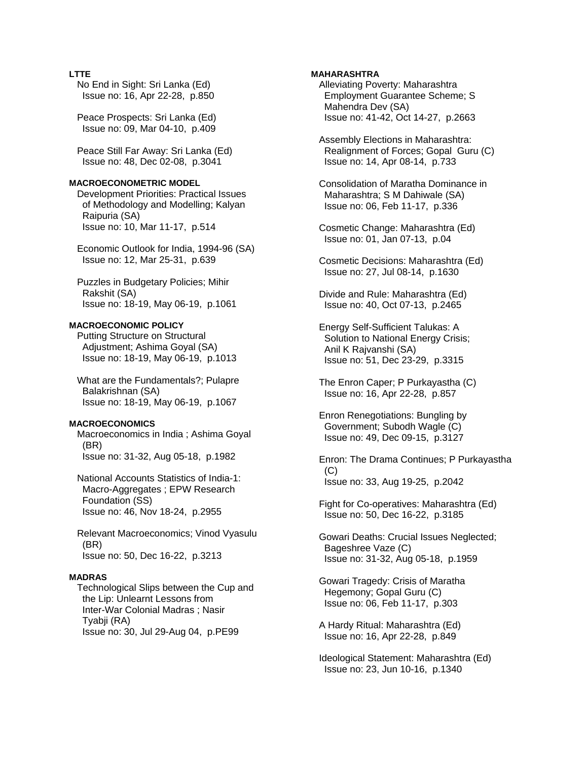**LTTE**

No End in Sight: Sri Lanka (Ed)
Issue no: 16, Apr 22-28, p.850

Peace Prospects: Sri Lanka (Ed)
Issue no: 09, Mar 04-10, p.409

Peace Still Far Away: Sri Lanka (Ed)
Issue no: 48, Dec 02-08, p.3041

**MACROECONOMETRIC MODEL**

Development Priorities: Practical Issues of Methodology and Modelling; Kalyan Raipuria (SA)
Issue no: 10, Mar 11-17, p.514

Economic Outlook for India, 1994-96 (SA)
Issue no: 12, Mar 25-31, p.639

Puzzles in Budgetary Policies; Mihir Rakshit (SA)
Issue no: 18-19, May 06-19, p.1061

**MACROECONOMIC POLICY**

Putting Structure on Structural Adjustment; Ashima Goyal (SA)
Issue no: 18-19, May 06-19, p.1013

What are the Fundamentals?; Pulapre Balakrishnan (SA)
Issue no: 18-19, May 06-19, p.1067

**MACROECONOMICS**

Macroeconomics in India ; Ashima Goyal (BR)
Issue no: 31-32, Aug 05-18, p.1982

National Accounts Statistics of India-1: Macro-Aggregates ; EPW Research Foundation (SS)
Issue no: 46, Nov 18-24, p.2955

Relevant Macroeconomics; Vinod Vyasulu (BR)
Issue no: 50, Dec 16-22, p.3213

**MADRAS**

Technological Slips between the Cup and the Lip: Unlearnt Lessons from Inter-War Colonial Madras ; Nasir Tyabji (RA)
Issue no: 30, Jul 29-Aug 04, p.PE99

**MAHARASHTRA**

Alleviating Poverty: Maharashtra Employment Guarantee Scheme; S Mahendra Dev (SA)
Issue no: 41-42, Oct 14-27, p.2663

Assembly Elections in Maharashtra: Realignment of Forces; Gopal Guru (C)
Issue no: 14, Apr 08-14, p.733

Consolidation of Maratha Dominance in Maharashtra; S M Dahiwale (SA)
Issue no: 06, Feb 11-17, p.336

Cosmetic Change: Maharashtra (Ed)
Issue no: 01, Jan 07-13, p.04

Cosmetic Decisions: Maharashtra (Ed)
Issue no: 27, Jul 08-14, p.1630

Divide and Rule: Maharashtra (Ed)
Issue no: 40, Oct 07-13, p.2465

Energy Self-Sufficient Talukas: A Solution to National Energy Crisis; Anil K Rajvanshi (SA)
Issue no: 51, Dec 23-29, p.3315

The Enron Caper; P Purkayastha (C)
Issue no: 16, Apr 22-28, p.857

Enron Renegotiations: Bungling by Government; Subodh Wagle (C)
Issue no: 49, Dec 09-15, p.3127

Enron: The Drama Continues; P Purkayastha (C)
Issue no: 33, Aug 19-25, p.2042

Fight for Co-operatives: Maharashtra (Ed)
Issue no: 50, Dec 16-22, p.3185

Gowari Deaths: Crucial Issues Neglected; Bageshree Vaze (C)
Issue no: 31-32, Aug 05-18, p.1959

Gowari Tragedy: Crisis of Maratha Hegemony; Gopal Guru (C)
Issue no: 06, Feb 11-17, p.303

A Hardy Ritual: Maharashtra (Ed)
Issue no: 16, Apr 22-28, p.849

Ideological Statement: Maharashtra (Ed)
Issue no: 23, Jun 10-16, p.1340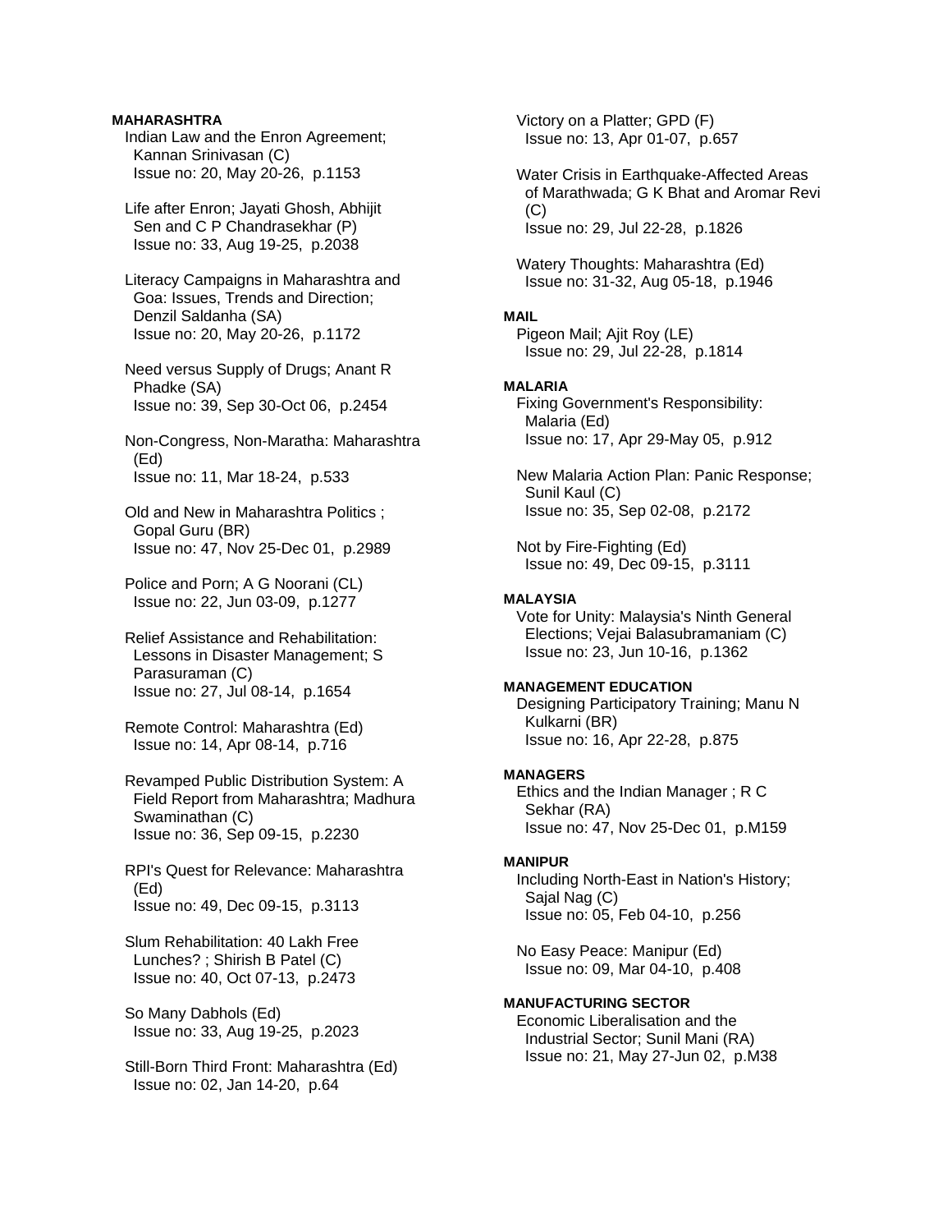**MAHARASHTRA**

Indian Law and the Enron Agreement; Kannan Srinivasan (C)
Issue no: 20, May 20-26, p.1153

Life after Enron; Jayati Ghosh, Abhijit Sen and C P Chandrasekhar (P)
Issue no: 33, Aug 19-25, p.2038

Literacy Campaigns in Maharashtra and Goa: Issues, Trends and Direction; Denzil Saldanha (SA)
Issue no: 20, May 20-26, p.1172

Need versus Supply of Drugs; Anant R Phadke (SA)
Issue no: 39, Sep 30-Oct 06, p.2454

Non-Congress, Non-Maratha: Maharashtra (Ed)
Issue no: 11, Mar 18-24, p.533

Old and New in Maharashtra Politics ; Gopal Guru (BR)
Issue no: 47, Nov 25-Dec 01, p.2989

Police and Porn; A G Noorani (CL)
Issue no: 22, Jun 03-09, p.1277

Relief Assistance and Rehabilitation: Lessons in Disaster Management; S Parasuraman (C)
Issue no: 27, Jul 08-14, p.1654

Remote Control: Maharashtra (Ed)
Issue no: 14, Apr 08-14, p.716

Revamped Public Distribution System: A Field Report from Maharashtra; Madhura Swaminathan (C)
Issue no: 36, Sep 09-15, p.2230

RPI's Quest for Relevance: Maharashtra (Ed)
Issue no: 49, Dec 09-15, p.3113

Slum Rehabilitation: 40 Lakh Free Lunches? ; Shirish B Patel (C)
Issue no: 40, Oct 07-13, p.2473

So Many Dabhols (Ed)
Issue no: 33, Aug 19-25, p.2023

Still-Born Third Front: Maharashtra (Ed)
Issue no: 02, Jan 14-20, p.64

Victory on a Platter; GPD (F)
Issue no: 13, Apr 01-07, p.657

Water Crisis in Earthquake-Affected Areas of Marathwada; G K Bhat and Aromar Revi (C)
Issue no: 29, Jul 22-28, p.1826

Watery Thoughts: Maharashtra (Ed)
Issue no: 31-32, Aug 05-18, p.1946

**MAIL**

Pigeon Mail; Ajit Roy (LE)
Issue no: 29, Jul 22-28, p.1814

**MALARIA**

Fixing Government's Responsibility: Malaria (Ed)
Issue no: 17, Apr 29-May 05, p.912

New Malaria Action Plan: Panic Response; Sunil Kaul (C)
Issue no: 35, Sep 02-08, p.2172

Not by Fire-Fighting (Ed)
Issue no: 49, Dec 09-15, p.3111

**MALAYSIA**

Vote for Unity: Malaysia's Ninth General Elections; Vejai Balasubramaniam (C)
Issue no: 23, Jun 10-16, p.1362

**MANAGEMENT EDUCATION**

Designing Participatory Training; Manu N Kulkarni (BR)
Issue no: 16, Apr 22-28, p.875

**MANAGERS**

Ethics and the Indian Manager ; R C Sekhar (RA)
Issue no: 47, Nov 25-Dec 01, p.M159

**MANIPUR**

Including North-East in Nation's History; Sajal Nag (C)
Issue no: 05, Feb 04-10, p.256

No Easy Peace: Manipur (Ed)
Issue no: 09, Mar 04-10, p.408

**MANUFACTURING SECTOR**

Economic Liberalisation and the Industrial Sector; Sunil Mani (RA)
Issue no: 21, May 27-Jun 02, p.M38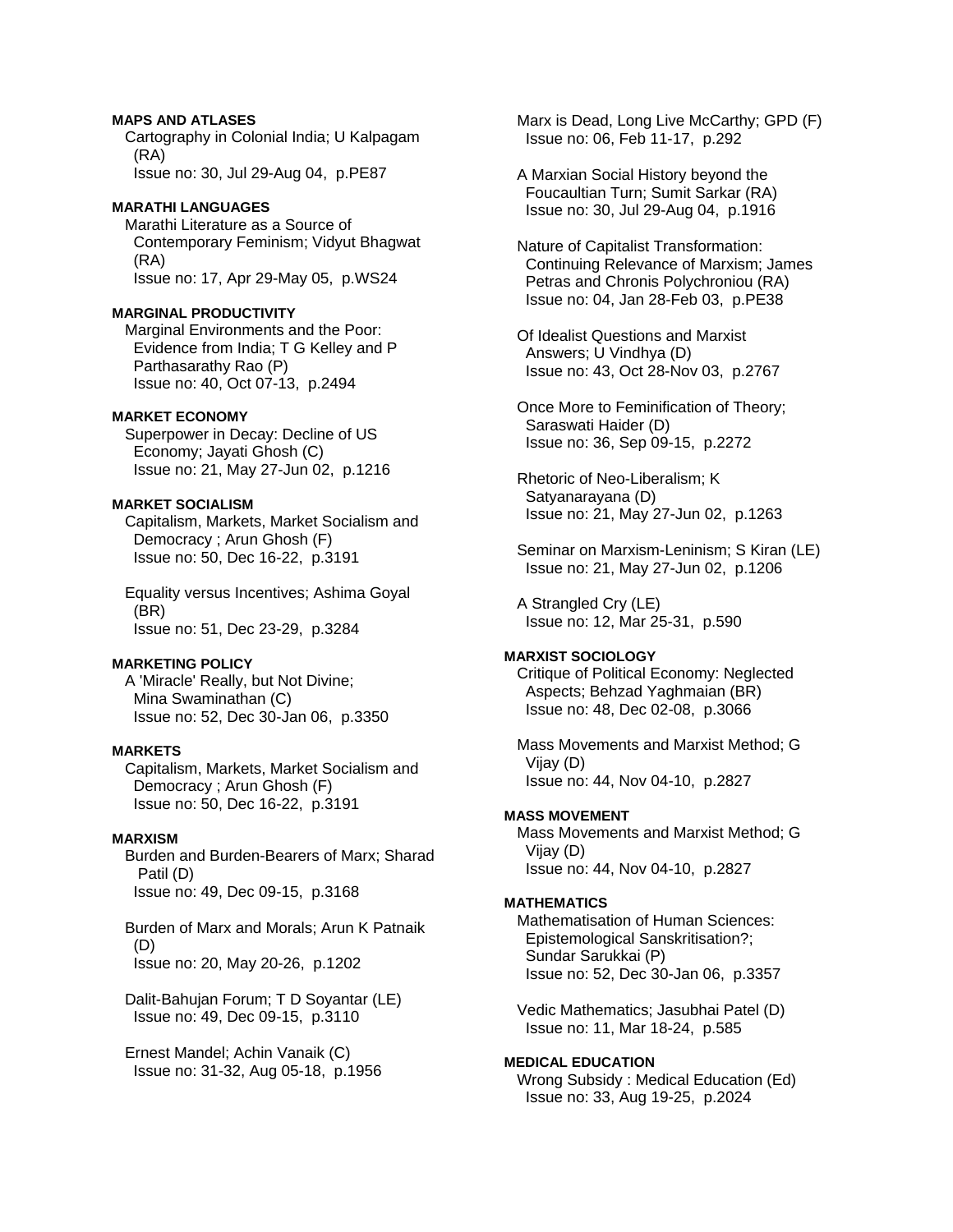**MAPS AND ATLASES**

Cartography in Colonial India; U Kalpagam (RA)
Issue no: 30, Jul 29-Aug 04, p.PE87

**MARATHI LANGUAGES**

Marathi Literature as a Source of Contemporary Feminism; Vidyut Bhagwat (RA)
Issue no: 17, Apr 29-May 05, p.WS24

**MARGINAL PRODUCTIVITY**

Marginal Environments and the Poor: Evidence from India; T G Kelley and P Parthasarathy Rao (P)
Issue no: 40, Oct 07-13, p.2494

**MARKET ECONOMY**

Superpower in Decay: Decline of US Economy; Jayati Ghosh (C)
Issue no: 21, May 27-Jun 02, p.1216

**MARKET SOCIALISM**

Capitalism, Markets, Market Socialism and Democracy ; Arun Ghosh (F)
Issue no: 50, Dec 16-22, p.3191

Equality versus Incentives; Ashima Goyal (BR)
Issue no: 51, Dec 23-29, p.3284

**MARKETING POLICY**

A 'Miracle' Really, but Not Divine; Mina Swaminathan (C)
Issue no: 52, Dec 30-Jan 06, p.3350

**MARKETS**

Capitalism, Markets, Market Socialism and Democracy ; Arun Ghosh (F)
Issue no: 50, Dec 16-22, p.3191

**MARXISM**

Burden and Burden-Bearers of Marx; Sharad Patil (D)
Issue no: 49, Dec 09-15, p.3168

Burden of Marx and Morals; Arun K Patnaik (D)
Issue no: 20, May 20-26, p.1202

Dalit-Bahujan Forum; T D Soyantar (LE)
Issue no: 49, Dec 09-15, p.3110

Ernest Mandel; Achin Vanaik (C)
Issue no: 31-32, Aug 05-18, p.1956

Marx is Dead, Long Live McCarthy; GPD (F)
Issue no: 06, Feb 11-17, p.292

A Marxian Social History beyond the Foucaultian Turn; Sumit Sarkar (RA)
Issue no: 30, Jul 29-Aug 04, p.1916

Nature of Capitalist Transformation: Continuing Relevance of Marxism; James Petras and Chronis Polychroniou (RA)
Issue no: 04, Jan 28-Feb 03, p.PE38

Of Idealist Questions and Marxist Answers; U Vindhya (D)
Issue no: 43, Oct 28-Nov 03, p.2767

Once More to Feminification of Theory; Saraswati Haider (D)
Issue no: 36, Sep 09-15, p.2272

Rhetoric of Neo-Liberalism; K Satyanarayana (D)
Issue no: 21, May 27-Jun 02, p.1263

Seminar on Marxism-Leninism; S Kiran (LE)
Issue no: 21, May 27-Jun 02, p.1206

A Strangled Cry (LE)
Issue no: 12, Mar 25-31, p.590

**MARXIST SOCIOLOGY**

Critique of Political Economy: Neglected Aspects; Behzad Yaghmaian (BR)
Issue no: 48, Dec 02-08, p.3066

Mass Movements and Marxist Method; G Vijay (D)
Issue no: 44, Nov 04-10, p.2827

**MASS MOVEMENT**

Mass Movements and Marxist Method; G Vijay (D)
Issue no: 44, Nov 04-10, p.2827

**MATHEMATICS**

Mathematisation of Human Sciences: Epistemological Sanskritisation?; Sundar Sarukkai (P)
Issue no: 52, Dec 30-Jan 06, p.3357

Vedic Mathematics; Jasubhai Patel (D)
Issue no: 11, Mar 18-24, p.585

**MEDICAL EDUCATION**

Wrong Subsidy : Medical Education (Ed)
Issue no: 33, Aug 19-25, p.2024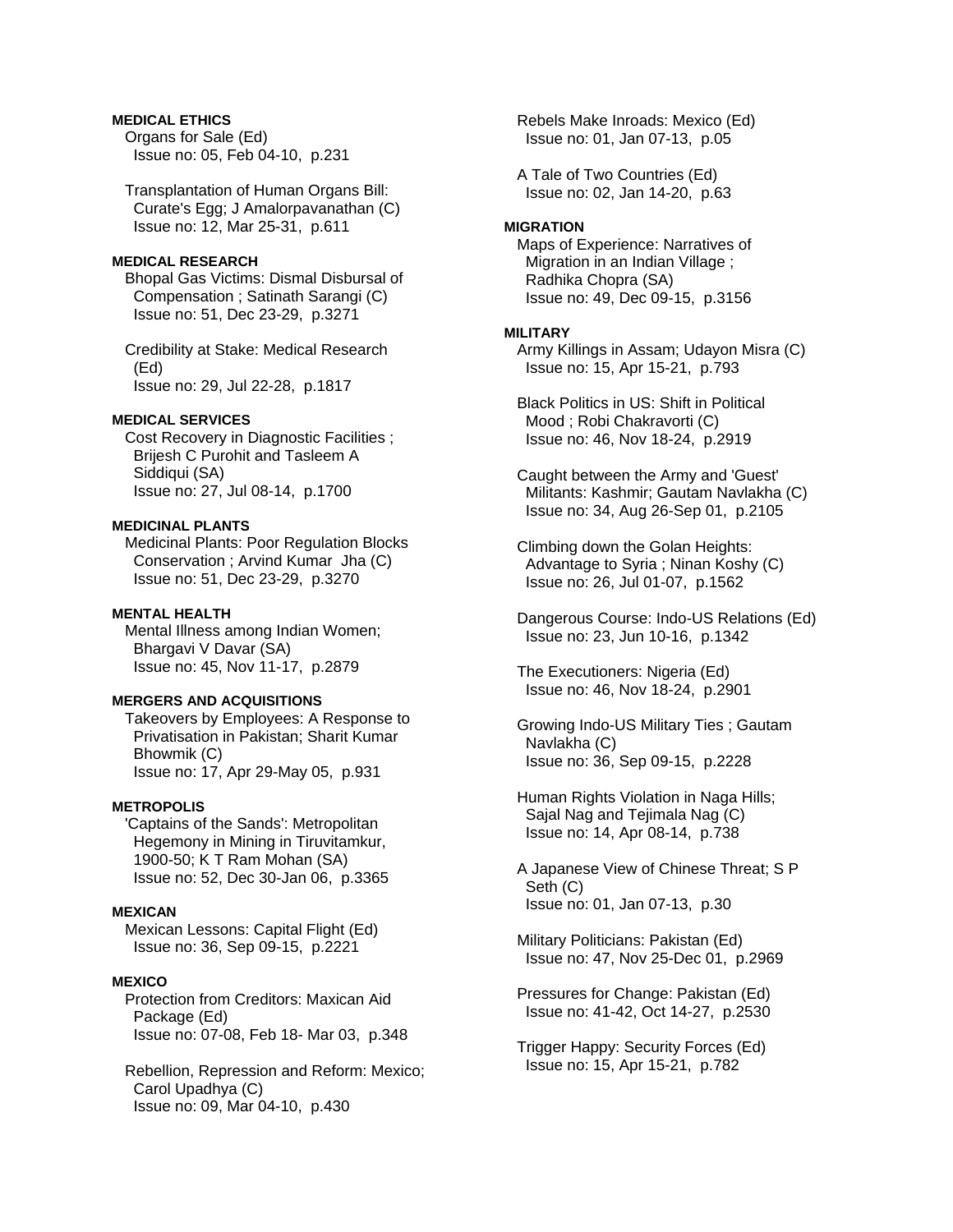**MEDICAL ETHICS**

Organs for Sale (Ed)
Issue no: 05, Feb 04-10, p.231

Transplantation of Human Organs Bill: Curate's Egg; J Amalorpavanathan (C)
Issue no: 12, Mar 25-31, p.611

**MEDICAL RESEARCH**

Bhopal Gas Victims: Dismal Disbursal of Compensation ; Satinath Sarangi (C)
Issue no: 51, Dec 23-29, p.3271

Credibility at Stake: Medical Research (Ed)
Issue no: 29, Jul 22-28, p.1817

**MEDICAL SERVICES**

Cost Recovery in Diagnostic Facilities ; Brijesh C Purohit and Tasleem A Siddiqui (SA)
Issue no: 27, Jul 08-14, p.1700

**MEDICINAL PLANTS**

Medicinal Plants: Poor Regulation Blocks Conservation ; Arvind Kumar Jha (C)
Issue no: 51, Dec 23-29, p.3270

**MENTAL HEALTH**

Mental Illness among Indian Women; Bhargavi V Davar (SA)
Issue no: 45, Nov 11-17, p.2879

**MERGERS AND ACQUISITIONS**

Takeovers by Employees: A Response to Privatisation in Pakistan; Sharit Kumar Bhowmik (C)
Issue no: 17, Apr 29-May 05, p.931

**METROPOLIS**

'Captains of the Sands': Metropolitan Hegemony in Mining in Tiruvitamkur, 1900-50; K T Ram Mohan (SA)
Issue no: 52, Dec 30-Jan 06, p.3365

**MEXICAN**

Mexican Lessons: Capital Flight (Ed)
Issue no: 36, Sep 09-15, p.2221

**MEXICO**

Protection from Creditors: Maxican Aid Package (Ed)
Issue no: 07-08, Feb 18- Mar 03, p.348

Rebellion, Repression and Reform: Mexico; Carol Upadhya (C)
Issue no: 09, Mar 04-10, p.430

Rebels Make Inroads: Mexico (Ed)
Issue no: 01, Jan 07-13, p.05

A Tale of Two Countries (Ed)
Issue no: 02, Jan 14-20, p.63

**MIGRATION**

Maps of Experience: Narratives of Migration in an Indian Village ; Radhika Chopra (SA)
Issue no: 49, Dec 09-15, p.3156

**MILITARY**

Army Killings in Assam; Udayon Misra (C)
Issue no: 15, Apr 15-21, p.793

Black Politics in US: Shift in Political Mood ; Robi Chakravorti (C)
Issue no: 46, Nov 18-24, p.2919

Caught between the Army and 'Guest' Militants: Kashmir; Gautam Navlakha (C)
Issue no: 34, Aug 26-Sep 01, p.2105

Climbing down the Golan Heights: Advantage to Syria ; Ninan Koshy (C)
Issue no: 26, Jul 01-07, p.1562

Dangerous Course: Indo-US Relations (Ed)
Issue no: 23, Jun 10-16, p.1342

The Executioners: Nigeria (Ed)
Issue no: 46, Nov 18-24, p.2901

Growing Indo-US Military Ties ; Gautam Navlakha (C)
Issue no: 36, Sep 09-15, p.2228

Human Rights Violation in Naga Hills; Sajal Nag and Tejimala Nag (C)
Issue no: 14, Apr 08-14, p.738

A Japanese View of Chinese Threat; S P Seth (C)
Issue no: 01, Jan 07-13, p.30

Military Politicians: Pakistan (Ed)
Issue no: 47, Nov 25-Dec 01, p.2969

Pressures for Change: Pakistan (Ed)
Issue no: 41-42, Oct 14-27, p.2530

Trigger Happy: Security Forces (Ed)
Issue no: 15, Apr 15-21, p.782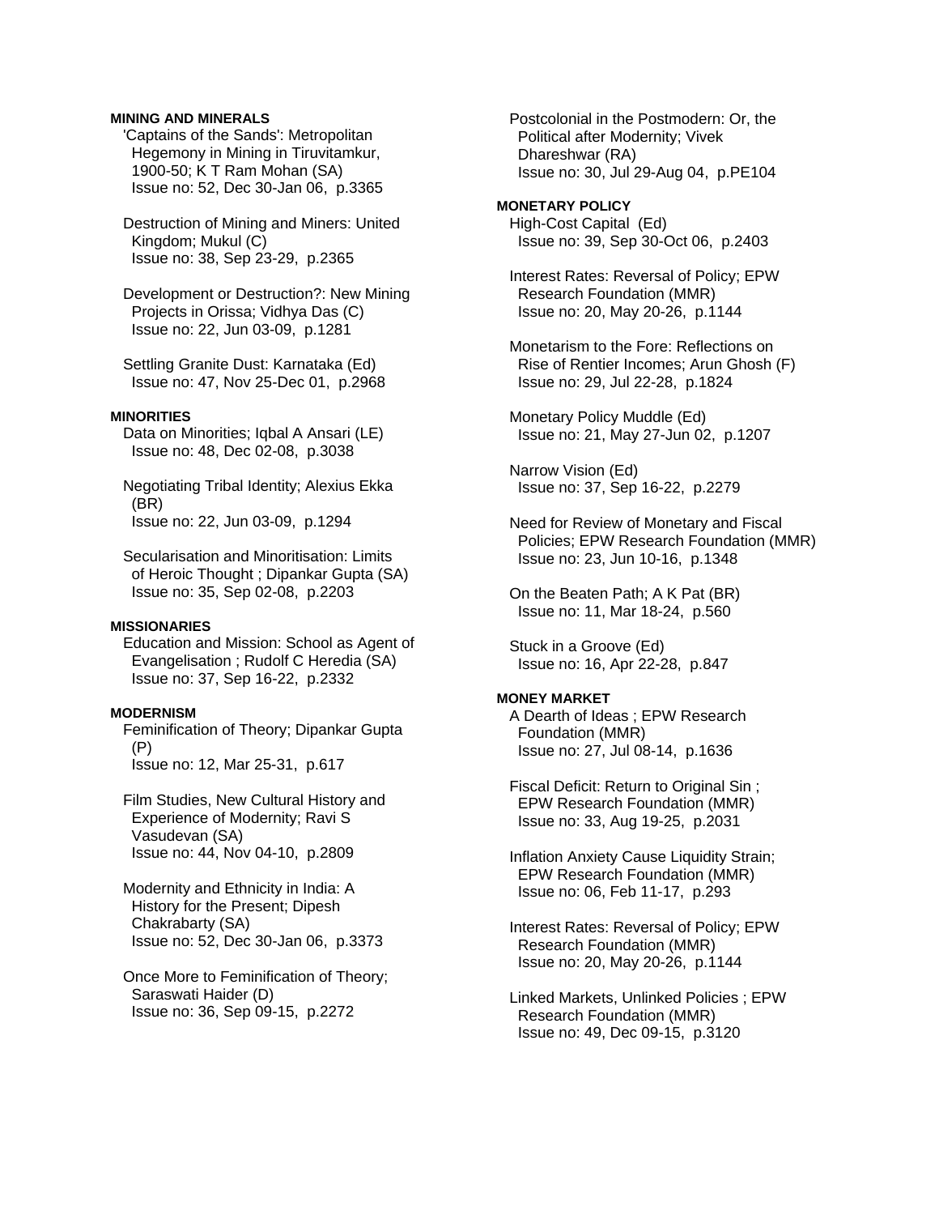**MINING AND MINERALS**

'Captains of the Sands': Metropolitan Hegemony in Mining in Tiruvitamkur, 1900-50; K T Ram Mohan (SA)
Issue no: 52, Dec 30-Jan 06, p.3365

Destruction of Mining and Miners: United Kingdom; Mukul (C)
Issue no: 38, Sep 23-29, p.2365

Development or Destruction?: New Mining Projects in Orissa; Vidhya Das (C)
Issue no: 22, Jun 03-09, p.1281

Settling Granite Dust: Karnataka (Ed)
Issue no: 47, Nov 25-Dec 01, p.2968

**MINORITIES**

Data on Minorities; Iqbal A Ansari (LE)
Issue no: 48, Dec 02-08, p.3038

Negotiating Tribal Identity; Alexius Ekka (BR)
Issue no: 22, Jun 03-09, p.1294

Secularisation and Minoritisation: Limits of Heroic Thought ; Dipankar Gupta (SA)
Issue no: 35, Sep 02-08, p.2203

**MISSIONARIES**

Education and Mission: School as Agent of Evangelisation ; Rudolf C Heredia (SA)
Issue no: 37, Sep 16-22, p.2332

**MODERNISM**

Feminification of Theory; Dipankar Gupta (P)
Issue no: 12, Mar 25-31, p.617

Film Studies, New Cultural History and Experience of Modernity; Ravi S Vasudevan (SA)
Issue no: 44, Nov 04-10, p.2809

Modernity and Ethnicity in India: A History for the Present; Dipesh Chakrabarty (SA)
Issue no: 52, Dec 30-Jan 06, p.3373

Once More to Feminification of Theory; Saraswati Haider (D)
Issue no: 36, Sep 09-15, p.2272

Postcolonial in the Postmodern: Or, the Political after Modernity; Vivek Dhareshwar (RA)
Issue no: 30, Jul 29-Aug 04, p.PE104

**MONETARY POLICY**

High-Cost Capital (Ed)
Issue no: 39, Sep 30-Oct 06, p.2403

Interest Rates: Reversal of Policy; EPW Research Foundation (MMR)
Issue no: 20, May 20-26, p.1144

Monetarism to the Fore: Reflections on Rise of Rentier Incomes; Arun Ghosh (F)
Issue no: 29, Jul 22-28, p.1824

Monetary Policy Muddle (Ed)
Issue no: 21, May 27-Jun 02, p.1207

Narrow Vision (Ed)
Issue no: 37, Sep 16-22, p.2279

Need for Review of Monetary and Fiscal Policies; EPW Research Foundation (MMR)
Issue no: 23, Jun 10-16, p.1348

On the Beaten Path; A K Pat (BR)
Issue no: 11, Mar 18-24, p.560

Stuck in a Groove (Ed)
Issue no: 16, Apr 22-28, p.847

**MONEY MARKET**

A Dearth of Ideas ; EPW Research Foundation (MMR)
Issue no: 27, Jul 08-14, p.1636

Fiscal Deficit: Return to Original Sin ; EPW Research Foundation (MMR)
Issue no: 33, Aug 19-25, p.2031

Inflation Anxiety Cause Liquidity Strain; EPW Research Foundation (MMR)
Issue no: 06, Feb 11-17, p.293

Interest Rates: Reversal of Policy; EPW Research Foundation (MMR)
Issue no: 20, May 20-26, p.1144

Linked Markets, Unlinked Policies ; EPW Research Foundation (MMR)
Issue no: 49, Dec 09-15, p.3120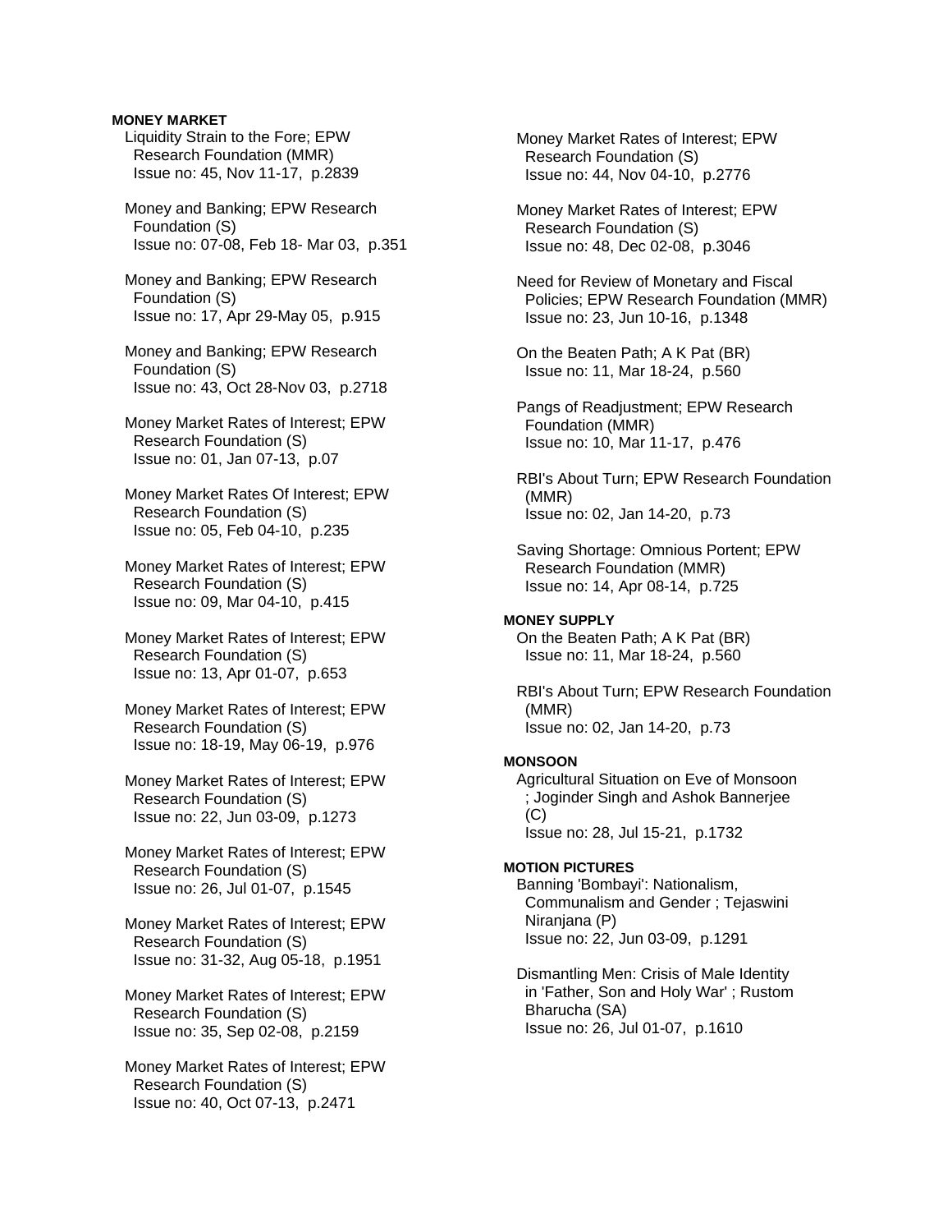**MONEY MARKET**

Liquidity Strain to the Fore; EPW Research Foundation (MMR)
Issue no: 45, Nov 11-17, p.2839

Money and Banking; EPW Research Foundation (S)
Issue no: 07-08, Feb 18- Mar 03, p.351

Money and Banking; EPW Research Foundation (S)
Issue no: 17, Apr 29-May 05, p.915

Money and Banking; EPW Research Foundation (S)
Issue no: 43, Oct 28-Nov 03, p.2718

Money Market Rates of Interest; EPW Research Foundation (S)
Issue no: 01, Jan 07-13, p.07

Money Market Rates Of Interest; EPW Research Foundation (S)
Issue no: 05, Feb 04-10, p.235

Money Market Rates of Interest; EPW Research Foundation (S)
Issue no: 09, Mar 04-10, p.415

Money Market Rates of Interest; EPW Research Foundation (S)
Issue no: 13, Apr 01-07, p.653

Money Market Rates of Interest; EPW Research Foundation (S)
Issue no: 18-19, May 06-19, p.976

Money Market Rates of Interest; EPW Research Foundation (S)
Issue no: 22, Jun 03-09, p.1273

Money Market Rates of Interest; EPW Research Foundation (S)
Issue no: 26, Jul 01-07, p.1545

Money Market Rates of Interest; EPW Research Foundation (S)
Issue no: 31-32, Aug 05-18, p.1951

Money Market Rates of Interest; EPW Research Foundation (S)
Issue no: 35, Sep 02-08, p.2159

Money Market Rates of Interest; EPW Research Foundation (S)
Issue no: 40, Oct 07-13, p.2471

Money Market Rates of Interest; EPW Research Foundation (S)
Issue no: 44, Nov 04-10, p.2776

Money Market Rates of Interest; EPW Research Foundation (S)
Issue no: 48, Dec 02-08, p.3046

Need for Review of Monetary and Fiscal Policies; EPW Research Foundation (MMR)
Issue no: 23, Jun 10-16, p.1348

On the Beaten Path; A K Pat (BR)
Issue no: 11, Mar 18-24, p.560

Pangs of Readjustment; EPW Research Foundation (MMR)
Issue no: 10, Mar 11-17, p.476

RBI's About Turn; EPW Research Foundation (MMR)
Issue no: 02, Jan 14-20, p.73

Saving Shortage: Omnious Portent; EPW Research Foundation (MMR)
Issue no: 14, Apr 08-14, p.725

**MONEY SUPPLY**

On the Beaten Path; A K Pat (BR)
Issue no: 11, Mar 18-24, p.560

RBI's About Turn; EPW Research Foundation (MMR)
Issue no: 02, Jan 14-20, p.73

**MONSOON**

Agricultural Situation on Eve of Monsoon ; Joginder Singh and Ashok Bannerjee (C)
Issue no: 28, Jul 15-21, p.1732

**MOTION PICTURES**

Banning 'Bombayi': Nationalism, Communalism and Gender ; Tejaswini Niranjana (P)
Issue no: 22, Jun 03-09, p.1291

Dismantling Men: Crisis of Male Identity in 'Father, Son and Holy War' ; Rustom Bharucha (SA)
Issue no: 26, Jul 01-07, p.1610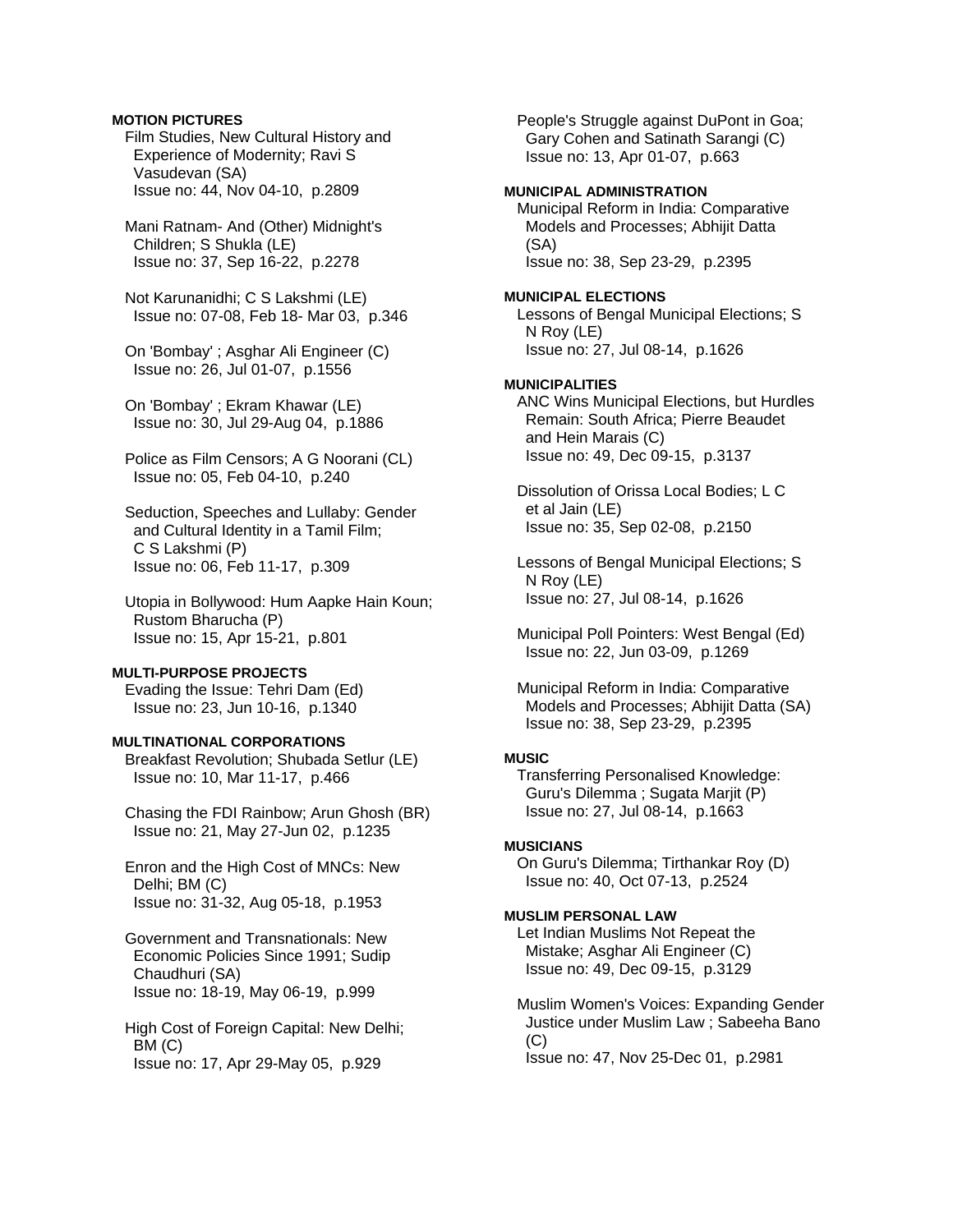**MOTION PICTURES**

Film Studies, New Cultural History and Experience of Modernity; Ravi S Vasudevan (SA)
Issue no: 44, Nov 04-10, p.2809

Mani Ratnam- And (Other) Midnight's Children; S Shukla (LE)
Issue no: 37, Sep 16-22, p.2278

Not Karunanidhi; C S Lakshmi (LE)
Issue no: 07-08, Feb 18- Mar 03, p.346

On 'Bombay' ; Asghar Ali Engineer (C)
Issue no: 26, Jul 01-07, p.1556

On 'Bombay' ; Ekram Khawar (LE)
Issue no: 30, Jul 29-Aug 04, p.1886

Police as Film Censors; A G Noorani (CL)
Issue no: 05, Feb 04-10, p.240

Seduction, Speeches and Lullaby: Gender and Cultural Identity in a Tamil Film; C S Lakshmi (P)
Issue no: 06, Feb 11-17, p.309

Utopia in Bollywood: Hum Aapke Hain Koun; Rustom Bharucha (P)
Issue no: 15, Apr 15-21, p.801

**MULTI-PURPOSE PROJECTS**

Evading the Issue: Tehri Dam (Ed)
Issue no: 23, Jun 10-16, p.1340

**MULTINATIONAL CORPORATIONS**

Breakfast Revolution; Shubada Setlur (LE)
Issue no: 10, Mar 11-17, p.466

Chasing the FDI Rainbow; Arun Ghosh (BR)
Issue no: 21, May 27-Jun 02, p.1235

Enron and the High Cost of MNCs: New Delhi; BM (C)
Issue no: 31-32, Aug 05-18, p.1953

Government and Transnationals: New Economic Policies Since 1991; Sudip Chaudhuri (SA)
Issue no: 18-19, May 06-19, p.999

High Cost of Foreign Capital: New Delhi; BM (C)
Issue no: 17, Apr 29-May 05, p.929

People's Struggle against DuPont in Goa; Gary Cohen and Satinath Sarangi (C)
Issue no: 13, Apr 01-07, p.663

**MUNICIPAL ADMINISTRATION**

Municipal Reform in India: Comparative Models and Processes; Abhijit Datta (SA)
Issue no: 38, Sep 23-29, p.2395

**MUNICIPAL ELECTIONS**

Lessons of Bengal Municipal Elections; S N Roy (LE)
Issue no: 27, Jul 08-14, p.1626

**MUNICIPALITIES**

ANC Wins Municipal Elections, but Hurdles Remain: South Africa; Pierre Beaudet and Hein Marais (C)
Issue no: 49, Dec 09-15, p.3137

Dissolution of Orissa Local Bodies; L C et al Jain (LE)
Issue no: 35, Sep 02-08, p.2150

Lessons of Bengal Municipal Elections; S N Roy (LE)
Issue no: 27, Jul 08-14, p.1626

Municipal Poll Pointers: West Bengal (Ed)
Issue no: 22, Jun 03-09, p.1269

Municipal Reform in India: Comparative Models and Processes; Abhijit Datta (SA)
Issue no: 38, Sep 23-29, p.2395

**MUSIC**

Transferring Personalised Knowledge: Guru's Dilemma ; Sugata Marjit (P)
Issue no: 27, Jul 08-14, p.1663

**MUSICIANS**

On Guru's Dilemma; Tirthankar Roy (D)
Issue no: 40, Oct 07-13, p.2524

**MUSLIM PERSONAL LAW**

Let Indian Muslims Not Repeat the Mistake; Asghar Ali Engineer (C)
Issue no: 49, Dec 09-15, p.3129

Muslim Women's Voices: Expanding Gender Justice under Muslim Law ; Sabeeha Bano (C)
Issue no: 47, Nov 25-Dec 01, p.2981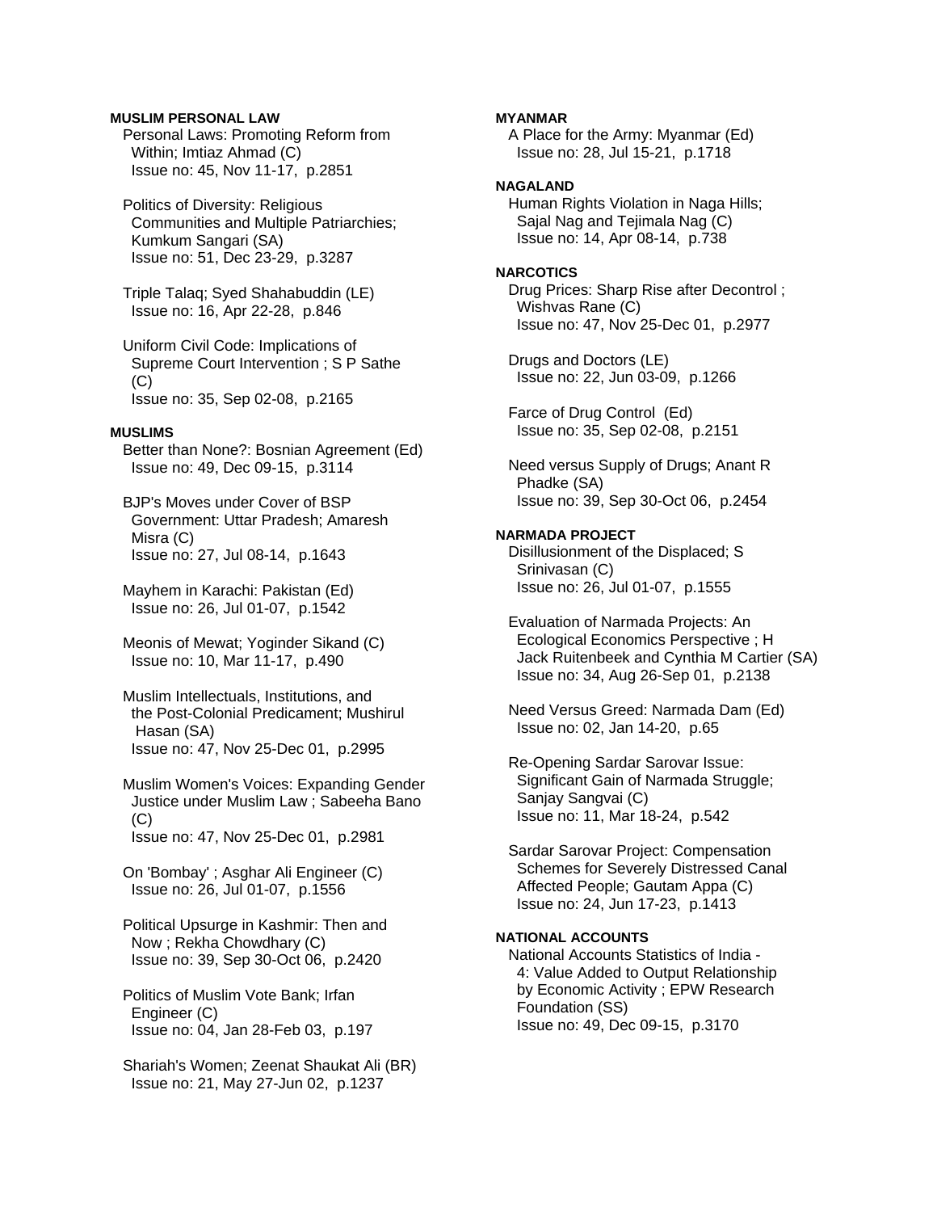**MUSLIM PERSONAL LAW**

Personal Laws: Promoting Reform from Within; Imtiaz Ahmad (C)
Issue no: 45, Nov 11-17, p.2851

Politics of Diversity: Religious Communities and Multiple Patriarchies; Kumkum Sangari (SA)
Issue no: 51, Dec 23-29, p.3287

Triple Talaq; Syed Shahabuddin (LE)
Issue no: 16, Apr 22-28, p.846

Uniform Civil Code: Implications of Supreme Court Intervention ; S P Sathe (C)
Issue no: 35, Sep 02-08, p.2165

**MUSLIMS**

Better than None?: Bosnian Agreement (Ed)
Issue no: 49, Dec 09-15, p.3114

BJP's Moves under Cover of BSP Government: Uttar Pradesh; Amaresh Misra (C)
Issue no: 27, Jul 08-14, p.1643

Mayhem in Karachi: Pakistan (Ed)
Issue no: 26, Jul 01-07, p.1542

Meonis of Mewat; Yoginder Sikand (C)
Issue no: 10, Mar 11-17, p.490

Muslim Intellectuals, Institutions, and the Post-Colonial Predicament; Mushirul Hasan (SA)
Issue no: 47, Nov 25-Dec 01, p.2995

Muslim Women's Voices: Expanding Gender Justice under Muslim Law ; Sabeeha Bano (C)
Issue no: 47, Nov 25-Dec 01, p.2981

On 'Bombay' ; Asghar Ali Engineer (C)
Issue no: 26, Jul 01-07, p.1556

Political Upsurge in Kashmir: Then and Now ; Rekha Chowdhary (C)
Issue no: 39, Sep 30-Oct 06, p.2420

Politics of Muslim Vote Bank; Irfan Engineer (C)
Issue no: 04, Jan 28-Feb 03, p.197

Shariah's Women; Zeenat Shaukat Ali (BR)
Issue no: 21, May 27-Jun 02, p.1237

**MYANMAR**

A Place for the Army: Myanmar (Ed)
Issue no: 28, Jul 15-21, p.1718

**NAGALAND**

Human Rights Violation in Naga Hills; Sajal Nag and Tejimala Nag (C)
Issue no: 14, Apr 08-14, p.738

**NARCOTICS**

Drug Prices: Sharp Rise after Decontrol ; Wishvas Rane (C)
Issue no: 47, Nov 25-Dec 01, p.2977

Drugs and Doctors (LE)
Issue no: 22, Jun 03-09, p.1266

Farce of Drug Control (Ed)
Issue no: 35, Sep 02-08, p.2151

Need versus Supply of Drugs; Anant R Phadke (SA)
Issue no: 39, Sep 30-Oct 06, p.2454

**NARMADA PROJECT**

Disillusionment of the Displaced; S Srinivasan (C)
Issue no: 26, Jul 01-07, p.1555

Evaluation of Narmada Projects: An Ecological Economics Perspective ; H Jack Ruitenbeek and Cynthia M Cartier (SA)
Issue no: 34, Aug 26-Sep 01, p.2138

Need Versus Greed: Narmada Dam (Ed)
Issue no: 02, Jan 14-20, p.65

Re-Opening Sardar Sarovar Issue: Significant Gain of Narmada Struggle; Sanjay Sangvai (C)
Issue no: 11, Mar 18-24, p.542

Sardar Sarovar Project: Compensation Schemes for Severely Distressed Canal Affected People; Gautam Appa (C)
Issue no: 24, Jun 17-23, p.1413

**NATIONAL ACCOUNTS**

National Accounts Statistics of India - 4: Value Added to Output Relationship by Economic Activity ; EPW Research Foundation (SS)
Issue no: 49, Dec 09-15, p.3170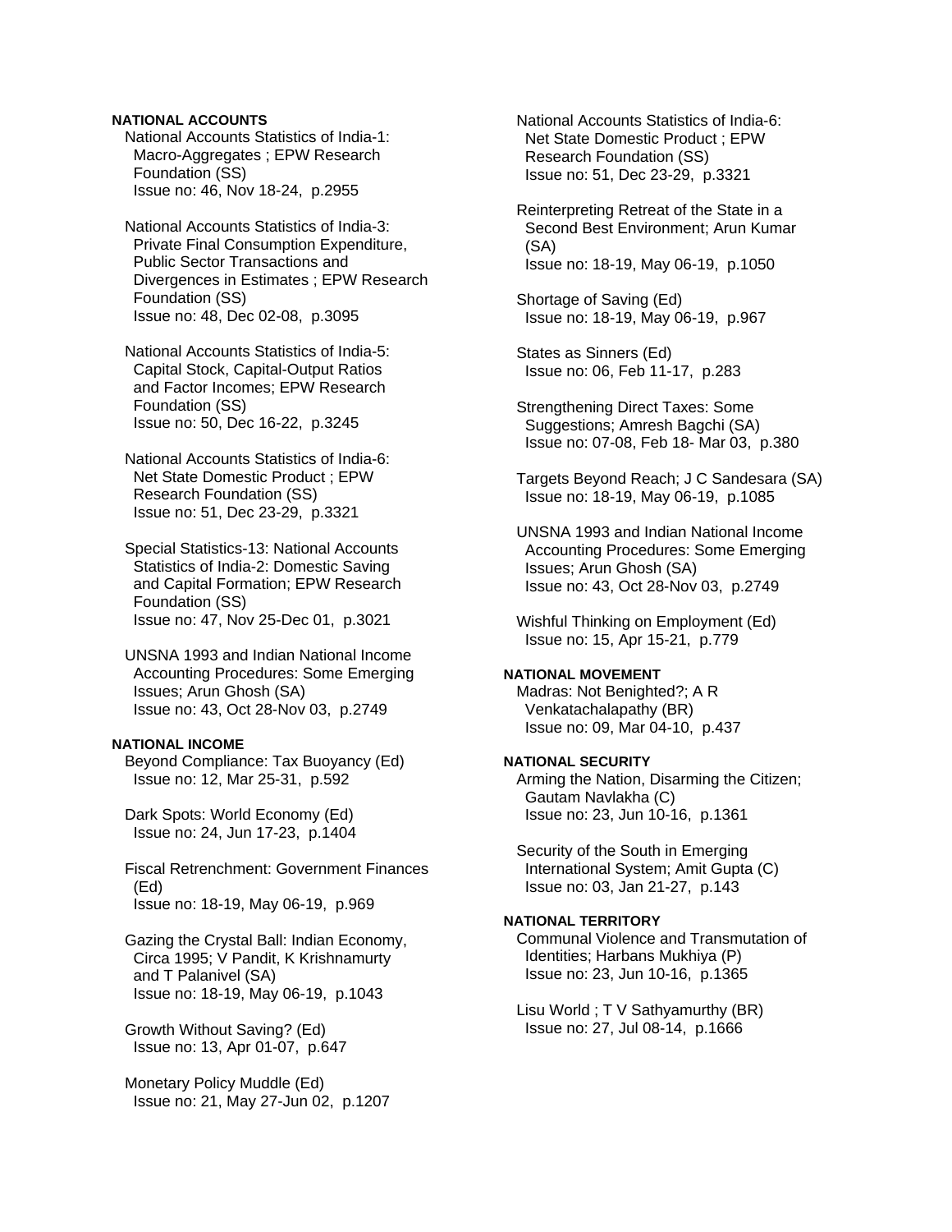**NATIONAL ACCOUNTS**

National Accounts Statistics of India-1: Macro-Aggregates ; EPW Research Foundation (SS)
Issue no: 46, Nov 18-24, p.2955

National Accounts Statistics of India-3: Private Final Consumption Expenditure, Public Sector Transactions and Divergences in Estimates ; EPW Research Foundation (SS)
Issue no: 48, Dec 02-08, p.3095

National Accounts Statistics of India-5: Capital Stock, Capital-Output Ratios and Factor Incomes; EPW Research Foundation (SS)
Issue no: 50, Dec 16-22, p.3245

National Accounts Statistics of India-6: Net State Domestic Product ; EPW Research Foundation (SS)
Issue no: 51, Dec 23-29, p.3321

Special Statistics-13: National Accounts Statistics of India-2: Domestic Saving and Capital Formation; EPW Research Foundation (SS)
Issue no: 47, Nov 25-Dec 01, p.3021

UNSNA 1993 and Indian National Income Accounting Procedures: Some Emerging Issues; Arun Ghosh (SA)
Issue no: 43, Oct 28-Nov 03, p.2749

**NATIONAL INCOME**

Beyond Compliance: Tax Buoyancy (Ed)
Issue no: 12, Mar 25-31, p.592

Dark Spots: World Economy (Ed)
Issue no: 24, Jun 17-23, p.1404

Fiscal Retrenchment: Government Finances (Ed)
Issue no: 18-19, May 06-19, p.969

Gazing the Crystal Ball: Indian Economy, Circa 1995; V Pandit, K Krishnamurty and T Palanivel (SA)
Issue no: 18-19, May 06-19, p.1043

Growth Without Saving? (Ed)
Issue no: 13, Apr 01-07, p.647

Monetary Policy Muddle (Ed)
Issue no: 21, May 27-Jun 02, p.1207

National Accounts Statistics of India-6: Net State Domestic Product ; EPW Research Foundation (SS)
Issue no: 51, Dec 23-29, p.3321

Reinterpreting Retreat of the State in a Second Best Environment; Arun Kumar (SA)
Issue no: 18-19, May 06-19, p.1050

Shortage of Saving (Ed)
Issue no: 18-19, May 06-19, p.967

States as Sinners (Ed)
Issue no: 06, Feb 11-17, p.283

Strengthening Direct Taxes: Some Suggestions; Amresh Bagchi (SA)
Issue no: 07-08, Feb 18- Mar 03, p.380

Targets Beyond Reach; J C Sandesara (SA)
Issue no: 18-19, May 06-19, p.1085

UNSNA 1993 and Indian National Income Accounting Procedures: Some Emerging Issues; Arun Ghosh (SA)
Issue no: 43, Oct 28-Nov 03, p.2749

Wishful Thinking on Employment (Ed)
Issue no: 15, Apr 15-21, p.779

**NATIONAL MOVEMENT**

Madras: Not Benighted?; A R Venkatachalapathy (BR)
Issue no: 09, Mar 04-10, p.437

**NATIONAL SECURITY**

Arming the Nation, Disarming the Citizen; Gautam Navlakha (C)
Issue no: 23, Jun 10-16, p.1361

Security of the South in Emerging International System; Amit Gupta (C)
Issue no: 03, Jan 21-27, p.143

**NATIONAL TERRITORY**

Communal Violence and Transmutation of Identities; Harbans Mukhiya (P)
Issue no: 23, Jun 10-16, p.1365

Lisu World ; T V Sathyamurthy (BR)
Issue no: 27, Jul 08-14, p.1666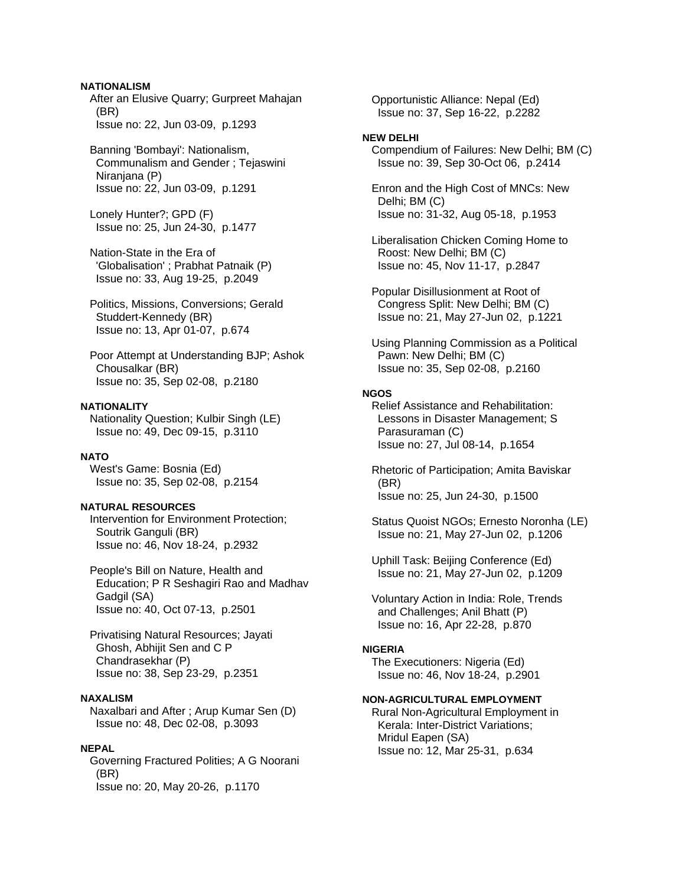**NATIONALISM**

After an Elusive Quarry; Gurpreet Mahajan (BR)
Issue no: 22, Jun 03-09, p.1293

Banning 'Bombayi': Nationalism, Communalism and Gender ; Tejaswini Niranjana (P)
Issue no: 22, Jun 03-09, p.1291

Lonely Hunter?; GPD (F)
Issue no: 25, Jun 24-30, p.1477

Nation-State in the Era of 'Globalisation' ; Prabhat Patnaik (P)
Issue no: 33, Aug 19-25, p.2049

Politics, Missions, Conversions; Gerald Studdert-Kennedy (BR)
Issue no: 13, Apr 01-07, p.674

Poor Attempt at Understanding BJP; Ashok Chousalkar (BR)
Issue no: 35, Sep 02-08, p.2180

**NATIONALITY**

Nationality Question; Kulbir Singh (LE)
Issue no: 49, Dec 09-15, p.3110

**NATO**

West's Game: Bosnia (Ed)
Issue no: 35, Sep 02-08, p.2154

**NATURAL RESOURCES**

Intervention for Environment Protection; Soutrik Ganguli (BR)
Issue no: 46, Nov 18-24, p.2932

People's Bill on Nature, Health and Education; P R Seshagiri Rao and Madhav Gadgil (SA)
Issue no: 40, Oct 07-13, p.2501

Privatising Natural Resources; Jayati Ghosh, Abhijit Sen and C P Chandrasekhar (P)
Issue no: 38, Sep 23-29, p.2351

**NAXALISM**

Naxalbari and After ; Arup Kumar Sen (D)
Issue no: 48, Dec 02-08, p.3093

**NEPAL**

Governing Fractured Polities; A G Noorani (BR)
Issue no: 20, May 20-26, p.1170

Opportunistic Alliance: Nepal (Ed)
Issue no: 37, Sep 16-22, p.2282

**NEW DELHI**

Compendium of Failures: New Delhi; BM (C)
Issue no: 39, Sep 30-Oct 06, p.2414

Enron and the High Cost of MNCs: New Delhi; BM (C)
Issue no: 31-32, Aug 05-18, p.1953

Liberalisation Chicken Coming Home to Roost: New Delhi; BM (C)
Issue no: 45, Nov 11-17, p.2847

Popular Disillusionment at Root of Congress Split: New Delhi; BM (C)
Issue no: 21, May 27-Jun 02, p.1221

Using Planning Commission as a Political Pawn: New Delhi; BM (C)
Issue no: 35, Sep 02-08, p.2160

**NGOS**

Relief Assistance and Rehabilitation: Lessons in Disaster Management; S Parasuraman (C)
Issue no: 27, Jul 08-14, p.1654

Rhetoric of Participation; Amita Baviskar (BR)
Issue no: 25, Jun 24-30, p.1500

Status Quoist NGOs; Ernesto Noronha (LE)
Issue no: 21, May 27-Jun 02, p.1206

Uphill Task: Beijing Conference (Ed)
Issue no: 21, May 27-Jun 02, p.1209

Voluntary Action in India: Role, Trends and Challenges; Anil Bhatt (P)
Issue no: 16, Apr 22-28, p.870

**NIGERIA**

The Executioners: Nigeria (Ed)
Issue no: 46, Nov 18-24, p.2901

**NON-AGRICULTURAL EMPLOYMENT**

Rural Non-Agricultural Employment in Kerala: Inter-District Variations; Mridul Eapen (SA)
Issue no: 12, Mar 25-31, p.634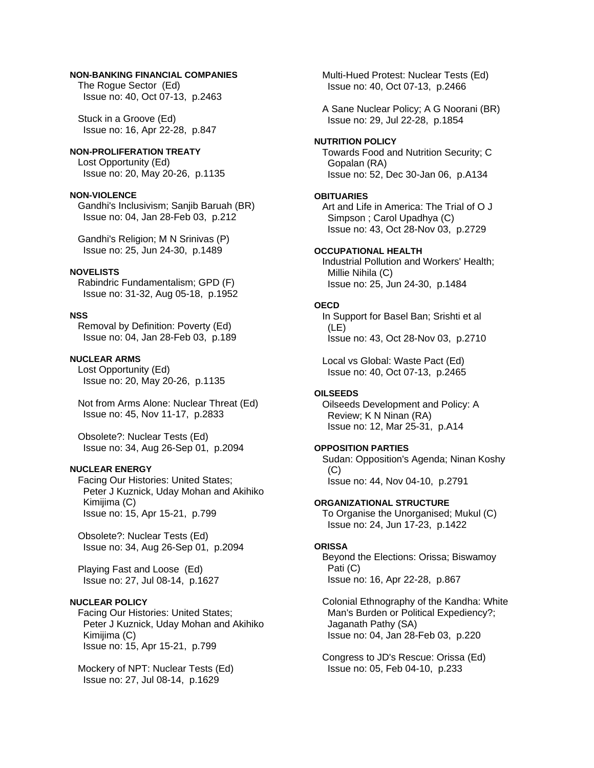**NON-BANKING FINANCIAL COMPANIES**

The Rogue Sector (Ed)
Issue no: 40, Oct 07-13, p.2463

Stuck in a Groove (Ed)
Issue no: 16, Apr 22-28, p.847

**NON-PROLIFERATION TREATY**

Lost Opportunity (Ed)
Issue no: 20, May 20-26, p.1135

**NON-VIOLENCE**

Gandhi's Inclusivism; Sanjib Baruah (BR)
Issue no: 04, Jan 28-Feb 03, p.212

Gandhi's Religion; M N Srinivas (P)
Issue no: 25, Jun 24-30, p.1489

**NOVELISTS**

Rabindric Fundamentalism; GPD (F)
Issue no: 31-32, Aug 05-18, p.1952

**NSS**

Removal by Definition: Poverty (Ed)
Issue no: 04, Jan 28-Feb 03, p.189

**NUCLEAR ARMS**

Lost Opportunity (Ed)
Issue no: 20, May 20-26, p.1135

Not from Arms Alone: Nuclear Threat (Ed)
Issue no: 45, Nov 11-17, p.2833

Obsolete?: Nuclear Tests (Ed)
Issue no: 34, Aug 26-Sep 01, p.2094

**NUCLEAR ENERGY**

Facing Our Histories: United States; Peter J Kuznick, Uday Mohan and Akihiko Kimijima (C)
Issue no: 15, Apr 15-21, p.799

Obsolete?: Nuclear Tests (Ed)
Issue no: 34, Aug 26-Sep 01, p.2094

Playing Fast and Loose (Ed)
Issue no: 27, Jul 08-14, p.1627

**NUCLEAR POLICY**

Facing Our Histories: United States; Peter J Kuznick, Uday Mohan and Akihiko Kimijima (C)
Issue no: 15, Apr 15-21, p.799

Mockery of NPT: Nuclear Tests (Ed)
Issue no: 27, Jul 08-14, p.1629

Multi-Hued Protest: Nuclear Tests (Ed)
Issue no: 40, Oct 07-13, p.2466

A Sane Nuclear Policy; A G Noorani (BR)
Issue no: 29, Jul 22-28, p.1854

**NUTRITION POLICY**

Towards Food and Nutrition Security; C Gopalan (RA)
Issue no: 52, Dec 30-Jan 06, p.A134

**OBITUARIES**

Art and Life in America: The Trial of O J Simpson ; Carol Upadhya (C)
Issue no: 43, Oct 28-Nov 03, p.2729

**OCCUPATIONAL HEALTH**

Industrial Pollution and Workers' Health; Millie Nihila (C)
Issue no: 25, Jun 24-30, p.1484

**OECD**

In Support for Basel Ban; Srishti et al (LE)
Issue no: 43, Oct 28-Nov 03, p.2710

Local vs Global: Waste Pact (Ed)
Issue no: 40, Oct 07-13, p.2465

**OILSEEDS**

Oilseeds Development and Policy: A Review; K N Ninan (RA)
Issue no: 12, Mar 25-31, p.A14

**OPPOSITION PARTIES**

Sudan: Opposition's Agenda; Ninan Koshy (C)
Issue no: 44, Nov 04-10, p.2791

**ORGANIZATIONAL STRUCTURE**

To Organise the Unorganised; Mukul (C)
Issue no: 24, Jun 17-23, p.1422

**ORISSA**

Beyond the Elections: Orissa; Biswamoy Pati (C)
Issue no: 16, Apr 22-28, p.867

Colonial Ethnography of the Kandha: White Man's Burden or Political Expediency?; Jaganath Pathy (SA)
Issue no: 04, Jan 28-Feb 03, p.220

Congress to JD's Rescue: Orissa (Ed)
Issue no: 05, Feb 04-10, p.233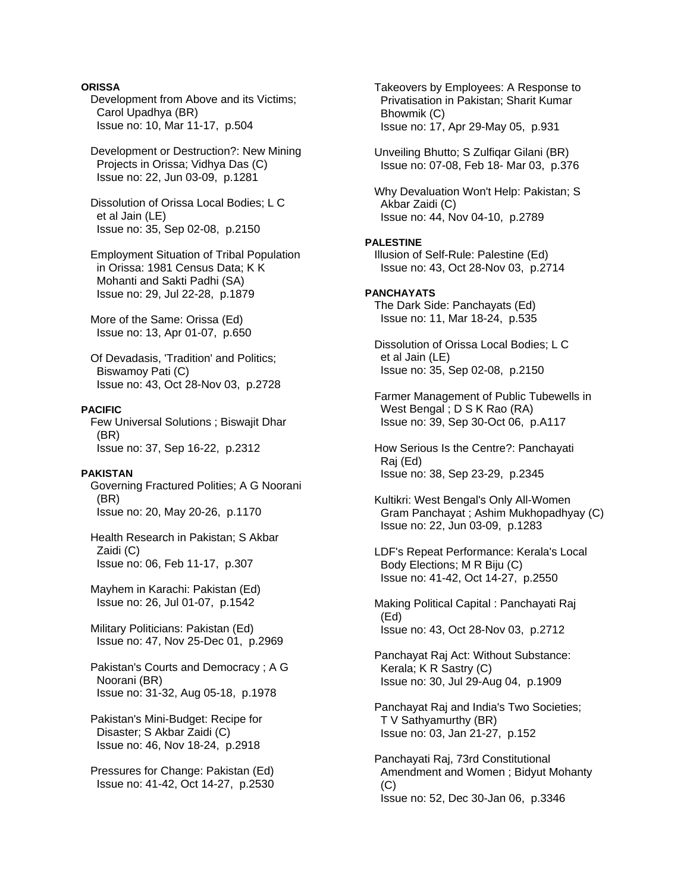**ORISSA**

Development from Above and its Victims; Carol Upadhya (BR)
Issue no: 10, Mar 11-17, p.504

Development or Destruction?: New Mining Projects in Orissa; Vidhya Das (C)
Issue no: 22, Jun 03-09, p.1281

Dissolution of Orissa Local Bodies; L C et al Jain (LE)
Issue no: 35, Sep 02-08, p.2150

Employment Situation of Tribal Population in Orissa: 1981 Census Data; K K Mohanti and Sakti Padhi (SA)
Issue no: 29, Jul 22-28, p.1879

More of the Same: Orissa (Ed)
Issue no: 13, Apr 01-07, p.650

Of Devadasis, 'Tradition' and Politics; Biswamoy Pati (C)
Issue no: 43, Oct 28-Nov 03, p.2728

**PACIFIC**

Few Universal Solutions ; Biswajit Dhar (BR)
Issue no: 37, Sep 16-22, p.2312

**PAKISTAN**

Governing Fractured Polities; A G Noorani (BR)
Issue no: 20, May 20-26, p.1170

Health Research in Pakistan; S Akbar Zaidi (C)
Issue no: 06, Feb 11-17, p.307

Mayhem in Karachi: Pakistan (Ed)
Issue no: 26, Jul 01-07, p.1542

Military Politicians: Pakistan (Ed)
Issue no: 47, Nov 25-Dec 01, p.2969

Pakistan's Courts and Democracy ; A G Noorani (BR)
Issue no: 31-32, Aug 05-18, p.1978

Pakistan's Mini-Budget: Recipe for Disaster; S Akbar Zaidi (C)
Issue no: 46, Nov 18-24, p.2918

Pressures for Change: Pakistan (Ed)
Issue no: 41-42, Oct 14-27, p.2530

Takeovers by Employees: A Response to Privatisation in Pakistan; Sharit Kumar Bhowmik (C)
Issue no: 17, Apr 29-May 05, p.931

Unveiling Bhutto; S Zulfiqar Gilani (BR)
Issue no: 07-08, Feb 18- Mar 03, p.376

Why Devaluation Won't Help: Pakistan; S Akbar Zaidi (C)
Issue no: 44, Nov 04-10, p.2789

**PALESTINE**

Illusion of Self-Rule: Palestine (Ed)
Issue no: 43, Oct 28-Nov 03, p.2714

**PANCHAYATS**

The Dark Side: Panchayats (Ed)
Issue no: 11, Mar 18-24, p.535

Dissolution of Orissa Local Bodies; L C et al Jain (LE)
Issue no: 35, Sep 02-08, p.2150

Farmer Management of Public Tubewells in West Bengal ; D S K Rao (RA)
Issue no: 39, Sep 30-Oct 06, p.A117

How Serious Is the Centre?: Panchayati Raj (Ed)
Issue no: 38, Sep 23-29, p.2345

Kultikri: West Bengal's Only All-Women Gram Panchayat ; Ashim Mukhopadhyay (C)
Issue no: 22, Jun 03-09, p.1283

LDF's Repeat Performance: Kerala's Local Body Elections; M R Biju (C)
Issue no: 41-42, Oct 14-27, p.2550

Making Political Capital : Panchayati Raj (Ed)
Issue no: 43, Oct 28-Nov 03, p.2712

Panchayat Raj Act: Without Substance: Kerala; K R Sastry (C)
Issue no: 30, Jul 29-Aug 04, p.1909

Panchayat Raj and India's Two Societies; T V Sathyamurthy (BR)
Issue no: 03, Jan 21-27, p.152

Panchayati Raj, 73rd Constitutional Amendment and Women ; Bidyut Mohanty (C)
Issue no: 52, Dec 30-Jan 06, p.3346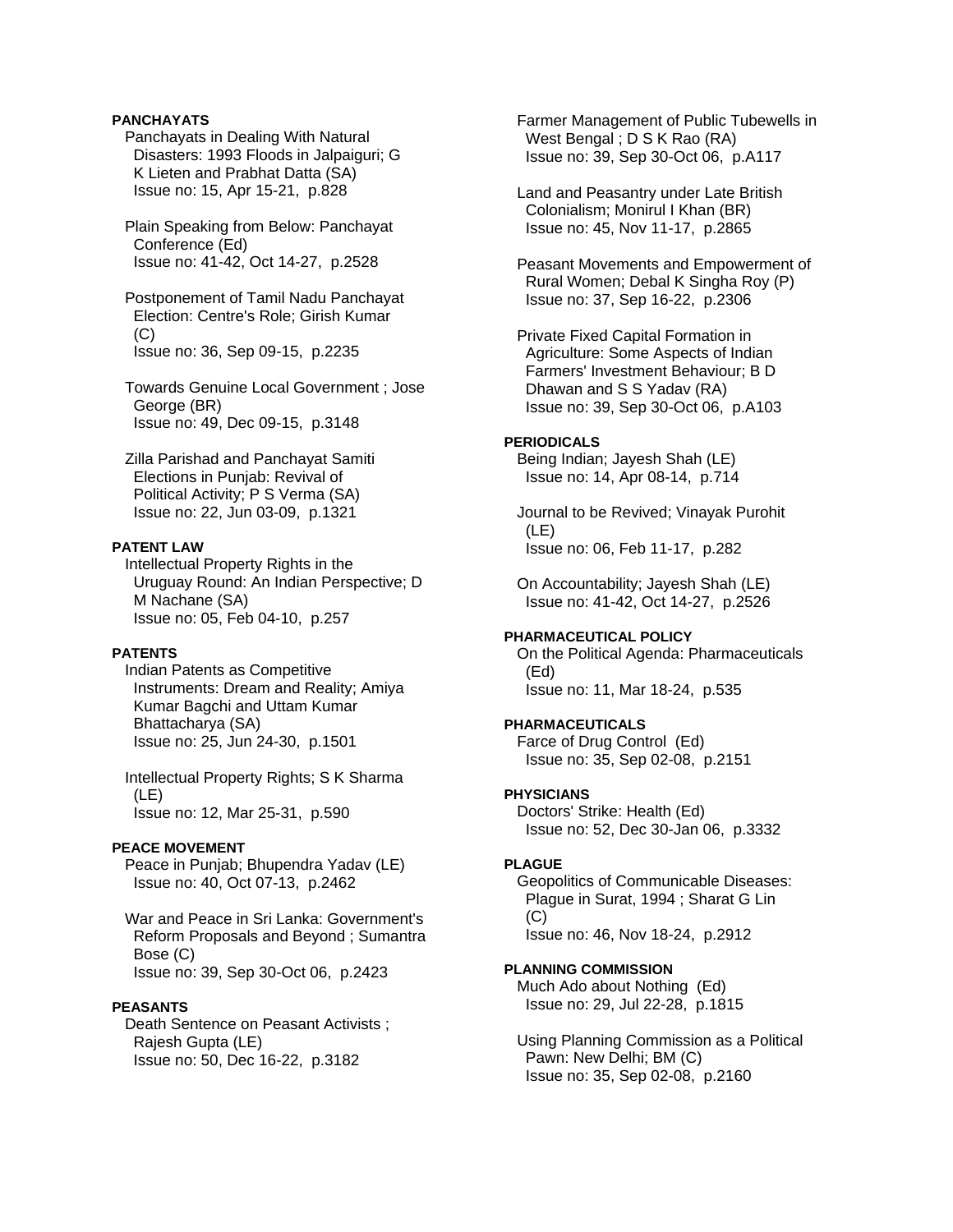**PANCHAYATS**

Panchayats in Dealing With Natural Disasters: 1993 Floods in Jalpaiguri; G K Lieten and Prabhat Datta (SA)
Issue no: 15, Apr 15-21, p.828

Plain Speaking from Below: Panchayat Conference (Ed)
Issue no: 41-42, Oct 14-27, p.2528

Postponement of Tamil Nadu Panchayat Election: Centre's Role; Girish Kumar (C)
Issue no: 36, Sep 09-15, p.2235

Towards Genuine Local Government ; Jose George (BR)
Issue no: 49, Dec 09-15, p.3148

Zilla Parishad and Panchayat Samiti Elections in Punjab: Revival of Political Activity; P S Verma (SA)
Issue no: 22, Jun 03-09, p.1321

**PATENT LAW**

Intellectual Property Rights in the Uruguay Round: An Indian Perspective; D M Nachane (SA)
Issue no: 05, Feb 04-10, p.257

**PATENTS**

Indian Patents as Competitive Instruments: Dream and Reality; Amiya Kumar Bagchi and Uttam Kumar Bhattacharya (SA)
Issue no: 25, Jun 24-30, p.1501

Intellectual Property Rights; S K Sharma (LE)
Issue no: 12, Mar 25-31, p.590

**PEACE MOVEMENT**

Peace in Punjab; Bhupendra Yadav (LE)
Issue no: 40, Oct 07-13, p.2462

War and Peace in Sri Lanka: Government's Reform Proposals and Beyond ; Sumantra Bose (C)
Issue no: 39, Sep 30-Oct 06, p.2423

**PEASANTS**

Death Sentence on Peasant Activists ; Rajesh Gupta (LE)
Issue no: 50, Dec 16-22, p.3182

Farmer Management of Public Tubewells in West Bengal ; D S K Rao (RA)
Issue no: 39, Sep 30-Oct 06, p.A117

Land and Peasantry under Late British Colonialism; Monirul I Khan (BR)
Issue no: 45, Nov 11-17, p.2865

Peasant Movements and Empowerment of Rural Women; Debal K Singha Roy (P)
Issue no: 37, Sep 16-22, p.2306

Private Fixed Capital Formation in Agriculture: Some Aspects of Indian Farmers' Investment Behaviour; B D Dhawan and S S Yadav (RA)
Issue no: 39, Sep 30-Oct 06, p.A103

**PERIODICALS**

Being Indian; Jayesh Shah (LE)
Issue no: 14, Apr 08-14, p.714

Journal to be Revived; Vinayak Purohit (LE)
Issue no: 06, Feb 11-17, p.282

On Accountability; Jayesh Shah (LE)
Issue no: 41-42, Oct 14-27, p.2526

**PHARMACEUTICAL POLICY**

On the Political Agenda: Pharmaceuticals (Ed)
Issue no: 11, Mar 18-24, p.535

**PHARMACEUTICALS**

Farce of Drug Control (Ed)
Issue no: 35, Sep 02-08, p.2151

**PHYSICIANS**

Doctors' Strike: Health (Ed)
Issue no: 52, Dec 30-Jan 06, p.3332

**PLAGUE**

Geopolitics of Communicable Diseases: Plague in Surat, 1994 ; Sharat G Lin (C)
Issue no: 46, Nov 18-24, p.2912

**PLANNING COMMISSION**

Much Ado about Nothing (Ed)
Issue no: 29, Jul 22-28, p.1815

Using Planning Commission as a Political Pawn: New Delhi; BM (C)
Issue no: 35, Sep 02-08, p.2160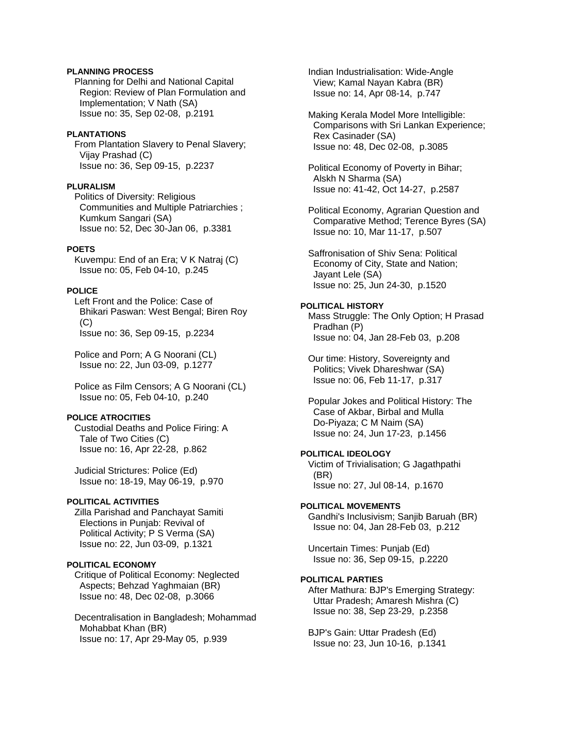**PLANNING PROCESS**

Planning for Delhi and National Capital Region: Review of Plan Formulation and Implementation; V Nath (SA)
Issue no: 35, Sep 02-08, p.2191

**PLANTATIONS**

From Plantation Slavery to Penal Slavery; Vijay Prashad (C)
Issue no: 36, Sep 09-15, p.2237

**PLURALISM**

Politics of Diversity: Religious Communities and Multiple Patriarchies ; Kumkum Sangari (SA)
Issue no: 52, Dec 30-Jan 06, p.3381

**POETS**

Kuvempu: End of an Era; V K Natraj (C)
Issue no: 05, Feb 04-10, p.245

**POLICE**

Left Front and the Police: Case of Bhikari Paswan: West Bengal; Biren Roy (C)
Issue no: 36, Sep 09-15, p.2234

Police and Porn; A G Noorani (CL)
Issue no: 22, Jun 03-09, p.1277

Police as Film Censors; A G Noorani (CL)
Issue no: 05, Feb 04-10, p.240

**POLICE ATROCITIES**

Custodial Deaths and Police Firing: A Tale of Two Cities (C)
Issue no: 16, Apr 22-28, p.862

Judicial Strictures: Police (Ed)
Issue no: 18-19, May 06-19, p.970

**POLITICAL ACTIVITIES**

Zilla Parishad and Panchayat Samiti Elections in Punjab: Revival of Political Activity; P S Verma (SA)
Issue no: 22, Jun 03-09, p.1321

**POLITICAL ECONOMY**

Critique of Political Economy: Neglected Aspects; Behzad Yaghmaian (BR)
Issue no: 48, Dec 02-08, p.3066

Decentralisation in Bangladesh; Mohammad Mohabbat Khan (BR)
Issue no: 17, Apr 29-May 05, p.939

Indian Industrialisation: Wide-Angle View; Kamal Nayan Kabra (BR)
Issue no: 14, Apr 08-14, p.747

Making Kerala Model More Intelligible: Comparisons with Sri Lankan Experience; Rex Casinader (SA)
Issue no: 48, Dec 02-08, p.3085

Political Economy of Poverty in Bihar; Alskh N Sharma (SA)
Issue no: 41-42, Oct 14-27, p.2587

Political Economy, Agrarian Question and Comparative Method; Terence Byres (SA)
Issue no: 10, Mar 11-17, p.507

Saffronisation of Shiv Sena: Political Economy of City, State and Nation; Jayant Lele (SA)
Issue no: 25, Jun 24-30, p.1520

**POLITICAL HISTORY**

Mass Struggle: The Only Option; H Prasad Pradhan (P)
Issue no: 04, Jan 28-Feb 03, p.208

Our time: History, Sovereignty and Politics; Vivek Dhareshwar (SA)
Issue no: 06, Feb 11-17, p.317

Popular Jokes and Political History: The Case of Akbar, Birbal and Mulla Do-Piyaza; C M Naim (SA)
Issue no: 24, Jun 17-23, p.1456

**POLITICAL IDEOLOGY**

Victim of Trivialisation; G Jagathpathi (BR)
Issue no: 27, Jul 08-14, p.1670

**POLITICAL MOVEMENTS**

Gandhi's Inclusivism; Sanjib Baruah (BR)
Issue no: 04, Jan 28-Feb 03, p.212

Uncertain Times: Punjab (Ed)
Issue no: 36, Sep 09-15, p.2220

**POLITICAL PARTIES**

After Mathura: BJP's Emerging Strategy: Uttar Pradesh; Amaresh Mishra (C)
Issue no: 38, Sep 23-29, p.2358

BJP's Gain: Uttar Pradesh (Ed)
Issue no: 23, Jun 10-16, p.1341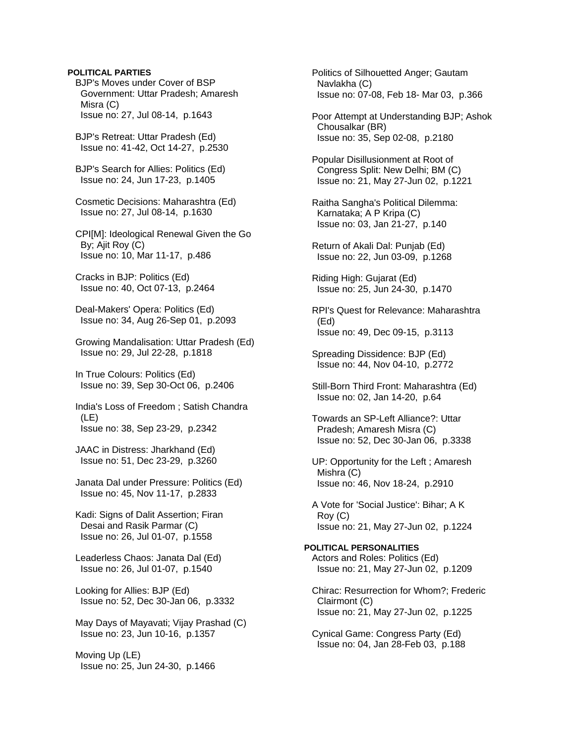**POLITICAL PARTIES**

BJP's Moves under Cover of BSP Government: Uttar Pradesh; Amaresh Misra (C)
Issue no: 27, Jul 08-14, p.1643

BJP's Retreat: Uttar Pradesh (Ed)
Issue no: 41-42, Oct 14-27, p.2530

BJP's Search for Allies: Politics (Ed)
Issue no: 24, Jun 17-23, p.1405

Cosmetic Decisions: Maharashtra (Ed)
Issue no: 27, Jul 08-14, p.1630

CPI[M]: Ideological Renewal Given the Go By; Ajit Roy (C)
Issue no: 10, Mar 11-17, p.486

Cracks in BJP: Politics (Ed)
Issue no: 40, Oct 07-13, p.2464

Deal-Makers' Opera: Politics (Ed)
Issue no: 34, Aug 26-Sep 01, p.2093

Growing Mandalisation: Uttar Pradesh (Ed)
Issue no: 29, Jul 22-28, p.1818

In True Colours: Politics (Ed)
Issue no: 39, Sep 30-Oct 06, p.2406

India's Loss of Freedom ; Satish Chandra (LE)
Issue no: 38, Sep 23-29, p.2342

JAAC in Distress: Jharkhand (Ed)
Issue no: 51, Dec 23-29, p.3260

Janata Dal under Pressure: Politics (Ed)
Issue no: 45, Nov 11-17, p.2833

Kadi: Signs of Dalit Assertion; Firan Desai and Rasik Parmar (C)
Issue no: 26, Jul 01-07, p.1558

Leaderless Chaos: Janata Dal (Ed)
Issue no: 26, Jul 01-07, p.1540

Looking for Allies: BJP (Ed)
Issue no: 52, Dec 30-Jan 06, p.3332

May Days of Mayavati; Vijay Prashad (C)
Issue no: 23, Jun 10-16, p.1357

Moving Up (LE)
Issue no: 25, Jun 24-30, p.1466

Politics of Silhouetted Anger; Gautam Navlakha (C)
Issue no: 07-08, Feb 18- Mar 03, p.366

Poor Attempt at Understanding BJP; Ashok Chousalkar (BR)
Issue no: 35, Sep 02-08, p.2180

Popular Disillusionment at Root of Congress Split: New Delhi; BM (C)
Issue no: 21, May 27-Jun 02, p.1221

Raitha Sangha's Political Dilemma: Karnataka; A P Kripa (C)
Issue no: 03, Jan 21-27, p.140

Return of Akali Dal: Punjab (Ed)
Issue no: 22, Jun 03-09, p.1268

Riding High: Gujarat (Ed)
Issue no: 25, Jun 24-30, p.1470

RPI's Quest for Relevance: Maharashtra (Ed)
Issue no: 49, Dec 09-15, p.3113

Spreading Dissidence: BJP (Ed)
Issue no: 44, Nov 04-10, p.2772

Still-Born Third Front: Maharashtra (Ed)
Issue no: 02, Jan 14-20, p.64

Towards an SP-Left Alliance?: Uttar Pradesh; Amaresh Misra (C)
Issue no: 52, Dec 30-Jan 06, p.3338

UP: Opportunity for the Left ; Amaresh Mishra (C)
Issue no: 46, Nov 18-24, p.2910

A Vote for 'Social Justice': Bihar; A K Roy (C)
Issue no: 21, May 27-Jun 02, p.1224

**POLITICAL PERSONALITIES**

Actors and Roles: Politics (Ed)
Issue no: 21, May 27-Jun 02, p.1209

Chirac: Resurrection for Whom?; Frederic Clairmont (C)
Issue no: 21, May 27-Jun 02, p.1225

Cynical Game: Congress Party (Ed)
Issue no: 04, Jan 28-Feb 03, p.188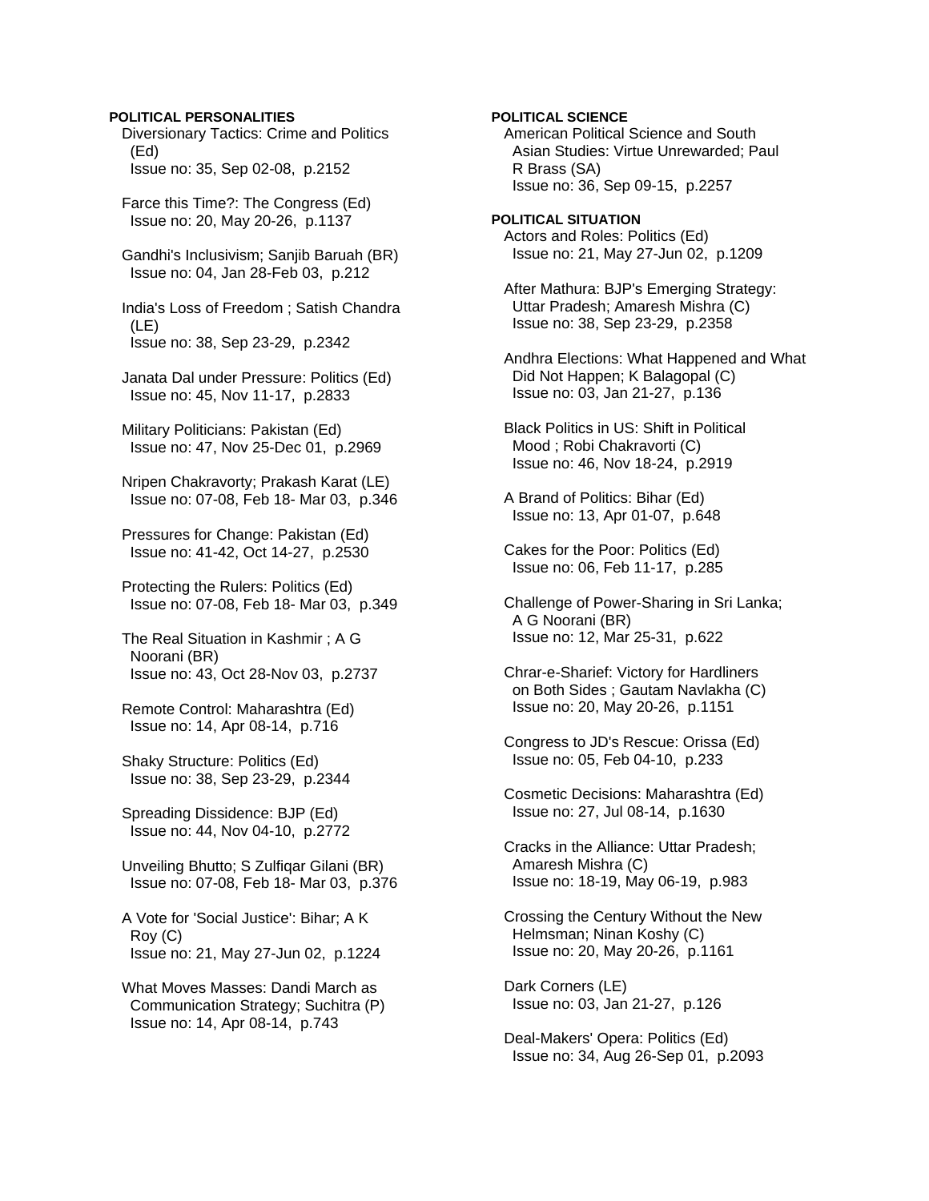**POLITICAL PERSONALITIES**

Diversionary Tactics: Crime and Politics (Ed)
Issue no: 35, Sep 02-08, p.2152

Farce this Time?: The Congress (Ed)
Issue no: 20, May 20-26, p.1137

Gandhi's Inclusivism; Sanjib Baruah (BR)
Issue no: 04, Jan 28-Feb 03, p.212

India's Loss of Freedom ; Satish Chandra (LE)
Issue no: 38, Sep 23-29, p.2342

Janata Dal under Pressure: Politics (Ed)
Issue no: 45, Nov 11-17, p.2833

Military Politicians: Pakistan (Ed)
Issue no: 47, Nov 25-Dec 01, p.2969

Nripen Chakravorty; Prakash Karat (LE)
Issue no: 07-08, Feb 18- Mar 03, p.346

Pressures for Change: Pakistan (Ed)
Issue no: 41-42, Oct 14-27, p.2530

Protecting the Rulers: Politics (Ed)
Issue no: 07-08, Feb 18- Mar 03, p.349

The Real Situation in Kashmir ; A G Noorani (BR)
Issue no: 43, Oct 28-Nov 03, p.2737

Remote Control: Maharashtra (Ed)
Issue no: 14, Apr 08-14, p.716

Shaky Structure: Politics (Ed)
Issue no: 38, Sep 23-29, p.2344

Spreading Dissidence: BJP (Ed)
Issue no: 44, Nov 04-10, p.2772

Unveiling Bhutto; S Zulfiqar Gilani (BR)
Issue no: 07-08, Feb 18- Mar 03, p.376

A Vote for 'Social Justice': Bihar; A K Roy (C)
Issue no: 21, May 27-Jun 02, p.1224

What Moves Masses: Dandi March as Communication Strategy; Suchitra (P)
Issue no: 14, Apr 08-14, p.743

**POLITICAL SCIENCE**

American Political Science and South Asian Studies: Virtue Unrewarded; Paul R Brass (SA)
Issue no: 36, Sep 09-15, p.2257

**POLITICAL SITUATION**

Actors and Roles: Politics (Ed)
Issue no: 21, May 27-Jun 02, p.1209

After Mathura: BJP's Emerging Strategy: Uttar Pradesh; Amaresh Mishra (C)
Issue no: 38, Sep 23-29, p.2358

Andhra Elections: What Happened and What Did Not Happen; K Balagopal (C)
Issue no: 03, Jan 21-27, p.136

Black Politics in US: Shift in Political Mood ; Robi Chakravorti (C)
Issue no: 46, Nov 18-24, p.2919

A Brand of Politics: Bihar (Ed)
Issue no: 13, Apr 01-07, p.648

Cakes for the Poor: Politics (Ed)
Issue no: 06, Feb 11-17, p.285

Challenge of Power-Sharing in Sri Lanka; A G Noorani (BR)
Issue no: 12, Mar 25-31, p.622

Chrar-e-Sharief: Victory for Hardliners on Both Sides ; Gautam Navlakha (C)
Issue no: 20, May 20-26, p.1151

Congress to JD's Rescue: Orissa (Ed)
Issue no: 05, Feb 04-10, p.233

Cosmetic Decisions: Maharashtra (Ed)
Issue no: 27, Jul 08-14, p.1630

Cracks in the Alliance: Uttar Pradesh; Amaresh Mishra (C)
Issue no: 18-19, May 06-19, p.983

Crossing the Century Without the New Helmsman; Ninan Koshy (C)
Issue no: 20, May 20-26, p.1161

Dark Corners (LE)
Issue no: 03, Jan 21-27, p.126

Deal-Makers' Opera: Politics (Ed)
Issue no: 34, Aug 26-Sep 01, p.2093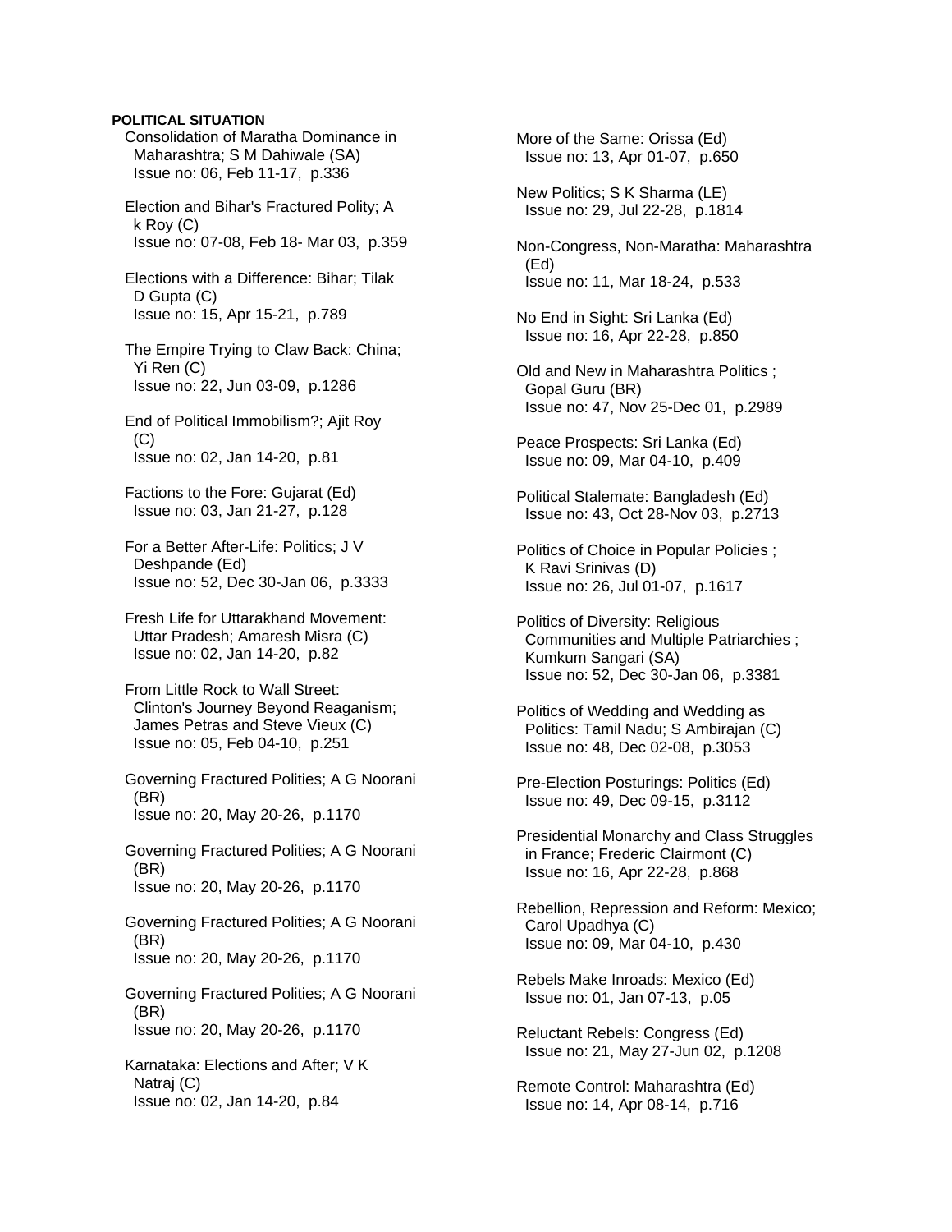**POLITICAL SITUATION**

Consolidation of Maratha Dominance in Maharashtra; S M Dahiwale (SA)
Issue no: 06, Feb 11-17, p.336

Election and Bihar's Fractured Polity; A k Roy (C)
Issue no: 07-08, Feb 18- Mar 03, p.359

Elections with a Difference: Bihar; Tilak D Gupta (C)
Issue no: 15, Apr 15-21, p.789

The Empire Trying to Claw Back: China; Yi Ren (C)
Issue no: 22, Jun 03-09, p.1286

End of Political Immobilism?; Ajit Roy (C)
Issue no: 02, Jan 14-20, p.81

Factions to the Fore: Gujarat (Ed)
Issue no: 03, Jan 21-27, p.128

For a Better After-Life: Politics; J V Deshpande (Ed)
Issue no: 52, Dec 30-Jan 06, p.3333

Fresh Life for Uttarakhand Movement: Uttar Pradesh; Amaresh Misra (C)
Issue no: 02, Jan 14-20, p.82

From Little Rock to Wall Street: Clinton's Journey Beyond Reaganism; James Petras and Steve Vieux (C)
Issue no: 05, Feb 04-10, p.251

Governing Fractured Polities; A G Noorani (BR)
Issue no: 20, May 20-26, p.1170

Governing Fractured Polities; A G Noorani (BR)
Issue no: 20, May 20-26, p.1170

Governing Fractured Polities; A G Noorani (BR)
Issue no: 20, May 20-26, p.1170

Governing Fractured Polities; A G Noorani (BR)
Issue no: 20, May 20-26, p.1170

Karnataka: Elections and After; V K Natraj (C)
Issue no: 02, Jan 14-20, p.84

More of the Same: Orissa (Ed)
Issue no: 13, Apr 01-07, p.650

New Politics; S K Sharma (LE)
Issue no: 29, Jul 22-28, p.1814

Non-Congress, Non-Maratha: Maharashtra (Ed)
Issue no: 11, Mar 18-24, p.533

No End in Sight: Sri Lanka (Ed)
Issue no: 16, Apr 22-28, p.850

Old and New in Maharashtra Politics ; Gopal Guru (BR)
Issue no: 47, Nov 25-Dec 01, p.2989

Peace Prospects: Sri Lanka (Ed)
Issue no: 09, Mar 04-10, p.409

Political Stalemate: Bangladesh (Ed)
Issue no: 43, Oct 28-Nov 03, p.2713

Politics of Choice in Popular Policies ; K Ravi Srinivas (D)
Issue no: 26, Jul 01-07, p.1617

Politics of Diversity: Religious Communities and Multiple Patriarchies ; Kumkum Sangari (SA)
Issue no: 52, Dec 30-Jan 06, p.3381

Politics of Wedding and Wedding as Politics: Tamil Nadu; S Ambirajan (C)
Issue no: 48, Dec 02-08, p.3053

Pre-Election Posturings: Politics (Ed)
Issue no: 49, Dec 09-15, p.3112

Presidential Monarchy and Class Struggles in France; Frederic Clairmont (C)
Issue no: 16, Apr 22-28, p.868

Rebellion, Repression and Reform: Mexico; Carol Upadhya (C)
Issue no: 09, Mar 04-10, p.430

Rebels Make Inroads: Mexico (Ed)
Issue no: 01, Jan 07-13, p.05

Reluctant Rebels: Congress (Ed)
Issue no: 21, May 27-Jun 02, p.1208

Remote Control: Maharashtra (Ed)
Issue no: 14, Apr 08-14, p.716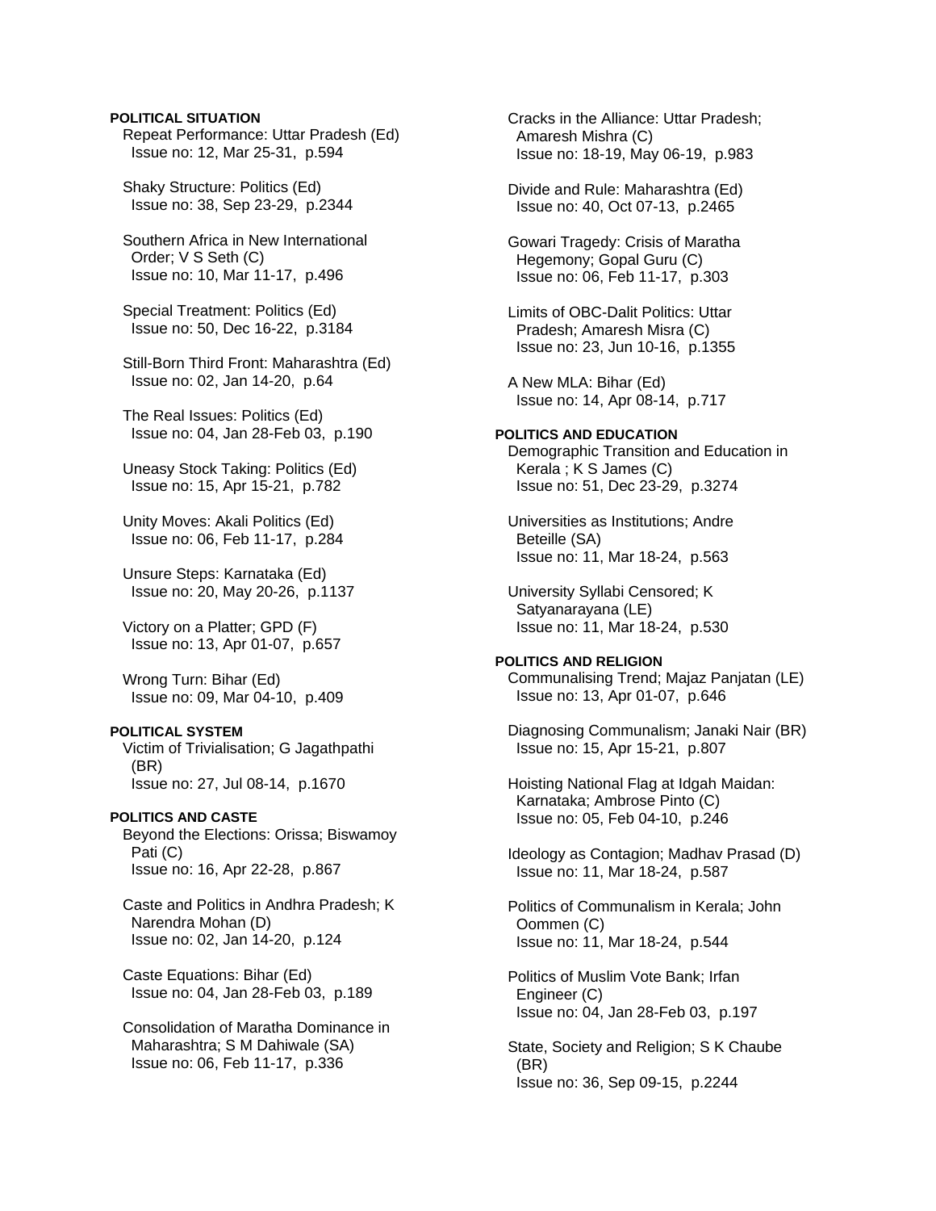**POLITICAL SITUATION**

Repeat Performance: Uttar Pradesh (Ed)
Issue no: 12, Mar 25-31, p.594

Shaky Structure: Politics (Ed)
Issue no: 38, Sep 23-29, p.2344

Southern Africa in New International Order; V S Seth (C)
Issue no: 10, Mar 11-17, p.496

Special Treatment: Politics (Ed)
Issue no: 50, Dec 16-22, p.3184

Still-Born Third Front: Maharashtra (Ed)
Issue no: 02, Jan 14-20, p.64

The Real Issues: Politics (Ed)
Issue no: 04, Jan 28-Feb 03, p.190

Uneasy Stock Taking: Politics (Ed)
Issue no: 15, Apr 15-21, p.782

Unity Moves: Akali Politics (Ed)
Issue no: 06, Feb 11-17, p.284

Unsure Steps: Karnataka (Ed)
Issue no: 20, May 20-26, p.1137

Victory on a Platter; GPD (F)
Issue no: 13, Apr 01-07, p.657

Wrong Turn: Bihar (Ed)
Issue no: 09, Mar 04-10, p.409

**POLITICAL SYSTEM**

Victim of Trivialisation; G Jagathpathi (BR)
Issue no: 27, Jul 08-14, p.1670

**POLITICS AND CASTE**

Beyond the Elections: Orissa; Biswamoy Pati (C)
Issue no: 16, Apr 22-28, p.867

Caste and Politics in Andhra Pradesh; K Narendra Mohan (D)
Issue no: 02, Jan 14-20, p.124

Caste Equations: Bihar (Ed)
Issue no: 04, Jan 28-Feb 03, p.189

Consolidation of Maratha Dominance in Maharashtra; S M Dahiwale (SA)
Issue no: 06, Feb 11-17, p.336

Cracks in the Alliance: Uttar Pradesh; Amaresh Mishra (C)
Issue no: 18-19, May 06-19, p.983

Divide and Rule: Maharashtra (Ed)
Issue no: 40, Oct 07-13, p.2465

Gowari Tragedy: Crisis of Maratha Hegemony; Gopal Guru (C)
Issue no: 06, Feb 11-17, p.303

Limits of OBC-Dalit Politics: Uttar Pradesh; Amaresh Misra (C)
Issue no: 23, Jun 10-16, p.1355

A New MLA: Bihar (Ed)
Issue no: 14, Apr 08-14, p.717

**POLITICS AND EDUCATION**

Demographic Transition and Education in Kerala ; K S James (C)
Issue no: 51, Dec 23-29, p.3274

Universities as Institutions; Andre Beteille (SA)
Issue no: 11, Mar 18-24, p.563

University Syllabi Censored; K Satyanarayana (LE)
Issue no: 11, Mar 18-24, p.530

**POLITICS AND RELIGION**

Communalising Trend; Majaz Panjatan (LE)
Issue no: 13, Apr 01-07, p.646

Diagnosing Communalism; Janaki Nair (BR)
Issue no: 15, Apr 15-21, p.807

Hoisting National Flag at Idgah Maidan: Karnataka; Ambrose Pinto (C)
Issue no: 05, Feb 04-10, p.246

Ideology as Contagion; Madhav Prasad (D)
Issue no: 11, Mar 18-24, p.587

Politics of Communalism in Kerala; John Oommen (C)
Issue no: 11, Mar 18-24, p.544

Politics of Muslim Vote Bank; Irfan Engineer (C)
Issue no: 04, Jan 28-Feb 03, p.197

State, Society and Religion; S K Chaube (BR)
Issue no: 36, Sep 09-15, p.2244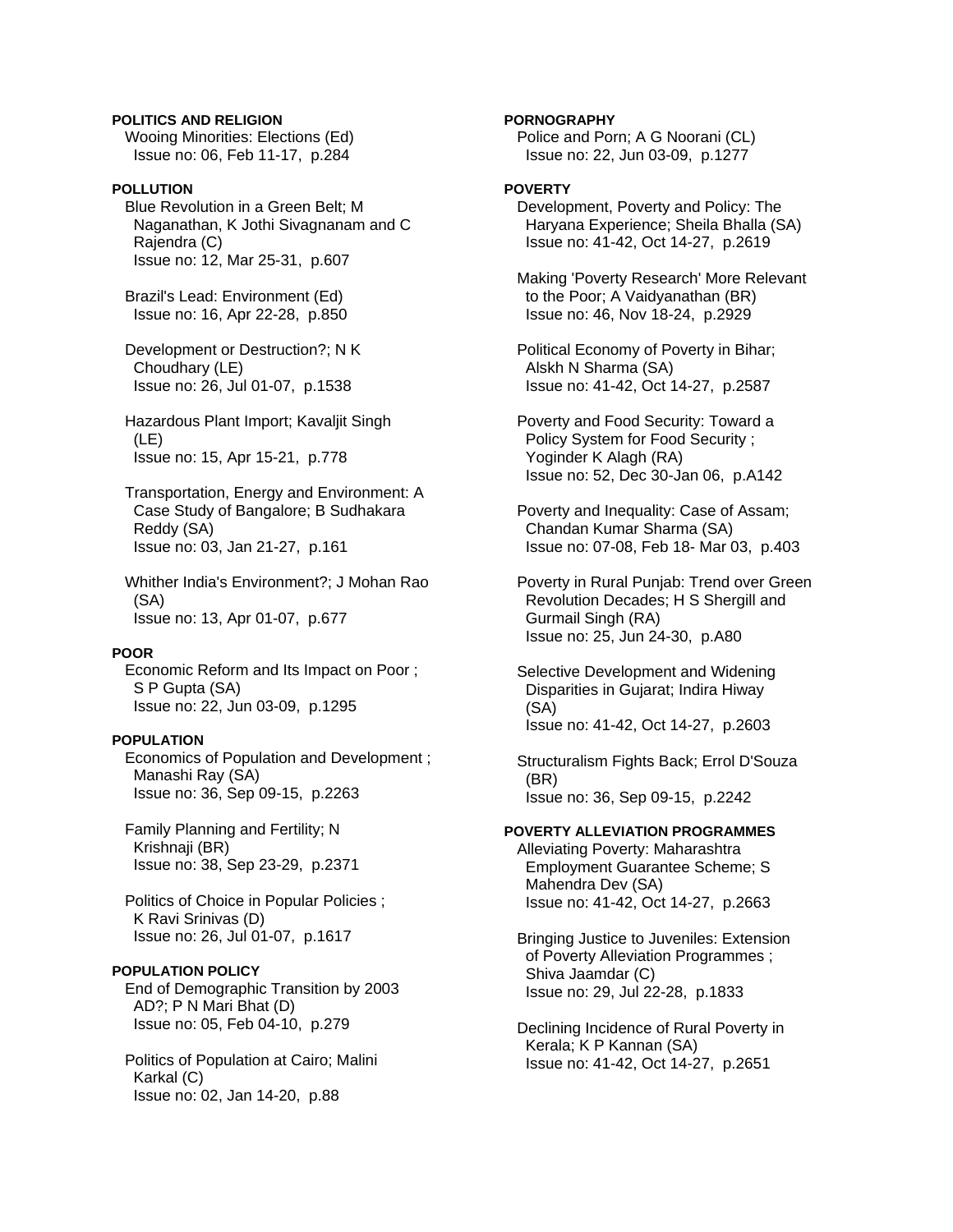**POLITICS AND RELIGION**

Wooing Minorities: Elections (Ed)
Issue no: 06, Feb 11-17, p.284

**POLLUTION**

Blue Revolution in a Green Belt; M Naganathan, K Jothi Sivagnanam and C Rajendra (C)
Issue no: 12, Mar 25-31, p.607

Brazil's Lead: Environment (Ed)
Issue no: 16, Apr 22-28, p.850

Development or Destruction?; N K Choudhary (LE)
Issue no: 26, Jul 01-07, p.1538

Hazardous Plant Import; Kavaljit Singh (LE)
Issue no: 15, Apr 15-21, p.778

Transportation, Energy and Environment: A Case Study of Bangalore; B Sudhakara Reddy (SA)
Issue no: 03, Jan 21-27, p.161

Whither India's Environment?; J Mohan Rao (SA)
Issue no: 13, Apr 01-07, p.677

**POOR**

Economic Reform and Its Impact on Poor ; S P Gupta (SA)
Issue no: 22, Jun 03-09, p.1295

**POPULATION**

Economics of Population and Development ; Manashi Ray (SA)
Issue no: 36, Sep 09-15, p.2263

Family Planning and Fertility; N Krishnaji (BR)
Issue no: 38, Sep 23-29, p.2371

Politics of Choice in Popular Policies ; K Ravi Srinivas (D)
Issue no: 26, Jul 01-07, p.1617

**POPULATION POLICY**

End of Demographic Transition by 2003 AD?; P N Mari Bhat (D)
Issue no: 05, Feb 04-10, p.279

Politics of Population at Cairo; Malini Karkal (C)
Issue no: 02, Jan 14-20, p.88

**PORNOGRAPHY**

Police and Porn; A G Noorani (CL)
Issue no: 22, Jun 03-09, p.1277

**POVERTY**

Development, Poverty and Policy: The Haryana Experience; Sheila Bhalla (SA)
Issue no: 41-42, Oct 14-27, p.2619

Making 'Poverty Research' More Relevant to the Poor; A Vaidyanathan (BR)
Issue no: 46, Nov 18-24, p.2929

Political Economy of Poverty in Bihar; Alskh N Sharma (SA)
Issue no: 41-42, Oct 14-27, p.2587

Poverty and Food Security: Toward a Policy System for Food Security ; Yoginder K Alagh (RA)
Issue no: 52, Dec 30-Jan 06, p.A142

Poverty and Inequality: Case of Assam; Chandan Kumar Sharma (SA)
Issue no: 07-08, Feb 18- Mar 03, p.403

Poverty in Rural Punjab: Trend over Green Revolution Decades; H S Shergill and Gurmail Singh (RA)
Issue no: 25, Jun 24-30, p.A80

Selective Development and Widening Disparities in Gujarat; Indira Hiway (SA)
Issue no: 41-42, Oct 14-27, p.2603

Structuralism Fights Back; Errol D'Souza (BR)
Issue no: 36, Sep 09-15, p.2242

**POVERTY ALLEVIATION PROGRAMMES**

Alleviating Poverty: Maharashtra Employment Guarantee Scheme; S Mahendra Dev (SA)
Issue no: 41-42, Oct 14-27, p.2663

Bringing Justice to Juveniles: Extension of Poverty Alleviation Programmes ; Shiva Jaamdar (C)
Issue no: 29, Jul 22-28, p.1833

Declining Incidence of Rural Poverty in Kerala; K P Kannan (SA)
Issue no: 41-42, Oct 14-27, p.2651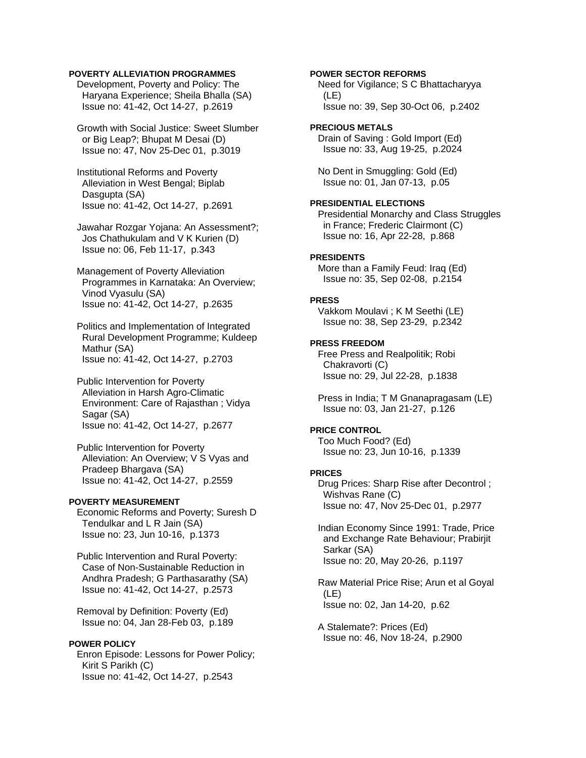**POVERTY ALLEVIATION PROGRAMMES**

Development, Poverty and Policy: The Haryana Experience; Sheila Bhalla (SA)
Issue no: 41-42, Oct 14-27, p.2619

Growth with Social Justice: Sweet Slumber or Big Leap?; Bhupat M Desai (D)
Issue no: 47, Nov 25-Dec 01, p.3019

Institutional Reforms and Poverty Alleviation in West Bengal; Biplab Dasgupta (SA)
Issue no: 41-42, Oct 14-27, p.2691

Jawahar Rozgar Yojana: An Assessment?; Jos Chathukulam and V K Kurien (D)
Issue no: 06, Feb 11-17, p.343

Management of Poverty Alleviation Programmes in Karnataka: An Overview; Vinod Vyasulu (SA)
Issue no: 41-42, Oct 14-27, p.2635

Politics and Implementation of Integrated Rural Development Programme; Kuldeep Mathur (SA)
Issue no: 41-42, Oct 14-27, p.2703

Public Intervention for Poverty Alleviation in Harsh Agro-Climatic Environment: Care of Rajasthan ; Vidya Sagar (SA)
Issue no: 41-42, Oct 14-27, p.2677

Public Intervention for Poverty Alleviation: An Overview; V S Vyas and Pradeep Bhargava (SA)
Issue no: 41-42, Oct 14-27, p.2559

**POVERTY MEASUREMENT**

Economic Reforms and Poverty; Suresh D Tendulkar and L R Jain (SA)
Issue no: 23, Jun 10-16, p.1373

Public Intervention and Rural Poverty: Case of Non-Sustainable Reduction in Andhra Pradesh; G Parthasarathy (SA)
Issue no: 41-42, Oct 14-27, p.2573

Removal by Definition: Poverty (Ed)
Issue no: 04, Jan 28-Feb 03, p.189

**POWER POLICY**

Enron Episode: Lessons for Power Policy; Kirit S Parikh (C)
Issue no: 41-42, Oct 14-27, p.2543

**POWER SECTOR REFORMS**

Need for Vigilance; S C Bhattacharyya (LE)
Issue no: 39, Sep 30-Oct 06, p.2402

**PRECIOUS METALS**

Drain of Saving : Gold Import (Ed)
Issue no: 33, Aug 19-25, p.2024

No Dent in Smuggling: Gold (Ed)
Issue no: 01, Jan 07-13, p.05

**PRESIDENTIAL ELECTIONS**

Presidential Monarchy and Class Struggles in France; Frederic Clairmont (C)
Issue no: 16, Apr 22-28, p.868

**PRESIDENTS**

More than a Family Feud: Iraq (Ed)
Issue no: 35, Sep 02-08, p.2154

**PRESS**

Vakkom Moulavi ; K M Seethi (LE)
Issue no: 38, Sep 23-29, p.2342

**PRESS FREEDOM**

Free Press and Realpolitik; Robi Chakravorti (C)
Issue no: 29, Jul 22-28, p.1838

Press in India; T M Gnanapragasam (LE)
Issue no: 03, Jan 21-27, p.126

**PRICE CONTROL**

Too Much Food? (Ed)
Issue no: 23, Jun 10-16, p.1339

**PRICES**

Drug Prices: Sharp Rise after Decontrol ; Wishvas Rane (C)
Issue no: 47, Nov 25-Dec 01, p.2977

Indian Economy Since 1991: Trade, Price and Exchange Rate Behaviour; Prabirjit Sarkar (SA)
Issue no: 20, May 20-26, p.1197

Raw Material Price Rise; Arun et al Goyal (LE)
Issue no: 02, Jan 14-20, p.62

A Stalemate?: Prices (Ed)
Issue no: 46, Nov 18-24, p.2900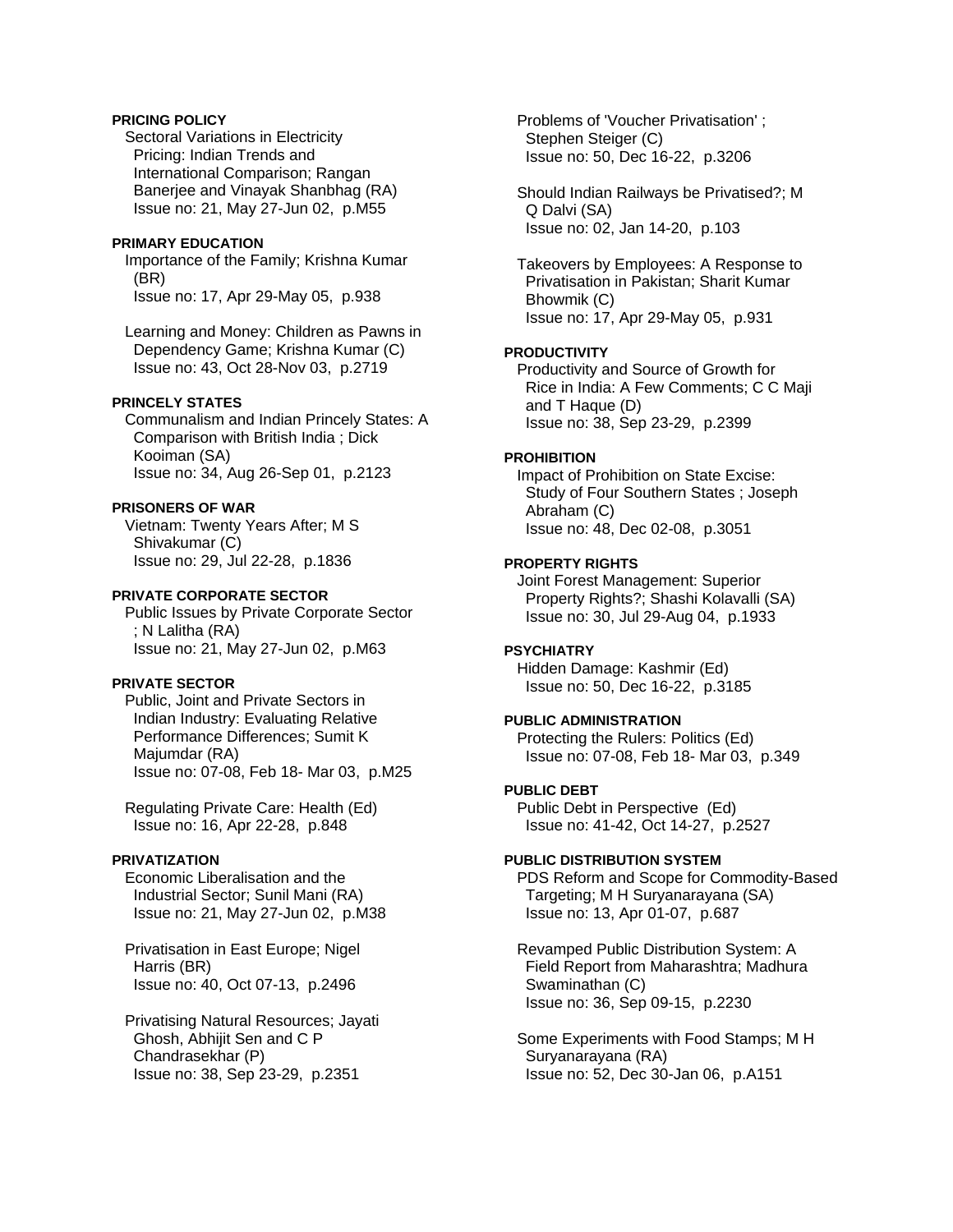**PRICING POLICY**

Sectoral Variations in Electricity Pricing: Indian Trends and International Comparison; Rangan Banerjee and Vinayak Shanbhag (RA)
Issue no: 21, May 27-Jun 02, p.M55

**PRIMARY EDUCATION**

Importance of the Family; Krishna Kumar (BR)
Issue no: 17, Apr 29-May 05, p.938

Learning and Money: Children as Pawns in Dependency Game; Krishna Kumar (C)
Issue no: 43, Oct 28-Nov 03, p.2719

**PRINCELY STATES**

Communalism and Indian Princely States: A Comparison with British India ; Dick Kooiman (SA)
Issue no: 34, Aug 26-Sep 01, p.2123

**PRISONERS OF WAR**

Vietnam: Twenty Years After; M S Shivakumar (C)
Issue no: 29, Jul 22-28, p.1836

**PRIVATE CORPORATE SECTOR**

Public Issues by Private Corporate Sector ; N Lalitha (RA)
Issue no: 21, May 27-Jun 02, p.M63

**PRIVATE SECTOR**

Public, Joint and Private Sectors in Indian Industry: Evaluating Relative Performance Differences; Sumit K Majumdar (RA)
Issue no: 07-08, Feb 18- Mar 03, p.M25

Regulating Private Care: Health (Ed)
Issue no: 16, Apr 22-28, p.848

**PRIVATIZATION**

Economic Liberalisation and the Industrial Sector; Sunil Mani (RA)
Issue no: 21, May 27-Jun 02, p.M38

Privatisation in East Europe; Nigel Harris (BR)
Issue no: 40, Oct 07-13, p.2496

Privatising Natural Resources; Jayati Ghosh, Abhijit Sen and C P Chandrasekhar (P)
Issue no: 38, Sep 23-29, p.2351

Problems of 'Voucher Privatisation' ; Stephen Steiger (C)
Issue no: 50, Dec 16-22, p.3206

Should Indian Railways be Privatised?; M Q Dalvi (SA)
Issue no: 02, Jan 14-20, p.103

Takeovers by Employees: A Response to Privatisation in Pakistan; Sharit Kumar Bhowmik (C)
Issue no: 17, Apr 29-May 05, p.931

**PRODUCTIVITY**

Productivity and Source of Growth for Rice in India: A Few Comments; C C Maji and T Haque (D)
Issue no: 38, Sep 23-29, p.2399

**PROHIBITION**

Impact of Prohibition on State Excise: Study of Four Southern States ; Joseph Abraham (C)
Issue no: 48, Dec 02-08, p.3051

**PROPERTY RIGHTS**

Joint Forest Management: Superior Property Rights?; Shashi Kolavalli (SA)
Issue no: 30, Jul 29-Aug 04, p.1933

**PSYCHIATRY**

Hidden Damage: Kashmir (Ed)
Issue no: 50, Dec 16-22, p.3185

**PUBLIC ADMINISTRATION**

Protecting the Rulers: Politics (Ed)
Issue no: 07-08, Feb 18- Mar 03, p.349

**PUBLIC DEBT**

Public Debt in Perspective (Ed)
Issue no: 41-42, Oct 14-27, p.2527

**PUBLIC DISTRIBUTION SYSTEM**

PDS Reform and Scope for Commodity-Based Targeting; M H Suryanarayana (SA)
Issue no: 13, Apr 01-07, p.687

Revamped Public Distribution System: A Field Report from Maharashtra; Madhura Swaminathan (C)
Issue no: 36, Sep 09-15, p.2230

Some Experiments with Food Stamps; M H Suryanarayana (RA)
Issue no: 52, Dec 30-Jan 06, p.A151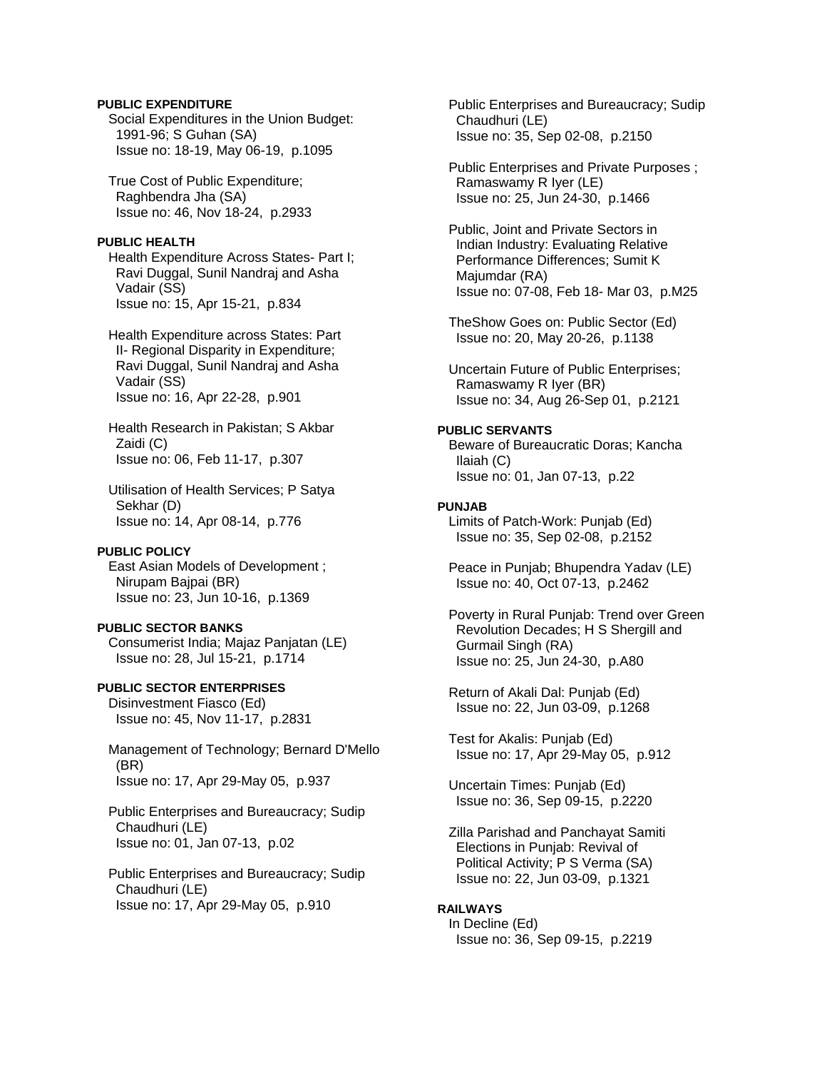**PUBLIC EXPENDITURE**

Social Expenditures in the Union Budget: 1991-96; S Guhan (SA)
Issue no: 18-19, May 06-19, p.1095

True Cost of Public Expenditure; Raghbendra Jha (SA)
Issue no: 46, Nov 18-24, p.2933

**PUBLIC HEALTH**

Health Expenditure Across States- Part I; Ravi Duggal, Sunil Nandraj and Asha Vadair (SS)
Issue no: 15, Apr 15-21, p.834

Health Expenditure across States: Part II- Regional Disparity in Expenditure; Ravi Duggal, Sunil Nandraj and Asha Vadair (SS)
Issue no: 16, Apr 22-28, p.901

Health Research in Pakistan; S Akbar Zaidi (C)
Issue no: 06, Feb 11-17, p.307

Utilisation of Health Services; P Satya Sekhar (D)
Issue no: 14, Apr 08-14, p.776

**PUBLIC POLICY**

East Asian Models of Development ; Nirupam Bajpai (BR)
Issue no: 23, Jun 10-16, p.1369

**PUBLIC SECTOR BANKS**

Consumerist India; Majaz Panjatan (LE)
Issue no: 28, Jul 15-21, p.1714

**PUBLIC SECTOR ENTERPRISES**

Disinvestment Fiasco (Ed)
Issue no: 45, Nov 11-17, p.2831

Management of Technology; Bernard D'Mello (BR)
Issue no: 17, Apr 29-May 05, p.937

Public Enterprises and Bureaucracy; Sudip Chaudhuri (LE)
Issue no: 01, Jan 07-13, p.02

Public Enterprises and Bureaucracy; Sudip Chaudhuri (LE)
Issue no: 17, Apr 29-May 05, p.910

Public Enterprises and Bureaucracy; Sudip Chaudhuri (LE)
Issue no: 35, Sep 02-08, p.2150

Public Enterprises and Private Purposes ; Ramaswamy R Iyer (LE)
Issue no: 25, Jun 24-30, p.1466

Public, Joint and Private Sectors in Indian Industry: Evaluating Relative Performance Differences; Sumit K Majumdar (RA)
Issue no: 07-08, Feb 18- Mar 03, p.M25

TheShow Goes on: Public Sector (Ed)
Issue no: 20, May 20-26, p.1138

Uncertain Future of Public Enterprises; Ramaswamy R Iyer (BR)
Issue no: 34, Aug 26-Sep 01, p.2121

**PUBLIC SERVANTS**

Beware of Bureaucratic Doras; Kancha Ilaiah (C)
Issue no: 01, Jan 07-13, p.22

**PUNJAB**

Limits of Patch-Work: Punjab (Ed)
Issue no: 35, Sep 02-08, p.2152

Peace in Punjab; Bhupendra Yadav (LE)
Issue no: 40, Oct 07-13, p.2462

Poverty in Rural Punjab: Trend over Green Revolution Decades; H S Shergill and Gurmail Singh (RA)
Issue no: 25, Jun 24-30, p.A80

Return of Akali Dal: Punjab (Ed)
Issue no: 22, Jun 03-09, p.1268

Test for Akalis: Punjab (Ed)
Issue no: 17, Apr 29-May 05, p.912

Uncertain Times: Punjab (Ed)
Issue no: 36, Sep 09-15, p.2220

Zilla Parishad and Panchayat Samiti Elections in Punjab: Revival of Political Activity; P S Verma (SA)
Issue no: 22, Jun 03-09, p.1321

**RAILWAYS**

In Decline (Ed)
Issue no: 36, Sep 09-15, p.2219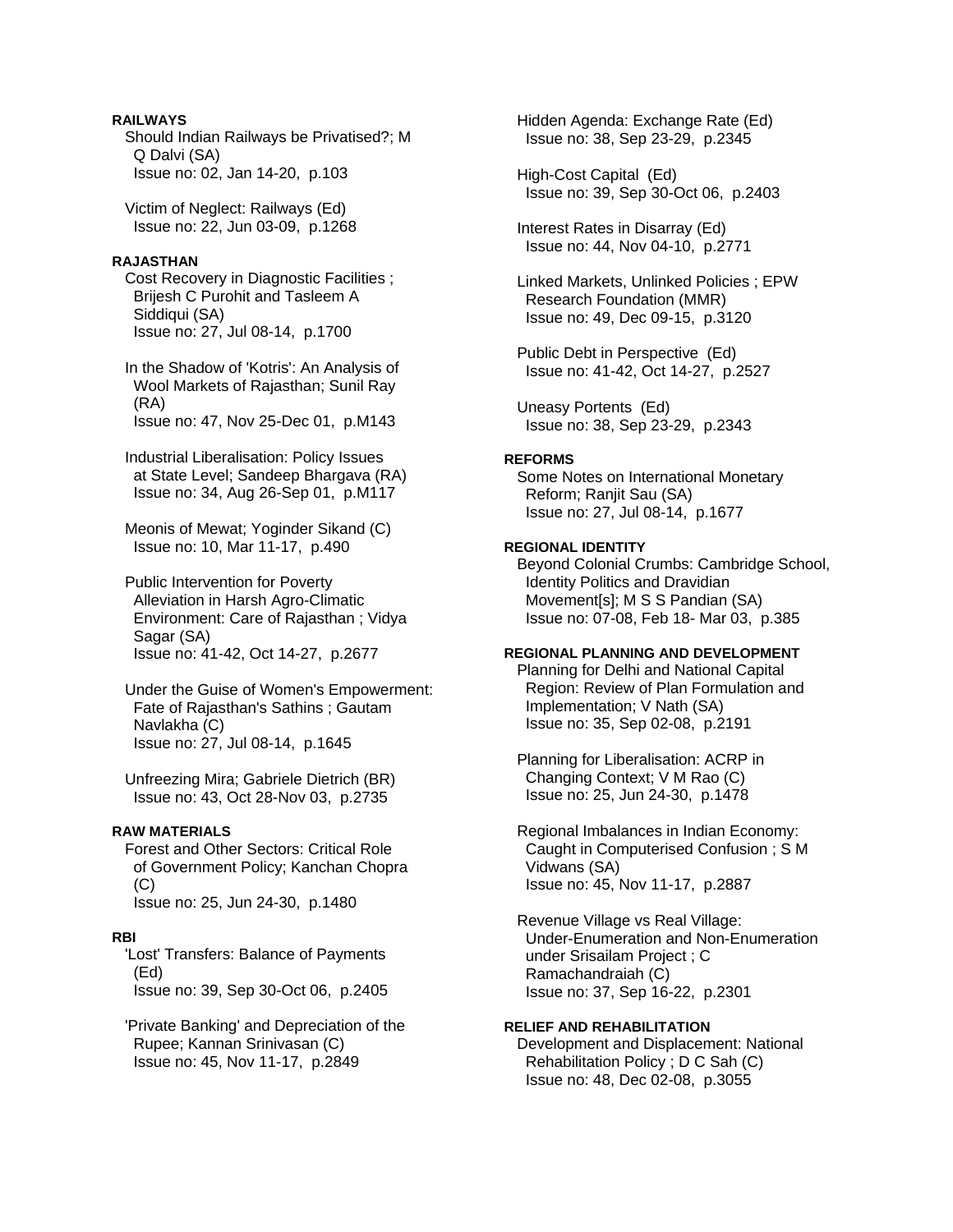**RAILWAYS**

Should Indian Railways be Privatised?; M Q Dalvi (SA)
Issue no: 02, Jan 14-20, p.103

Victim of Neglect: Railways (Ed)
Issue no: 22, Jun 03-09, p.1268

**RAJASTHAN**

Cost Recovery in Diagnostic Facilities ; Brijesh C Purohit and Tasleem A Siddiqui (SA)
Issue no: 27, Jul 08-14, p.1700

In the Shadow of 'Kotris': An Analysis of Wool Markets of Rajasthan; Sunil Ray (RA)
Issue no: 47, Nov 25-Dec 01, p.M143

Industrial Liberalisation: Policy Issues at State Level; Sandeep Bhargava (RA)
Issue no: 34, Aug 26-Sep 01, p.M117

Meonis of Mewat; Yoginder Sikand (C)
Issue no: 10, Mar 11-17, p.490

Public Intervention for Poverty Alleviation in Harsh Agro-Climatic Environment: Care of Rajasthan ; Vidya Sagar (SA)
Issue no: 41-42, Oct 14-27, p.2677

Under the Guise of Women's Empowerment: Fate of Rajasthan's Sathins ; Gautam Navlakha (C)
Issue no: 27, Jul 08-14, p.1645

Unfreezing Mira; Gabriele Dietrich (BR)
Issue no: 43, Oct 28-Nov 03, p.2735

**RAW MATERIALS**

Forest and Other Sectors: Critical Role of Government Policy; Kanchan Chopra (C)
Issue no: 25, Jun 24-30, p.1480

**RBI**

'Lost' Transfers: Balance of Payments (Ed)
Issue no: 39, Sep 30-Oct 06, p.2405

'Private Banking' and Depreciation of the Rupee; Kannan Srinivasan (C)
Issue no: 45, Nov 11-17, p.2849

Hidden Agenda: Exchange Rate (Ed)
Issue no: 38, Sep 23-29, p.2345

High-Cost Capital (Ed)
Issue no: 39, Sep 30-Oct 06, p.2403

Interest Rates in Disarray (Ed)
Issue no: 44, Nov 04-10, p.2771

Linked Markets, Unlinked Policies ; EPW Research Foundation (MMR)
Issue no: 49, Dec 09-15, p.3120

Public Debt in Perspective (Ed)
Issue no: 41-42, Oct 14-27, p.2527

Uneasy Portents (Ed)
Issue no: 38, Sep 23-29, p.2343

**REFORMS**

Some Notes on International Monetary Reform; Ranjit Sau (SA)
Issue no: 27, Jul 08-14, p.1677

**REGIONAL IDENTITY**

Beyond Colonial Crumbs: Cambridge School, Identity Politics and Dravidian Movement[s]; M S S Pandian (SA)
Issue no: 07-08, Feb 18- Mar 03, p.385

**REGIONAL PLANNING AND DEVELOPMENT**

Planning for Delhi and National Capital Region: Review of Plan Formulation and Implementation; V Nath (SA)
Issue no: 35, Sep 02-08, p.2191

Planning for Liberalisation: ACRP in Changing Context; V M Rao (C)
Issue no: 25, Jun 24-30, p.1478

Regional Imbalances in Indian Economy: Caught in Computerised Confusion ; S M Vidwans (SA)
Issue no: 45, Nov 11-17, p.2887

Revenue Village vs Real Village: Under-Enumeration and Non-Enumeration under Srisailam Project ; C Ramachandraiah (C)
Issue no: 37, Sep 16-22, p.2301

**RELIEF AND REHABILITATION**

Development and Displacement: National Rehabilitation Policy ; D C Sah (C)
Issue no: 48, Dec 02-08, p.3055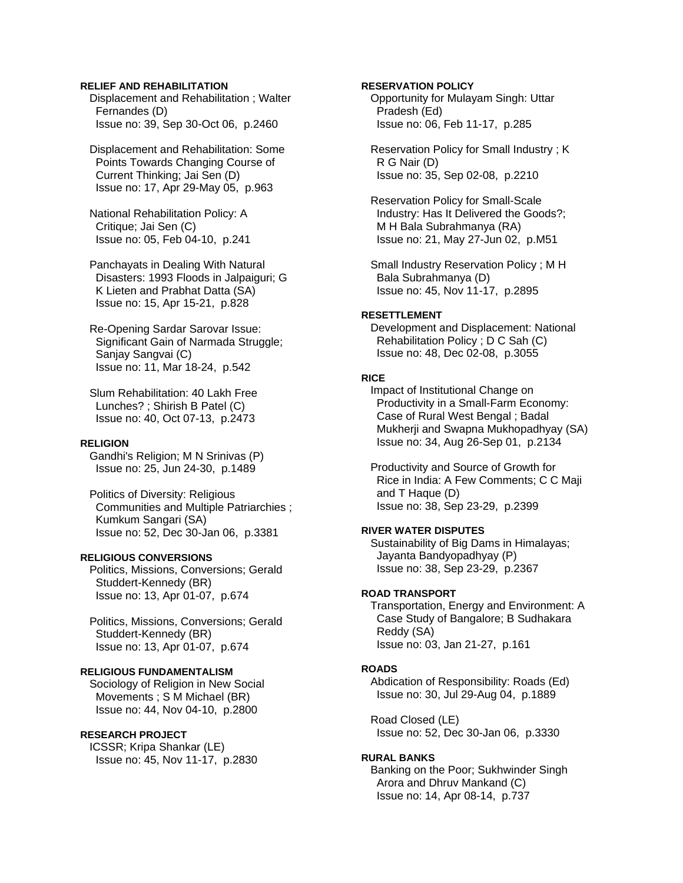**RELIEF AND REHABILITATION**

Displacement and Rehabilitation ; Walter Fernandes (D)
Issue no: 39, Sep 30-Oct 06, p.2460

Displacement and Rehabilitation: Some Points Towards Changing Course of Current Thinking; Jai Sen (D)
Issue no: 17, Apr 29-May 05, p.963

National Rehabilitation Policy: A Critique; Jai Sen (C)
Issue no: 05, Feb 04-10, p.241

Panchayats in Dealing With Natural Disasters: 1993 Floods in Jalpaiguri; G K Lieten and Prabhat Datta (SA)
Issue no: 15, Apr 15-21, p.828

Re-Opening Sardar Sarovar Issue: Significant Gain of Narmada Struggle; Sanjay Sangvai (C)
Issue no: 11, Mar 18-24, p.542

Slum Rehabilitation: 40 Lakh Free Lunches? ; Shirish B Patel (C)
Issue no: 40, Oct 07-13, p.2473

**RELIGION**

Gandhi's Religion; M N Srinivas (P)
Issue no: 25, Jun 24-30, p.1489

Politics of Diversity: Religious Communities and Multiple Patriarchies ; Kumkum Sangari (SA)
Issue no: 52, Dec 30-Jan 06, p.3381

**RELIGIOUS CONVERSIONS**

Politics, Missions, Conversions; Gerald Studdert-Kennedy (BR)
Issue no: 13, Apr 01-07, p.674

Politics, Missions, Conversions; Gerald Studdert-Kennedy (BR)
Issue no: 13, Apr 01-07, p.674

**RELIGIOUS FUNDAMENTALISM**

Sociology of Religion in New Social Movements ; S M Michael (BR)
Issue no: 44, Nov 04-10, p.2800

**RESEARCH PROJECT**

ICSSR; Kripa Shankar (LE)
Issue no: 45, Nov 11-17, p.2830

**RESERVATION POLICY**

Opportunity for Mulayam Singh: Uttar Pradesh (Ed)
Issue no: 06, Feb 11-17, p.285

Reservation Policy for Small Industry ; K R G Nair (D)
Issue no: 35, Sep 02-08, p.2210

Reservation Policy for Small-Scale Industry: Has It Delivered the Goods?; M H Bala Subrahmanya (RA)
Issue no: 21, May 27-Jun 02, p.M51

Small Industry Reservation Policy ; M H Bala Subrahmanya (D)
Issue no: 45, Nov 11-17, p.2895

**RESETTLEMENT**

Development and Displacement: National Rehabilitation Policy ; D C Sah (C)
Issue no: 48, Dec 02-08, p.3055

**RICE**

Impact of Institutional Change on Productivity in a Small-Farm Economy: Case of Rural West Bengal ; Badal Mukherji and Swapna Mukhopadhyay (SA)
Issue no: 34, Aug 26-Sep 01, p.2134

Productivity and Source of Growth for Rice in India: A Few Comments; C C Maji and T Haque (D)
Issue no: 38, Sep 23-29, p.2399

**RIVER WATER DISPUTES**

Sustainability of Big Dams in Himalayas; Jayanta Bandyopadhyay (P)
Issue no: 38, Sep 23-29, p.2367

**ROAD TRANSPORT**

Transportation, Energy and Environment: A Case Study of Bangalore; B Sudhakara Reddy (SA)
Issue no: 03, Jan 21-27, p.161

**ROADS**

Abdication of Responsibility: Roads (Ed)
Issue no: 30, Jul 29-Aug 04, p.1889

Road Closed (LE)
Issue no: 52, Dec 30-Jan 06, p.3330

**RURAL BANKS**

Banking on the Poor; Sukhwinder Singh Arora and Dhruv Mankand (C)
Issue no: 14, Apr 08-14, p.737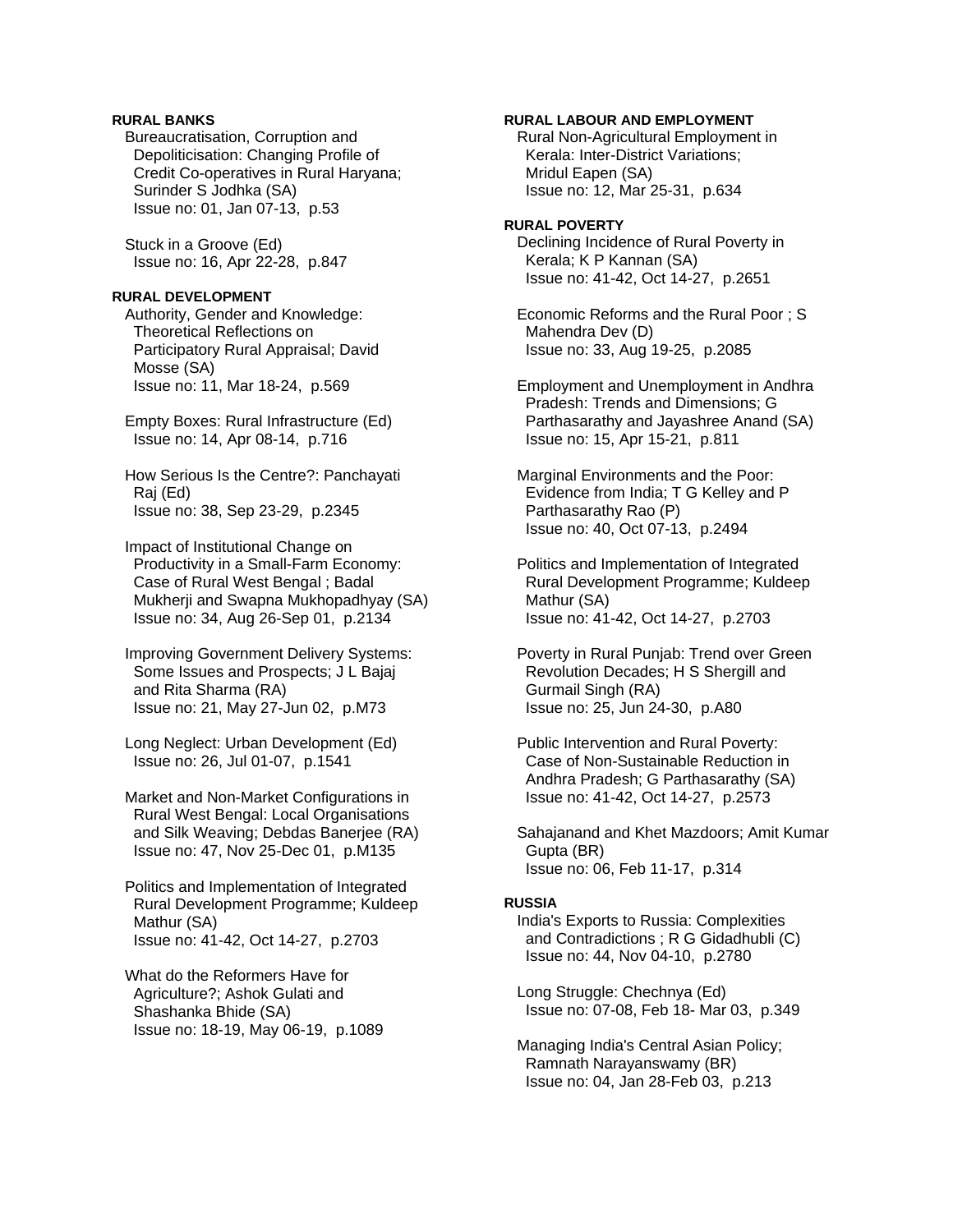**RURAL BANKS**

Bureaucratisation, Corruption and Depoliticisation: Changing Profile of Credit Co-operatives in Rural Haryana; Surinder S Jodhka (SA)
Issue no: 01, Jan 07-13, p.53

Stuck in a Groove (Ed)
Issue no: 16, Apr 22-28, p.847

**RURAL DEVELOPMENT**

Authority, Gender and Knowledge: Theoretical Reflections on Participatory Rural Appraisal; David Mosse (SA)
Issue no: 11, Mar 18-24, p.569

Empty Boxes: Rural Infrastructure (Ed)
Issue no: 14, Apr 08-14, p.716

How Serious Is the Centre?: Panchayati Raj (Ed)
Issue no: 38, Sep 23-29, p.2345

Impact of Institutional Change on Productivity in a Small-Farm Economy: Case of Rural West Bengal ; Badal Mukherji and Swapna Mukhopadhyay (SA)
Issue no: 34, Aug 26-Sep 01, p.2134

Improving Government Delivery Systems: Some Issues and Prospects; J L Bajaj and Rita Sharma (RA)
Issue no: 21, May 27-Jun 02, p.M73

Long Neglect: Urban Development (Ed)
Issue no: 26, Jul 01-07, p.1541

Market and Non-Market Configurations in Rural West Bengal: Local Organisations and Silk Weaving; Debdas Banerjee (RA)
Issue no: 47, Nov 25-Dec 01, p.M135

Politics and Implementation of Integrated Rural Development Programme; Kuldeep Mathur (SA)
Issue no: 41-42, Oct 14-27, p.2703

What do the Reformers Have for Agriculture?; Ashok Gulati and Shashanka Bhide (SA)
Issue no: 18-19, May 06-19, p.1089

**RURAL LABOUR AND EMPLOYMENT**

Rural Non-Agricultural Employment in Kerala: Inter-District Variations; Mridul Eapen (SA)
Issue no: 12, Mar 25-31, p.634

**RURAL POVERTY**

Declining Incidence of Rural Poverty in Kerala; K P Kannan (SA)
Issue no: 41-42, Oct 14-27, p.2651

Economic Reforms and the Rural Poor ; S Mahendra Dev (D)
Issue no: 33, Aug 19-25, p.2085

Employment and Unemployment in Andhra Pradesh: Trends and Dimensions; G Parthasarathy and Jayashree Anand (SA)
Issue no: 15, Apr 15-21, p.811

Marginal Environments and the Poor: Evidence from India; T G Kelley and P Parthasarathy Rao (P)
Issue no: 40, Oct 07-13, p.2494

Politics and Implementation of Integrated Rural Development Programme; Kuldeep Mathur (SA)
Issue no: 41-42, Oct 14-27, p.2703

Poverty in Rural Punjab: Trend over Green Revolution Decades; H S Shergill and Gurmail Singh (RA)
Issue no: 25, Jun 24-30, p.A80

Public Intervention and Rural Poverty: Case of Non-Sustainable Reduction in Andhra Pradesh; G Parthasarathy (SA)
Issue no: 41-42, Oct 14-27, p.2573

Sahajanand and Khet Mazdoors; Amit Kumar Gupta (BR)
Issue no: 06, Feb 11-17, p.314

**RUSSIA**

India's Exports to Russia: Complexities and Contradictions ; R G Gidadhubli (C)
Issue no: 44, Nov 04-10, p.2780

Long Struggle: Chechnya (Ed)
Issue no: 07-08, Feb 18- Mar 03, p.349

Managing India's Central Asian Policy; Ramnath Narayanswamy (BR)
Issue no: 04, Jan 28-Feb 03, p.213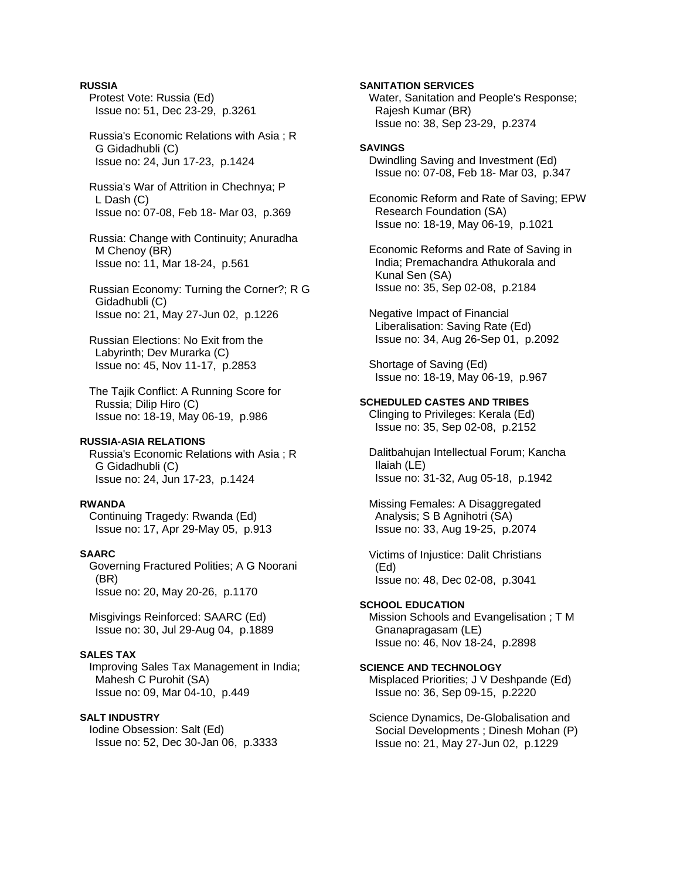**RUSSIA**

Protest Vote: Russia (Ed)
Issue no: 51, Dec 23-29, p.3261

Russia's Economic Relations with Asia ; R G Gidadhubli (C)
Issue no: 24, Jun 17-23, p.1424

Russia's War of Attrition in Chechnya; P L Dash (C)
Issue no: 07-08, Feb 18- Mar 03, p.369

Russia: Change with Continuity; Anuradha M Chenoy (BR)
Issue no: 11, Mar 18-24, p.561

Russian Economy: Turning the Corner?; R G Gidadhubli (C)
Issue no: 21, May 27-Jun 02, p.1226

Russian Elections: No Exit from the Labyrinth; Dev Murarka (C)
Issue no: 45, Nov 11-17, p.2853

The Tajik Conflict: A Running Score for Russia; Dilip Hiro (C)
Issue no: 18-19, May 06-19, p.986

**RUSSIA-ASIA RELATIONS**

Russia's Economic Relations with Asia ; R G Gidadhubli (C)
Issue no: 24, Jun 17-23, p.1424

**RWANDA**

Continuing Tragedy: Rwanda (Ed)
Issue no: 17, Apr 29-May 05, p.913

**SAARC**

Governing Fractured Polities; A G Noorani (BR)
Issue no: 20, May 20-26, p.1170

Misgivings Reinforced: SAARC (Ed)
Issue no: 30, Jul 29-Aug 04, p.1889

**SALES TAX**

Improving Sales Tax Management in India; Mahesh C Purohit (SA)
Issue no: 09, Mar 04-10, p.449

**SALT INDUSTRY**

Iodine Obsession: Salt (Ed)
Issue no: 52, Dec 30-Jan 06, p.3333

**SANITATION SERVICES**

Water, Sanitation and People's Response; Rajesh Kumar (BR)
Issue no: 38, Sep 23-29, p.2374

**SAVINGS**

Dwindling Saving and Investment (Ed)
Issue no: 07-08, Feb 18- Mar 03, p.347

Economic Reform and Rate of Saving; EPW Research Foundation (SA)
Issue no: 18-19, May 06-19, p.1021

Economic Reforms and Rate of Saving in India; Premachandra Athukorala and Kunal Sen (SA)
Issue no: 35, Sep 02-08, p.2184

Negative Impact of Financial Liberalisation: Saving Rate (Ed)
Issue no: 34, Aug 26-Sep 01, p.2092

Shortage of Saving (Ed)
Issue no: 18-19, May 06-19, p.967

**SCHEDULED CASTES AND TRIBES**

Clinging to Privileges: Kerala (Ed)
Issue no: 35, Sep 02-08, p.2152

Dalitbahujan Intellectual Forum; Kancha Ilaiah (LE)
Issue no: 31-32, Aug 05-18, p.1942

Missing Females: A Disaggregated Analysis; S B Agnihotri (SA)
Issue no: 33, Aug 19-25, p.2074

Victims of Injustice: Dalit Christians (Ed)
Issue no: 48, Dec 02-08, p.3041

**SCHOOL EDUCATION**

Mission Schools and Evangelisation ; T M Gnanapragasam (LE)
Issue no: 46, Nov 18-24, p.2898

**SCIENCE AND TECHNOLOGY**

Misplaced Priorities; J V Deshpande (Ed)
Issue no: 36, Sep 09-15, p.2220

Science Dynamics, De-Globalisation and Social Developments ; Dinesh Mohan (P)
Issue no: 21, May 27-Jun 02, p.1229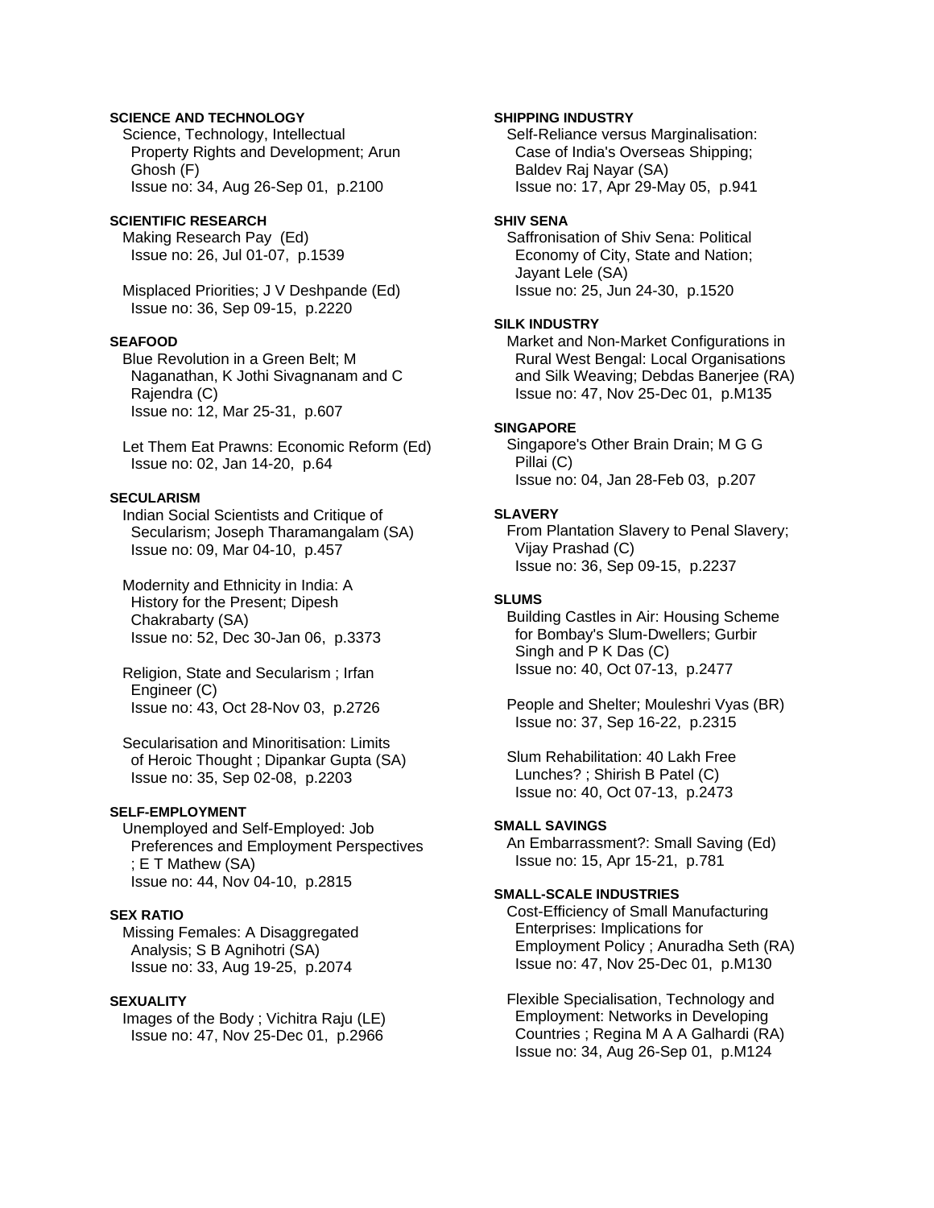**SCIENCE AND TECHNOLOGY**

Science, Technology, Intellectual Property Rights and Development; Arun Ghosh (F)
Issue no: 34, Aug 26-Sep 01, p.2100

**SCIENTIFIC RESEARCH**

Making Research Pay (Ed)
Issue no: 26, Jul 01-07, p.1539

Misplaced Priorities; J V Deshpande (Ed)
Issue no: 36, Sep 09-15, p.2220

**SEAFOOD**

Blue Revolution in a Green Belt; M Naganathan, K Jothi Sivagnanam and C Rajendra (C)
Issue no: 12, Mar 25-31, p.607

Let Them Eat Prawns: Economic Reform (Ed)
Issue no: 02, Jan 14-20, p.64

**SECULARISM**

Indian Social Scientists and Critique of Secularism; Joseph Tharamangalam (SA)
Issue no: 09, Mar 04-10, p.457

Modernity and Ethnicity in India: A History for the Present; Dipesh Chakrabarty (SA)
Issue no: 52, Dec 30-Jan 06, p.3373

Religion, State and Secularism ; Irfan Engineer (C)
Issue no: 43, Oct 28-Nov 03, p.2726

Secularisation and Minoritisation: Limits of Heroic Thought ; Dipankar Gupta (SA)
Issue no: 35, Sep 02-08, p.2203

**SELF-EMPLOYMENT**

Unemployed and Self-Employed: Job Preferences and Employment Perspectives ; E T Mathew (SA)
Issue no: 44, Nov 04-10, p.2815

**SEX RATIO**

Missing Females: A Disaggregated Analysis; S B Agnihotri (SA)
Issue no: 33, Aug 19-25, p.2074

**SEXUALITY**

Images of the Body ; Vichitra Raju (LE)
Issue no: 47, Nov 25-Dec 01, p.2966

**SHIPPING INDUSTRY**

Self-Reliance versus Marginalisation: Case of India's Overseas Shipping; Baldev Raj Nayar (SA)
Issue no: 17, Apr 29-May 05, p.941

**SHIV SENA**

Saffronisation of Shiv Sena: Political Economy of City, State and Nation; Jayant Lele (SA)
Issue no: 25, Jun 24-30, p.1520

**SILK INDUSTRY**

Market and Non-Market Configurations in Rural West Bengal: Local Organisations and Silk Weaving; Debdas Banerjee (RA)
Issue no: 47, Nov 25-Dec 01, p.M135

**SINGAPORE**

Singapore's Other Brain Drain; M G G Pillai (C)
Issue no: 04, Jan 28-Feb 03, p.207

**SLAVERY**

From Plantation Slavery to Penal Slavery; Vijay Prashad (C)
Issue no: 36, Sep 09-15, p.2237

**SLUMS**

Building Castles in Air: Housing Scheme for Bombay's Slum-Dwellers; Gurbir Singh and P K Das (C)
Issue no: 40, Oct 07-13, p.2477

People and Shelter; Mouleshri Vyas (BR)
Issue no: 37, Sep 16-22, p.2315

Slum Rehabilitation: 40 Lakh Free Lunches? ; Shirish B Patel (C)
Issue no: 40, Oct 07-13, p.2473

**SMALL SAVINGS**

An Embarrassment?: Small Saving (Ed)
Issue no: 15, Apr 15-21, p.781

**SMALL-SCALE INDUSTRIES**

Cost-Efficiency of Small Manufacturing Enterprises: Implications for Employment Policy ; Anuradha Seth (RA)
Issue no: 47, Nov 25-Dec 01, p.M130

Flexible Specialisation, Technology and Employment: Networks in Developing Countries ; Regina M A A Galhardi (RA)
Issue no: 34, Aug 26-Sep 01, p.M124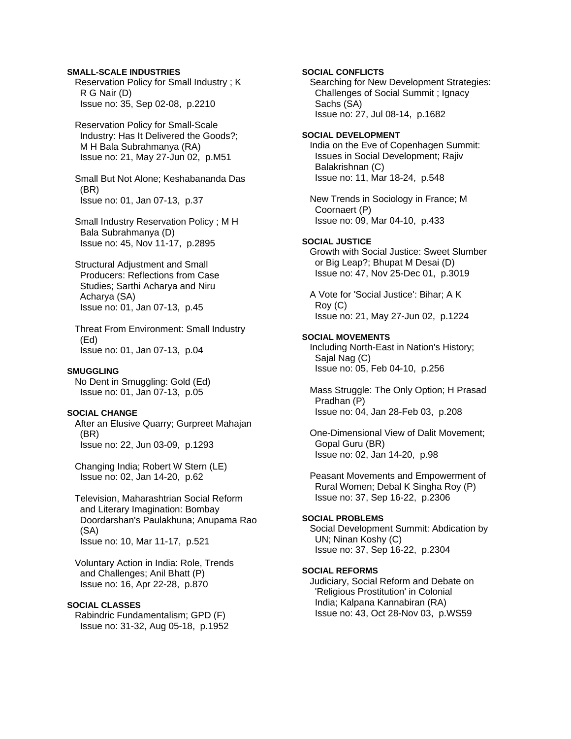**SMALL-SCALE INDUSTRIES**

Reservation Policy for Small Industry ; K R G Nair (D)
Issue no: 35, Sep 02-08, p.2210

Reservation Policy for Small-Scale Industry: Has It Delivered the Goods?; M H Bala Subrahmanya (RA)
Issue no: 21, May 27-Jun 02, p.M51

Small But Not Alone; Keshabananda Das (BR)
Issue no: 01, Jan 07-13, p.37

Small Industry Reservation Policy ; M H Bala Subrahmanya (D)
Issue no: 45, Nov 11-17, p.2895

Structural Adjustment and Small Producers: Reflections from Case Studies; Sarthi Acharya and Niru Acharya (SA)
Issue no: 01, Jan 07-13, p.45

Threat From Environment: Small Industry (Ed)
Issue no: 01, Jan 07-13, p.04

**SMUGGLING**

No Dent in Smuggling: Gold (Ed)
Issue no: 01, Jan 07-13, p.05

**SOCIAL CHANGE**

After an Elusive Quarry; Gurpreet Mahajan (BR)
Issue no: 22, Jun 03-09, p.1293

Changing India; Robert W Stern (LE)
Issue no: 02, Jan 14-20, p.62

Television, Maharashtrian Social Reform and Literary Imagination: Bombay Doordarshan's Paulakhuna; Anupama Rao (SA)
Issue no: 10, Mar 11-17, p.521

Voluntary Action in India: Role, Trends and Challenges; Anil Bhatt (P)
Issue no: 16, Apr 22-28, p.870

**SOCIAL CLASSES**

Rabindric Fundamentalism; GPD (F)
Issue no: 31-32, Aug 05-18, p.1952

**SOCIAL CONFLICTS**

Searching for New Development Strategies: Challenges of Social Summit ; Ignacy Sachs (SA)
Issue no: 27, Jul 08-14, p.1682

**SOCIAL DEVELOPMENT**

India on the Eve of Copenhagen Summit: Issues in Social Development; Rajiv Balakrishnan (C)
Issue no: 11, Mar 18-24, p.548

New Trends in Sociology in France; M Coornaert (P)
Issue no: 09, Mar 04-10, p.433

**SOCIAL JUSTICE**

Growth with Social Justice: Sweet Slumber or Big Leap?; Bhupat M Desai (D)
Issue no: 47, Nov 25-Dec 01, p.3019

A Vote for 'Social Justice': Bihar; A K Roy (C)
Issue no: 21, May 27-Jun 02, p.1224

**SOCIAL MOVEMENTS**

Including North-East in Nation's History; Sajal Nag (C)
Issue no: 05, Feb 04-10, p.256

Mass Struggle: The Only Option; H Prasad Pradhan (P)
Issue no: 04, Jan 28-Feb 03, p.208

One-Dimensional View of Dalit Movement; Gopal Guru (BR)
Issue no: 02, Jan 14-20, p.98

Peasant Movements and Empowerment of Rural Women; Debal K Singha Roy (P)
Issue no: 37, Sep 16-22, p.2306

**SOCIAL PROBLEMS**

Social Development Summit: Abdication by UN; Ninan Koshy (C)
Issue no: 37, Sep 16-22, p.2304

**SOCIAL REFORMS**

Judiciary, Social Reform and Debate on 'Religious Prostitution' in Colonial India; Kalpana Kannabiran (RA)
Issue no: 43, Oct 28-Nov 03, p.WS59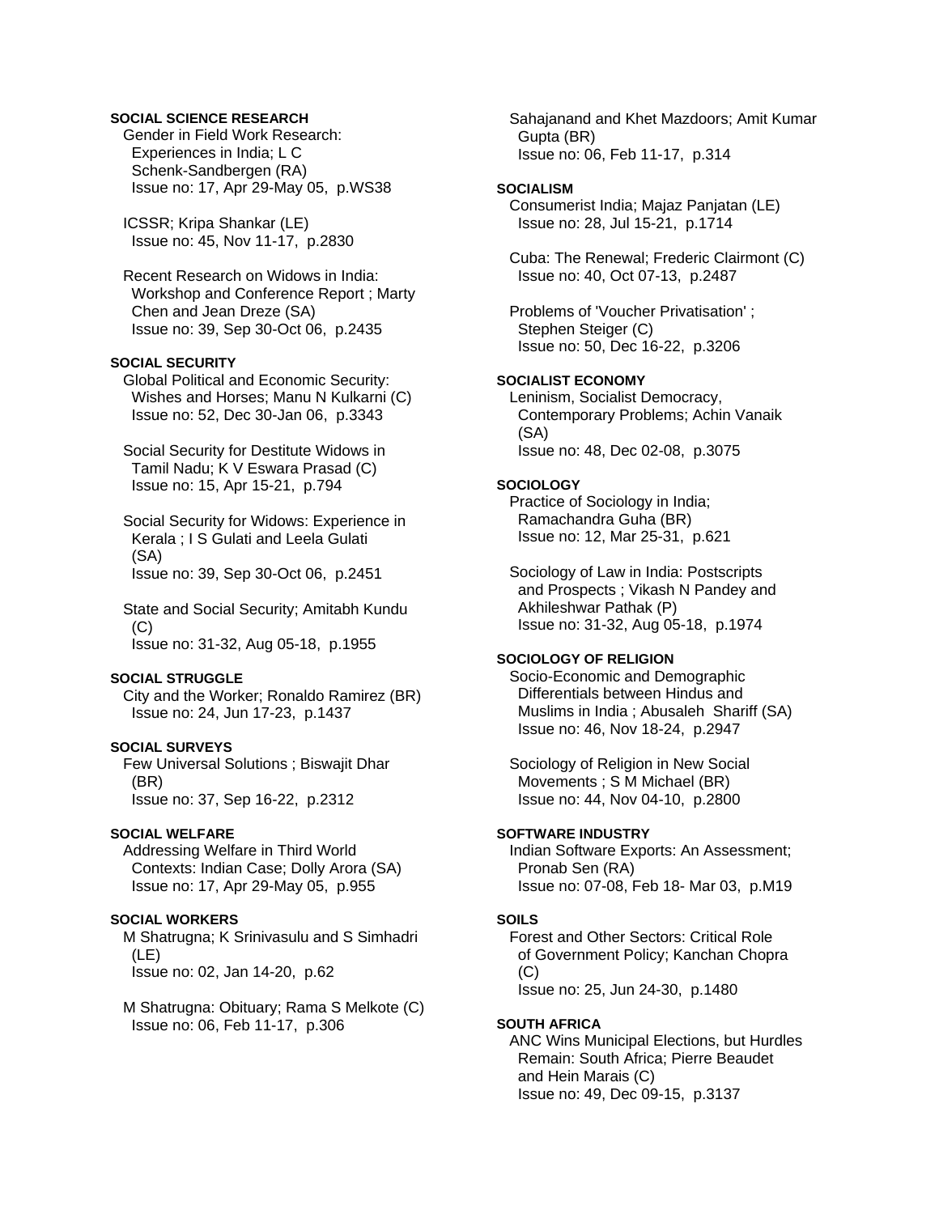**SOCIAL SCIENCE RESEARCH**

Gender in Field Work Research: Experiences in India; L C Schenk-Sandbergen (RA)
Issue no: 17, Apr 29-May 05, p.WS38

ICSSR; Kripa Shankar (LE)
Issue no: 45, Nov 11-17, p.2830

Recent Research on Widows in India: Workshop and Conference Report ; Marty Chen and Jean Dreze (SA)
Issue no: 39, Sep 30-Oct 06, p.2435

**SOCIAL SECURITY**

Global Political and Economic Security: Wishes and Horses; Manu N Kulkarni (C)
Issue no: 52, Dec 30-Jan 06, p.3343

Social Security for Destitute Widows in Tamil Nadu; K V Eswara Prasad (C)
Issue no: 15, Apr 15-21, p.794

Social Security for Widows: Experience in Kerala ; I S Gulati and Leela Gulati (SA)
Issue no: 39, Sep 30-Oct 06, p.2451

State and Social Security; Amitabh Kundu (C)
Issue no: 31-32, Aug 05-18, p.1955

**SOCIAL STRUGGLE**

City and the Worker; Ronaldo Ramirez (BR)
Issue no: 24, Jun 17-23, p.1437

**SOCIAL SURVEYS**

Few Universal Solutions ; Biswajit Dhar (BR)
Issue no: 37, Sep 16-22, p.2312

**SOCIAL WELFARE**

Addressing Welfare in Third World Contexts: Indian Case; Dolly Arora (SA)
Issue no: 17, Apr 29-May 05, p.955

**SOCIAL WORKERS**

M Shatrugna; K Srinivasulu and S Simhadri (LE)
Issue no: 02, Jan 14-20, p.62

M Shatrugna: Obituary; Rama S Melkote (C)
Issue no: 06, Feb 11-17, p.306

Sahajanand and Khet Mazdoors; Amit Kumar Gupta (BR)
Issue no: 06, Feb 11-17, p.314

**SOCIALISM**

Consumerist India; Majaz Panjatan (LE)
Issue no: 28, Jul 15-21, p.1714

Cuba: The Renewal; Frederic Clairmont (C)
Issue no: 40, Oct 07-13, p.2487

Problems of 'Voucher Privatisation' ; Stephen Steiger (C)
Issue no: 50, Dec 16-22, p.3206

**SOCIALIST ECONOMY**

Leninism, Socialist Democracy, Contemporary Problems; Achin Vanaik (SA)
Issue no: 48, Dec 02-08, p.3075

**SOCIOLOGY**

Practice of Sociology in India; Ramachandra Guha (BR)
Issue no: 12, Mar 25-31, p.621

Sociology of Law in India: Postscripts and Prospects ; Vikash N Pandey and Akhileshwar Pathak (P)
Issue no: 31-32, Aug 05-18, p.1974

**SOCIOLOGY OF RELIGION**

Socio-Economic and Demographic Differentials between Hindus and Muslims in India ; Abusaleh Shariff (SA)
Issue no: 46, Nov 18-24, p.2947

Sociology of Religion in New Social Movements ; S M Michael (BR)
Issue no: 44, Nov 04-10, p.2800

**SOFTWARE INDUSTRY**

Indian Software Exports: An Assessment; Pronab Sen (RA)
Issue no: 07-08, Feb 18- Mar 03, p.M19

**SOILS**

Forest and Other Sectors: Critical Role of Government Policy; Kanchan Chopra (C)
Issue no: 25, Jun 24-30, p.1480

**SOUTH AFRICA**

ANC Wins Municipal Elections, but Hurdles Remain: South Africa; Pierre Beaudet and Hein Marais (C)
Issue no: 49, Dec 09-15, p.3137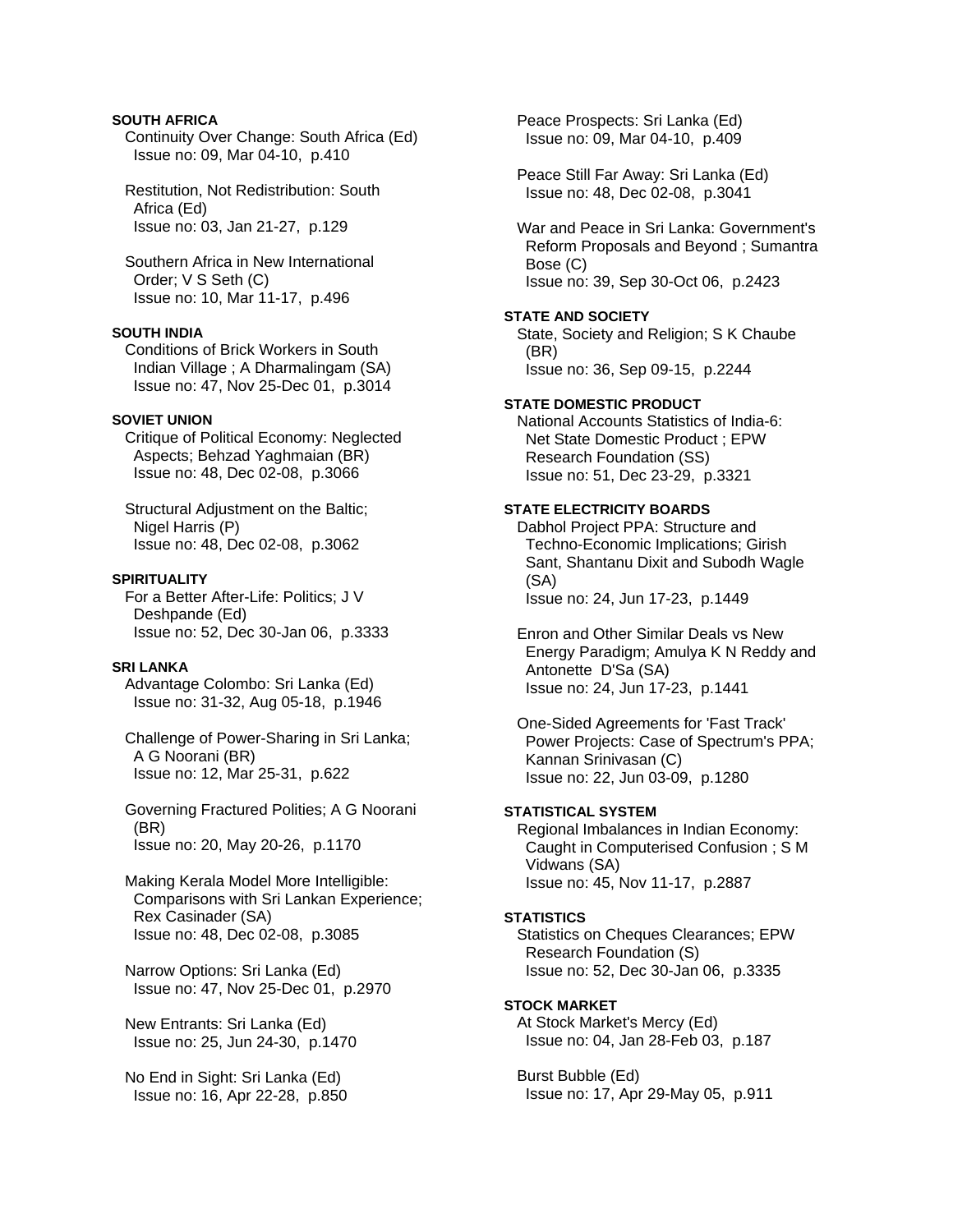**SOUTH AFRICA**

Continuity Over Change: South Africa (Ed)
Issue no: 09, Mar 04-10, p.410

Restitution, Not Redistribution: South Africa (Ed)
Issue no: 03, Jan 21-27, p.129

Southern Africa in New International Order; V S Seth (C)
Issue no: 10, Mar 11-17, p.496

**SOUTH INDIA**

Conditions of Brick Workers in South Indian Village ; A Dharmalingam (SA)
Issue no: 47, Nov 25-Dec 01, p.3014

**SOVIET UNION**

Critique of Political Economy: Neglected Aspects; Behzad Yaghmaian (BR)
Issue no: 48, Dec 02-08, p.3066

Structural Adjustment on the Baltic; Nigel Harris (P)
Issue no: 48, Dec 02-08, p.3062

**SPIRITUALITY**

For a Better After-Life: Politics; J V Deshpande (Ed)
Issue no: 52, Dec 30-Jan 06, p.3333

**SRI LANKA**

Advantage Colombo: Sri Lanka (Ed)
Issue no: 31-32, Aug 05-18, p.1946

Challenge of Power-Sharing in Sri Lanka; A G Noorani (BR)
Issue no: 12, Mar 25-31, p.622

Governing Fractured Polities; A G Noorani (BR)
Issue no: 20, May 20-26, p.1170

Making Kerala Model More Intelligible: Comparisons with Sri Lankan Experience; Rex Casinader (SA)
Issue no: 48, Dec 02-08, p.3085

Narrow Options: Sri Lanka (Ed)
Issue no: 47, Nov 25-Dec 01, p.2970

New Entrants: Sri Lanka (Ed)
Issue no: 25, Jun 24-30, p.1470

No End in Sight: Sri Lanka (Ed)
Issue no: 16, Apr 22-28, p.850

Peace Prospects: Sri Lanka (Ed)
Issue no: 09, Mar 04-10, p.409

Peace Still Far Away: Sri Lanka (Ed)
Issue no: 48, Dec 02-08, p.3041

War and Peace in Sri Lanka: Government's Reform Proposals and Beyond ; Sumantra Bose (C)
Issue no: 39, Sep 30-Oct 06, p.2423

**STATE AND SOCIETY**

State, Society and Religion; S K Chaube (BR)
Issue no: 36, Sep 09-15, p.2244

**STATE DOMESTIC PRODUCT**

National Accounts Statistics of India-6: Net State Domestic Product ; EPW Research Foundation (SS)
Issue no: 51, Dec 23-29, p.3321

**STATE ELECTRICITY BOARDS**

Dabhol Project PPA: Structure and Techno-Economic Implications; Girish Sant, Shantanu Dixit and Subodh Wagle (SA)
Issue no: 24, Jun 17-23, p.1449

Enron and Other Similar Deals vs New Energy Paradigm; Amulya K N Reddy and Antonette D'Sa (SA)
Issue no: 24, Jun 17-23, p.1441

One-Sided Agreements for 'Fast Track' Power Projects: Case of Spectrum's PPA; Kannan Srinivasan (C)
Issue no: 22, Jun 03-09, p.1280

**STATISTICAL SYSTEM**

Regional Imbalances in Indian Economy: Caught in Computerised Confusion ; S M Vidwans (SA)
Issue no: 45, Nov 11-17, p.2887

**STATISTICS**

Statistics on Cheques Clearances; EPW Research Foundation (S)
Issue no: 52, Dec 30-Jan 06, p.3335

**STOCK MARKET**

At Stock Market's Mercy (Ed)
Issue no: 04, Jan 28-Feb 03, p.187

Burst Bubble (Ed)
Issue no: 17, Apr 29-May 05, p.911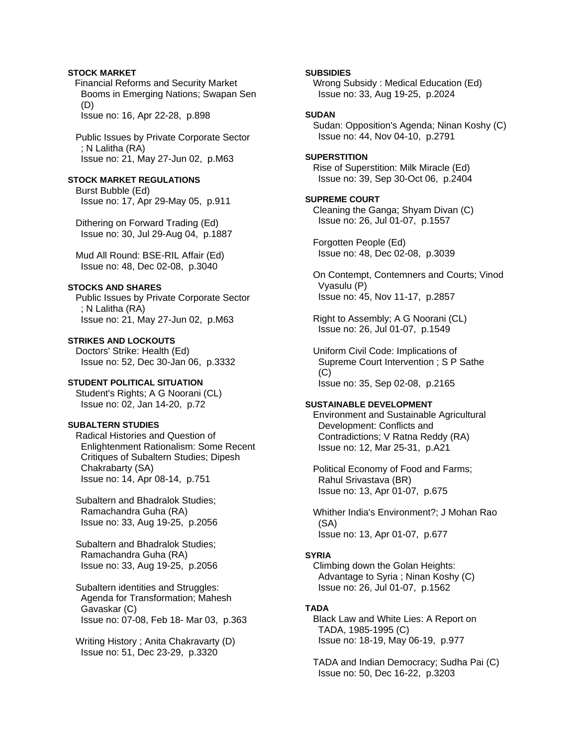**STOCK MARKET**

Financial Reforms and Security Market Booms in Emerging Nations; Swapan Sen (D)
Issue no: 16, Apr 22-28, p.898

Public Issues by Private Corporate Sector ; N Lalitha (RA)
Issue no: 21, May 27-Jun 02, p.M63

**STOCK MARKET REGULATIONS**

Burst Bubble (Ed)
Issue no: 17, Apr 29-May 05, p.911

Dithering on Forward Trading (Ed)
Issue no: 30, Jul 29-Aug 04, p.1887

Mud All Round: BSE-RIL Affair (Ed)
Issue no: 48, Dec 02-08, p.3040

**STOCKS AND SHARES**

Public Issues by Private Corporate Sector ; N Lalitha (RA)
Issue no: 21, May 27-Jun 02, p.M63

**STRIKES AND LOCKOUTS**

Doctors' Strike: Health (Ed)
Issue no: 52, Dec 30-Jan 06, p.3332

**STUDENT POLITICAL SITUATION**

Student's Rights; A G Noorani (CL)
Issue no: 02, Jan 14-20, p.72

**SUBALTERN STUDIES**

Radical Histories and Question of Enlightenment Rationalism: Some Recent Critiques of Subaltern Studies; Dipesh Chakrabarty (SA)
Issue no: 14, Apr 08-14, p.751

Subaltern and Bhadralok Studies; Ramachandra Guha (RA)
Issue no: 33, Aug 19-25, p.2056

Subaltern and Bhadralok Studies; Ramachandra Guha (RA)
Issue no: 33, Aug 19-25, p.2056

Subaltern identities and Struggles: Agenda for Transformation; Mahesh Gavaskar (C)
Issue no: 07-08, Feb 18- Mar 03, p.363

Writing History ; Anita Chakravarty (D)
Issue no: 51, Dec 23-29, p.3320

**SUBSIDIES**

Wrong Subsidy : Medical Education (Ed)
Issue no: 33, Aug 19-25, p.2024

**SUDAN**

Sudan: Opposition's Agenda; Ninan Koshy (C)
Issue no: 44, Nov 04-10, p.2791

**SUPERSTITION**

Rise of Superstition: Milk Miracle (Ed)
Issue no: 39, Sep 30-Oct 06, p.2404

**SUPREME COURT**

Cleaning the Ganga; Shyam Divan (C)
Issue no: 26, Jul 01-07, p.1557

Forgotten People (Ed)
Issue no: 48, Dec 02-08, p.3039

On Contempt, Contemners and Courts; Vinod Vyasulu (P)
Issue no: 45, Nov 11-17, p.2857

Right to Assembly; A G Noorani (CL)
Issue no: 26, Jul 01-07, p.1549

Uniform Civil Code: Implications of Supreme Court Intervention ; S P Sathe (C)
Issue no: 35, Sep 02-08, p.2165

**SUSTAINABLE DEVELOPMENT**

Environment and Sustainable Agricultural Development: Conflicts and Contradictions; V Ratna Reddy (RA)
Issue no: 12, Mar 25-31, p.A21

Political Economy of Food and Farms; Rahul Srivastava (BR)
Issue no: 13, Apr 01-07, p.675

Whither India's Environment?; J Mohan Rao (SA)
Issue no: 13, Apr 01-07, p.677

**SYRIA**

Climbing down the Golan Heights: Advantage to Syria ; Ninan Koshy (C)
Issue no: 26, Jul 01-07, p.1562

**TADA**

Black Law and White Lies: A Report on TADA, 1985-1995 (C)
Issue no: 18-19, May 06-19, p.977

TADA and Indian Democracy; Sudha Pai (C)
Issue no: 50, Dec 16-22, p.3203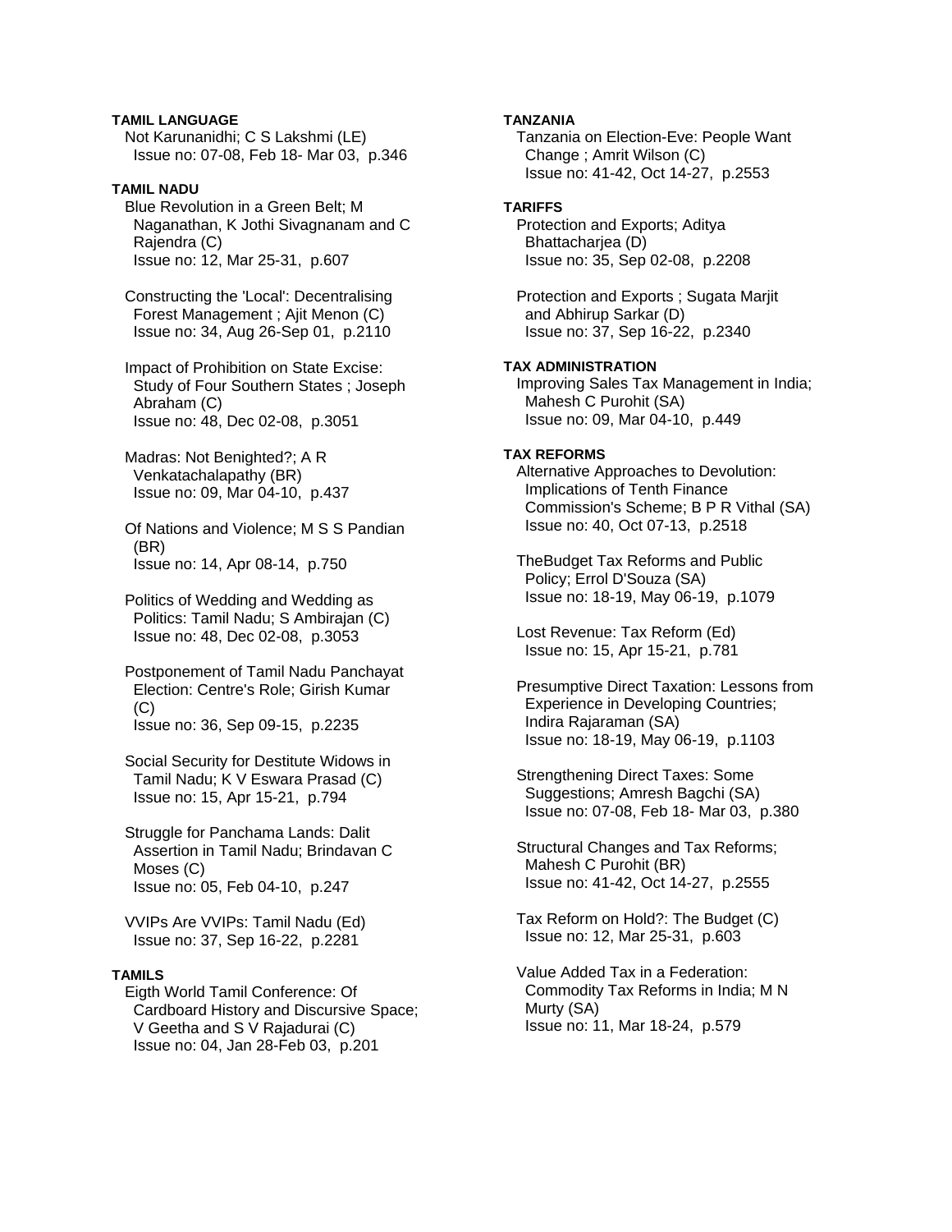**TAMIL LANGUAGE**

Not Karunanidhi; C S Lakshmi (LE)
Issue no: 07-08, Feb 18- Mar 03, p.346

**TAMIL NADU**

Blue Revolution in a Green Belt; M Naganathan, K Jothi Sivagnanam and C Rajendra (C)
Issue no: 12, Mar 25-31, p.607

Constructing the 'Local': Decentralising Forest Management ; Ajit Menon (C)
Issue no: 34, Aug 26-Sep 01, p.2110

Impact of Prohibition on State Excise: Study of Four Southern States ; Joseph Abraham (C)
Issue no: 48, Dec 02-08, p.3051

Madras: Not Benighted?; A R Venkatachalapathy (BR)
Issue no: 09, Mar 04-10, p.437

Of Nations and Violence; M S S Pandian (BR)
Issue no: 14, Apr 08-14, p.750

Politics of Wedding and Wedding as Politics: Tamil Nadu; S Ambirajan (C)
Issue no: 48, Dec 02-08, p.3053

Postponement of Tamil Nadu Panchayat Election: Centre's Role; Girish Kumar (C)
Issue no: 36, Sep 09-15, p.2235

Social Security for Destitute Widows in Tamil Nadu; K V Eswara Prasad (C)
Issue no: 15, Apr 15-21, p.794

Struggle for Panchama Lands: Dalit Assertion in Tamil Nadu; Brindavan C Moses (C)
Issue no: 05, Feb 04-10, p.247

VVIPs Are VVIPs: Tamil Nadu (Ed)
Issue no: 37, Sep 16-22, p.2281

**TAMILS**

Eigth World Tamil Conference: Of Cardboard History and Discursive Space; V Geetha and S V Rajadurai (C)
Issue no: 04, Jan 28-Feb 03, p.201

**TANZANIA**

Tanzania on Election-Eve: People Want Change ; Amrit Wilson (C)
Issue no: 41-42, Oct 14-27, p.2553

**TARIFFS**

Protection and Exports; Aditya Bhattacharjea (D)
Issue no: 35, Sep 02-08, p.2208

Protection and Exports ; Sugata Marjit and Abhirup Sarkar (D)
Issue no: 37, Sep 16-22, p.2340

**TAX ADMINISTRATION**

Improving Sales Tax Management in India; Mahesh C Purohit (SA)
Issue no: 09, Mar 04-10, p.449

**TAX REFORMS**

Alternative Approaches to Devolution: Implications of Tenth Finance Commission's Scheme; B P R Vithal (SA)
Issue no: 40, Oct 07-13, p.2518

TheBudget Tax Reforms and Public Policy; Errol D'Souza (SA)
Issue no: 18-19, May 06-19, p.1079

Lost Revenue: Tax Reform (Ed)
Issue no: 15, Apr 15-21, p.781

Presumptive Direct Taxation: Lessons from Experience in Developing Countries; Indira Rajaraman (SA)
Issue no: 18-19, May 06-19, p.1103

Strengthening Direct Taxes: Some Suggestions; Amresh Bagchi (SA)
Issue no: 07-08, Feb 18- Mar 03, p.380

Structural Changes and Tax Reforms; Mahesh C Purohit (BR)
Issue no: 41-42, Oct 14-27, p.2555

Tax Reform on Hold?: The Budget (C)
Issue no: 12, Mar 25-31, p.603

Value Added Tax in a Federation: Commodity Tax Reforms in India; M N Murty (SA)
Issue no: 11, Mar 18-24, p.579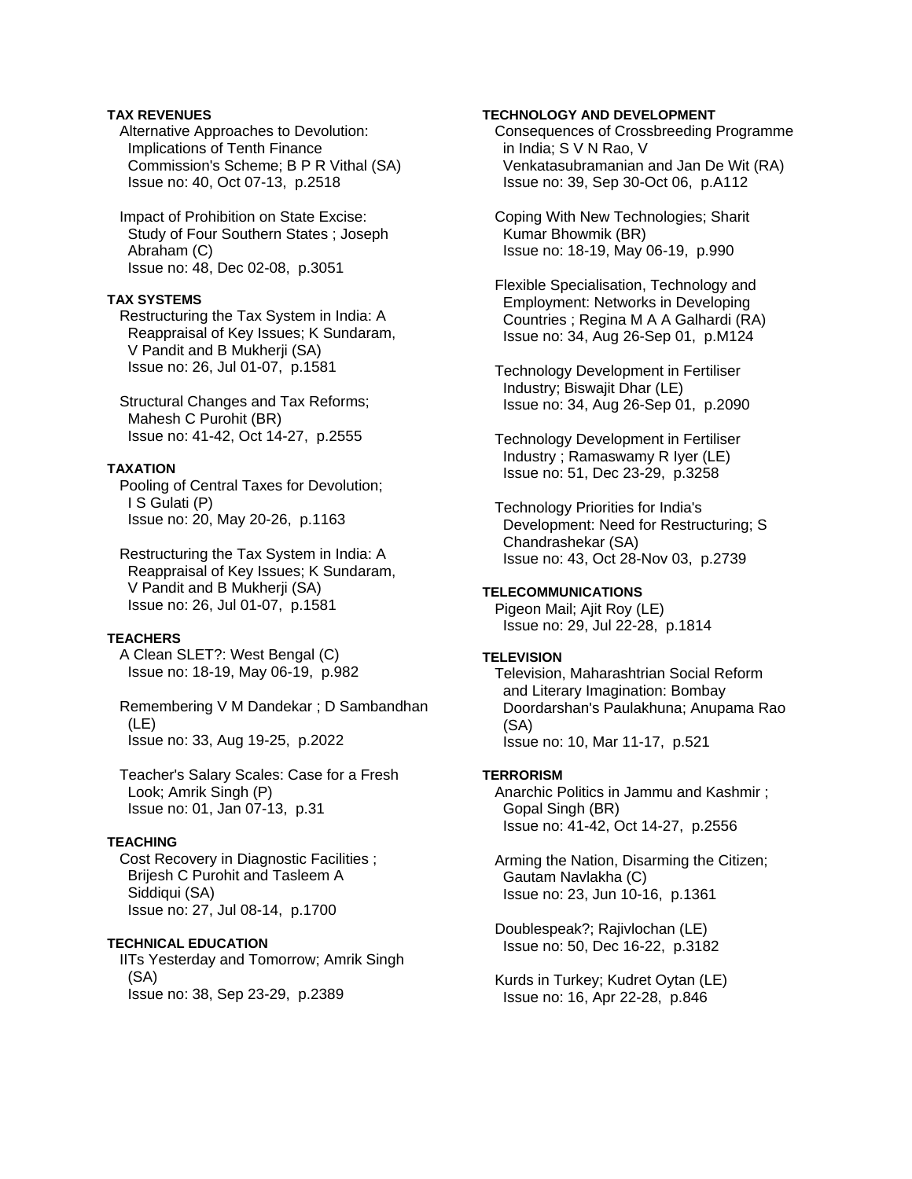**TAX REVENUES**

Alternative Approaches to Devolution: Implications of Tenth Finance Commission's Scheme; B P R Vithal (SA)
Issue no: 40, Oct 07-13, p.2518

Impact of Prohibition on State Excise: Study of Four Southern States ; Joseph Abraham (C)
Issue no: 48, Dec 02-08, p.3051

**TAX SYSTEMS**

Restructuring the Tax System in India: A Reappraisal of Key Issues; K Sundaram, V Pandit and B Mukherji (SA)
Issue no: 26, Jul 01-07, p.1581

Structural Changes and Tax Reforms; Mahesh C Purohit (BR)
Issue no: 41-42, Oct 14-27, p.2555

**TAXATION**

Pooling of Central Taxes for Devolution; I S Gulati (P)
Issue no: 20, May 20-26, p.1163

Restructuring the Tax System in India: A Reappraisal of Key Issues; K Sundaram, V Pandit and B Mukherji (SA)
Issue no: 26, Jul 01-07, p.1581

**TEACHERS**

A Clean SLET?: West Bengal (C)
Issue no: 18-19, May 06-19, p.982

Remembering V M Dandekar ; D Sambandhan (LE)
Issue no: 33, Aug 19-25, p.2022

Teacher's Salary Scales: Case for a Fresh Look; Amrik Singh (P)
Issue no: 01, Jan 07-13, p.31

**TEACHING**

Cost Recovery in Diagnostic Facilities ; Brijesh C Purohit and Tasleem A Siddiqui (SA)
Issue no: 27, Jul 08-14, p.1700

**TECHNICAL EDUCATION**

IITs Yesterday and Tomorrow; Amrik Singh (SA)
Issue no: 38, Sep 23-29, p.2389

**TECHNOLOGY AND DEVELOPMENT**

Consequences of Crossbreeding Programme in India; S V N Rao, V Venkatasubramanian and Jan De Wit (RA)
Issue no: 39, Sep 30-Oct 06, p.A112

Coping With New Technologies; Sharit Kumar Bhowmik (BR)
Issue no: 18-19, May 06-19, p.990

Flexible Specialisation, Technology and Employment: Networks in Developing Countries ; Regina M A A Galhardi (RA)
Issue no: 34, Aug 26-Sep 01, p.M124

Technology Development in Fertiliser Industry; Biswajit Dhar (LE)
Issue no: 34, Aug 26-Sep 01, p.2090

Technology Development in Fertiliser Industry ; Ramaswamy R Iyer (LE)
Issue no: 51, Dec 23-29, p.3258

Technology Priorities for India's Development: Need for Restructuring; S Chandrashekar (SA)
Issue no: 43, Oct 28-Nov 03, p.2739

**TELECOMMUNICATIONS**

Pigeon Mail; Ajit Roy (LE)
Issue no: 29, Jul 22-28, p.1814

**TELEVISION**

Television, Maharashtrian Social Reform and Literary Imagination: Bombay Doordarshan's Paulakhuna; Anupama Rao (SA)
Issue no: 10, Mar 11-17, p.521

**TERRORISM**

Anarchic Politics in Jammu and Kashmir ; Gopal Singh (BR)
Issue no: 41-42, Oct 14-27, p.2556

Arming the Nation, Disarming the Citizen; Gautam Navlakha (C)
Issue no: 23, Jun 10-16, p.1361

Doublespeak?; Rajivlochan (LE)
Issue no: 50, Dec 16-22, p.3182

Kurds in Turkey; Kudret Oytan (LE)
Issue no: 16, Apr 22-28, p.846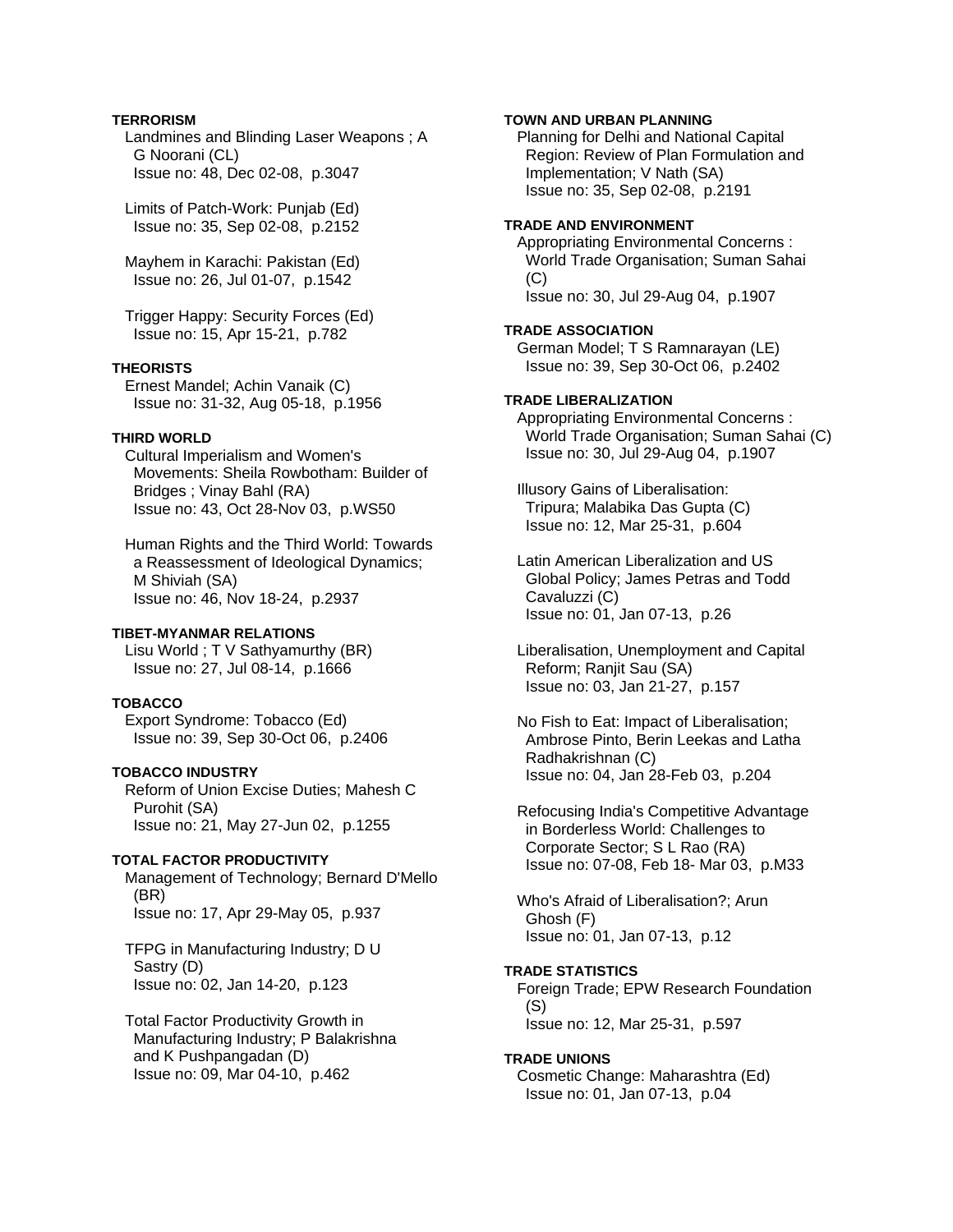**TERRORISM**

Landmines and Blinding Laser Weapons ; A G Noorani (CL)
Issue no: 48, Dec 02-08, p.3047

Limits of Patch-Work: Punjab (Ed)
Issue no: 35, Sep 02-08, p.2152

Mayhem in Karachi: Pakistan (Ed)
Issue no: 26, Jul 01-07, p.1542

Trigger Happy: Security Forces (Ed)
Issue no: 15, Apr 15-21, p.782

**THEORISTS**

Ernest Mandel; Achin Vanaik (C)
Issue no: 31-32, Aug 05-18, p.1956

**THIRD WORLD**

Cultural Imperialism and Women's Movements: Sheila Rowbotham: Builder of Bridges ; Vinay Bahl (RA)
Issue no: 43, Oct 28-Nov 03, p.WS50

Human Rights and the Third World: Towards a Reassessment of Ideological Dynamics; M Shiviah (SA)
Issue no: 46, Nov 18-24, p.2937

**TIBET-MYANMAR RELATIONS**

Lisu World ; T V Sathyamurthy (BR)
Issue no: 27, Jul 08-14, p.1666

**TOBACCO**

Export Syndrome: Tobacco (Ed)
Issue no: 39, Sep 30-Oct 06, p.2406

**TOBACCO INDUSTRY**

Reform of Union Excise Duties; Mahesh C Purohit (SA)
Issue no: 21, May 27-Jun 02, p.1255

**TOTAL FACTOR PRODUCTIVITY**

Management of Technology; Bernard D'Mello (BR)
Issue no: 17, Apr 29-May 05, p.937

TFPG in Manufacturing Industry; D U Sastry (D)
Issue no: 02, Jan 14-20, p.123

Total Factor Productivity Growth in Manufacturing Industry; P Balakrishna and K Pushpangadan (D)
Issue no: 09, Mar 04-10, p.462

**TOWN AND URBAN PLANNING**

Planning for Delhi and National Capital Region: Review of Plan Formulation and Implementation; V Nath (SA)
Issue no: 35, Sep 02-08, p.2191

**TRADE AND ENVIRONMENT**

Appropriating Environmental Concerns : World Trade Organisation; Suman Sahai (C)
Issue no: 30, Jul 29-Aug 04, p.1907

**TRADE ASSOCIATION**

German Model; T S Ramnarayan (LE)
Issue no: 39, Sep 30-Oct 06, p.2402

**TRADE LIBERALIZATION**

Appropriating Environmental Concerns : World Trade Organisation; Suman Sahai (C)
Issue no: 30, Jul 29-Aug 04, p.1907

Illusory Gains of Liberalisation: Tripura; Malabika Das Gupta (C)
Issue no: 12, Mar 25-31, p.604

Latin American Liberalization and US Global Policy; James Petras and Todd Cavaluzzi (C)
Issue no: 01, Jan 07-13, p.26

Liberalisation, Unemployment and Capital Reform; Ranjit Sau (SA)
Issue no: 03, Jan 21-27, p.157

No Fish to Eat: Impact of Liberalisation; Ambrose Pinto, Berin Leekas and Latha Radhakrishnan (C)
Issue no: 04, Jan 28-Feb 03, p.204

Refocusing India's Competitive Advantage in Borderless World: Challenges to Corporate Sector; S L Rao (RA)
Issue no: 07-08, Feb 18- Mar 03, p.M33

Who's Afraid of Liberalisation?; Arun Ghosh (F)
Issue no: 01, Jan 07-13, p.12

**TRADE STATISTICS**

Foreign Trade; EPW Research Foundation (S)
Issue no: 12, Mar 25-31, p.597

**TRADE UNIONS**

Cosmetic Change: Maharashtra (Ed)
Issue no: 01, Jan 07-13, p.04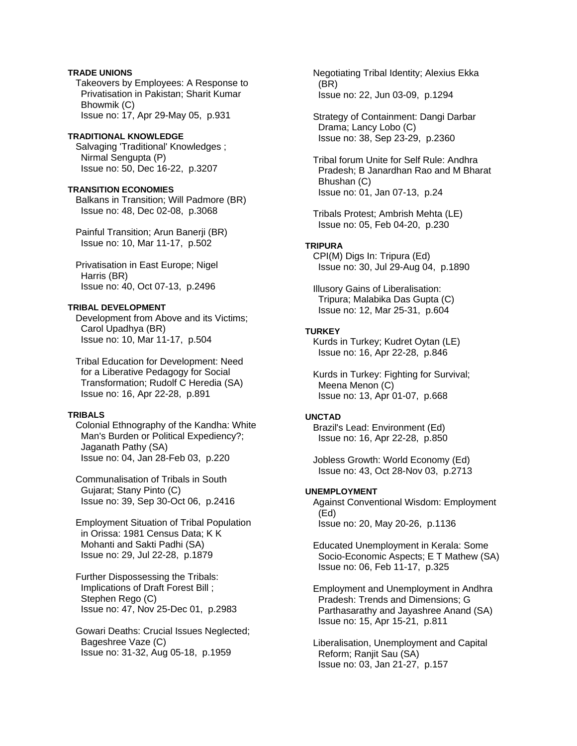**TRADE UNIONS**

Takeovers by Employees: A Response to Privatisation in Pakistan; Sharit Kumar Bhowmik (C)
Issue no: 17, Apr 29-May 05, p.931

**TRADITIONAL KNOWLEDGE**

Salvaging 'Traditional' Knowledges ; Nirmal Sengupta (P)
Issue no: 50, Dec 16-22, p.3207

**TRANSITION ECONOMIES**

Balkans in Transition; Will Padmore (BR)
Issue no: 48, Dec 02-08, p.3068

Painful Transition; Arun Banerji (BR)
Issue no: 10, Mar 11-17, p.502

Privatisation in East Europe; Nigel Harris (BR)
Issue no: 40, Oct 07-13, p.2496

**TRIBAL DEVELOPMENT**

Development from Above and its Victims; Carol Upadhya (BR)
Issue no: 10, Mar 11-17, p.504

Tribal Education for Development: Need for a Liberative Pedagogy for Social Transformation; Rudolf C Heredia (SA)
Issue no: 16, Apr 22-28, p.891

**TRIBALS**

Colonial Ethnography of the Kandha: White Man's Burden or Political Expediency?; Jaganath Pathy (SA)
Issue no: 04, Jan 28-Feb 03, p.220

Communalisation of Tribals in South Gujarat; Stany Pinto (C)
Issue no: 39, Sep 30-Oct 06, p.2416

Employment Situation of Tribal Population in Orissa: 1981 Census Data; K K Mohanti and Sakti Padhi (SA)
Issue no: 29, Jul 22-28, p.1879

Further Dispossessing the Tribals: Implications of Draft Forest Bill ; Stephen Rego (C)
Issue no: 47, Nov 25-Dec 01, p.2983

Gowari Deaths: Crucial Issues Neglected; Bageshree Vaze (C)
Issue no: 31-32, Aug 05-18, p.1959

Negotiating Tribal Identity; Alexius Ekka (BR)
Issue no: 22, Jun 03-09, p.1294

Strategy of Containment: Dangi Darbar Drama; Lancy Lobo (C)
Issue no: 38, Sep 23-29, p.2360

Tribal forum Unite for Self Rule: Andhra Pradesh; B Janardhan Rao and M Bharat Bhushan (C)
Issue no: 01, Jan 07-13, p.24

Tribals Protest; Ambrish Mehta (LE)
Issue no: 05, Feb 04-20, p.230

**TRIPURA**

CPI(M) Digs In: Tripura (Ed)
Issue no: 30, Jul 29-Aug 04, p.1890

Illusory Gains of Liberalisation: Tripura; Malabika Das Gupta (C)
Issue no: 12, Mar 25-31, p.604

**TURKEY**

Kurds in Turkey; Kudret Oytan (LE)
Issue no: 16, Apr 22-28, p.846

Kurds in Turkey: Fighting for Survival; Meena Menon (C)
Issue no: 13, Apr 01-07, p.668

**UNCTAD**

Brazil's Lead: Environment (Ed)
Issue no: 16, Apr 22-28, p.850

Jobless Growth: World Economy (Ed)
Issue no: 43, Oct 28-Nov 03, p.2713

**UNEMPLOYMENT**

Against Conventional Wisdom: Employment (Ed)
Issue no: 20, May 20-26, p.1136

Educated Unemployment in Kerala: Some Socio-Economic Aspects; E T Mathew (SA)
Issue no: 06, Feb 11-17, p.325

Employment and Unemployment in Andhra Pradesh: Trends and Dimensions; G Parthasarathy and Jayashree Anand (SA)
Issue no: 15, Apr 15-21, p.811

Liberalisation, Unemployment and Capital Reform; Ranjit Sau (SA)
Issue no: 03, Jan 21-27, p.157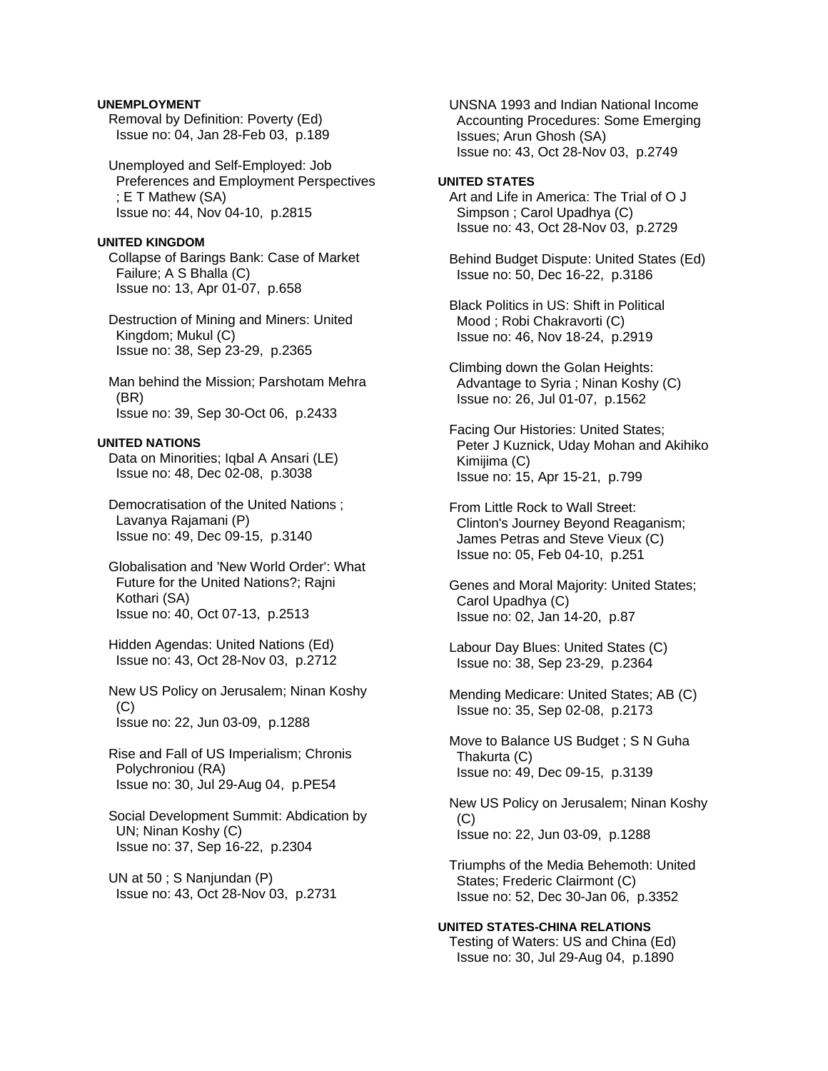**UNEMPLOYMENT**

Removal by Definition: Poverty (Ed)
Issue no: 04, Jan 28-Feb 03, p.189

Unemployed and Self-Employed: Job Preferences and Employment Perspectives ; E T Mathew (SA)
Issue no: 44, Nov 04-10, p.2815

**UNITED KINGDOM**

Collapse of Barings Bank: Case of Market Failure; A S Bhalla (C)
Issue no: 13, Apr 01-07, p.658

Destruction of Mining and Miners: United Kingdom; Mukul (C)
Issue no: 38, Sep 23-29, p.2365

Man behind the Mission; Parshotam Mehra (BR)
Issue no: 39, Sep 30-Oct 06, p.2433

**UNITED NATIONS**

Data on Minorities; Iqbal A Ansari (LE)
Issue no: 48, Dec 02-08, p.3038

Democratisation of the United Nations ; Lavanya Rajamani (P)
Issue no: 49, Dec 09-15, p.3140

Globalisation and 'New World Order': What Future for the United Nations?; Rajni Kothari (SA)
Issue no: 40, Oct 07-13, p.2513

Hidden Agendas: United Nations (Ed)
Issue no: 43, Oct 28-Nov 03, p.2712

New US Policy on Jerusalem; Ninan Koshy (C)
Issue no: 22, Jun 03-09, p.1288

Rise and Fall of US Imperialism; Chronis Polychroniou (RA)
Issue no: 30, Jul 29-Aug 04, p.PE54

Social Development Summit: Abdication by UN; Ninan Koshy (C)
Issue no: 37, Sep 16-22, p.2304

UN at 50 ; S Nanjundan (P)
Issue no: 43, Oct 28-Nov 03, p.2731

UNSNA 1993 and Indian National Income Accounting Procedures: Some Emerging Issues; Arun Ghosh (SA)
Issue no: 43, Oct 28-Nov 03, p.2749

**UNITED STATES**

Art and Life in America: The Trial of O J Simpson ; Carol Upadhya (C)
Issue no: 43, Oct 28-Nov 03, p.2729

Behind Budget Dispute: United States (Ed)
Issue no: 50, Dec 16-22, p.3186

Black Politics in US: Shift in Political Mood ; Robi Chakravorti (C)
Issue no: 46, Nov 18-24, p.2919

Climbing down the Golan Heights: Advantage to Syria ; Ninan Koshy (C)
Issue no: 26, Jul 01-07, p.1562

Facing Our Histories: United States; Peter J Kuznick, Uday Mohan and Akihiko Kimijima (C)
Issue no: 15, Apr 15-21, p.799

From Little Rock to Wall Street: Clinton's Journey Beyond Reaganism; James Petras and Steve Vieux (C)
Issue no: 05, Feb 04-10, p.251

Genes and Moral Majority: United States; Carol Upadhya (C)
Issue no: 02, Jan 14-20, p.87

Labour Day Blues: United States (C)
Issue no: 38, Sep 23-29, p.2364

Mending Medicare: United States; AB (C)
Issue no: 35, Sep 02-08, p.2173

Move to Balance US Budget ; S N Guha Thakurta (C)
Issue no: 49, Dec 09-15, p.3139

New US Policy on Jerusalem; Ninan Koshy (C)
Issue no: 22, Jun 03-09, p.1288

Triumphs of the Media Behemoth: United States; Frederic Clairmont (C)
Issue no: 52, Dec 30-Jan 06, p.3352

**UNITED STATES-CHINA RELATIONS**

Testing of Waters: US and China (Ed)
Issue no: 30, Jul 29-Aug 04, p.1890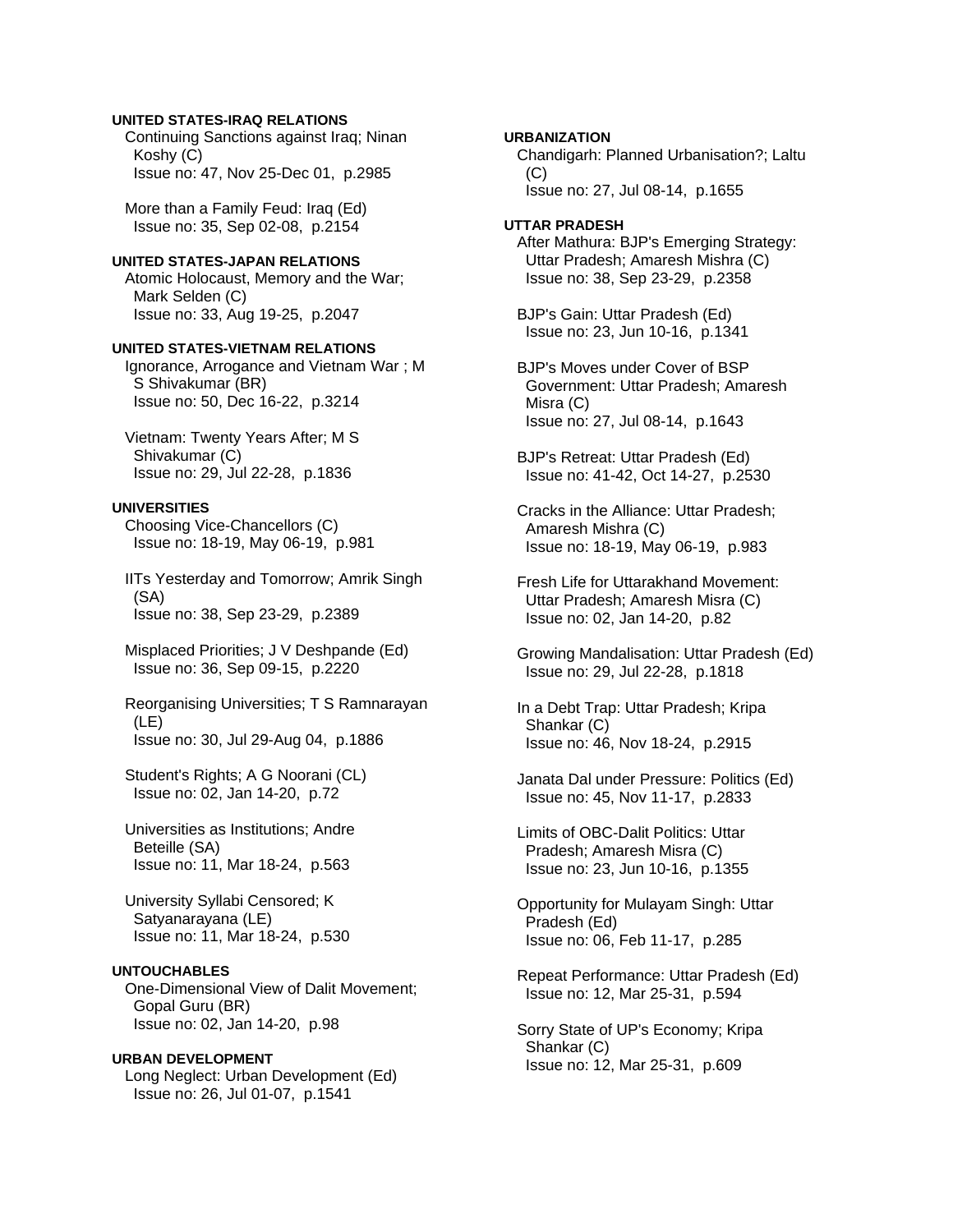**UNITED STATES-IRAQ RELATIONS**

Continuing Sanctions against Iraq; Ninan Koshy (C)
Issue no: 47, Nov 25-Dec 01, p.2985

More than a Family Feud: Iraq (Ed)
Issue no: 35, Sep 02-08, p.2154

**UNITED STATES-JAPAN RELATIONS**

Atomic Holocaust, Memory and the War; Mark Selden (C)
Issue no: 33, Aug 19-25, p.2047

**UNITED STATES-VIETNAM RELATIONS**

Ignorance, Arrogance and Vietnam War ; M S Shivakumar (BR)
Issue no: 50, Dec 16-22, p.3214

Vietnam: Twenty Years After; M S Shivakumar (C)
Issue no: 29, Jul 22-28, p.1836

**UNIVERSITIES**

Choosing Vice-Chancellors (C)
Issue no: 18-19, May 06-19, p.981

IITs Yesterday and Tomorrow; Amrik Singh (SA)
Issue no: 38, Sep 23-29, p.2389

Misplaced Priorities; J V Deshpande (Ed)
Issue no: 36, Sep 09-15, p.2220

Reorganising Universities; T S Ramnarayan (LE)
Issue no: 30, Jul 29-Aug 04, p.1886

Student's Rights; A G Noorani (CL)
Issue no: 02, Jan 14-20, p.72

Universities as Institutions; Andre Beteille (SA)
Issue no: 11, Mar 18-24, p.563

University Syllabi Censored; K Satyanarayana (LE)
Issue no: 11, Mar 18-24, p.530

**UNTOUCHABLES**

One-Dimensional View of Dalit Movement; Gopal Guru (BR)
Issue no: 02, Jan 14-20, p.98

**URBAN DEVELOPMENT**

Long Neglect: Urban Development (Ed)
Issue no: 26, Jul 01-07, p.1541

**URBANIZATION**

Chandigarh: Planned Urbanisation?; Laltu (C)
Issue no: 27, Jul 08-14, p.1655

**UTTAR PRADESH**

After Mathura: BJP's Emerging Strategy: Uttar Pradesh; Amaresh Mishra (C)
Issue no: 38, Sep 23-29, p.2358

BJP's Gain: Uttar Pradesh (Ed)
Issue no: 23, Jun 10-16, p.1341

BJP's Moves under Cover of BSP Government: Uttar Pradesh; Amaresh Misra (C)
Issue no: 27, Jul 08-14, p.1643

BJP's Retreat: Uttar Pradesh (Ed)
Issue no: 41-42, Oct 14-27, p.2530

Cracks in the Alliance: Uttar Pradesh; Amaresh Mishra (C)
Issue no: 18-19, May 06-19, p.983

Fresh Life for Uttarakhand Movement: Uttar Pradesh; Amaresh Misra (C)
Issue no: 02, Jan 14-20, p.82

Growing Mandalisation: Uttar Pradesh (Ed)
Issue no: 29, Jul 22-28, p.1818

In a Debt Trap: Uttar Pradesh; Kripa Shankar (C)
Issue no: 46, Nov 18-24, p.2915

Janata Dal under Pressure: Politics (Ed)
Issue no: 45, Nov 11-17, p.2833

Limits of OBC-Dalit Politics: Uttar Pradesh; Amaresh Misra (C)
Issue no: 23, Jun 10-16, p.1355

Opportunity for Mulayam Singh: Uttar Pradesh (Ed)
Issue no: 06, Feb 11-17, p.285

Repeat Performance: Uttar Pradesh (Ed)
Issue no: 12, Mar 25-31, p.594

Sorry State of UP's Economy; Kripa Shankar (C)
Issue no: 12, Mar 25-31, p.609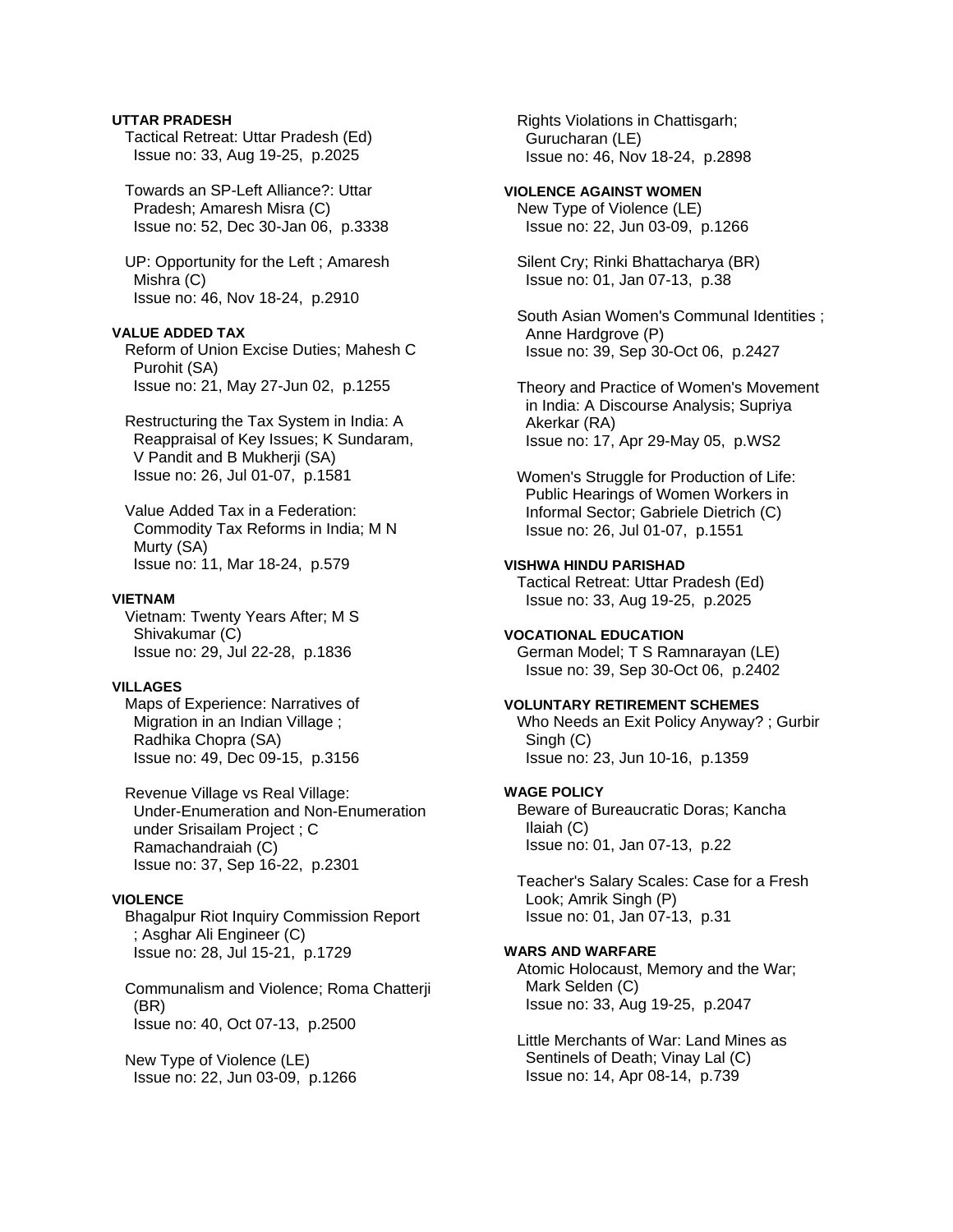**UTTAR PRADESH**

Tactical Retreat: Uttar Pradesh (Ed)
Issue no: 33, Aug 19-25, p.2025

Towards an SP-Left Alliance?: Uttar Pradesh; Amaresh Misra (C)
Issue no: 52, Dec 30-Jan 06, p.3338

UP: Opportunity for the Left ; Amaresh Mishra (C)
Issue no: 46, Nov 18-24, p.2910

**VALUE ADDED TAX**

Reform of Union Excise Duties; Mahesh C Purohit (SA)
Issue no: 21, May 27-Jun 02, p.1255

Restructuring the Tax System in India: A Reappraisal of Key Issues; K Sundaram, V Pandit and B Mukherji (SA)
Issue no: 26, Jul 01-07, p.1581

Value Added Tax in a Federation: Commodity Tax Reforms in India; M N Murty (SA)
Issue no: 11, Mar 18-24, p.579

**VIETNAM**

Vietnam: Twenty Years After; M S Shivakumar (C)
Issue no: 29, Jul 22-28, p.1836

**VILLAGES**

Maps of Experience: Narratives of Migration in an Indian Village ; Radhika Chopra (SA)
Issue no: 49, Dec 09-15, p.3156

Revenue Village vs Real Village: Under-Enumeration and Non-Enumeration under Srisailam Project ; C Ramachandraiah (C)
Issue no: 37, Sep 16-22, p.2301

**VIOLENCE**

Bhagalpur Riot Inquiry Commission Report ; Asghar Ali Engineer (C)
Issue no: 28, Jul 15-21, p.1729

Communalism and Violence; Roma Chatterji (BR)
Issue no: 40, Oct 07-13, p.2500

New Type of Violence (LE)
Issue no: 22, Jun 03-09, p.1266

Rights Violations in Chattisgarh; Gurucharan (LE)
Issue no: 46, Nov 18-24, p.2898

**VIOLENCE AGAINST WOMEN**

New Type of Violence (LE)
Issue no: 22, Jun 03-09, p.1266

Silent Cry; Rinki Bhattacharya (BR)
Issue no: 01, Jan 07-13, p.38

South Asian Women's Communal Identities ; Anne Hardgrove (P)
Issue no: 39, Sep 30-Oct 06, p.2427

Theory and Practice of Women's Movement in India: A Discourse Analysis; Supriya Akerkar (RA)
Issue no: 17, Apr 29-May 05, p.WS2

Women's Struggle for Production of Life: Public Hearings of Women Workers in Informal Sector; Gabriele Dietrich (C)
Issue no: 26, Jul 01-07, p.1551

**VISHWA HINDU PARISHAD**

Tactical Retreat: Uttar Pradesh (Ed)
Issue no: 33, Aug 19-25, p.2025

**VOCATIONAL EDUCATION**

German Model; T S Ramnarayan (LE)
Issue no: 39, Sep 30-Oct 06, p.2402

**VOLUNTARY RETIREMENT SCHEMES**

Who Needs an Exit Policy Anyway? ; Gurbir Singh (C)
Issue no: 23, Jun 10-16, p.1359

**WAGE POLICY**

Beware of Bureaucratic Doras; Kancha Ilaiah (C)
Issue no: 01, Jan 07-13, p.22

Teacher's Salary Scales: Case for a Fresh Look; Amrik Singh (P)
Issue no: 01, Jan 07-13, p.31

**WARS AND WARFARE**

Atomic Holocaust, Memory and the War; Mark Selden (C)
Issue no: 33, Aug 19-25, p.2047

Little Merchants of War: Land Mines as Sentinels of Death; Vinay Lal (C)
Issue no: 14, Apr 08-14, p.739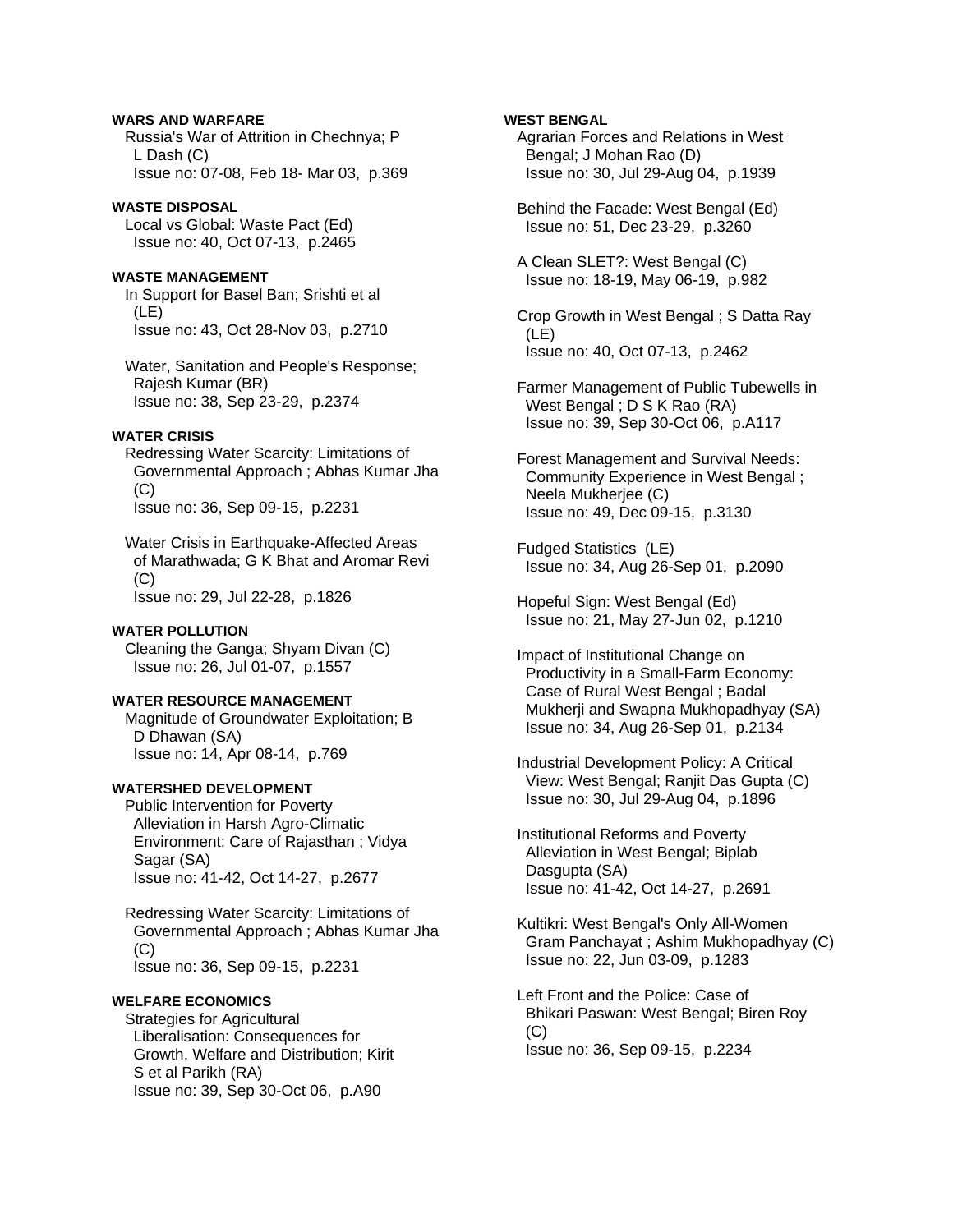**WARS AND WARFARE**

Russia's War of Attrition in Chechnya; P L Dash (C)
Issue no: 07-08, Feb 18- Mar 03, p.369

**WASTE DISPOSAL**

Local vs Global: Waste Pact (Ed)
Issue no: 40, Oct 07-13, p.2465

**WASTE MANAGEMENT**

In Support for Basel Ban; Srishti et al (LE)
Issue no: 43, Oct 28-Nov 03, p.2710

Water, Sanitation and People's Response; Rajesh Kumar (BR)
Issue no: 38, Sep 23-29, p.2374

**WATER CRISIS**

Redressing Water Scarcity: Limitations of Governmental Approach ; Abhas Kumar Jha (C)
Issue no: 36, Sep 09-15, p.2231

Water Crisis in Earthquake-Affected Areas of Marathwada; G K Bhat and Aromar Revi (C)
Issue no: 29, Jul 22-28, p.1826

**WATER POLLUTION**

Cleaning the Ganga; Shyam Divan (C)
Issue no: 26, Jul 01-07, p.1557

**WATER RESOURCE MANAGEMENT**

Magnitude of Groundwater Exploitation; B D Dhawan (SA)
Issue no: 14, Apr 08-14, p.769

**WATERSHED DEVELOPMENT**

Public Intervention for Poverty Alleviation in Harsh Agro-Climatic Environment: Care of Rajasthan ; Vidya Sagar (SA)
Issue no: 41-42, Oct 14-27, p.2677

Redressing Water Scarcity: Limitations of Governmental Approach ; Abhas Kumar Jha (C)
Issue no: 36, Sep 09-15, p.2231

**WELFARE ECONOMICS**

Strategies for Agricultural Liberalisation: Consequences for Growth, Welfare and Distribution; Kirit S et al Parikh (RA)
Issue no: 39, Sep 30-Oct 06, p.A90

**WEST BENGAL**

Agrarian Forces and Relations in West Bengal; J Mohan Rao (D)
Issue no: 30, Jul 29-Aug 04, p.1939

Behind the Facade: West Bengal (Ed)
Issue no: 51, Dec 23-29, p.3260

A Clean SLET?: West Bengal (C)
Issue no: 18-19, May 06-19, p.982

Crop Growth in West Bengal ; S Datta Ray (LE)
Issue no: 40, Oct 07-13, p.2462

Farmer Management of Public Tubewells in West Bengal ; D S K Rao (RA)
Issue no: 39, Sep 30-Oct 06, p.A117

Forest Management and Survival Needs: Community Experience in West Bengal ; Neela Mukherjee (C)
Issue no: 49, Dec 09-15, p.3130

Fudged Statistics (LE)
Issue no: 34, Aug 26-Sep 01, p.2090

Hopeful Sign: West Bengal (Ed)
Issue no: 21, May 27-Jun 02, p.1210

Impact of Institutional Change on Productivity in a Small-Farm Economy: Case of Rural West Bengal ; Badal Mukherji and Swapna Mukhopadhyay (SA)
Issue no: 34, Aug 26-Sep 01, p.2134

Industrial Development Policy: A Critical View: West Bengal; Ranjit Das Gupta (C)
Issue no: 30, Jul 29-Aug 04, p.1896

Institutional Reforms and Poverty Alleviation in West Bengal; Biplab Dasgupta (SA)
Issue no: 41-42, Oct 14-27, p.2691

Kultikri: West Bengal's Only All-Women Gram Panchayat ; Ashim Mukhopadhyay (C)
Issue no: 22, Jun 03-09, p.1283

Left Front and the Police: Case of Bhikari Paswan: West Bengal; Biren Roy (C)
Issue no: 36, Sep 09-15, p.2234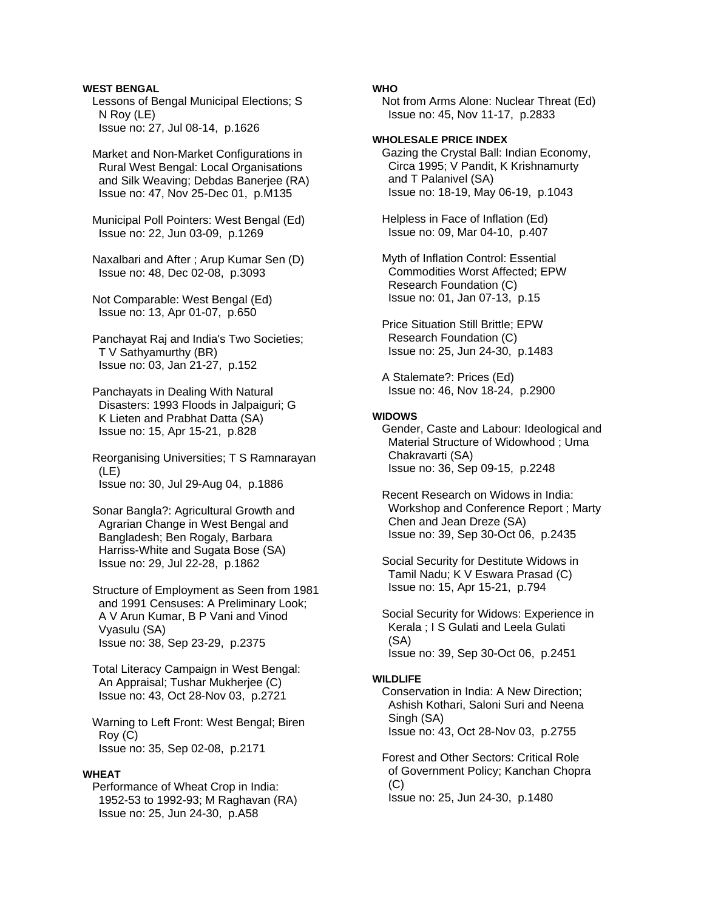**WEST BENGAL**

Lessons of Bengal Municipal Elections; S N Roy (LE)
Issue no: 27, Jul 08-14, p.1626

Market and Non-Market Configurations in Rural West Bengal: Local Organisations and Silk Weaving; Debdas Banerjee (RA)
Issue no: 47, Nov 25-Dec 01, p.M135

Municipal Poll Pointers: West Bengal (Ed)
Issue no: 22, Jun 03-09, p.1269

Naxalbari and After ; Arup Kumar Sen (D)
Issue no: 48, Dec 02-08, p.3093

Not Comparable: West Bengal (Ed)
Issue no: 13, Apr 01-07, p.650

Panchayat Raj and India's Two Societies; T V Sathyamurthy (BR)
Issue no: 03, Jan 21-27, p.152

Panchayats in Dealing With Natural Disasters: 1993 Floods in Jalpaiguri; G K Lieten and Prabhat Datta (SA)
Issue no: 15, Apr 15-21, p.828

Reorganising Universities; T S Ramnarayan (LE)
Issue no: 30, Jul 29-Aug 04, p.1886

Sonar Bangla?: Agricultural Growth and Agrarian Change in West Bengal and Bangladesh; Ben Rogaly, Barbara Harriss-White and Sugata Bose (SA)
Issue no: 29, Jul 22-28, p.1862

Structure of Employment as Seen from 1981 and 1991 Censuses: A Preliminary Look; A V Arun Kumar, B P Vani and Vinod Vyasulu (SA)
Issue no: 38, Sep 23-29, p.2375

Total Literacy Campaign in West Bengal: An Appraisal; Tushar Mukherjee (C)
Issue no: 43, Oct 28-Nov 03, p.2721

Warning to Left Front: West Bengal; Biren Roy (C)
Issue no: 35, Sep 02-08, p.2171

**WHEAT**

Performance of Wheat Crop in India: 1952-53 to 1992-93; M Raghavan (RA)
Issue no: 25, Jun 24-30, p.A58

**WHO**

Not from Arms Alone: Nuclear Threat (Ed)
Issue no: 45, Nov 11-17, p.2833

**WHOLESALE PRICE INDEX**

Gazing the Crystal Ball: Indian Economy, Circa 1995; V Pandit, K Krishnamurty and T Palanivel (SA)
Issue no: 18-19, May 06-19, p.1043

Helpless in Face of Inflation (Ed)
Issue no: 09, Mar 04-10, p.407

Myth of Inflation Control: Essential Commodities Worst Affected; EPW Research Foundation (C)
Issue no: 01, Jan 07-13, p.15

Price Situation Still Brittle; EPW Research Foundation (C)
Issue no: 25, Jun 24-30, p.1483

A Stalemate?: Prices (Ed)
Issue no: 46, Nov 18-24, p.2900

**WIDOWS**

Gender, Caste and Labour: Ideological and Material Structure of Widowhood ; Uma Chakravarti (SA)
Issue no: 36, Sep 09-15, p.2248

Recent Research on Widows in India: Workshop and Conference Report ; Marty Chen and Jean Dreze (SA)
Issue no: 39, Sep 30-Oct 06, p.2435

Social Security for Destitute Widows in Tamil Nadu; K V Eswara Prasad (C)
Issue no: 15, Apr 15-21, p.794

Social Security for Widows: Experience in Kerala ; I S Gulati and Leela Gulati (SA)
Issue no: 39, Sep 30-Oct 06, p.2451

**WILDLIFE**

Conservation in India: A New Direction; Ashish Kothari, Saloni Suri and Neena Singh (SA)
Issue no: 43, Oct 28-Nov 03, p.2755

Forest and Other Sectors: Critical Role of Government Policy; Kanchan Chopra (C)
Issue no: 25, Jun 24-30, p.1480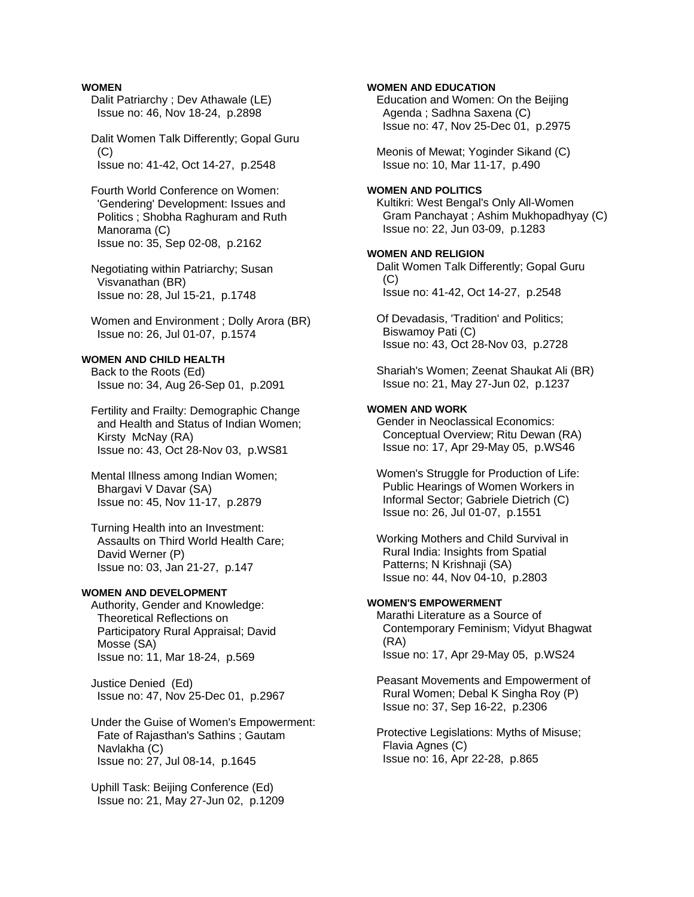**WOMEN**

Dalit Patriarchy ; Dev Athawale (LE)
Issue no: 46, Nov 18-24, p.2898

Dalit Women Talk Differently; Gopal Guru (C)
Issue no: 41-42, Oct 14-27, p.2548

Fourth World Conference on Women: 'Gendering' Development: Issues and Politics ; Shobha Raghuram and Ruth Manorama (C)
Issue no: 35, Sep 02-08, p.2162

Negotiating within Patriarchy; Susan Visvanathan (BR)
Issue no: 28, Jul 15-21, p.1748

Women and Environment ; Dolly Arora (BR)
Issue no: 26, Jul 01-07, p.1574

**WOMEN AND CHILD HEALTH**

Back to the Roots (Ed)
Issue no: 34, Aug 26-Sep 01, p.2091

Fertility and Frailty: Demographic Change and Health and Status of Indian Women; Kirsty McNay (RA)
Issue no: 43, Oct 28-Nov 03, p.WS81

Mental Illness among Indian Women; Bhargavi V Davar (SA)
Issue no: 45, Nov 11-17, p.2879

Turning Health into an Investment: Assaults on Third World Health Care; David Werner (P)
Issue no: 03, Jan 21-27, p.147

**WOMEN AND DEVELOPMENT**

Authority, Gender and Knowledge: Theoretical Reflections on Participatory Rural Appraisal; David Mosse (SA)
Issue no: 11, Mar 18-24, p.569

Justice Denied (Ed)
Issue no: 47, Nov 25-Dec 01, p.2967

Under the Guise of Women's Empowerment: Fate of Rajasthan's Sathins ; Gautam Navlakha (C)
Issue no: 27, Jul 08-14, p.1645

Uphill Task: Beijing Conference (Ed)
Issue no: 21, May 27-Jun 02, p.1209

**WOMEN AND EDUCATION**

Education and Women: On the Beijing Agenda ; Sadhna Saxena (C)
Issue no: 47, Nov 25-Dec 01, p.2975

Meonis of Mewat; Yoginder Sikand (C)
Issue no: 10, Mar 11-17, p.490

**WOMEN AND POLITICS**

Kultikri: West Bengal's Only All-Women Gram Panchayat ; Ashim Mukhopadhyay (C)
Issue no: 22, Jun 03-09, p.1283

**WOMEN AND RELIGION**

Dalit Women Talk Differently; Gopal Guru (C)
Issue no: 41-42, Oct 14-27, p.2548

Of Devadasis, 'Tradition' and Politics; Biswamoy Pati (C)
Issue no: 43, Oct 28-Nov 03, p.2728

Shariah's Women; Zeenat Shaukat Ali (BR)
Issue no: 21, May 27-Jun 02, p.1237

**WOMEN AND WORK**

Gender in Neoclassical Economics: Conceptual Overview; Ritu Dewan (RA)
Issue no: 17, Apr 29-May 05, p.WS46

Women's Struggle for Production of Life: Public Hearings of Women Workers in Informal Sector; Gabriele Dietrich (C)
Issue no: 26, Jul 01-07, p.1551

Working Mothers and Child Survival in Rural India: Insights from Spatial Patterns; N Krishnaji (SA)
Issue no: 44, Nov 04-10, p.2803

**WOMEN'S EMPOWERMENT**

Marathi Literature as a Source of Contemporary Feminism; Vidyut Bhagwat (RA)
Issue no: 17, Apr 29-May 05, p.WS24

Peasant Movements and Empowerment of Rural Women; Debal K Singha Roy (P)
Issue no: 37, Sep 16-22, p.2306

Protective Legislations: Myths of Misuse; Flavia Agnes (C)
Issue no: 16, Apr 22-28, p.865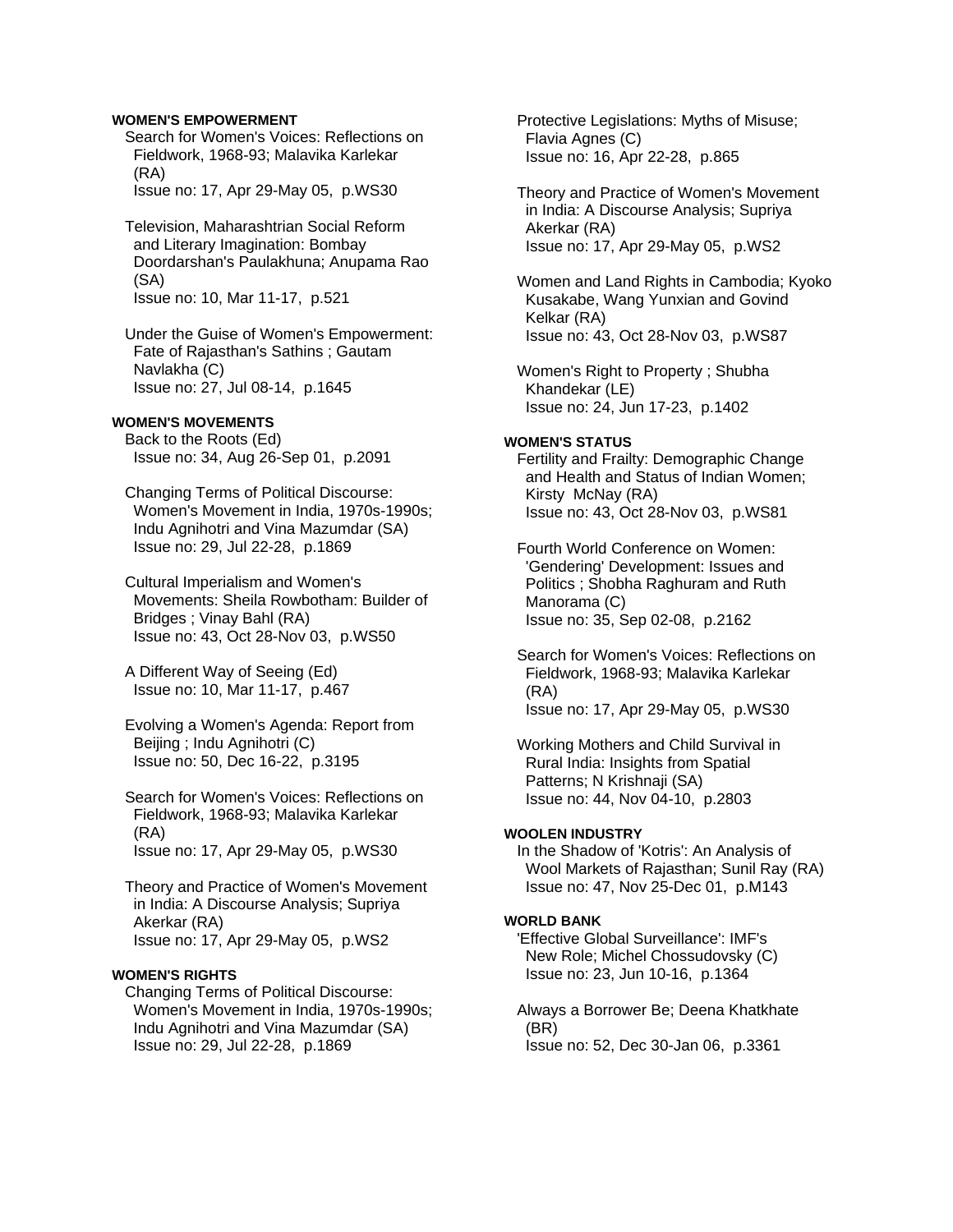**WOMEN'S EMPOWERMENT**

Search for Women's Voices: Reflections on Fieldwork, 1968-93; Malavika Karlekar (RA)
Issue no: 17, Apr 29-May 05, p.WS30

Television, Maharashtrian Social Reform and Literary Imagination: Bombay Doordarshan's Paulakhuna; Anupama Rao (SA)
Issue no: 10, Mar 11-17, p.521

Under the Guise of Women's Empowerment: Fate of Rajasthan's Sathins ; Gautam Navlakha (C)
Issue no: 27, Jul 08-14, p.1645

**WOMEN'S MOVEMENTS**

Back to the Roots (Ed)
Issue no: 34, Aug 26-Sep 01, p.2091

Changing Terms of Political Discourse: Women's Movement in India, 1970s-1990s; Indu Agnihotri and Vina Mazumdar (SA)
Issue no: 29, Jul 22-28, p.1869

Cultural Imperialism and Women's Movements: Sheila Rowbotham: Builder of Bridges ; Vinay Bahl (RA)
Issue no: 43, Oct 28-Nov 03, p.WS50

A Different Way of Seeing (Ed)
Issue no: 10, Mar 11-17, p.467

Evolving a Women's Agenda: Report from Beijing ; Indu Agnihotri (C)
Issue no: 50, Dec 16-22, p.3195

Search for Women's Voices: Reflections on Fieldwork, 1968-93; Malavika Karlekar (RA)
Issue no: 17, Apr 29-May 05, p.WS30

Theory and Practice of Women's Movement in India: A Discourse Analysis; Supriya Akerkar (RA)
Issue no: 17, Apr 29-May 05, p.WS2

**WOMEN'S RIGHTS**

Changing Terms of Political Discourse: Women's Movement in India, 1970s-1990s; Indu Agnihotri and Vina Mazumdar (SA)
Issue no: 29, Jul 22-28, p.1869

Protective Legislations: Myths of Misuse; Flavia Agnes (C)
Issue no: 16, Apr 22-28, p.865

Theory and Practice of Women's Movement in India: A Discourse Analysis; Supriya Akerkar (RA)
Issue no: 17, Apr 29-May 05, p.WS2

Women and Land Rights in Cambodia; Kyoko Kusakabe, Wang Yunxian and Govind Kelkar (RA)
Issue no: 43, Oct 28-Nov 03, p.WS87

Women's Right to Property ; Shubha Khandekar (LE)
Issue no: 24, Jun 17-23, p.1402

**WOMEN'S STATUS**

Fertility and Frailty: Demographic Change and Health and Status of Indian Women; Kirsty McNay (RA)
Issue no: 43, Oct 28-Nov 03, p.WS81

Fourth World Conference on Women: 'Gendering' Development: Issues and Politics ; Shobha Raghuram and Ruth Manorama (C)
Issue no: 35, Sep 02-08, p.2162

Search for Women's Voices: Reflections on Fieldwork, 1968-93; Malavika Karlekar (RA)
Issue no: 17, Apr 29-May 05, p.WS30

Working Mothers and Child Survival in Rural India: Insights from Spatial Patterns; N Krishnaji (SA)
Issue no: 44, Nov 04-10, p.2803

**WOOLEN INDUSTRY**

In the Shadow of 'Kotris': An Analysis of Wool Markets of Rajasthan; Sunil Ray (RA)
Issue no: 47, Nov 25-Dec 01, p.M143

**WORLD BANK**

'Effective Global Surveillance': IMF's New Role; Michel Chossudovsky (C)
Issue no: 23, Jun 10-16, p.1364

Always a Borrower Be; Deena Khatkhate (BR)
Issue no: 52, Dec 30-Jan 06, p.3361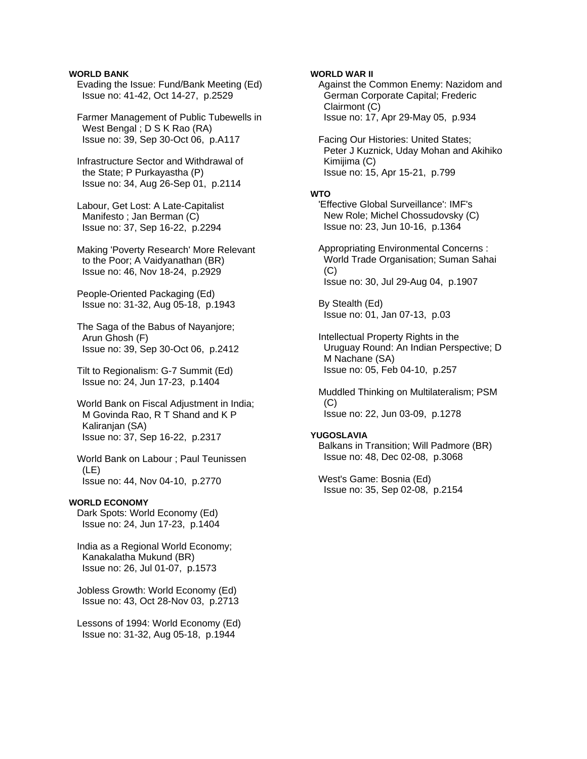**WORLD BANK**

Evading the Issue: Fund/Bank Meeting (Ed)
Issue no: 41-42, Oct 14-27, p.2529

Farmer Management of Public Tubewells in West Bengal ; D S K Rao (RA)
Issue no: 39, Sep 30-Oct 06, p.A117

Infrastructure Sector and Withdrawal of the State; P Purkayastha (P)
Issue no: 34, Aug 26-Sep 01, p.2114

Labour, Get Lost: A Late-Capitalist Manifesto ; Jan Berman (C)
Issue no: 37, Sep 16-22, p.2294

Making 'Poverty Research' More Relevant to the Poor; A Vaidyanathan (BR)
Issue no: 46, Nov 18-24, p.2929

People-Oriented Packaging (Ed)
Issue no: 31-32, Aug 05-18, p.1943

The Saga of the Babus of Nayanjore; Arun Ghosh (F)
Issue no: 39, Sep 30-Oct 06, p.2412

Tilt to Regionalism: G-7 Summit (Ed)
Issue no: 24, Jun 17-23, p.1404

World Bank on Fiscal Adjustment in India; M Govinda Rao, R T Shand and K P Kaliranjan (SA)
Issue no: 37, Sep 16-22, p.2317

World Bank on Labour ; Paul Teunissen (LE)
Issue no: 44, Nov 04-10, p.2770

**WORLD ECONOMY**

Dark Spots: World Economy (Ed)
Issue no: 24, Jun 17-23, p.1404

India as a Regional World Economy; Kanakalatha Mukund (BR)
Issue no: 26, Jul 01-07, p.1573

Jobless Growth: World Economy (Ed)
Issue no: 43, Oct 28-Nov 03, p.2713

Lessons of 1994: World Economy (Ed)
Issue no: 31-32, Aug 05-18, p.1944

**WORLD WAR II**

Against the Common Enemy: Nazidom and German Corporate Capital; Frederic Clairmont (C)
Issue no: 17, Apr 29-May 05, p.934

Facing Our Histories: United States; Peter J Kuznick, Uday Mohan and Akihiko Kimijima (C)
Issue no: 15, Apr 15-21, p.799

**WTO**

'Effective Global Surveillance': IMF's New Role; Michel Chossudovsky (C)
Issue no: 23, Jun 10-16, p.1364

Appropriating Environmental Concerns : World Trade Organisation; Suman Sahai (C)
Issue no: 30, Jul 29-Aug 04, p.1907

By Stealth (Ed)
Issue no: 01, Jan 07-13, p.03

Intellectual Property Rights in the Uruguay Round: An Indian Perspective; D M Nachane (SA)
Issue no: 05, Feb 04-10, p.257

Muddled Thinking on Multilateralism; PSM (C)
Issue no: 22, Jun 03-09, p.1278

**YUGOSLAVIA**

Balkans in Transition; Will Padmore (BR)
Issue no: 48, Dec 02-08, p.3068

West's Game: Bosnia (Ed)
Issue no: 35, Sep 02-08, p.2154